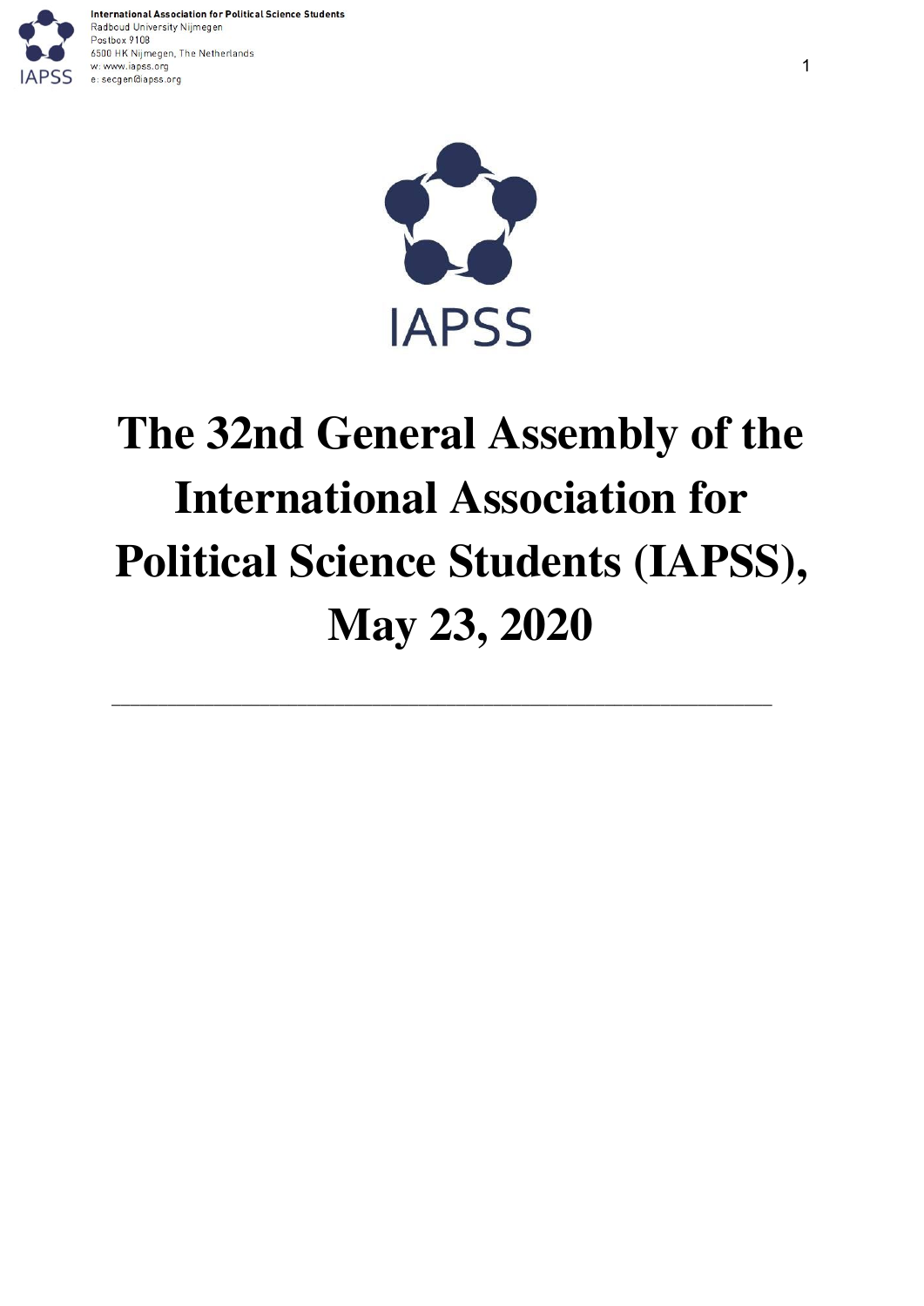# The 32nd General Assembly of the International Association for Political Science Students (IAPSS), May 23, 2020

---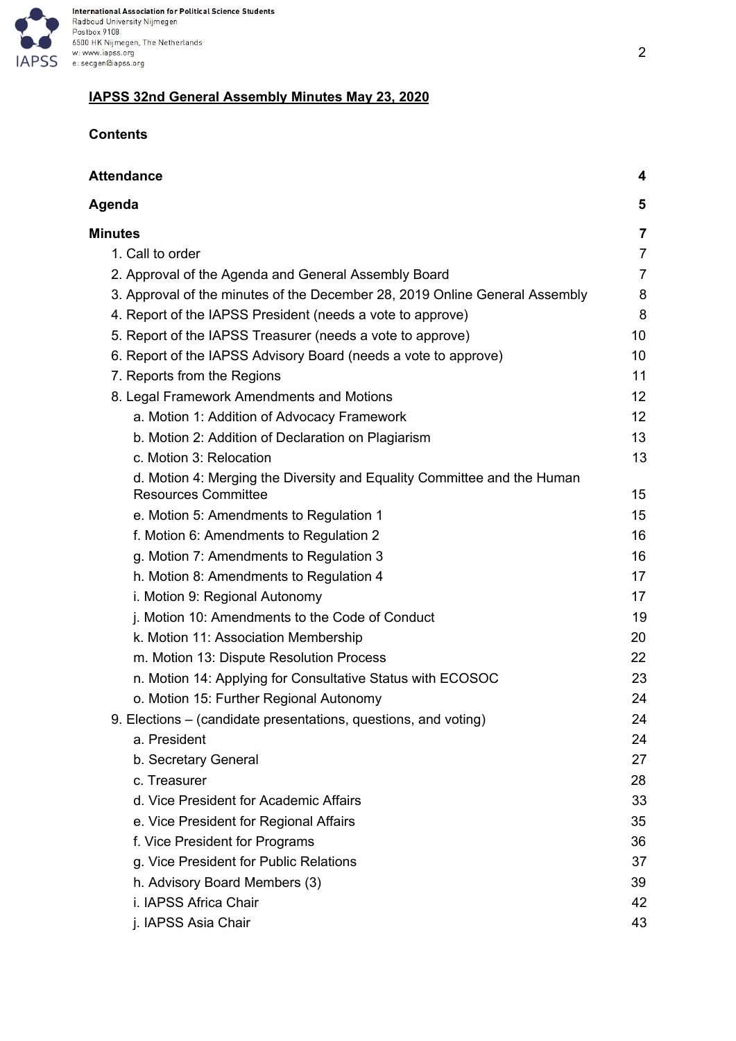**IAPSS 32nd General Assembly Minutes May 23, 2020**

**Contents**

| | |
|---|---|
| **Attendance** | **4** |
| **Agenda** | **5** |
| **Minutes** | **7** |
| 1. Call to order | 7 |
| 2. Approval of the Agenda and General Assembly Board | 7 |
| 3. Approval of the minutes of the December 28, 2019 Online General Assembly | 8 |
| 4. Report of the IAPSS President (needs a vote to approve) | 8 |
| 5. Report of the IAPSS Treasurer (needs a vote to approve) | 10 |
| 6. Report of the IAPSS Advisory Board (needs a vote to approve) | 10 |
| 7. Reports from the Regions | 11 |
| 8. Legal Framework Amendments and Motions | 12 |
| a. Motion 1: Addition of Advocacy Framework | 12 |
| b. Motion 2: Addition of Declaration on Plagiarism | 13 |
| c. Motion 3: Relocation | 13 |
| d. Motion 4: Merging the Diversity and Equality Committee and the Human Resources Committee | 15 |
| e. Motion 5: Amendments to Regulation 1 | 15 |
| f. Motion 6: Amendments to Regulation 2 | 16 |
| g. Motion 7: Amendments to Regulation 3 | 16 |
| h. Motion 8: Amendments to Regulation 4 | 17 |
| i. Motion 9: Regional Autonomy | 17 |
| j. Motion 10: Amendments to the Code of Conduct | 19 |
| k. Motion 11: Association Membership | 20 |
| m. Motion 13: Dispute Resolution Process | 22 |
| n. Motion 14: Applying for Consultative Status with ECOSOC | 23 |
| o. Motion 15: Further Regional Autonomy | 24 |
| 9. Elections – (candidate presentations, questions, and voting) | 24 |
| a. President | 24 |
| b. Secretary General | 27 |
| c. Treasurer | 28 |
| d. Vice President for Academic Affairs | 33 |
| e. Vice President for Regional Affairs | 35 |
| f. Vice President for Programs | 36 |
| g. Vice President for Public Relations | 37 |
| h. Advisory Board Members (3) | 39 |
| i. IAPSS Africa Chair | 42 |
| j. IAPSS Asia Chair | 43 |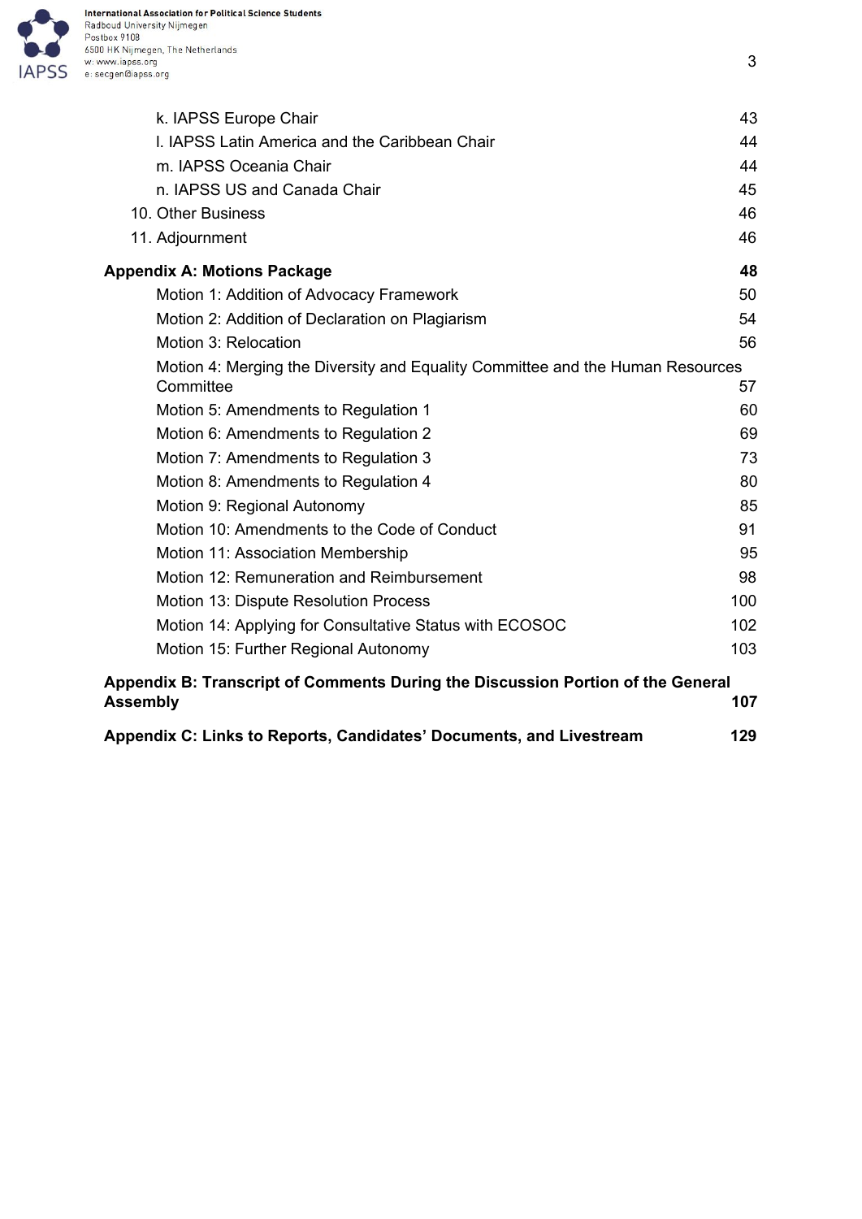k. IAPSS Europe Chair 43

l. IAPSS Latin America and the Caribbean Chair 44

m. IAPSS Oceania Chair 44

n. IAPSS US and Canada Chair 45

10. Other Business 46

11. Adjournment 46

**Appendix A: Motions Package 48**

Motion 1: Addition of Advocacy Framework 50

Motion 2: Addition of Declaration on Plagiarism 54

Motion 3: Relocation 56

Motion 4: Merging the Diversity and Equality Committee and the Human Resources Committee 57

Motion 5: Amendments to Regulation 1 60

Motion 6: Amendments to Regulation 2 69

Motion 7: Amendments to Regulation 3 73

Motion 8: Amendments to Regulation 4 80

Motion 9: Regional Autonomy 85

Motion 10: Amendments to the Code of Conduct 91

Motion 11: Association Membership 95

Motion 12: Remuneration and Reimbursement 98

Motion 13: Dispute Resolution Process 100

Motion 14: Applying for Consultative Status with ECOSOC 102

Motion 15: Further Regional Autonomy 103

**Appendix B: Transcript of Comments During the Discussion Portion of the General Assembly 107**

**Appendix C: Links to Reports, Candidates' Documents, and Livestream 129**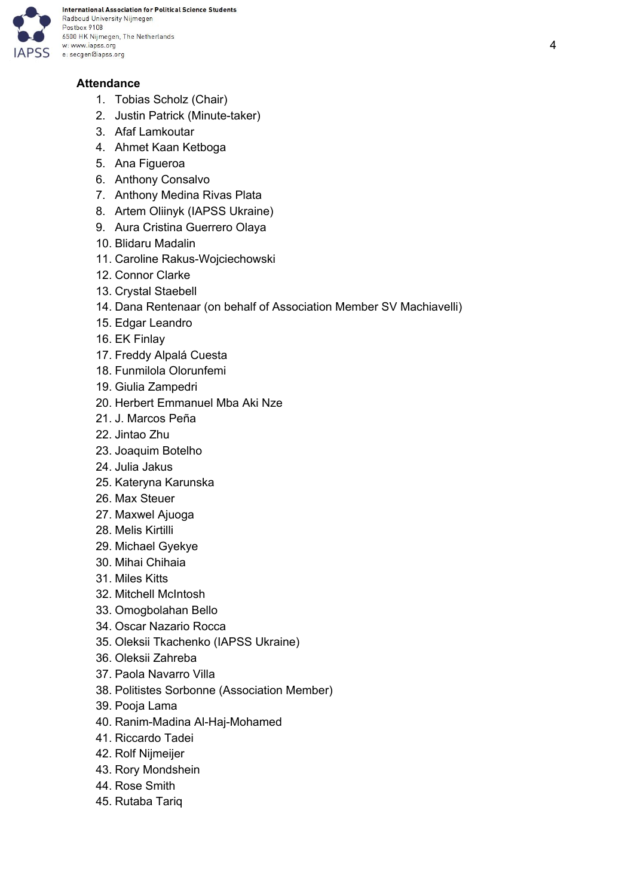**Attendance**

1. Tobias Scholz (Chair)
2. Justin Patrick (Minute-taker)
3. Afaf Lamkoutar
4. Ahmet Kaan Ketboga
5. Ana Figueroa
6. Anthony Consalvo
7. Anthony Medina Rivas Plata
8. Artem Oliinyk (IAPSS Ukraine)
9. Aura Cristina Guerrero Olaya
10. Blidaru Madalin
11. Caroline Rakus-Wojciechowski
12. Connor Clarke
13. Crystal Staebell
14. Dana Rentenaar (on behalf of Association Member SV Machiavelli)
15. Edgar Leandro
16. EK Finlay
17. Freddy Alpalá Cuesta
18. Funmilola Olorunfemi
19. Giulia Zampedri
20. Herbert Emmanuel Mba Aki Nze
21. J. Marcos Peña
22. Jintao Zhu
23. Joaquim Botelho
24. Julia Jakus
25. Kateryna Karunska
26. Max Steuer
27. Maxwel Ajuoga
28. Melis Kirtilli
29. Michael Gyekye
30. Mihai Chihaia
31. Miles Kitts
32. Mitchell McIntosh
33. Omogbolahan Bello
34. Oscar Nazario Rocca
35. Oleksii Tkachenko (IAPSS Ukraine)
36. Oleksii Zahreba
37. Paola Navarro Villa
38. Politistes Sorbonne (Association Member)
39. Pooja Lama
40. Ranim-Madina Al-Haj-Mohamed
41. Riccardo Tadei
42. Rolf Nijmeijer
43. Rory Mondshein
44. Rose Smith
45. Rutaba Tariq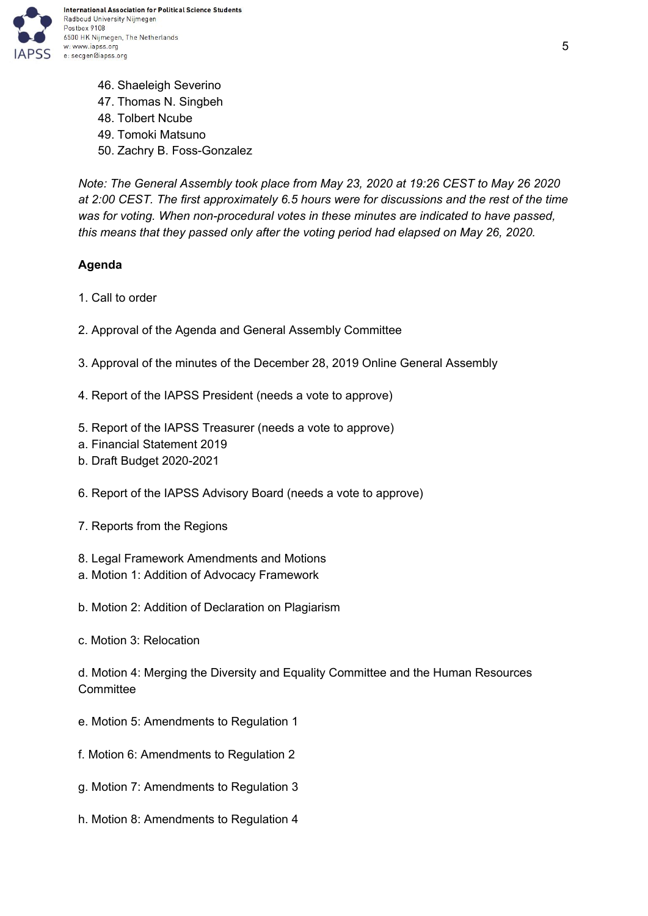46. Shaeleigh Severino
47. Thomas N. Singbeh
48. Tolbert Ncube
49. Tomoki Matsuno
50. Zachry B. Foss-Gonzalez

*Note: The General Assembly took place from May 23, 2020 at 19:26 CEST to May 26 2020 at 2:00 CEST. The first approximately 6.5 hours were for discussions and the rest of the time was for voting. When non-procedural votes in these minutes are indicated to have passed, this means that they passed only after the voting period had elapsed on May 26, 2020.*

**Agenda**

1. Call to order

2. Approval of the Agenda and General Assembly Committee

3. Approval of the minutes of the December 28, 2019 Online General Assembly

4. Report of the IAPSS President (needs a vote to approve)

5. Report of the IAPSS Treasurer (needs a vote to approve)
a. Financial Statement 2019
b. Draft Budget 2020-2021

6. Report of the IAPSS Advisory Board (needs a vote to approve)

7. Reports from the Regions

8. Legal Framework Amendments and Motions
a. Motion 1: Addition of Advocacy Framework

b. Motion 2: Addition of Declaration on Plagiarism

c. Motion 3: Relocation

d. Motion 4: Merging the Diversity and Equality Committee and the Human Resources Committee

e. Motion 5: Amendments to Regulation 1

f. Motion 6: Amendments to Regulation 2

g. Motion 7: Amendments to Regulation 3

h. Motion 8: Amendments to Regulation 4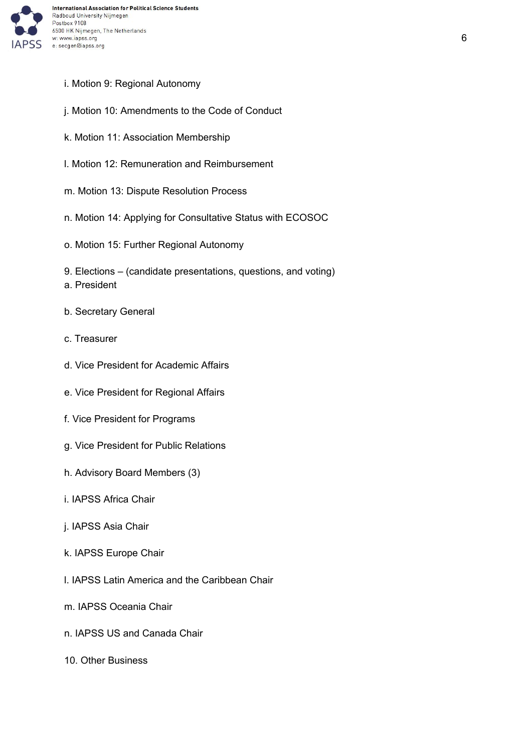i. Motion 9: Regional Autonomy

j. Motion 10: Amendments to the Code of Conduct

k. Motion 11: Association Membership

l. Motion 12: Remuneration and Reimbursement

m. Motion 13: Dispute Resolution Process

n. Motion 14: Applying for Consultative Status with ECOSOC

o. Motion 15: Further Regional Autonomy

9. Elections – (candidate presentations, questions, and voting)
a. President

b. Secretary General

c. Treasurer

d. Vice President for Academic Affairs

e. Vice President for Regional Affairs

f. Vice President for Programs

g. Vice President for Public Relations

h. Advisory Board Members (3)

i. IAPSS Africa Chair

j. IAPSS Asia Chair

k. IAPSS Europe Chair

l. IAPSS Latin America and the Caribbean Chair

m. IAPSS Oceania Chair

n. IAPSS US and Canada Chair

10. Other Business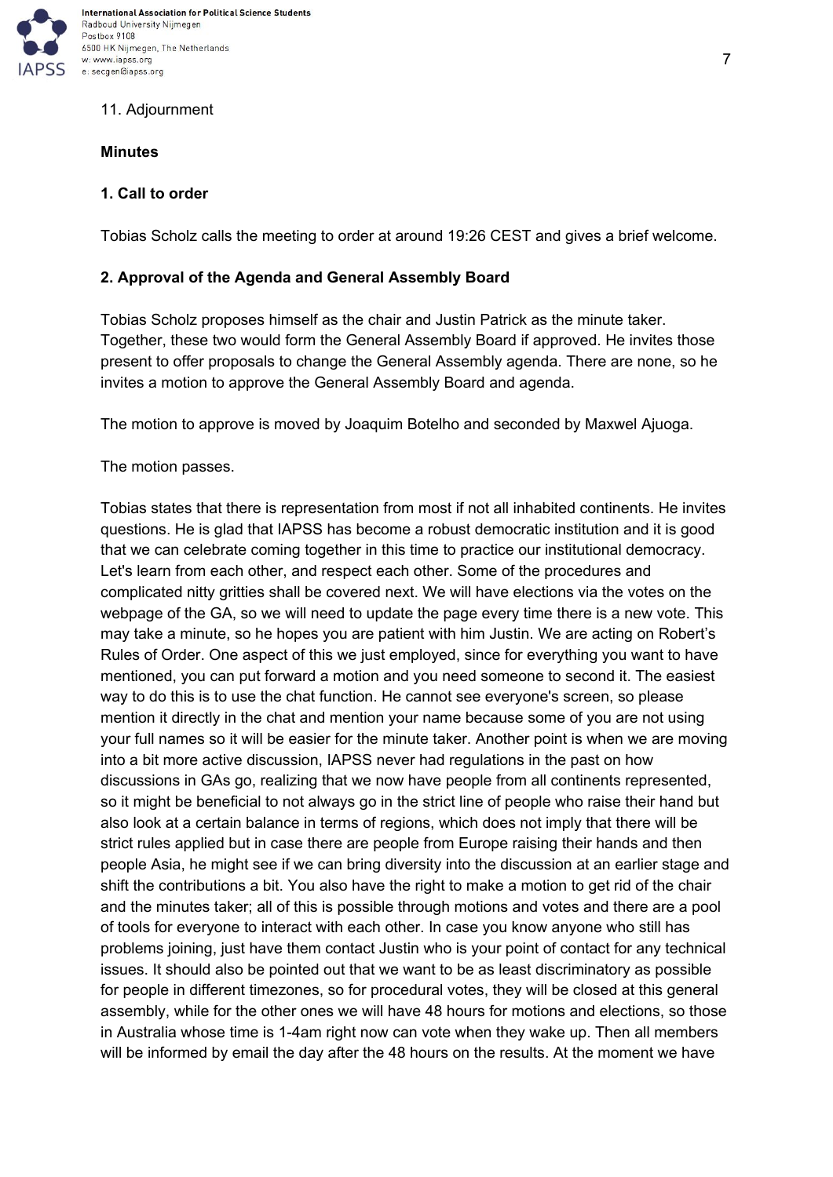11. Adjournment

**Minutes**

**1. Call to order**

Tobias Scholz calls the meeting to order at around 19:26 CEST and gives a brief welcome.

**2. Approval of the Agenda and General Assembly Board**

Tobias Scholz proposes himself as the chair and Justin Patrick as the minute taker. Together, these two would form the General Assembly Board if approved. He invites those present to offer proposals to change the General Assembly agenda. There are none, so he invites a motion to approve the General Assembly Board and agenda.

The motion to approve is moved by Joaquim Botelho and seconded by Maxwel Ajuoga.

The motion passes.

Tobias states that there is representation from most if not all inhabited continents. He invites questions. He is glad that IAPSS has become a robust democratic institution and it is good that we can celebrate coming together in this time to practice our institutional democracy. Let's learn from each other, and respect each other. Some of the procedures and complicated nitty gritties shall be covered next. We will have elections via the votes on the webpage of the GA, so we will need to update the page every time there is a new vote. This may take a minute, so he hopes you are patient with him Justin. We are acting on Robert's Rules of Order. One aspect of this we just employed, since for everything you want to have mentioned, you can put forward a motion and you need someone to second it. The easiest way to do this is to use the chat function. He cannot see everyone's screen, so please mention it directly in the chat and mention your name because some of you are not using your full names so it will be easier for the minute taker. Another point is when we are moving into a bit more active discussion, IAPSS never had regulations in the past on how discussions in GAs go, realizing that we now have people from all continents represented, so it might be beneficial to not always go in the strict line of people who raise their hand but also look at a certain balance in terms of regions, which does not imply that there will be strict rules applied but in case there are people from Europe raising their hands and then people Asia, he might see if we can bring diversity into the discussion at an earlier stage and shift the contributions a bit. You also have the right to make a motion to get rid of the chair and the minutes taker; all of this is possible through motions and votes and there are a pool of tools for everyone to interact with each other. In case you know anyone who still has problems joining, just have them contact Justin who is your point of contact for any technical issues. It should also be pointed out that we want to be as least discriminatory as possible for people in different timezones, so for procedural votes, they will be closed at this general assembly, while for the other ones we will have 48 hours for motions and elections, so those in Australia whose time is 1-4am right now can vote when they wake up. Then all members will be informed by email the day after the 48 hours on the results. At the moment we have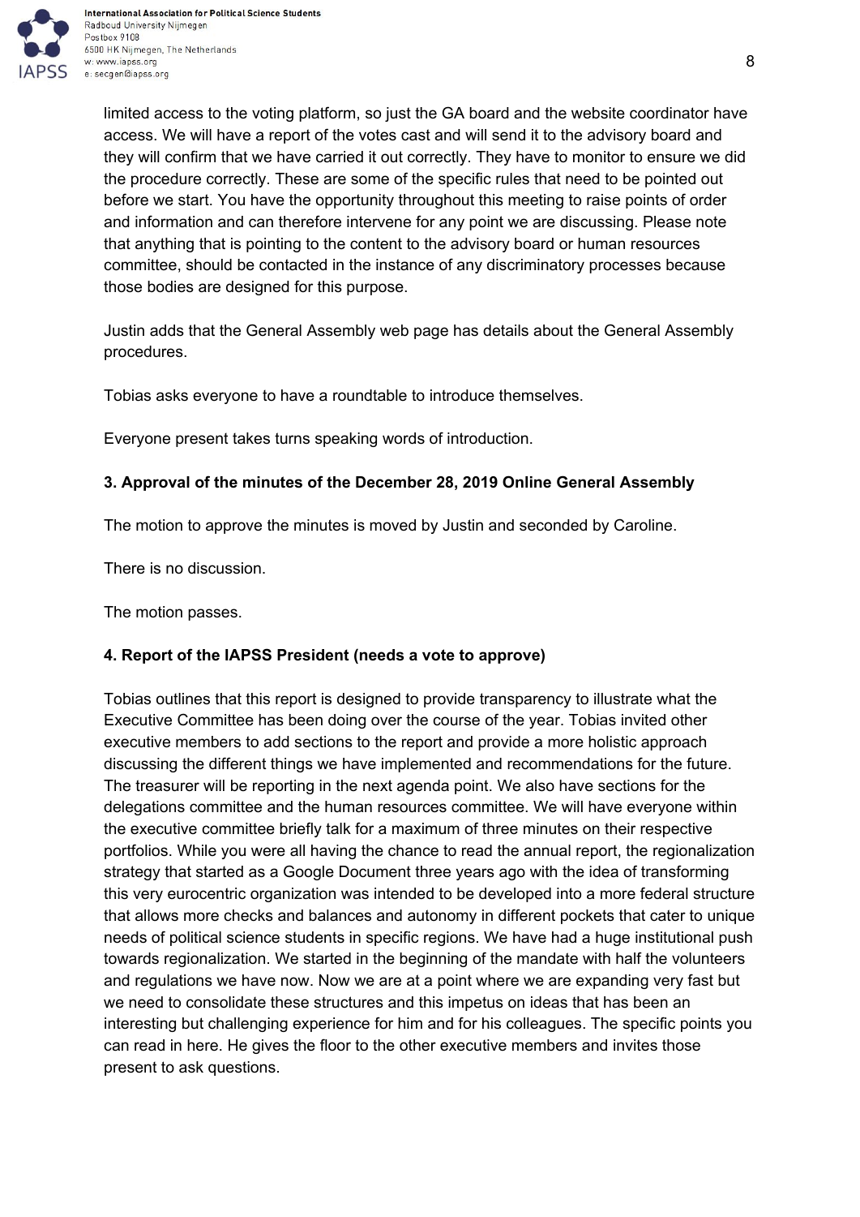limited access to the voting platform, so just the GA board and the website coordinator have access. We will have a report of the votes cast and will send it to the advisory board and they will confirm that we have carried it out correctly. They have to monitor to ensure we did the procedure correctly. These are some of the specific rules that need to be pointed out before we start. You have the opportunity throughout this meeting to raise points of order and information and can therefore intervene for any point we are discussing. Please note that anything that is pointing to the content to the advisory board or human resources committee, should be contacted in the instance of any discriminatory processes because those bodies are designed for this purpose.

Justin adds that the General Assembly web page has details about the General Assembly procedures.

Tobias asks everyone to have a roundtable to introduce themselves.

Everyone present takes turns speaking words of introduction.

**3. Approval of the minutes of the December 28, 2019 Online General Assembly**

The motion to approve the minutes is moved by Justin and seconded by Caroline.

There is no discussion.

The motion passes.

**4. Report of the IAPSS President (needs a vote to approve)**

Tobias outlines that this report is designed to provide transparency to illustrate what the Executive Committee has been doing over the course of the year. Tobias invited other executive members to add sections to the report and provide a more holistic approach discussing the different things we have implemented and recommendations for the future. The treasurer will be reporting in the next agenda point. We also have sections for the delegations committee and the human resources committee. We will have everyone within the executive committee briefly talk for a maximum of three minutes on their respective portfolios. While you were all having the chance to read the annual report, the regionalization strategy that started as a Google Document three years ago with the idea of transforming this very eurocentric organization was intended to be developed into a more federal structure that allows more checks and balances and autonomy in different pockets that cater to unique needs of political science students in specific regions. We have had a huge institutional push towards regionalization. We started in the beginning of the mandate with half the volunteers and regulations we have now. Now we are at a point where we are expanding very fast but we need to consolidate these structures and this impetus on ideas that has been an interesting but challenging experience for him and for his colleagues. The specific points you can read in here. He gives the floor to the other executive members and invites those present to ask questions.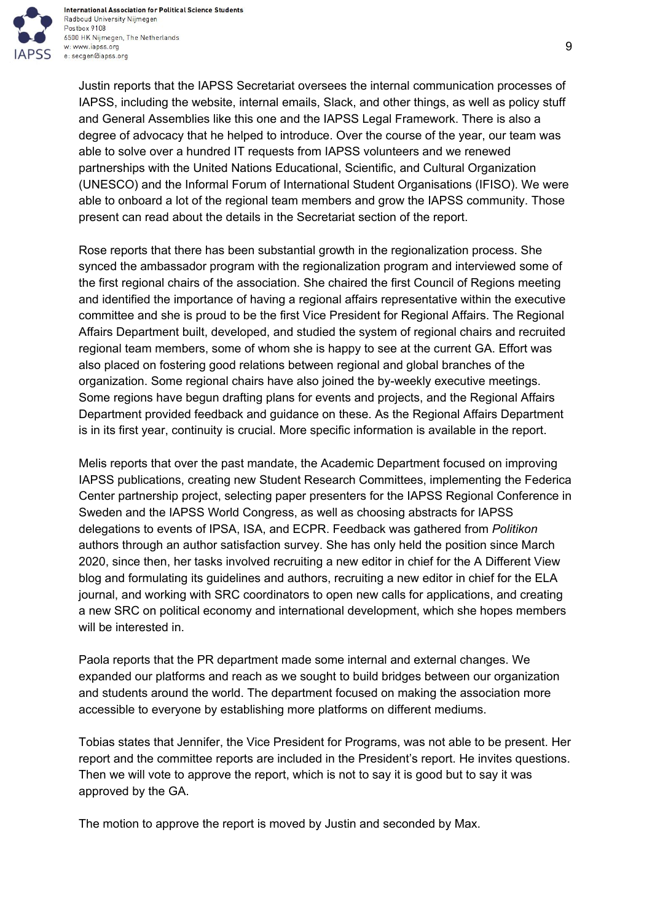Justin reports that the IAPSS Secretariat oversees the internal communication processes of IAPSS, including the website, internal emails, Slack, and other things, as well as policy stuff and General Assemblies like this one and the IAPSS Legal Framework. There is also a degree of advocacy that he helped to introduce. Over the course of the year, our team was able to solve over a hundred IT requests from IAPSS volunteers and we renewed partnerships with the United Nations Educational, Scientific, and Cultural Organization (UNESCO) and the Informal Forum of International Student Organisations (IFISO). We were able to onboard a lot of the regional team members and grow the IAPSS community. Those present can read about the details in the Secretariat section of the report.

Rose reports that there has been substantial growth in the regionalization process. She synced the ambassador program with the regionalization program and interviewed some of the first regional chairs of the association. She chaired the first Council of Regions meeting and identified the importance of having a regional affairs representative within the executive committee and she is proud to be the first Vice President for Regional Affairs. The Regional Affairs Department built, developed, and studied the system of regional chairs and recruited regional team members, some of whom she is happy to see at the current GA. Effort was also placed on fostering good relations between regional and global branches of the organization. Some regional chairs have also joined the by-weekly executive meetings. Some regions have begun drafting plans for events and projects, and the Regional Affairs Department provided feedback and guidance on these. As the Regional Affairs Department is in its first year, continuity is crucial. More specific information is available in the report.

Melis reports that over the past mandate, the Academic Department focused on improving IAPSS publications, creating new Student Research Committees, implementing the Federica Center partnership project, selecting paper presenters for the IAPSS Regional Conference in Sweden and the IAPSS World Congress, as well as choosing abstracts for IAPSS delegations to events of IPSA, ISA, and ECPR. Feedback was gathered from *Politikon* authors through an author satisfaction survey. She has only held the position since March 2020, since then, her tasks involved recruiting a new editor in chief for the A Different View blog and formulating its guidelines and authors, recruiting a new editor in chief for the ELA journal, and working with SRC coordinators to open new calls for applications, and creating a new SRC on political economy and international development, which she hopes members will be interested in.

Paola reports that the PR department made some internal and external changes. We expanded our platforms and reach as we sought to build bridges between our organization and students around the world. The department focused on making the association more accessible to everyone by establishing more platforms on different mediums.

Tobias states that Jennifer, the Vice President for Programs, was not able to be present. Her report and the committee reports are included in the President's report. He invites questions. Then we will vote to approve the report, which is not to say it is good but to say it was approved by the GA.

The motion to approve the report is moved by Justin and seconded by Max.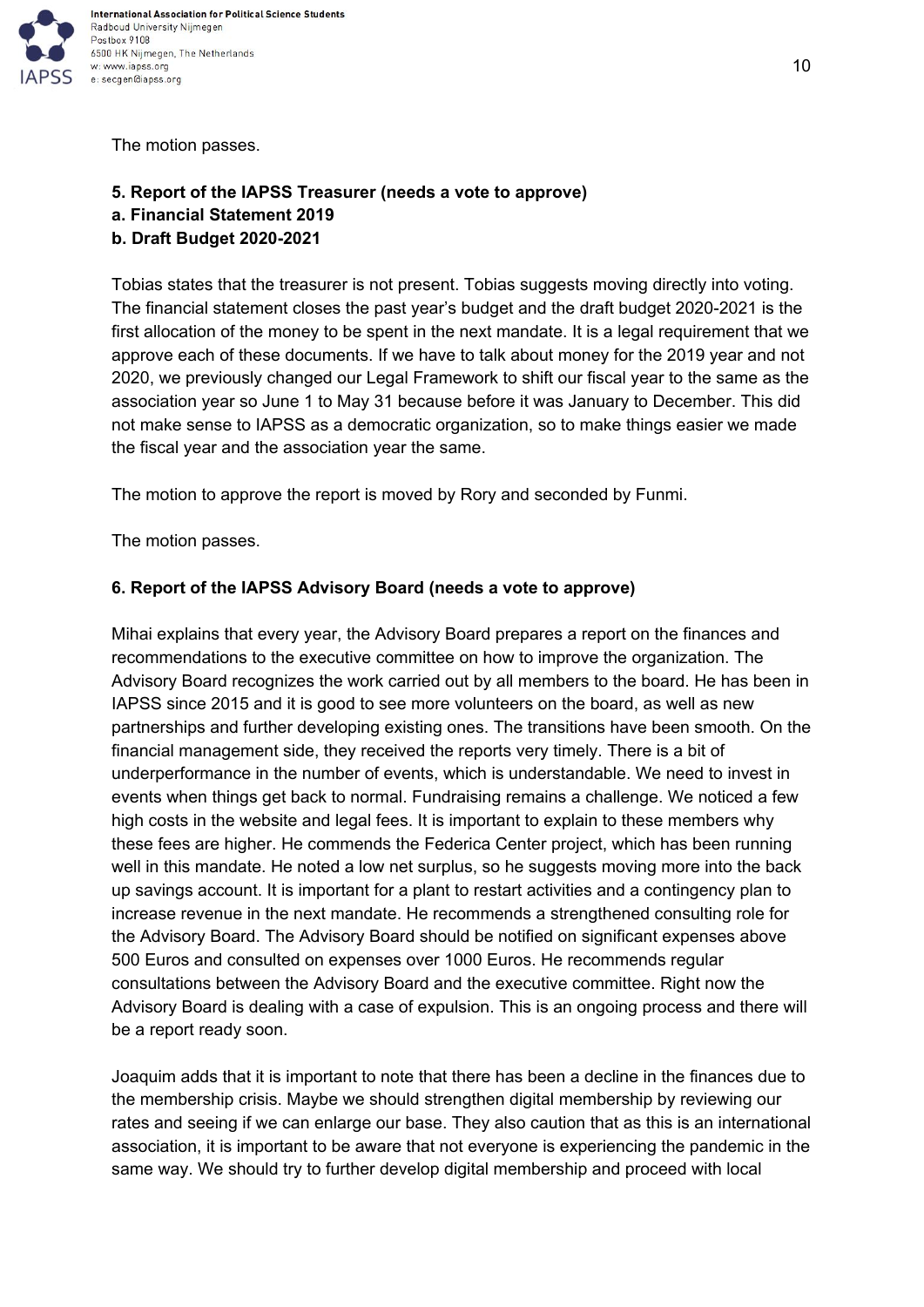The motion passes.

**5. Report of the IAPSS Treasurer (needs a vote to approve)**
**a. Financial Statement 2019**
**b. Draft Budget 2020-2021**

Tobias states that the treasurer is not present. Tobias suggests moving directly into voting. The financial statement closes the past year's budget and the draft budget 2020-2021 is the first allocation of the money to be spent in the next mandate. It is a legal requirement that we approve each of these documents. If we have to talk about money for the 2019 year and not 2020, we previously changed our Legal Framework to shift our fiscal year to the same as the association year so June 1 to May 31 because before it was January to December. This did not make sense to IAPSS as a democratic organization, so to make things easier we made the fiscal year and the association year the same.

The motion to approve the report is moved by Rory and seconded by Funmi.

The motion passes.

**6. Report of the IAPSS Advisory Board (needs a vote to approve)**

Mihai explains that every year, the Advisory Board prepares a report on the finances and recommendations to the executive committee on how to improve the organization. The Advisory Board recognizes the work carried out by all members to the board. He has been in IAPSS since 2015 and it is good to see more volunteers on the board, as well as new partnerships and further developing existing ones. The transitions have been smooth. On the financial management side, they received the reports very timely. There is a bit of underperformance in the number of events, which is understandable. We need to invest in events when things get back to normal. Fundraising remains a challenge. We noticed a few high costs in the website and legal fees. It is important to explain to these members why these fees are higher. He commends the Federica Center project, which has been running well in this mandate. He noted a low net surplus, so he suggests moving more into the back up savings account. It is important for a plant to restart activities and a contingency plan to increase revenue in the next mandate. He recommends a strengthened consulting role for the Advisory Board. The Advisory Board should be notified on significant expenses above 500 Euros and consulted on expenses over 1000 Euros. He recommends regular consultations between the Advisory Board and the executive committee. Right now the Advisory Board is dealing with a case of expulsion. This is an ongoing process and there will be a report ready soon.

Joaquim adds that it is important to note that there has been a decline in the finances due to the membership crisis. Maybe we should strengthen digital membership by reviewing our rates and seeing if we can enlarge our base. They also caution that as this is an international association, it is important to be aware that not everyone is experiencing the pandemic in the same way. We should try to further develop digital membership and proceed with local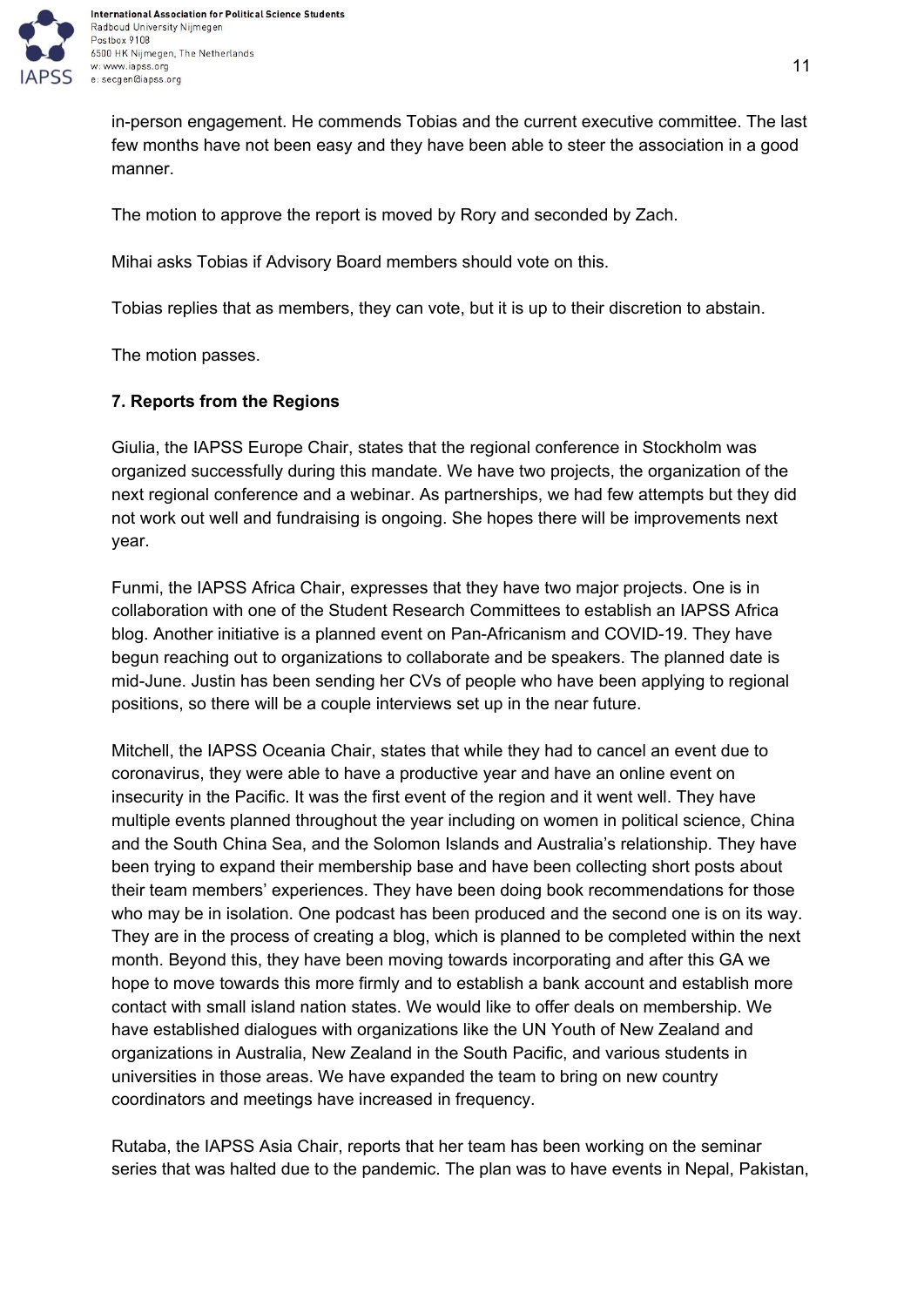in-person engagement. He commends Tobias and the current executive committee. The last few months have not been easy and they have been able to steer the association in a good manner.

The motion to approve the report is moved by Rory and seconded by Zach.

Mihai asks Tobias if Advisory Board members should vote on this.

Tobias replies that as members, they can vote, but it is up to their discretion to abstain.

The motion passes.

**7. Reports from the Regions**

Giulia, the IAPSS Europe Chair, states that the regional conference in Stockholm was organized successfully during this mandate. We have two projects, the organization of the next regional conference and a webinar. As partnerships, we had few attempts but they did not work out well and fundraising is ongoing. She hopes there will be improvements next year.

Funmi, the IAPSS Africa Chair, expresses that they have two major projects. One is in collaboration with one of the Student Research Committees to establish an IAPSS Africa blog. Another initiative is a planned event on Pan-Africanism and COVID-19. They have begun reaching out to organizations to collaborate and be speakers. The planned date is mid-June. Justin has been sending her CVs of people who have been applying to regional positions, so there will be a couple interviews set up in the near future.

Mitchell, the IAPSS Oceania Chair, states that while they had to cancel an event due to coronavirus, they were able to have a productive year and have an online event on insecurity in the Pacific. It was the first event of the region and it went well. They have multiple events planned throughout the year including on women in political science, China and the South China Sea, and the Solomon Islands and Australia's relationship. They have been trying to expand their membership base and have been collecting short posts about their team members' experiences. They have been doing book recommendations for those who may be in isolation. One podcast has been produced and the second one is on its way. They are in the process of creating a blog, which is planned to be completed within the next month. Beyond this, they have been moving towards incorporating and after this GA we hope to move towards this more firmly and to establish a bank account and establish more contact with small island nation states. We would like to offer deals on membership. We have established dialogues with organizations like the UN Youth of New Zealand and organizations in Australia, New Zealand in the South Pacific, and various students in universities in those areas. We have expanded the team to bring on new country coordinators and meetings have increased in frequency.

Rutaba, the IAPSS Asia Chair, reports that her team has been working on the seminar series that was halted due to the pandemic. The plan was to have events in Nepal, Pakistan,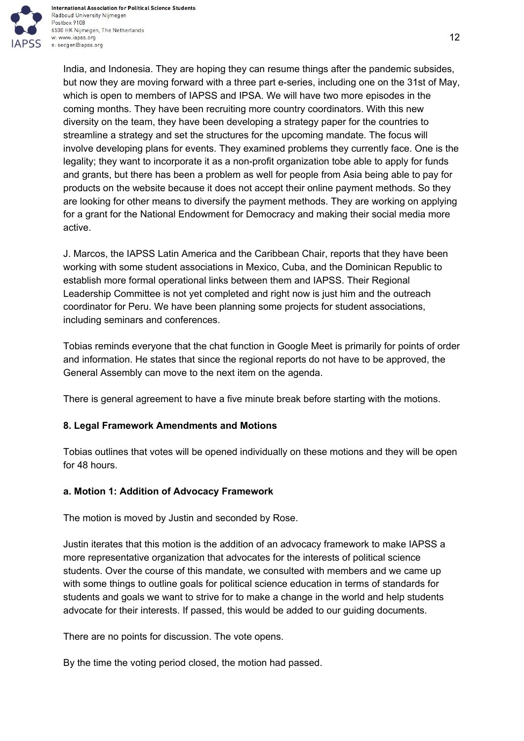India, and Indonesia. They are hoping they can resume things after the pandemic subsides, but now they are moving forward with a three part e-series, including one on the 31st of May, which is open to members of IAPSS and IPSA. We will have two more episodes in the coming months. They have been recruiting more country coordinators. With this new diversity on the team, they have been developing a strategy paper for the countries to streamline a strategy and set the structures for the upcoming mandate. The focus will involve developing plans for events. They examined problems they currently face. One is the legality; they want to incorporate it as a non-profit organization tobe able to apply for funds and grants, but there has been a problem as well for people from Asia being able to pay for products on the website because it does not accept their online payment methods. So they are looking for other means to diversify the payment methods. They are working on applying for a grant for the National Endowment for Democracy and making their social media more active.

J. Marcos, the IAPSS Latin America and the Caribbean Chair, reports that they have been working with some student associations in Mexico, Cuba, and the Dominican Republic to establish more formal operational links between them and IAPSS. Their Regional Leadership Committee is not yet completed and right now is just him and the outreach coordinator for Peru. We have been planning some projects for student associations, including seminars and conferences.

Tobias reminds everyone that the chat function in Google Meet is primarily for points of order and information. He states that since the regional reports do not have to be approved, the General Assembly can move to the next item on the agenda.

There is general agreement to have a five minute break before starting with the motions.

### 8. Legal Framework Amendments and Motions

Tobias outlines that votes will be opened individually on these motions and they will be open for 48 hours.

#### a. Motion 1: Addition of Advocacy Framework

The motion is moved by Justin and seconded by Rose.

Justin iterates that this motion is the addition of an advocacy framework to make IAPSS a more representative organization that advocates for the interests of political science students. Over the course of this mandate, we consulted with members and we came up with some things to outline goals for political science education in terms of standards for students and goals we want to strive for to make a change in the world and help students advocate for their interests. If passed, this would be added to our guiding documents.

There are no points for discussion. The vote opens.

By the time the voting period closed, the motion had passed.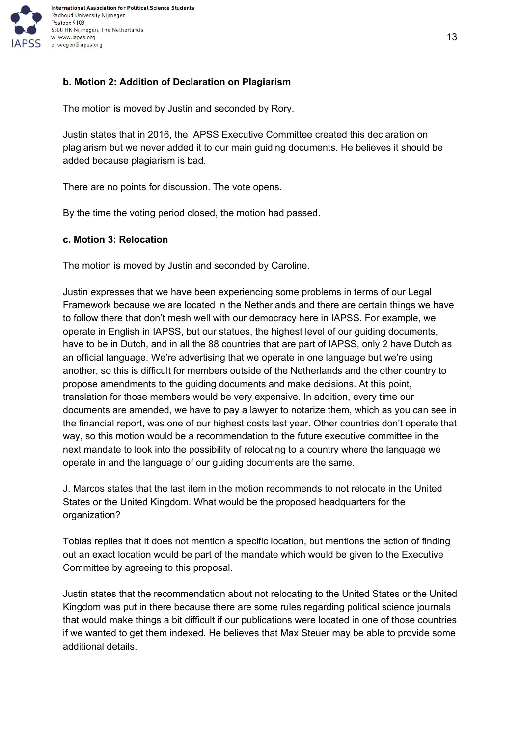**b. Motion 2: Addition of Declaration on Plagiarism**

The motion is moved by Justin and seconded by Rory.

Justin states that in 2016, the IAPSS Executive Committee created this declaration on plagiarism but we never added it to our main guiding documents. He believes it should be added because plagiarism is bad.

There are no points for discussion. The vote opens.

By the time the voting period closed, the motion had passed.

**c. Motion 3: Relocation**

The motion is moved by Justin and seconded by Caroline.

Justin expresses that we have been experiencing some problems in terms of our Legal Framework because we are located in the Netherlands and there are certain things we have to follow there that don't mesh well with our democracy here in IAPSS. For example, we operate in English in IAPSS, but our statues, the highest level of our guiding documents, have to be in Dutch, and in all the 88 countries that are part of IAPSS, only 2 have Dutch as an official language. We're advertising that we operate in one language but we're using another, so this is difficult for members outside of the Netherlands and the other country to propose amendments to the guiding documents and make decisions. At this point, translation for those members would be very expensive. In addition, every time our documents are amended, we have to pay a lawyer to notarize them, which as you can see in the financial report, was one of our highest costs last year. Other countries don't operate that way, so this motion would be a recommendation to the future executive committee in the next mandate to look into the possibility of relocating to a country where the language we operate in and the language of our guiding documents are the same.

J. Marcos states that the last item in the motion recommends to not relocate in the United States or the United Kingdom. What would be the proposed headquarters for the organization?

Tobias replies that it does not mention a specific location, but mentions the action of finding out an exact location would be part of the mandate which would be given to the Executive Committee by agreeing to this proposal.

Justin states that the recommendation about not relocating to the United States or the United Kingdom was put in there because there are some rules regarding political science journals that would make things a bit difficult if our publications were located in one of those countries if we wanted to get them indexed. He believes that Max Steuer may be able to provide some additional details.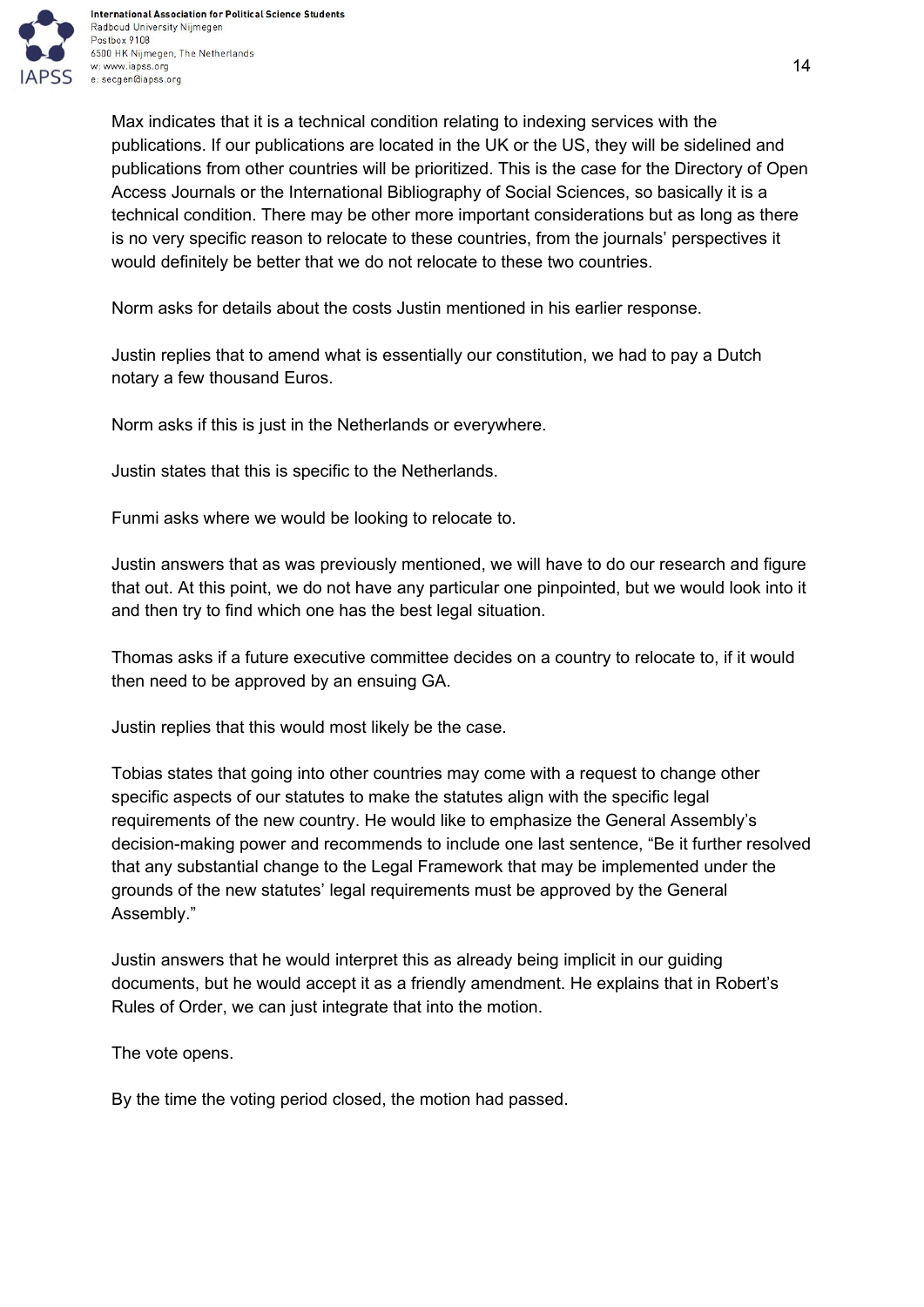Max indicates that it is a technical condition relating to indexing services with the publications. If our publications are located in the UK or the US, they will be sidelined and publications from other countries will be prioritized. This is the case for the Directory of Open Access Journals or the International Bibliography of Social Sciences, so basically it is a technical condition. There may be other more important considerations but as long as there is no very specific reason to relocate to these countries, from the journals' perspectives it would definitely be better that we do not relocate to these two countries.

Norm asks for details about the costs Justin mentioned in his earlier response.

Justin replies that to amend what is essentially our constitution, we had to pay a Dutch notary a few thousand Euros.

Norm asks if this is just in the Netherlands or everywhere.

Justin states that this is specific to the Netherlands.

Funmi asks where we would be looking to relocate to.

Justin answers that as was previously mentioned, we will have to do our research and figure that out. At this point, we do not have any particular one pinpointed, but we would look into it and then try to find which one has the best legal situation.

Thomas asks if a future executive committee decides on a country to relocate to, if it would then need to be approved by an ensuing GA.

Justin replies that this would most likely be the case.

Tobias states that going into other countries may come with a request to change other specific aspects of our statutes to make the statutes align with the specific legal requirements of the new country. He would like to emphasize the General Assembly's decision-making power and recommends to include one last sentence, "Be it further resolved that any substantial change to the Legal Framework that may be implemented under the grounds of the new statutes' legal requirements must be approved by the General Assembly."

Justin answers that he would interpret this as already being implicit in our guiding documents, but he would accept it as a friendly amendment. He explains that in Robert's Rules of Order, we can just integrate that into the motion.

The vote opens.

By the time the voting period closed, the motion had passed.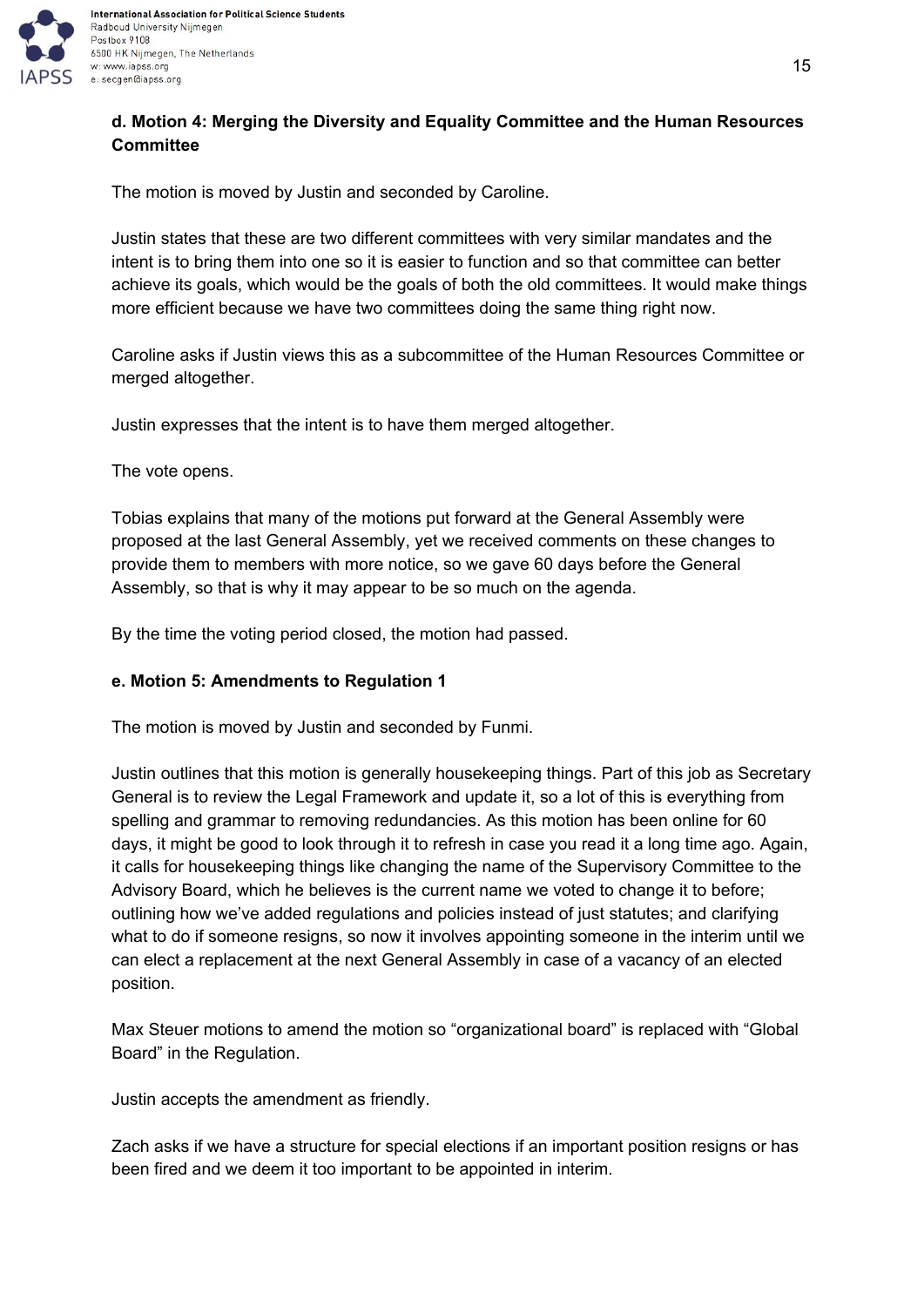**d. Motion 4: Merging the Diversity and Equality Committee and the Human Resources Committee**

The motion is moved by Justin and seconded by Caroline.

Justin states that these are two different committees with very similar mandates and the intent is to bring them into one so it is easier to function and so that committee can better achieve its goals, which would be the goals of both the old committees. It would make things more efficient because we have two committees doing the same thing right now.

Caroline asks if Justin views this as a subcommittee of the Human Resources Committee or merged altogether.

Justin expresses that the intent is to have them merged altogether.

The vote opens.

Tobias explains that many of the motions put forward at the General Assembly were proposed at the last General Assembly, yet we received comments on these changes to provide them to members with more notice, so we gave 60 days before the General Assembly, so that is why it may appear to be so much on the agenda.

By the time the voting period closed, the motion had passed.

**e. Motion 5: Amendments to Regulation 1**

The motion is moved by Justin and seconded by Funmi.

Justin outlines that this motion is generally housekeeping things. Part of this job as Secretary General is to review the Legal Framework and update it, so a lot of this is everything from spelling and grammar to removing redundancies. As this motion has been online for 60 days, it might be good to look through it to refresh in case you read it a long time ago. Again, it calls for housekeeping things like changing the name of the Supervisory Committee to the Advisory Board, which he believes is the current name we voted to change it to before; outlining how we've added regulations and policies instead of just statutes; and clarifying what to do if someone resigns, so now it involves appointing someone in the interim until we can elect a replacement at the next General Assembly in case of a vacancy of an elected position.

Max Steuer motions to amend the motion so "organizational board" is replaced with "Global Board" in the Regulation.

Justin accepts the amendment as friendly.

Zach asks if we have a structure for special elections if an important position resigns or has been fired and we deem it too important to be appointed in interim.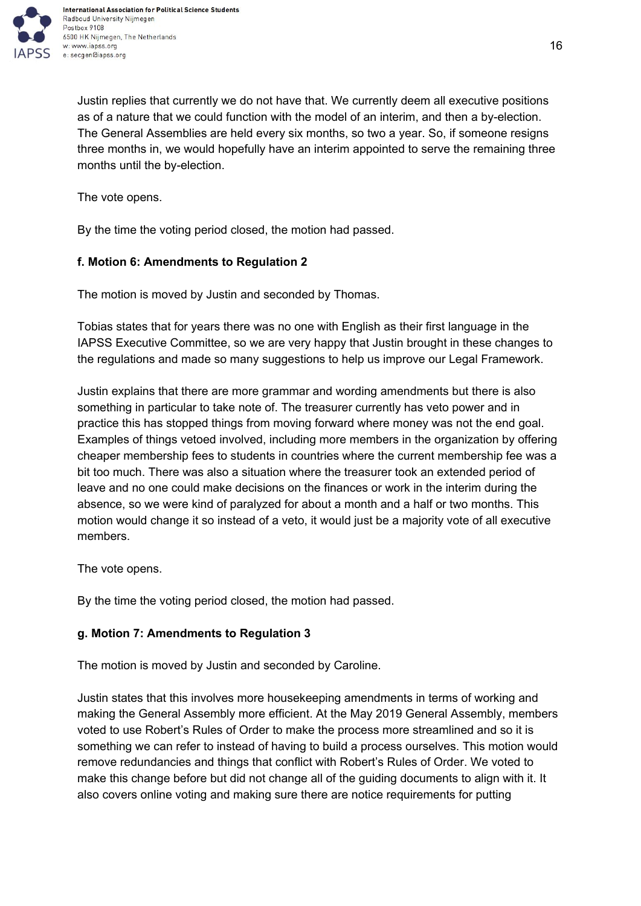Justin replies that currently we do not have that. We currently deem all executive positions as of a nature that we could function with the model of an interim, and then a by-election. The General Assemblies are held every six months, so two a year. So, if someone resigns three months in, we would hopefully have an interim appointed to serve the remaining three months until the by-election.

The vote opens.

By the time the voting period closed, the motion had passed.

**f. Motion 6: Amendments to Regulation 2**

The motion is moved by Justin and seconded by Thomas.

Tobias states that for years there was no one with English as their first language in the IAPSS Executive Committee, so we are very happy that Justin brought in these changes to the regulations and made so many suggestions to help us improve our Legal Framework.

Justin explains that there are more grammar and wording amendments but there is also something in particular to take note of. The treasurer currently has veto power and in practice this has stopped things from moving forward where money was not the end goal. Examples of things vetoed involved, including more members in the organization by offering cheaper membership fees to students in countries where the current membership fee was a bit too much. There was also a situation where the treasurer took an extended period of leave and no one could make decisions on the finances or work in the interim during the absence, so we were kind of paralyzed for about a month and a half or two months. This motion would change it so instead of a veto, it would just be a majority vote of all executive members.

The vote opens.

By the time the voting period closed, the motion had passed.

**g. Motion 7: Amendments to Regulation 3**

The motion is moved by Justin and seconded by Caroline.

Justin states that this involves more housekeeping amendments in terms of working and making the General Assembly more efficient. At the May 2019 General Assembly, members voted to use Robert's Rules of Order to make the process more streamlined and so it is something we can refer to instead of having to build a process ourselves. This motion would remove redundancies and things that conflict with Robert's Rules of Order. We voted to make this change before but did not change all of the guiding documents to align with it. It also covers online voting and making sure there are notice requirements for putting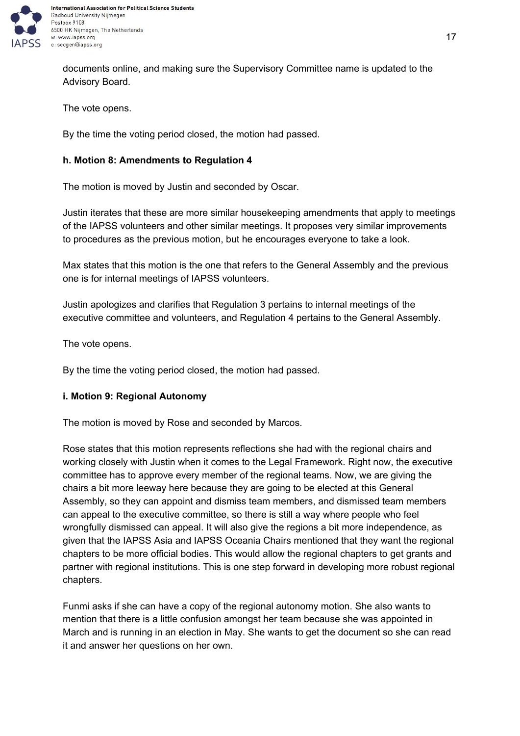documents online, and making sure the Supervisory Committee name is updated to the Advisory Board.

The vote opens.

By the time the voting period closed, the motion had passed.

**h. Motion 8: Amendments to Regulation 4**

The motion is moved by Justin and seconded by Oscar.

Justin iterates that these are more similar housekeeping amendments that apply to meetings of the IAPSS volunteers and other similar meetings. It proposes very similar improvements to procedures as the previous motion, but he encourages everyone to take a look.

Max states that this motion is the one that refers to the General Assembly and the previous one is for internal meetings of IAPSS volunteers.

Justin apologizes and clarifies that Regulation 3 pertains to internal meetings of the executive committee and volunteers, and Regulation 4 pertains to the General Assembly.

The vote opens.

By the time the voting period closed, the motion had passed.

**i. Motion 9: Regional Autonomy**

The motion is moved by Rose and seconded by Marcos.

Rose states that this motion represents reflections she had with the regional chairs and working closely with Justin when it comes to the Legal Framework. Right now, the executive committee has to approve every member of the regional teams. Now, we are giving the chairs a bit more leeway here because they are going to be elected at this General Assembly, so they can appoint and dismiss team members, and dismissed team members can appeal to the executive committee, so there is still a way where people who feel wrongfully dismissed can appeal. It will also give the regions a bit more independence, as given that the IAPSS Asia and IAPSS Oceania Chairs mentioned that they want the regional chapters to be more official bodies. This would allow the regional chapters to get grants and partner with regional institutions. This is one step forward in developing more robust regional chapters.

Funmi asks if she can have a copy of the regional autonomy motion. She also wants to mention that there is a little confusion amongst her team because she was appointed in March and is running in an election in May. She wants to get the document so she can read it and answer her questions on her own.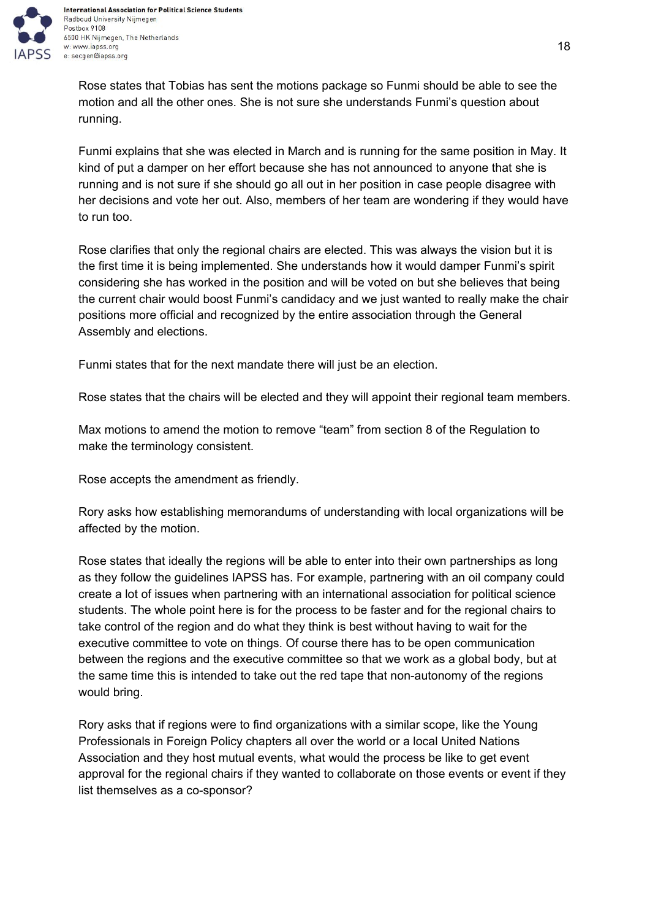Rose states that Tobias has sent the motions package so Funmi should be able to see the motion and all the other ones. She is not sure she understands Funmi's question about running.

Funmi explains that she was elected in March and is running for the same position in May. It kind of put a damper on her effort because she has not announced to anyone that she is running and is not sure if she should go all out in her position in case people disagree with her decisions and vote her out. Also, members of her team are wondering if they would have to run too.

Rose clarifies that only the regional chairs are elected. This was always the vision but it is the first time it is being implemented. She understands how it would damper Funmi's spirit considering she has worked in the position and will be voted on but she believes that being the current chair would boost Funmi's candidacy and we just wanted to really make the chair positions more official and recognized by the entire association through the General Assembly and elections.

Funmi states that for the next mandate there will just be an election.

Rose states that the chairs will be elected and they will appoint their regional team members.

Max motions to amend the motion to remove "team" from section 8 of the Regulation to make the terminology consistent.

Rose accepts the amendment as friendly.

Rory asks how establishing memorandums of understanding with local organizations will be affected by the motion.

Rose states that ideally the regions will be able to enter into their own partnerships as long as they follow the guidelines IAPSS has. For example, partnering with an oil company could create a lot of issues when partnering with an international association for political science students. The whole point here is for the process to be faster and for the regional chairs to take control of the region and do what they think is best without having to wait for the executive committee to vote on things. Of course there has to be open communication between the regions and the executive committee so that we work as a global body, but at the same time this is intended to take out the red tape that non-autonomy of the regions would bring.

Rory asks that if regions were to find organizations with a similar scope, like the Young Professionals in Foreign Policy chapters all over the world or a local United Nations Association and they host mutual events, what would the process be like to get event approval for the regional chairs if they wanted to collaborate on those events or event if they list themselves as a co-sponsor?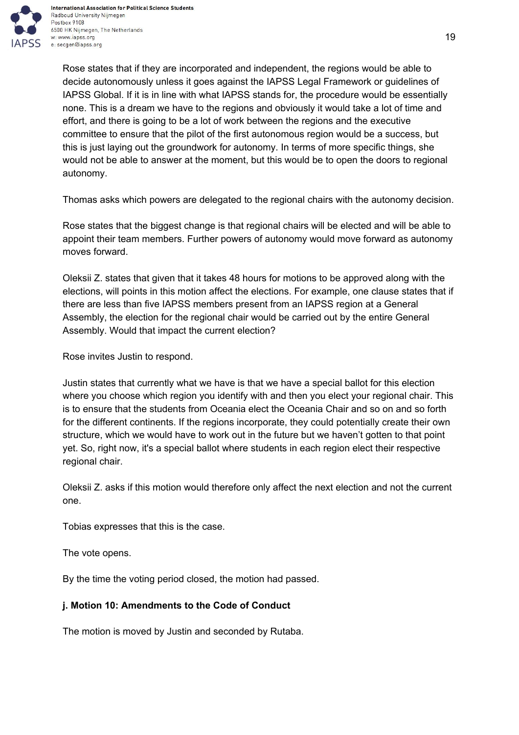Rose states that if they are incorporated and independent, the regions would be able to decide autonomously unless it goes against the IAPSS Legal Framework or guidelines of IAPSS Global. If it is in line with what IAPSS stands for, the procedure would be essentially none. This is a dream we have to the regions and obviously it would take a lot of time and effort, and there is going to be a lot of work between the regions and the executive committee to ensure that the pilot of the first autonomous region would be a success, but this is just laying out the groundwork for autonomy. In terms of more specific things, she would not be able to answer at the moment, but this would be to open the doors to regional autonomy.

Thomas asks which powers are delegated to the regional chairs with the autonomy decision.

Rose states that the biggest change is that regional chairs will be elected and will be able to appoint their team members. Further powers of autonomy would move forward as autonomy moves forward.

Oleksii Z. states that given that it takes 48 hours for motions to be approved along with the elections, will points in this motion affect the elections. For example, one clause states that if there are less than five IAPSS members present from an IAPSS region at a General Assembly, the election for the regional chair would be carried out by the entire General Assembly. Would that impact the current election?

Rose invites Justin to respond.

Justin states that currently what we have is that we have a special ballot for this election where you choose which region you identify with and then you elect your regional chair. This is to ensure that the students from Oceania elect the Oceania Chair and so on and so forth for the different continents. If the regions incorporate, they could potentially create their own structure, which we would have to work out in the future but we haven't gotten to that point yet. So, right now, it's a special ballot where students in each region elect their respective regional chair.

Oleksii Z. asks if this motion would therefore only affect the next election and not the current one.

Tobias expresses that this is the case.

The vote opens.

By the time the voting period closed, the motion had passed.

**j. Motion 10: Amendments to the Code of Conduct**

The motion is moved by Justin and seconded by Rutaba.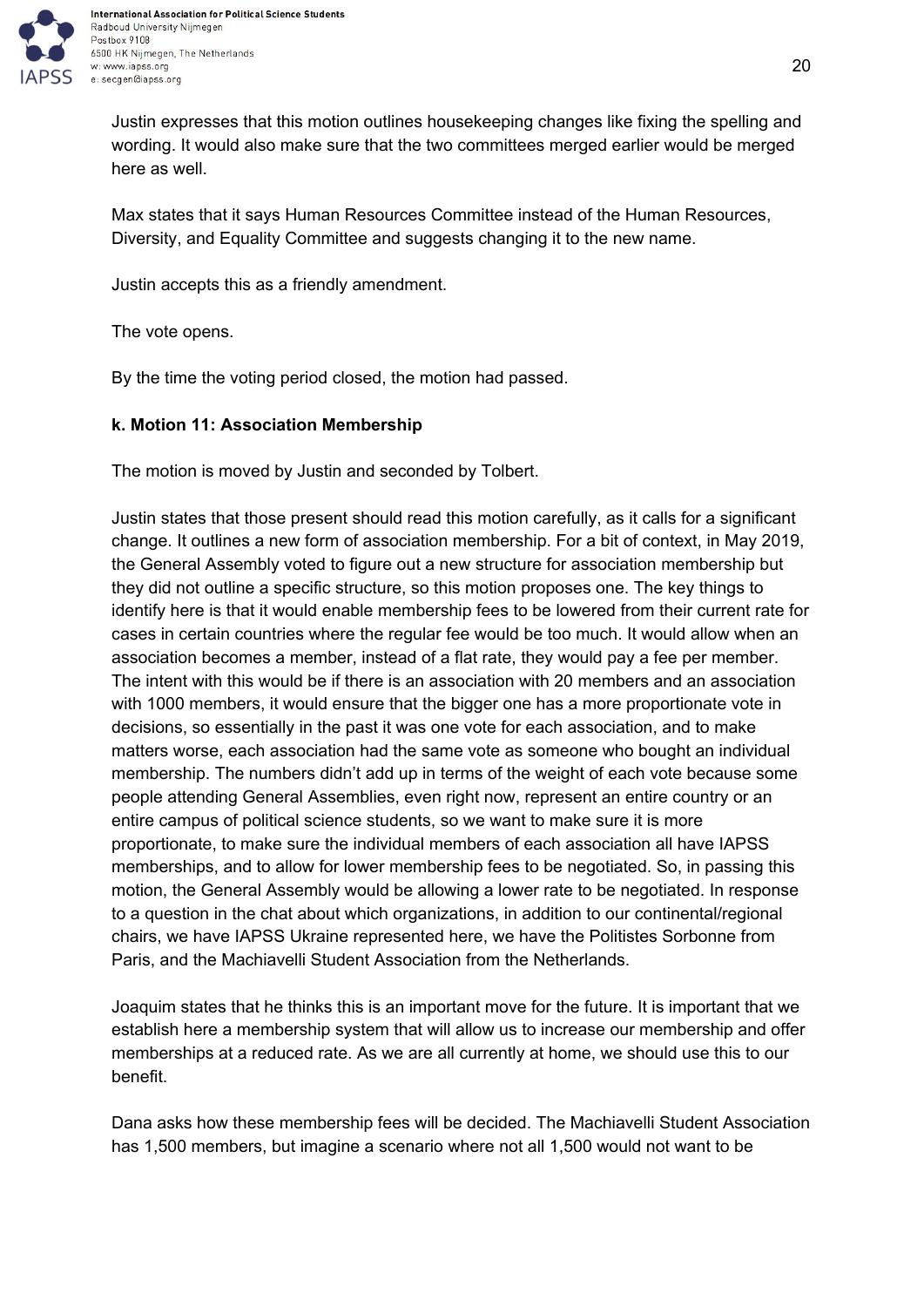Justin expresses that this motion outlines housekeeping changes like fixing the spelling and wording. It would also make sure that the two committees merged earlier would be merged here as well.

Max states that it says Human Resources Committee instead of the Human Resources, Diversity, and Equality Committee and suggests changing it to the new name.

Justin accepts this as a friendly amendment.

The vote opens.

By the time the voting period closed, the motion had passed.

**k. Motion 11: Association Membership**

The motion is moved by Justin and seconded by Tolbert.

Justin states that those present should read this motion carefully, as it calls for a significant change. It outlines a new form of association membership. For a bit of context, in May 2019, the General Assembly voted to figure out a new structure for association membership but they did not outline a specific structure, so this motion proposes one. The key things to identify here is that it would enable membership fees to be lowered from their current rate for cases in certain countries where the regular fee would be too much. It would allow when an association becomes a member, instead of a flat rate, they would pay a fee per member. The intent with this would be if there is an association with 20 members and an association with 1000 members, it would ensure that the bigger one has a more proportionate vote in decisions, so essentially in the past it was one vote for each association, and to make matters worse, each association had the same vote as someone who bought an individual membership. The numbers didn't add up in terms of the weight of each vote because some people attending General Assemblies, even right now, represent an entire country or an entire campus of political science students, so we want to make sure it is more proportionate, to make sure the individual members of each association all have IAPSS memberships, and to allow for lower membership fees to be negotiated. So, in passing this motion, the General Assembly would be allowing a lower rate to be negotiated. In response to a question in the chat about which organizations, in addition to our continental/regional chairs, we have IAPSS Ukraine represented here, we have the Politistes Sorbonne from Paris, and the Machiavelli Student Association from the Netherlands.

Joaquim states that he thinks this is an important move for the future. It is important that we establish here a membership system that will allow us to increase our membership and offer memberships at a reduced rate. As we are all currently at home, we should use this to our benefit.

Dana asks how these membership fees will be decided. The Machiavelli Student Association has 1,500 members, but imagine a scenario where not all 1,500 would not want to be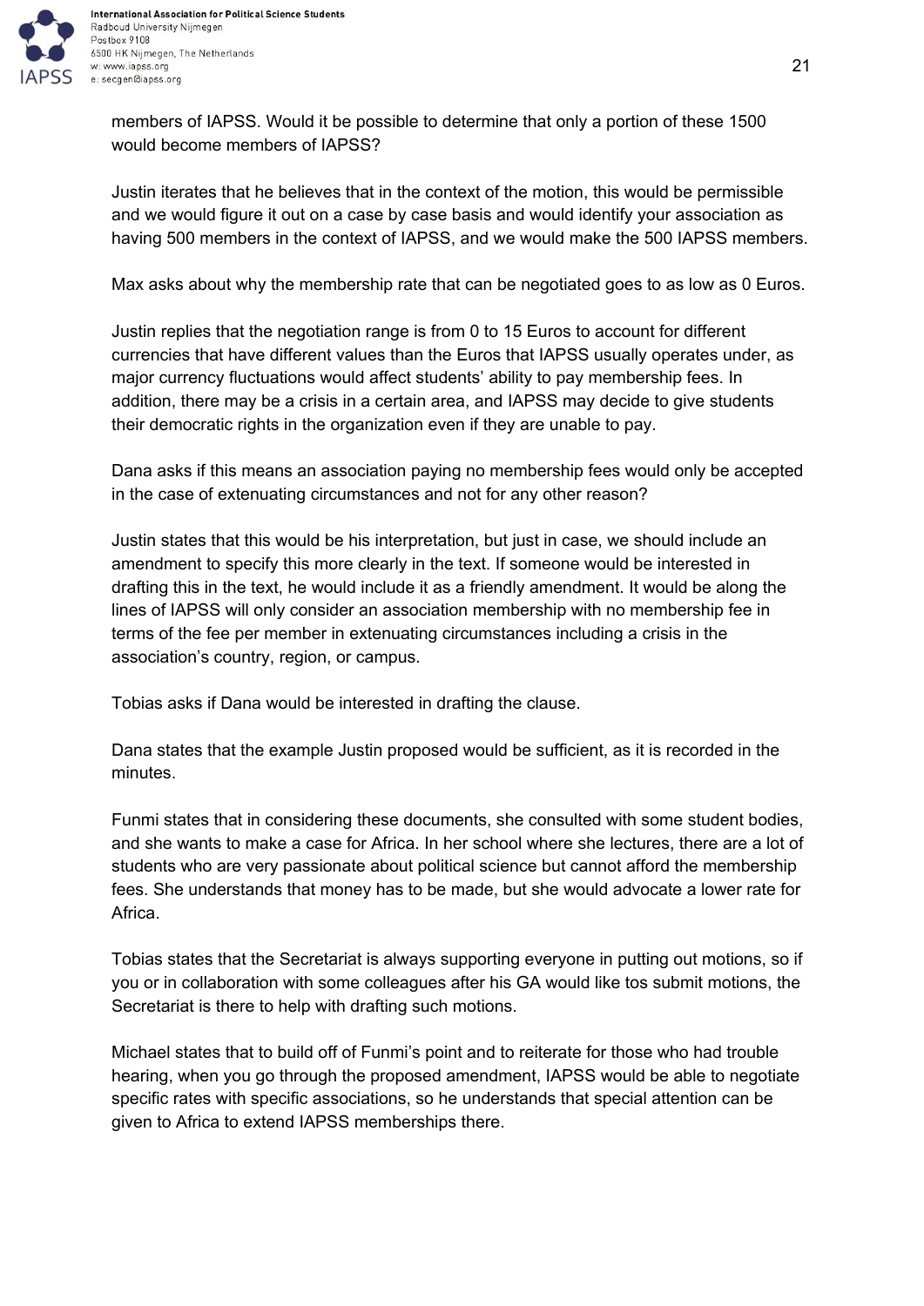members of IAPSS. Would it be possible to determine that only a portion of these 1500 would become members of IAPSS?

Justin iterates that he believes that in the context of the motion, this would be permissible and we would figure it out on a case by case basis and would identify your association as having 500 members in the context of IAPSS, and we would make the 500 IAPSS members.

Max asks about why the membership rate that can be negotiated goes to as low as 0 Euros.

Justin replies that the negotiation range is from 0 to 15 Euros to account for different currencies that have different values than the Euros that IAPSS usually operates under, as major currency fluctuations would affect students' ability to pay membership fees. In addition, there may be a crisis in a certain area, and IAPSS may decide to give students their democratic rights in the organization even if they are unable to pay.

Dana asks if this means an association paying no membership fees would only be accepted in the case of extenuating circumstances and not for any other reason?

Justin states that this would be his interpretation, but just in case, we should include an amendment to specify this more clearly in the text. If someone would be interested in drafting this in the text, he would include it as a friendly amendment. It would be along the lines of IAPSS will only consider an association membership with no membership fee in terms of the fee per member in extenuating circumstances including a crisis in the association's country, region, or campus.

Tobias asks if Dana would be interested in drafting the clause.

Dana states that the example Justin proposed would be sufficient, as it is recorded in the minutes.

Funmi states that in considering these documents, she consulted with some student bodies, and she wants to make a case for Africa. In her school where she lectures, there are a lot of students who are very passionate about political science but cannot afford the membership fees. She understands that money has to be made, but she would advocate a lower rate for Africa.

Tobias states that the Secretariat is always supporting everyone in putting out motions, so if you or in collaboration with some colleagues after his GA would like tos submit motions, the Secretariat is there to help with drafting such motions.

Michael states that to build off of Funmi's point and to reiterate for those who had trouble hearing, when you go through the proposed amendment, IAPSS would be able to negotiate specific rates with specific associations, so he understands that special attention can be given to Africa to extend IAPSS memberships there.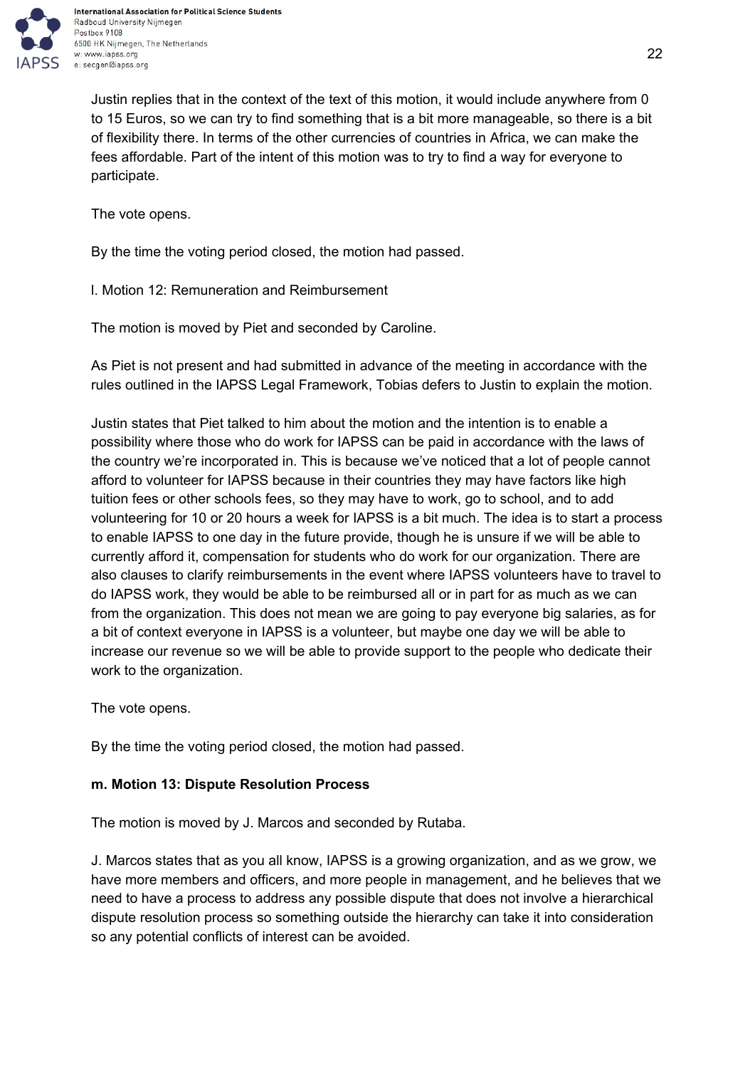Justin replies that in the context of the text of this motion, it would include anywhere from 0 to 15 Euros, so we can try to find something that is a bit more manageable, so there is a bit of flexibility there. In terms of the other currencies of countries in Africa, we can make the fees affordable. Part of the intent of this motion was to try to find a way for everyone to participate.

The vote opens.

By the time the voting period closed, the motion had passed.

l. Motion 12: Remuneration and Reimbursement

The motion is moved by Piet and seconded by Caroline.

As Piet is not present and had submitted in advance of the meeting in accordance with the rules outlined in the IAPSS Legal Framework, Tobias defers to Justin to explain the motion.

Justin states that Piet talked to him about the motion and the intention is to enable a possibility where those who do work for IAPSS can be paid in accordance with the laws of the country we're incorporated in. This is because we've noticed that a lot of people cannot afford to volunteer for IAPSS because in their countries they may have factors like high tuition fees or other schools fees, so they may have to work, go to school, and to add volunteering for 10 or 20 hours a week for IAPSS is a bit much. The idea is to start a process to enable IAPSS to one day in the future provide, though he is unsure if we will be able to currently afford it, compensation for students who do work for our organization. There are also clauses to clarify reimbursements in the event where IAPSS volunteers have to travel to do IAPSS work, they would be able to be reimbursed all or in part for as much as we can from the organization. This does not mean we are going to pay everyone big salaries, as for a bit of context everyone in IAPSS is a volunteer, but maybe one day we will be able to increase our revenue so we will be able to provide support to the people who dedicate their work to the organization.

The vote opens.

By the time the voting period closed, the motion had passed.

**m. Motion 13: Dispute Resolution Process**

The motion is moved by J. Marcos and seconded by Rutaba.

J. Marcos states that as you all know, IAPSS is a growing organization, and as we grow, we have more members and officers, and more people in management, and he believes that we need to have a process to address any possible dispute that does not involve a hierarchical dispute resolution process so something outside the hierarchy can take it into consideration so any potential conflicts of interest can be avoided.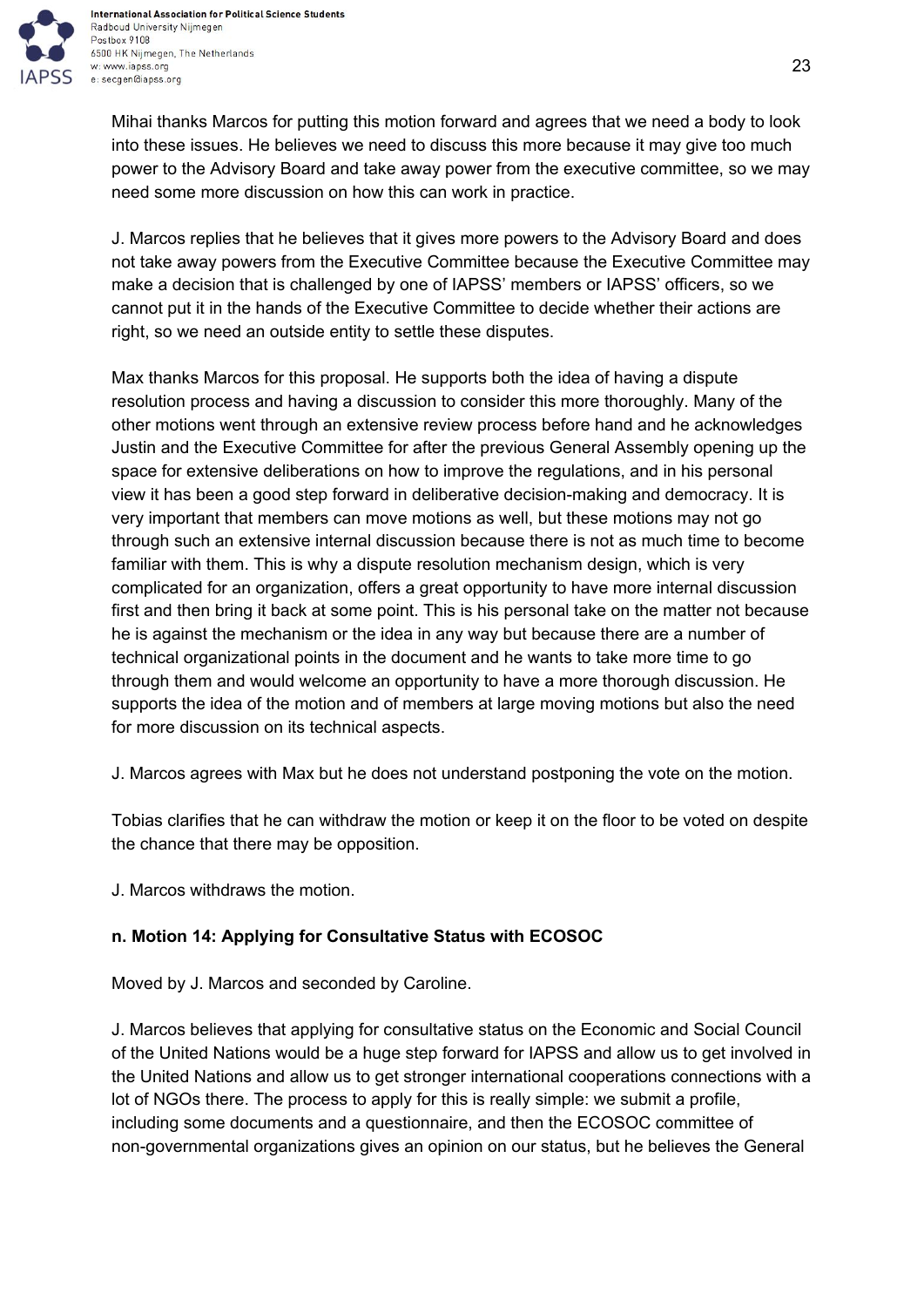Mihai thanks Marcos for putting this motion forward and agrees that we need a body to look into these issues. He believes we need to discuss this more because it may give too much power to the Advisory Board and take away power from the executive committee, so we may need some more discussion on how this can work in practice.

J. Marcos replies that he believes that it gives more powers to the Advisory Board and does not take away powers from the Executive Committee because the Executive Committee may make a decision that is challenged by one of IAPSS' members or IAPSS' officers, so we cannot put it in the hands of the Executive Committee to decide whether their actions are right, so we need an outside entity to settle these disputes.

Max thanks Marcos for this proposal. He supports both the idea of having a dispute resolution process and having a discussion to consider this more thoroughly. Many of the other motions went through an extensive review process before hand and he acknowledges Justin and the Executive Committee for after the previous General Assembly opening up the space for extensive deliberations on how to improve the regulations, and in his personal view it has been a good step forward in deliberative decision-making and democracy. It is very important that members can move motions as well, but these motions may not go through such an extensive internal discussion because there is not as much time to become familiar with them. This is why a dispute resolution mechanism design, which is very complicated for an organization, offers a great opportunity to have more internal discussion first and then bring it back at some point. This is his personal take on the matter not because he is against the mechanism or the idea in any way but because there are a number of technical organizational points in the document and he wants to take more time to go through them and would welcome an opportunity to have a more thorough discussion. He supports the idea of the motion and of members at large moving motions but also the need for more discussion on its technical aspects.

J. Marcos agrees with Max but he does not understand postponing the vote on the motion.

Tobias clarifies that he can withdraw the motion or keep it on the floor to be voted on despite the chance that there may be opposition.

J. Marcos withdraws the motion.

**n. Motion 14: Applying for Consultative Status with ECOSOC**

Moved by J. Marcos and seconded by Caroline.

J. Marcos believes that applying for consultative status on the Economic and Social Council of the United Nations would be a huge step forward for IAPSS and allow us to get involved in the United Nations and allow us to get stronger international cooperations connections with a lot of NGOs there. The process to apply for this is really simple: we submit a profile, including some documents and a questionnaire, and then the ECOSOC committee of non-governmental organizations gives an opinion on our status, but he believes the General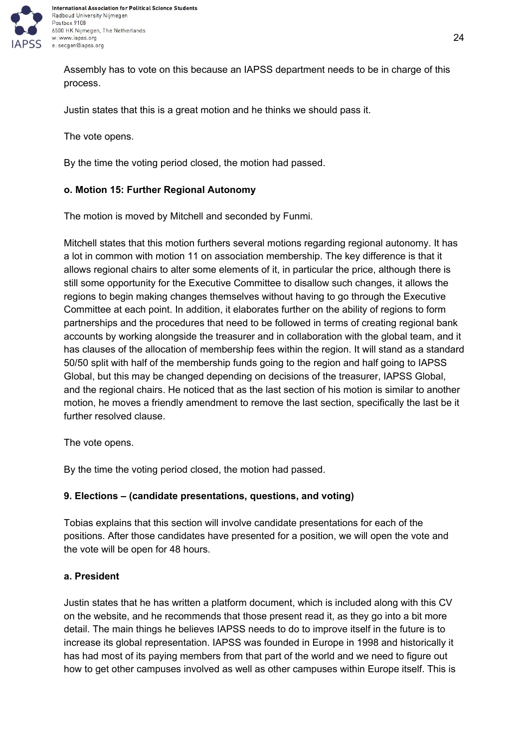Assembly has to vote on this because an IAPSS department needs to be in charge of this process.

Justin states that this is a great motion and he thinks we should pass it.

The vote opens.

By the time the voting period closed, the motion had passed.

### o. Motion 15: Further Regional Autonomy

The motion is moved by Mitchell and seconded by Funmi.

Mitchell states that this motion furthers several motions regarding regional autonomy. It has a lot in common with motion 11 on association membership. The key difference is that it allows regional chairs to alter some elements of it, in particular the price, although there is still some opportunity for the Executive Committee to disallow such changes, it allows the regions to begin making changes themselves without having to go through the Executive Committee at each point. In addition, it elaborates further on the ability of regions to form partnerships and the procedures that need to be followed in terms of creating regional bank accounts by working alongside the treasurer and in collaboration with the global team, and it has clauses of the allocation of membership fees within the region. It will stand as a standard 50/50 split with half of the membership funds going to the region and half going to IAPSS Global, but this may be changed depending on decisions of the treasurer, IAPSS Global, and the regional chairs. He noticed that as the last section of his motion is similar to another motion, he moves a friendly amendment to remove the last section, specifically the last be it further resolved clause.

The vote opens.

By the time the voting period closed, the motion had passed.

## 9. Elections – (candidate presentations, questions, and voting)

Tobias explains that this section will involve candidate presentations for each of the positions. After those candidates have presented for a position, we will open the vote and the vote will be open for 48 hours.

### a. President

Justin states that he has written a platform document, which is included along with this CV on the website, and he recommends that those present read it, as they go into a bit more detail. The main things he believes IAPSS needs to do to improve itself in the future is to increase its global representation. IAPSS was founded in Europe in 1998 and historically it has had most of its paying members from that part of the world and we need to figure out how to get other campuses involved as well as other campuses within Europe itself. This is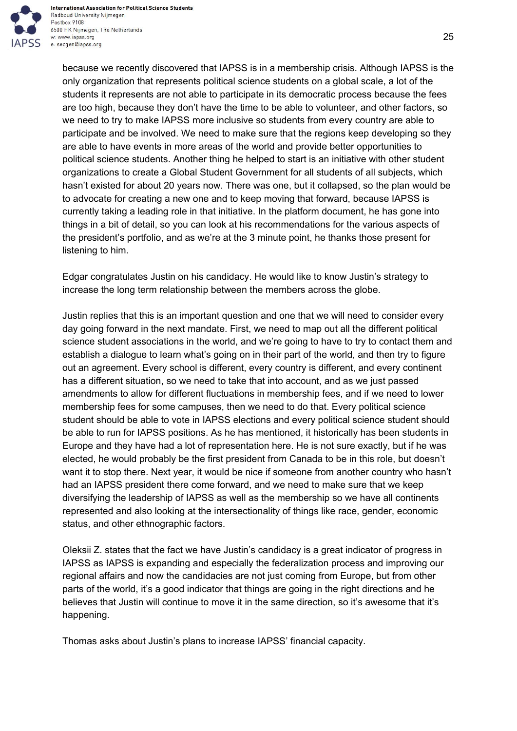because we recently discovered that IAPSS is in a membership crisis. Although IAPSS is the only organization that represents political science students on a global scale, a lot of the students it represents are not able to participate in its democratic process because the fees are too high, because they don't have the time to be able to volunteer, and other factors, so we need to try to make IAPSS more inclusive so students from every country are able to participate and be involved. We need to make sure that the regions keep developing so they are able to have events in more areas of the world and provide better opportunities to political science students. Another thing he helped to start is an initiative with other student organizations to create a Global Student Government for all students of all subjects, which hasn't existed for about 20 years now. There was one, but it collapsed, so the plan would be to advocate for creating a new one and to keep moving that forward, because IAPSS is currently taking a leading role in that initiative. In the platform document, he has gone into things in a bit of detail, so you can look at his recommendations for the various aspects of the president's portfolio, and as we're at the 3 minute point, he thanks those present for listening to him.

Edgar congratulates Justin on his candidacy. He would like to know Justin's strategy to increase the long term relationship between the members across the globe.

Justin replies that this is an important question and one that we will need to consider every day going forward in the next mandate. First, we need to map out all the different political science student associations in the world, and we're going to have to try to contact them and establish a dialogue to learn what's going on in their part of the world, and then try to figure out an agreement. Every school is different, every country is different, and every continent has a different situation, so we need to take that into account, and as we just passed amendments to allow for different fluctuations in membership fees, and if we need to lower membership fees for some campuses, then we need to do that. Every political science student should be able to vote in IAPSS elections and every political science student should be able to run for IAPSS positions. As he has mentioned, it historically has been students in Europe and they have had a lot of representation here. He is not sure exactly, but if he was elected, he would probably be the first president from Canada to be in this role, but doesn't want it to stop there. Next year, it would be nice if someone from another country who hasn't had an IAPSS president there come forward, and we need to make sure that we keep diversifying the leadership of IAPSS as well as the membership so we have all continents represented and also looking at the intersectionality of things like race, gender, economic status, and other ethnographic factors.

Oleksii Z. states that the fact we have Justin's candidacy is a great indicator of progress in IAPSS as IAPSS is expanding and especially the federalization process and improving our regional affairs and now the candidacies are not just coming from Europe, but from other parts of the world, it's a good indicator that things are going in the right directions and he believes that Justin will continue to move it in the same direction, so it's awesome that it's happening.

Thomas asks about Justin's plans to increase IAPSS' financial capacity.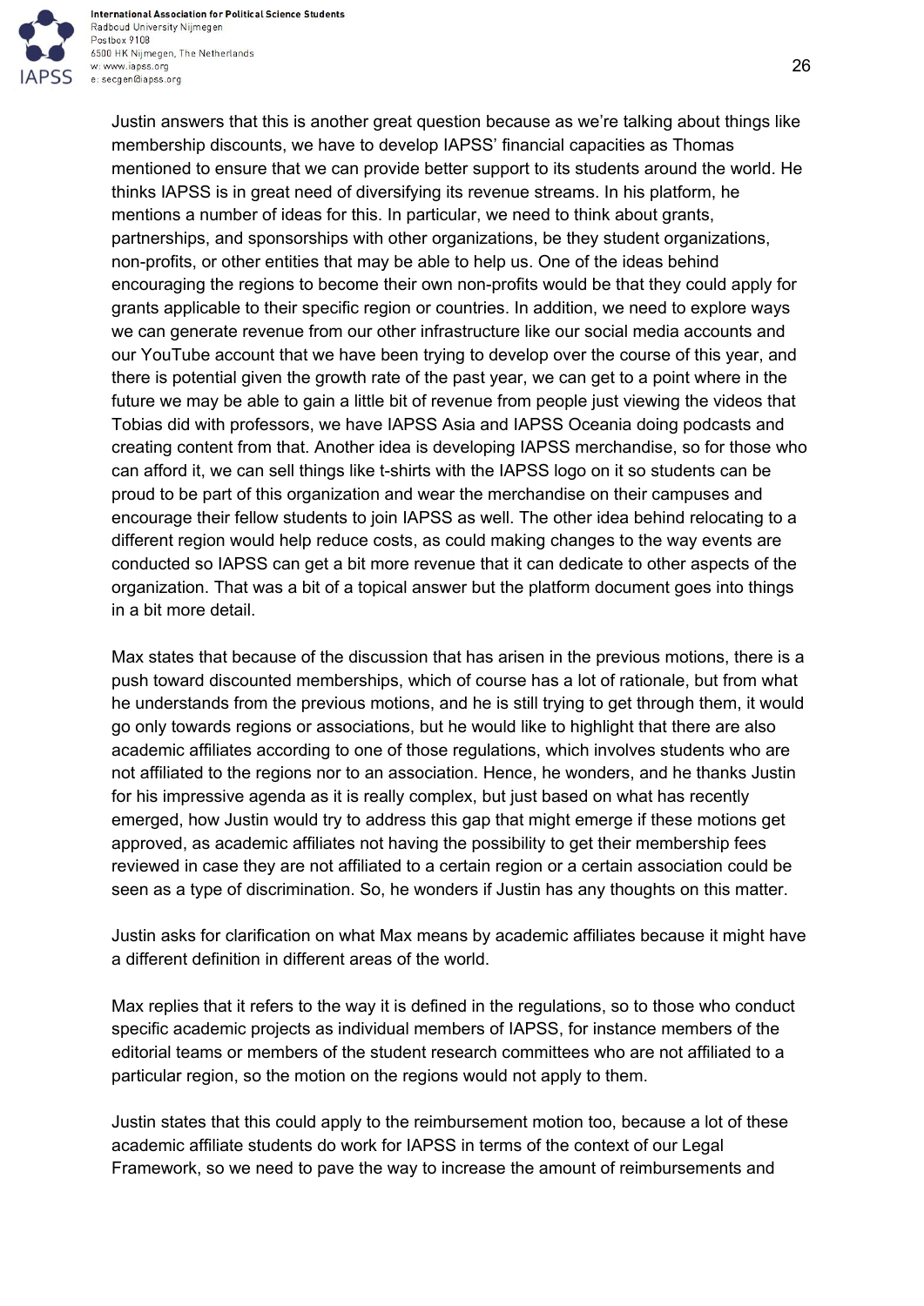Justin answers that this is another great question because as we're talking about things like membership discounts, we have to develop IAPSS' financial capacities as Thomas mentioned to ensure that we can provide better support to its students around the world. He thinks IAPSS is in great need of diversifying its revenue streams. In his platform, he mentions a number of ideas for this. In particular, we need to think about grants, partnerships, and sponsorships with other organizations, be they student organizations, non-profits, or other entities that may be able to help us. One of the ideas behind encouraging the regions to become their own non-profits would be that they could apply for grants applicable to their specific region or countries. In addition, we need to explore ways we can generate revenue from our other infrastructure like our social media accounts and our YouTube account that we have been trying to develop over the course of this year, and there is potential given the growth rate of the past year, we can get to a point where in the future we may be able to gain a little bit of revenue from people just viewing the videos that Tobias did with professors, we have IAPSS Asia and IAPSS Oceania doing podcasts and creating content from that. Another idea is developing IAPSS merchandise, so for those who can afford it, we can sell things like t-shirts with the IAPSS logo on it so students can be proud to be part of this organization and wear the merchandise on their campuses and encourage their fellow students to join IAPSS as well. The other idea behind relocating to a different region would help reduce costs, as could making changes to the way events are conducted so IAPSS can get a bit more revenue that it can dedicate to other aspects of the organization. That was a bit of a topical answer but the platform document goes into things in a bit more detail.

Max states that because of the discussion that has arisen in the previous motions, there is a push toward discounted memberships, which of course has a lot of rationale, but from what he understands from the previous motions, and he is still trying to get through them, it would go only towards regions or associations, but he would like to highlight that there are also academic affiliates according to one of those regulations, which involves students who are not affiliated to the regions nor to an association. Hence, he wonders, and he thanks Justin for his impressive agenda as it is really complex, but just based on what has recently emerged, how Justin would try to address this gap that might emerge if these motions get approved, as academic affiliates not having the possibility to get their membership fees reviewed in case they are not affiliated to a certain region or a certain association could be seen as a type of discrimination. So, he wonders if Justin has any thoughts on this matter.

Justin asks for clarification on what Max means by academic affiliates because it might have a different definition in different areas of the world.

Max replies that it refers to the way it is defined in the regulations, so to those who conduct specific academic projects as individual members of IAPSS, for instance members of the editorial teams or members of the student research committees who are not affiliated to a particular region, so the motion on the regions would not apply to them.

Justin states that this could apply to the reimbursement motion too, because a lot of these academic affiliate students do work for IAPSS in terms of the context of our Legal Framework, so we need to pave the way to increase the amount of reimbursements and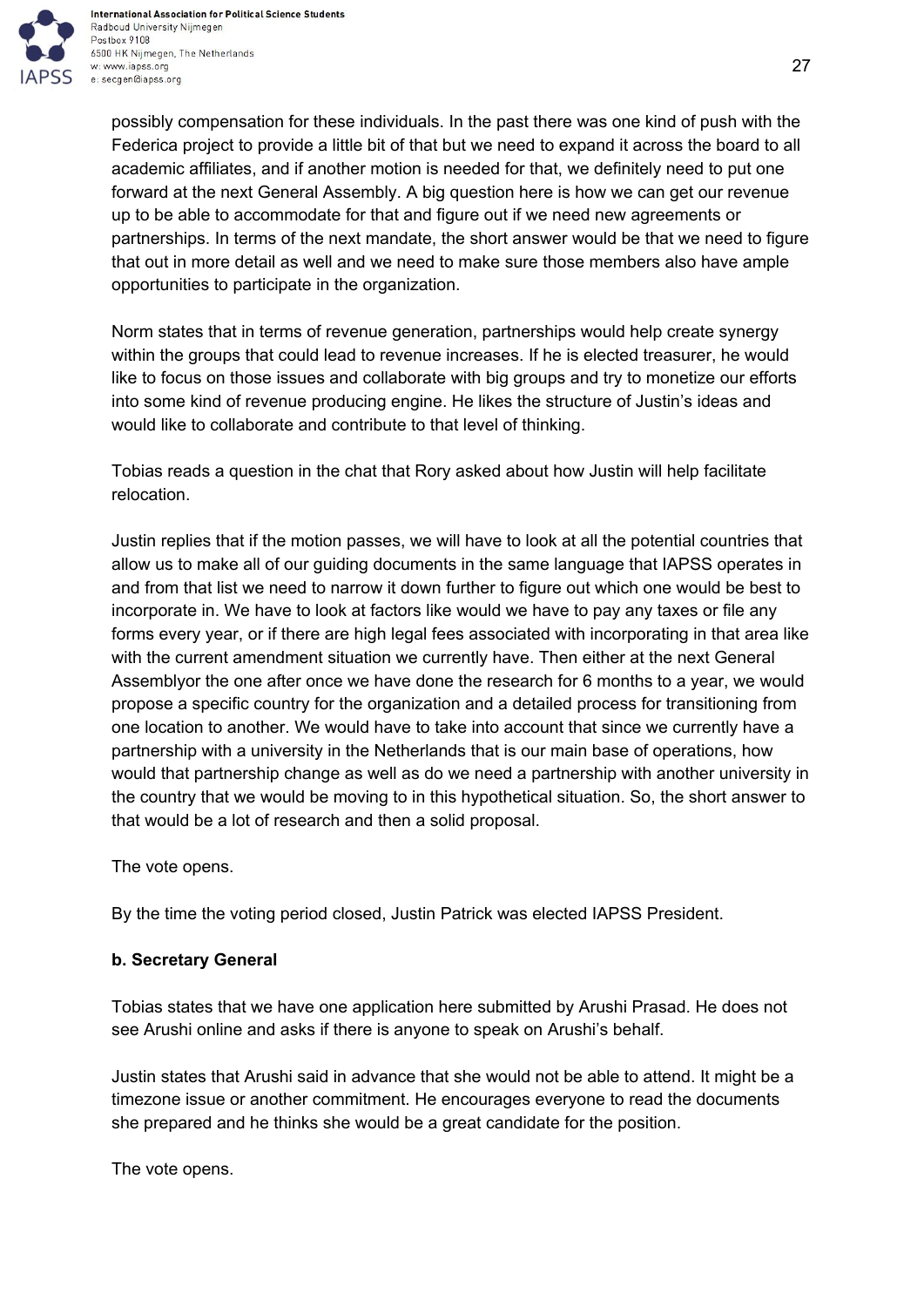possibly compensation for these individuals. In the past there was one kind of push with the Federica project to provide a little bit of that but we need to expand it across the board to all academic affiliates, and if another motion is needed for that, we definitely need to put one forward at the next General Assembly. A big question here is how we can get our revenue up to be able to accommodate for that and figure out if we need new agreements or partnerships. In terms of the next mandate, the short answer would be that we need to figure that out in more detail as well and we need to make sure those members also have ample opportunities to participate in the organization.

Norm states that in terms of revenue generation, partnerships would help create synergy within the groups that could lead to revenue increases. If he is elected treasurer, he would like to focus on those issues and collaborate with big groups and try to monetize our efforts into some kind of revenue producing engine. He likes the structure of Justin's ideas and would like to collaborate and contribute to that level of thinking.

Tobias reads a question in the chat that Rory asked about how Justin will help facilitate relocation.

Justin replies that if the motion passes, we will have to look at all the potential countries that allow us to make all of our guiding documents in the same language that IAPSS operates in and from that list we need to narrow it down further to figure out which one would be best to incorporate in. We have to look at factors like would we have to pay any taxes or file any forms every year, or if there are high legal fees associated with incorporating in that area like with the current amendment situation we currently have. Then either at the next General Assemblyor the one after once we have done the research for 6 months to a year, we would propose a specific country for the organization and a detailed process for transitioning from one location to another. We would have to take into account that since we currently have a partnership with a university in the Netherlands that is our main base of operations, how would that partnership change as well as do we need a partnership with another university in the country that we would be moving to in this hypothetical situation. So, the short answer to that would be a lot of research and then a solid proposal.

The vote opens.

By the time the voting period closed, Justin Patrick was elected IAPSS President.

**b. Secretary General**

Tobias states that we have one application here submitted by Arushi Prasad. He does not see Arushi online and asks if there is anyone to speak on Arushi's behalf.

Justin states that Arushi said in advance that she would not be able to attend. It might be a timezone issue or another commitment. He encourages everyone to read the documents she prepared and he thinks she would be a great candidate for the position.

The vote opens.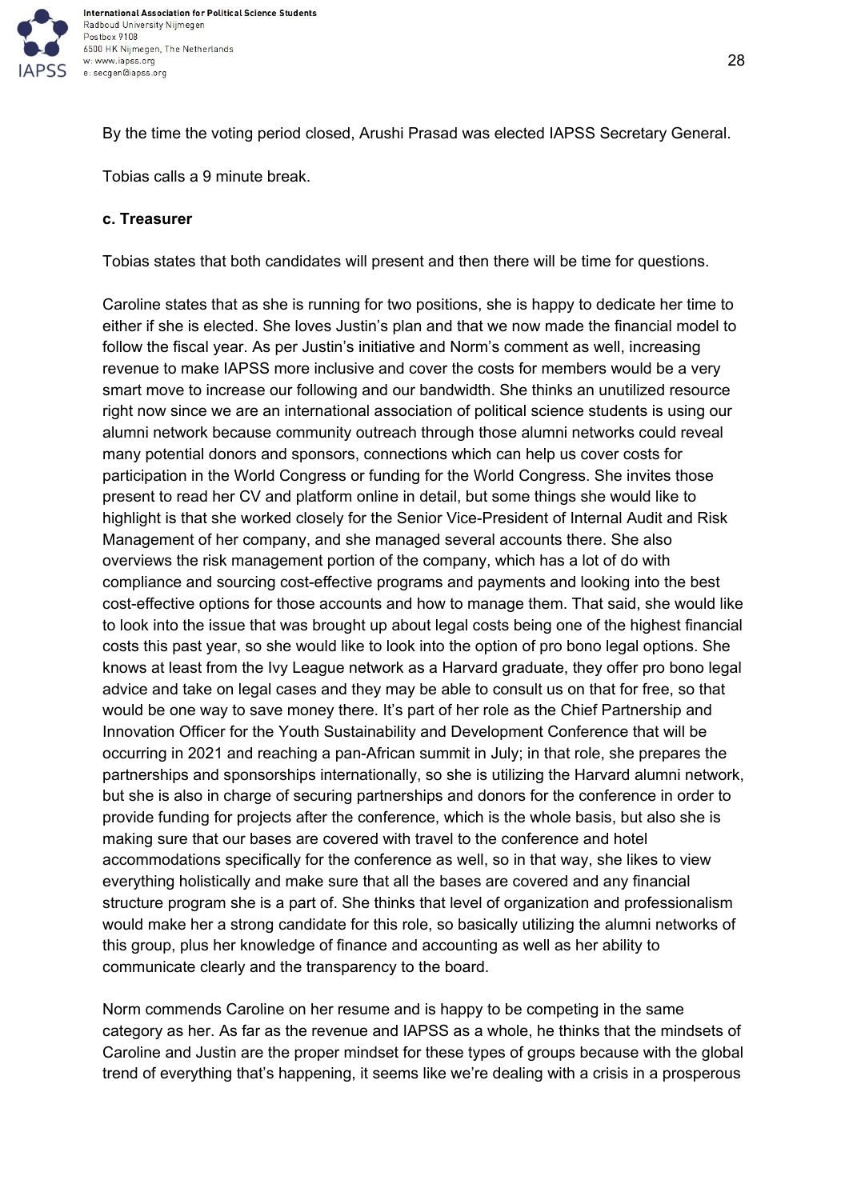By the time the voting period closed, Arushi Prasad was elected IAPSS Secretary General.

Tobias calls a 9 minute break.

**c. Treasurer**

Tobias states that both candidates will present and then there will be time for questions.

Caroline states that as she is running for two positions, she is happy to dedicate her time to either if she is elected. She loves Justin's plan and that we now made the financial model to follow the fiscal year. As per Justin's initiative and Norm's comment as well, increasing revenue to make IAPSS more inclusive and cover the costs for members would be a very smart move to increase our following and our bandwidth. She thinks an unutilized resource right now since we are an international association of political science students is using our alumni network because community outreach through those alumni networks could reveal many potential donors and sponsors, connections which can help us cover costs for participation in the World Congress or funding for the World Congress. She invites those present to read her CV and platform online in detail, but some things she would like to highlight is that she worked closely for the Senior Vice-President of Internal Audit and Risk Management of her company, and she managed several accounts there. She also overviews the risk management portion of the company, which has a lot of do with compliance and sourcing cost-effective programs and payments and looking into the best cost-effective options for those accounts and how to manage them. That said, she would like to look into the issue that was brought up about legal costs being one of the highest financial costs this past year, so she would like to look into the option of pro bono legal options. She knows at least from the Ivy League network as a Harvard graduate, they offer pro bono legal advice and take on legal cases and they may be able to consult us on that for free, so that would be one way to save money there. It's part of her role as the Chief Partnership and Innovation Officer for the Youth Sustainability and Development Conference that will be occurring in 2021 and reaching a pan-African summit in July; in that role, she prepares the partnerships and sponsorships internationally, so she is utilizing the Harvard alumni network, but she is also in charge of securing partnerships and donors for the conference in order to provide funding for projects after the conference, which is the whole basis, but also she is making sure that our bases are covered with travel to the conference and hotel accommodations specifically for the conference as well, so in that way, she likes to view everything holistically and make sure that all the bases are covered and any financial structure program she is a part of. She thinks that level of organization and professionalism would make her a strong candidate for this role, so basically utilizing the alumni networks of this group, plus her knowledge of finance and accounting as well as her ability to communicate clearly and the transparency to the board.

Norm commends Caroline on her resume and is happy to be competing in the same category as her. As far as the revenue and IAPSS as a whole, he thinks that the mindsets of Caroline and Justin are the proper mindset for these types of groups because with the global trend of everything that's happening, it seems like we're dealing with a crisis in a prosperous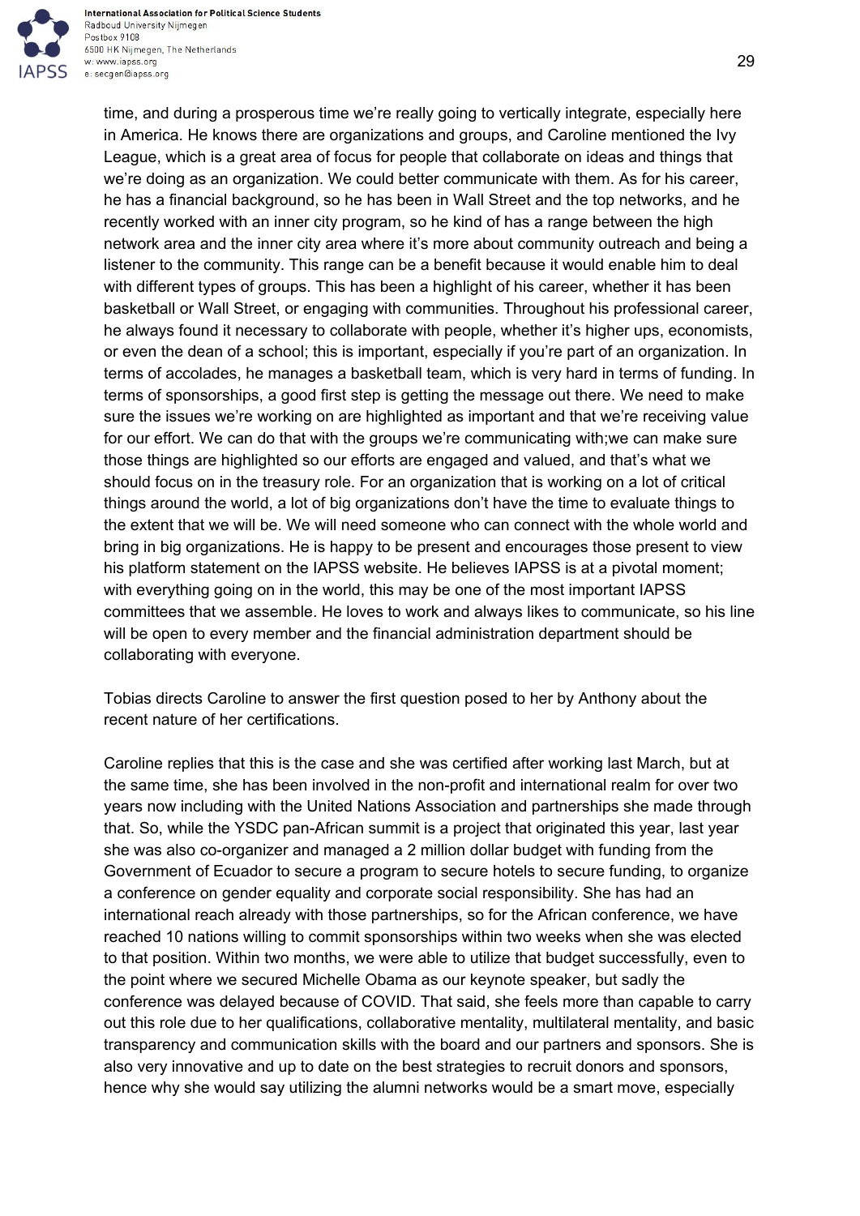time, and during a prosperous time we're really going to vertically integrate, especially here in America. He knows there are organizations and groups, and Caroline mentioned the Ivy League, which is a great area of focus for people that collaborate on ideas and things that we're doing as an organization. We could better communicate with them. As for his career, he has a financial background, so he has been in Wall Street and the top networks, and he recently worked with an inner city program, so he kind of has a range between the high network area and the inner city area where it's more about community outreach and being a listener to the community. This range can be a benefit because it would enable him to deal with different types of groups. This has been a highlight of his career, whether it has been basketball or Wall Street, or engaging with communities. Throughout his professional career, he always found it necessary to collaborate with people, whether it's higher ups, economists, or even the dean of a school; this is important, especially if you're part of an organization. In terms of accolades, he manages a basketball team, which is very hard in terms of funding. In terms of sponsorships, a good first step is getting the message out there. We need to make sure the issues we're working on are highlighted as important and that we're receiving value for our effort. We can do that with the groups we're communicating with;we can make sure those things are highlighted so our efforts are engaged and valued, and that's what we should focus on in the treasury role. For an organization that is working on a lot of critical things around the world, a lot of big organizations don't have the time to evaluate things to the extent that we will be. We will need someone who can connect with the whole world and bring in big organizations. He is happy to be present and encourages those present to view his platform statement on the IAPSS website. He believes IAPSS is at a pivotal moment; with everything going on in the world, this may be one of the most important IAPSS committees that we assemble. He loves to work and always likes to communicate, so his line will be open to every member and the financial administration department should be collaborating with everyone.

Tobias directs Caroline to answer the first question posed to her by Anthony about the recent nature of her certifications.

Caroline replies that this is the case and she was certified after working last March, but at the same time, she has been involved in the non-profit and international realm for over two years now including with the United Nations Association and partnerships she made through that. So, while the YSDC pan-African summit is a project that originated this year, last year she was also co-organizer and managed a 2 million dollar budget with funding from the Government of Ecuador to secure a program to secure hotels to secure funding, to organize a conference on gender equality and corporate social responsibility. She has had an international reach already with those partnerships, so for the African conference, we have reached 10 nations willing to commit sponsorships within two weeks when she was elected to that position. Within two months, we were able to utilize that budget successfully, even to the point where we secured Michelle Obama as our keynote speaker, but sadly the conference was delayed because of COVID. That said, she feels more than capable to carry out this role due to her qualifications, collaborative mentality, multilateral mentality, and basic transparency and communication skills with the board and our partners and sponsors. She is also very innovative and up to date on the best strategies to recruit donors and sponsors, hence why she would say utilizing the alumni networks would be a smart move, especially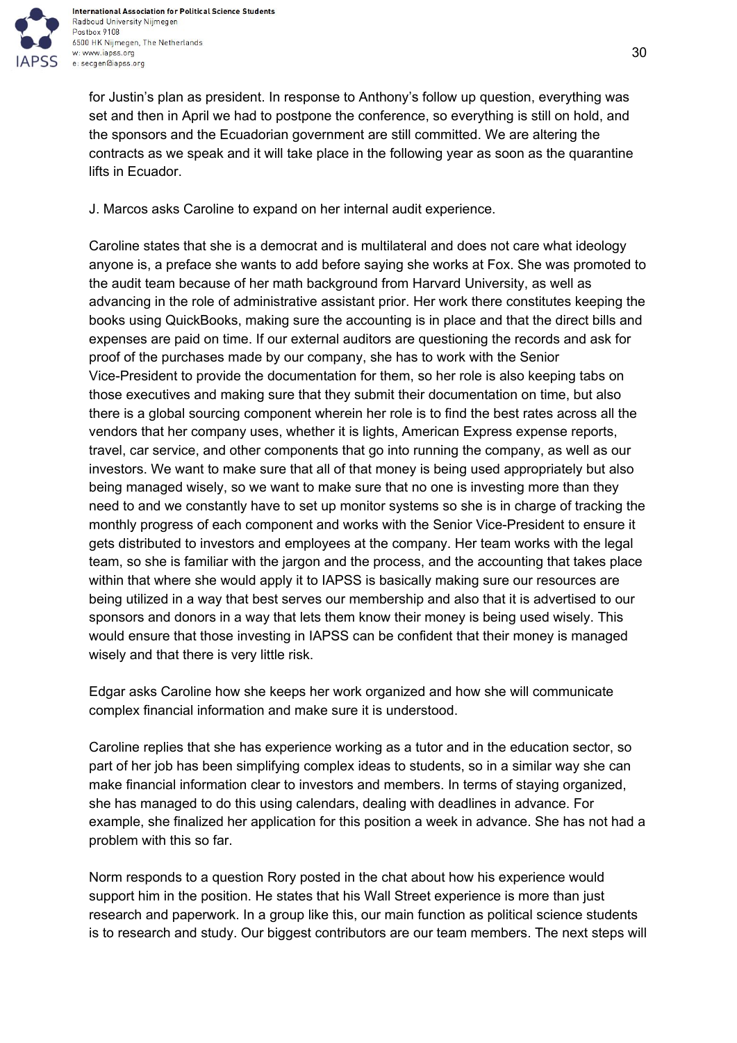for Justin's plan as president. In response to Anthony's follow up question, everything was set and then in April we had to postpone the conference, so everything is still on hold, and the sponsors and the Ecuadorian government are still committed. We are altering the contracts as we speak and it will take place in the following year as soon as the quarantine lifts in Ecuador.

J. Marcos asks Caroline to expand on her internal audit experience.

Caroline states that she is a democrat and is multilateral and does not care what ideology anyone is, a preface she wants to add before saying she works at Fox. She was promoted to the audit team because of her math background from Harvard University, as well as advancing in the role of administrative assistant prior. Her work there constitutes keeping the books using QuickBooks, making sure the accounting is in place and that the direct bills and expenses are paid on time. If our external auditors are questioning the records and ask for proof of the purchases made by our company, she has to work with the Senior Vice-President to provide the documentation for them, so her role is also keeping tabs on those executives and making sure that they submit their documentation on time, but also there is a global sourcing component wherein her role is to find the best rates across all the vendors that her company uses, whether it is lights, American Express expense reports, travel, car service, and other components that go into running the company, as well as our investors. We want to make sure that all of that money is being used appropriately but also being managed wisely, so we want to make sure that no one is investing more than they need to and we constantly have to set up monitor systems so she is in charge of tracking the monthly progress of each component and works with the Senior Vice-President to ensure it gets distributed to investors and employees at the company. Her team works with the legal team, so she is familiar with the jargon and the process, and the accounting that takes place within that where she would apply it to IAPSS is basically making sure our resources are being utilized in a way that best serves our membership and also that it is advertised to our sponsors and donors in a way that lets them know their money is being used wisely. This would ensure that those investing in IAPSS can be confident that their money is managed wisely and that there is very little risk.

Edgar asks Caroline how she keeps her work organized and how she will communicate complex financial information and make sure it is understood.

Caroline replies that she has experience working as a tutor and in the education sector, so part of her job has been simplifying complex ideas to students, so in a similar way she can make financial information clear to investors and members. In terms of staying organized, she has managed to do this using calendars, dealing with deadlines in advance. For example, she finalized her application for this position a week in advance. She has not had a problem with this so far.

Norm responds to a question Rory posted in the chat about how his experience would support him in the position. He states that his Wall Street experience is more than just research and paperwork. In a group like this, our main function as political science students is to research and study. Our biggest contributors are our team members. The next steps will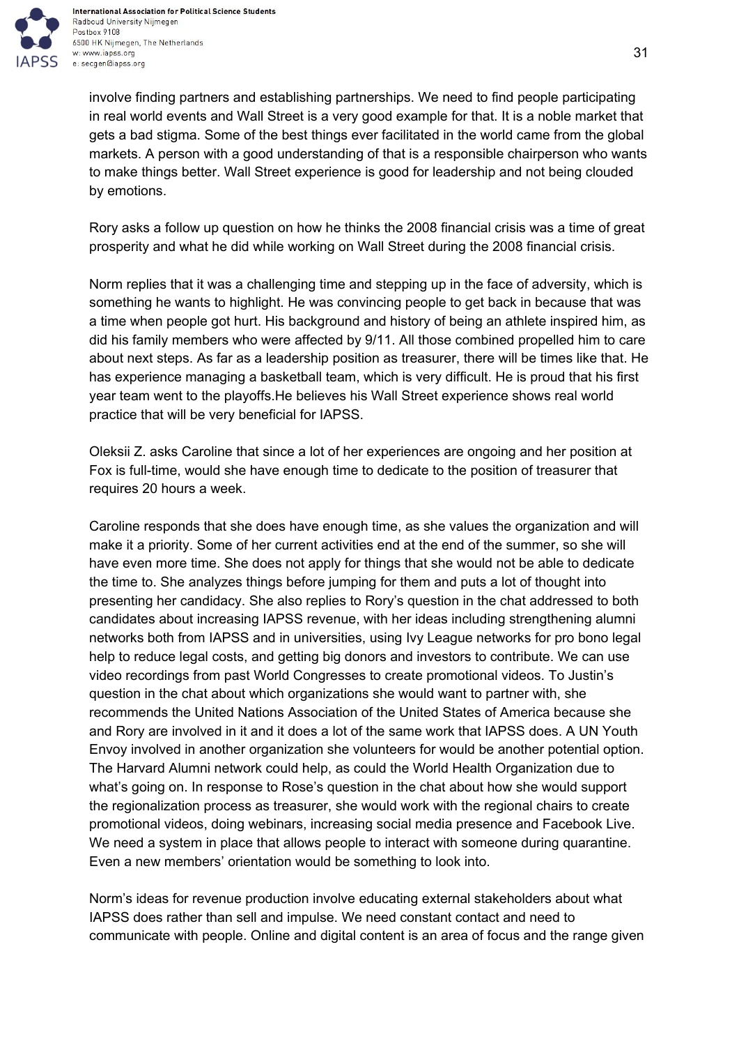involve finding partners and establishing partnerships. We need to find people participating in real world events and Wall Street is a very good example for that. It is a noble market that gets a bad stigma. Some of the best things ever facilitated in the world came from the global markets. A person with a good understanding of that is a responsible chairperson who wants to make things better. Wall Street experience is good for leadership and not being clouded by emotions.

Rory asks a follow up question on how he thinks the 2008 financial crisis was a time of great prosperity and what he did while working on Wall Street during the 2008 financial crisis.

Norm replies that it was a challenging time and stepping up in the face of adversity, which is something he wants to highlight. He was convincing people to get back in because that was a time when people got hurt. His background and history of being an athlete inspired him, as did his family members who were affected by 9/11. All those combined propelled him to care about next steps. As far as a leadership position as treasurer, there will be times like that. He has experience managing a basketball team, which is very difficult. He is proud that his first year team went to the playoffs.He believes his Wall Street experience shows real world practice that will be very beneficial for IAPSS.

Oleksii Z. asks Caroline that since a lot of her experiences are ongoing and her position at Fox is full-time, would she have enough time to dedicate to the position of treasurer that requires 20 hours a week.

Caroline responds that she does have enough time, as she values the organization and will make it a priority. Some of her current activities end at the end of the summer, so she will have even more time. She does not apply for things that she would not be able to dedicate the time to. She analyzes things before jumping for them and puts a lot of thought into presenting her candidacy. She also replies to Rory's question in the chat addressed to both candidates about increasing IAPSS revenue, with her ideas including strengthening alumni networks both from IAPSS and in universities, using Ivy League networks for pro bono legal help to reduce legal costs, and getting big donors and investors to contribute. We can use video recordings from past World Congresses to create promotional videos. To Justin's question in the chat about which organizations she would want to partner with, she recommends the United Nations Association of the United States of America because she and Rory are involved in it and it does a lot of the same work that IAPSS does. A UN Youth Envoy involved in another organization she volunteers for would be another potential option. The Harvard Alumni network could help, as could the World Health Organization due to what's going on. In response to Rose's question in the chat about how she would support the regionalization process as treasurer, she would work with the regional chairs to create promotional videos, doing webinars, increasing social media presence and Facebook Live. We need a system in place that allows people to interact with someone during quarantine. Even a new members' orientation would be something to look into.

Norm's ideas for revenue production involve educating external stakeholders about what IAPSS does rather than sell and impulse. We need constant contact and need to communicate with people. Online and digital content is an area of focus and the range given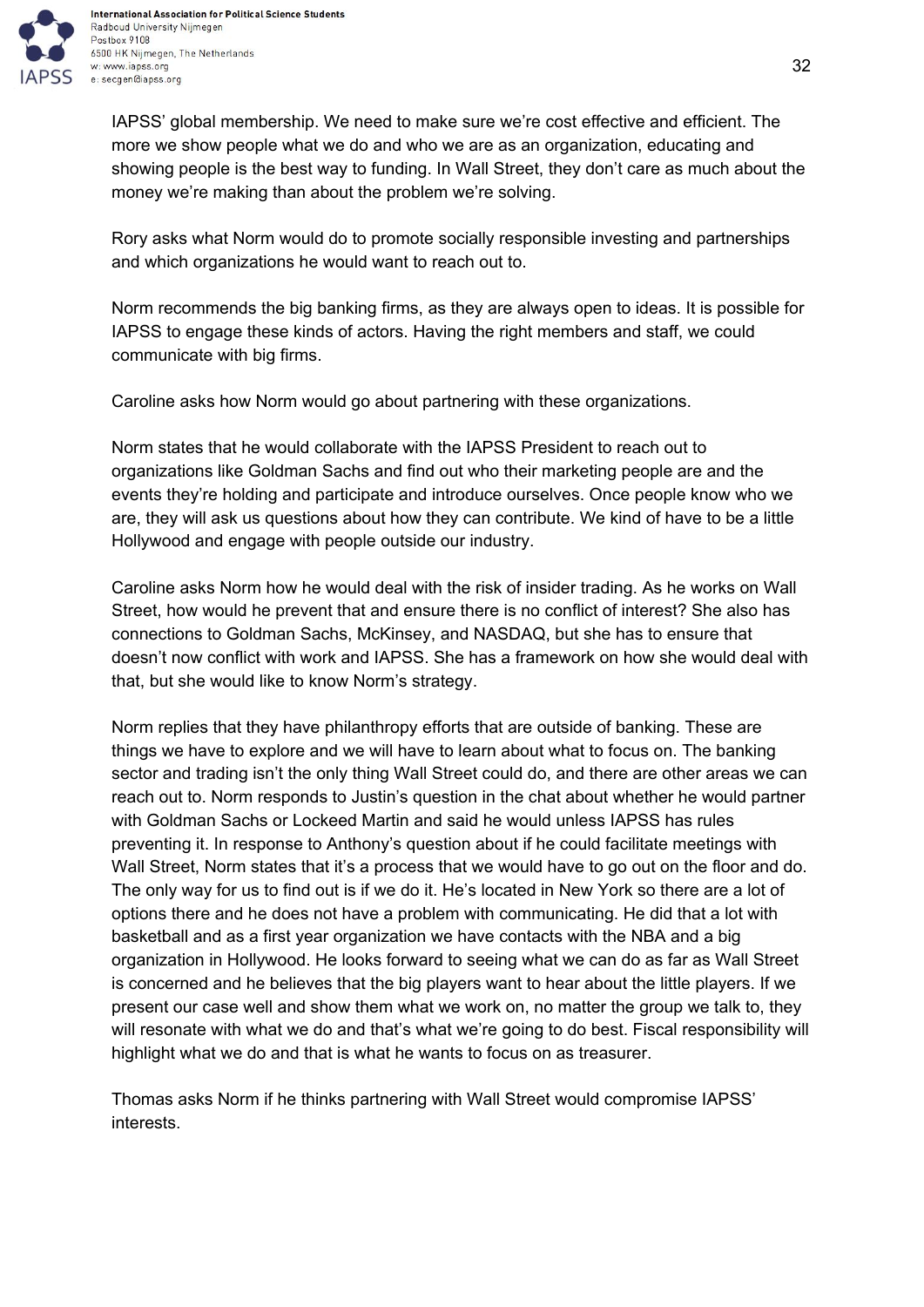IAPSS' global membership. We need to make sure we're cost effective and efficient. The more we show people what we do and who we are as an organization, educating and showing people is the best way to funding. In Wall Street, they don't care as much about the money we're making than about the problem we're solving.

Rory asks what Norm would do to promote socially responsible investing and partnerships and which organizations he would want to reach out to.

Norm recommends the big banking firms, as they are always open to ideas. It is possible for IAPSS to engage these kinds of actors. Having the right members and staff, we could communicate with big firms.

Caroline asks how Norm would go about partnering with these organizations.

Norm states that he would collaborate with the IAPSS President to reach out to organizations like Goldman Sachs and find out who their marketing people are and the events they're holding and participate and introduce ourselves. Once people know who we are, they will ask us questions about how they can contribute. We kind of have to be a little Hollywood and engage with people outside our industry.

Caroline asks Norm how he would deal with the risk of insider trading. As he works on Wall Street, how would he prevent that and ensure there is no conflict of interest? She also has connections to Goldman Sachs, McKinsey, and NASDAQ, but she has to ensure that doesn't now conflict with work and IAPSS. She has a framework on how she would deal with that, but she would like to know Norm's strategy.

Norm replies that they have philanthropy efforts that are outside of banking. These are things we have to explore and we will have to learn about what to focus on. The banking sector and trading isn't the only thing Wall Street could do, and there are other areas we can reach out to. Norm responds to Justin's question in the chat about whether he would partner with Goldman Sachs or Lockeed Martin and said he would unless IAPSS has rules preventing it. In response to Anthony's question about if he could facilitate meetings with Wall Street, Norm states that it's a process that we would have to go out on the floor and do. The only way for us to find out is if we do it. He's located in New York so there are a lot of options there and he does not have a problem with communicating. He did that a lot with basketball and as a first year organization we have contacts with the NBA and a big organization in Hollywood. He looks forward to seeing what we can do as far as Wall Street is concerned and he believes that the big players want to hear about the little players. If we present our case well and show them what we work on, no matter the group we talk to, they will resonate with what we do and that's what we're going to do best. Fiscal responsibility will highlight what we do and that is what he wants to focus on as treasurer.

Thomas asks Norm if he thinks partnering with Wall Street would compromise IAPSS' interests.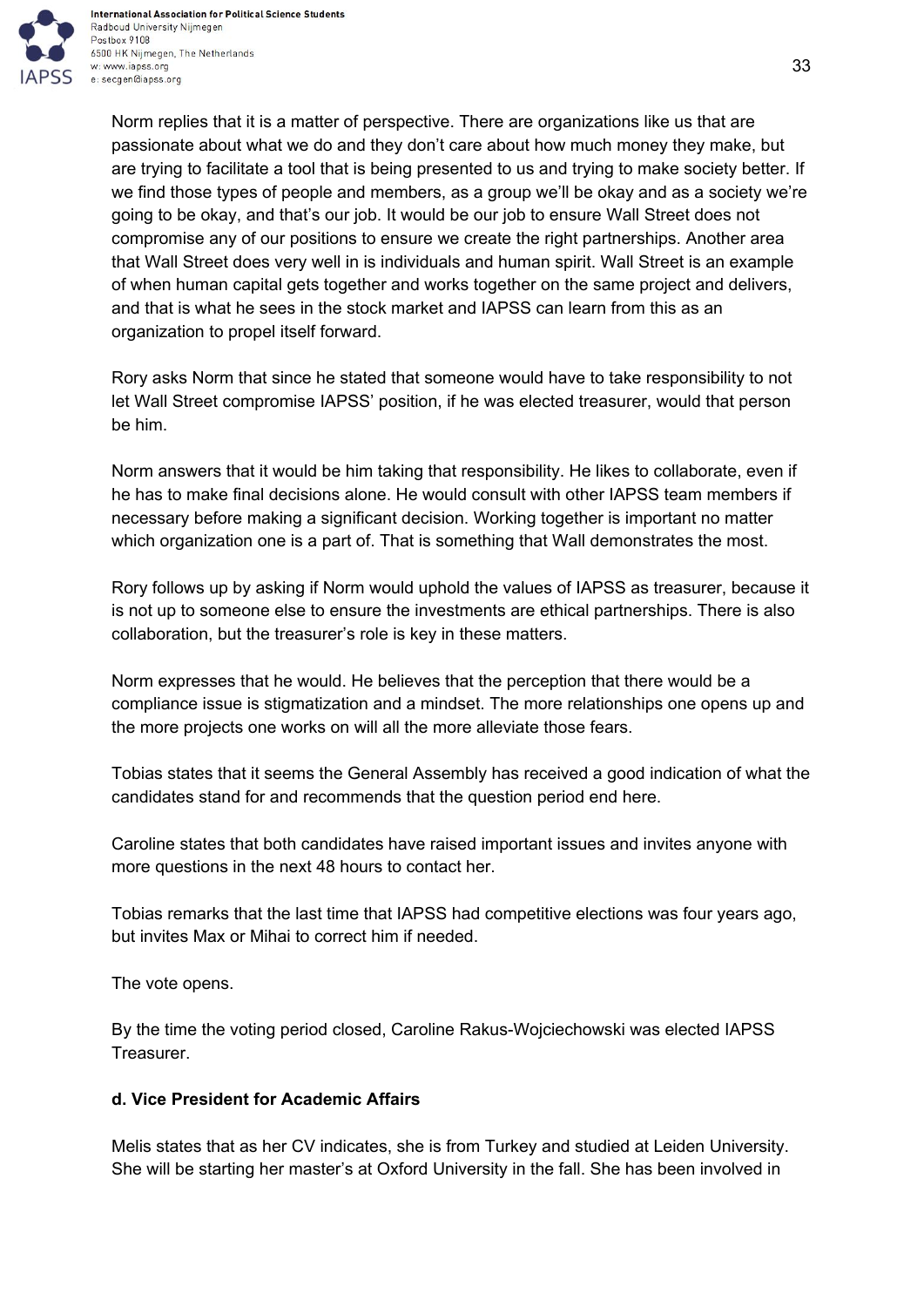Norm replies that it is a matter of perspective. There are organizations like us that are passionate about what we do and they don't care about how much money they make, but are trying to facilitate a tool that is being presented to us and trying to make society better. If we find those types of people and members, as a group we'll be okay and as a society we're going to be okay, and that's our job. It would be our job to ensure Wall Street does not compromise any of our positions to ensure we create the right partnerships. Another area that Wall Street does very well in is individuals and human spirit. Wall Street is an example of when human capital gets together and works together on the same project and delivers, and that is what he sees in the stock market and IAPSS can learn from this as an organization to propel itself forward.

Rory asks Norm that since he stated that someone would have to take responsibility to not let Wall Street compromise IAPSS' position, if he was elected treasurer, would that person be him.

Norm answers that it would be him taking that responsibility. He likes to collaborate, even if he has to make final decisions alone. He would consult with other IAPSS team members if necessary before making a significant decision. Working together is important no matter which organization one is a part of. That is something that Wall demonstrates the most.

Rory follows up by asking if Norm would uphold the values of IAPSS as treasurer, because it is not up to someone else to ensure the investments are ethical partnerships. There is also collaboration, but the treasurer's role is key in these matters.

Norm expresses that he would. He believes that the perception that there would be a compliance issue is stigmatization and a mindset. The more relationships one opens up and the more projects one works on will all the more alleviate those fears.

Tobias states that it seems the General Assembly has received a good indication of what the candidates stand for and recommends that the question period end here.

Caroline states that both candidates have raised important issues and invites anyone with more questions in the next 48 hours to contact her.

Tobias remarks that the last time that IAPSS had competitive elections was four years ago, but invites Max or Mihai to correct him if needed.

The vote opens.

By the time the voting period closed, Caroline Rakus-Wojciechowski was elected IAPSS Treasurer.

### d. Vice President for Academic Affairs

Melis states that as her CV indicates, she is from Turkey and studied at Leiden University. She will be starting her master's at Oxford University in the fall. She has been involved in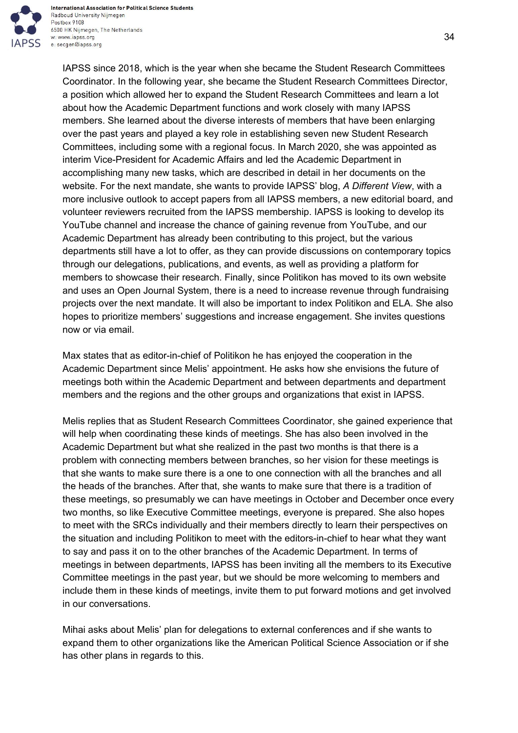IAPSS since 2018, which is the year when she became the Student Research Committees Coordinator. In the following year, she became the Student Research Committees Director, a position which allowed her to expand the Student Research Committees and learn a lot about how the Academic Department functions and work closely with many IAPSS members. She learned about the diverse interests of members that have been enlarging over the past years and played a key role in establishing seven new Student Research Committees, including some with a regional focus. In March 2020, she was appointed as interim Vice-President for Academic Affairs and led the Academic Department in accomplishing many new tasks, which are described in detail in her documents on the website. For the next mandate, she wants to provide IAPSS' blog, *A Different View*, with a more inclusive outlook to accept papers from all IAPSS members, a new editorial board, and volunteer reviewers recruited from the IAPSS membership. IAPSS is looking to develop its YouTube channel and increase the chance of gaining revenue from YouTube, and our Academic Department has already been contributing to this project, but the various departments still have a lot to offer, as they can provide discussions on contemporary topics through our delegations, publications, and events, as well as providing a platform for members to showcase their research. Finally, since Politikon has moved to its own website and uses an Open Journal System, there is a need to increase revenue through fundraising projects over the next mandate. It will also be important to index Politikon and ELA. She also hopes to prioritize members' suggestions and increase engagement. She invites questions now or via email.

Max states that as editor-in-chief of Politikon he has enjoyed the cooperation in the Academic Department since Melis' appointment. He asks how she envisions the future of meetings both within the Academic Department and between departments and department members and the regions and the other groups and organizations that exist in IAPSS.

Melis replies that as Student Research Committees Coordinator, she gained experience that will help when coordinating these kinds of meetings. She has also been involved in the Academic Department but what she realized in the past two months is that there is a problem with connecting members between branches, so her vision for these meetings is that she wants to make sure there is a one to one connection with all the branches and all the heads of the branches. After that, she wants to make sure that there is a tradition of these meetings, so presumably we can have meetings in October and December once every two months, so like Executive Committee meetings, everyone is prepared. She also hopes to meet with the SRCs individually and their members directly to learn their perspectives on the situation and including Politikon to meet with the editors-in-chief to hear what they want to say and pass it on to the other branches of the Academic Department. In terms of meetings in between departments, IAPSS has been inviting all the members to its Executive Committee meetings in the past year, but we should be more welcoming to members and include them in these kinds of meetings, invite them to put forward motions and get involved in our conversations.

Mihai asks about Melis' plan for delegations to external conferences and if she wants to expand them to other organizations like the American Political Science Association or if she has other plans in regards to this.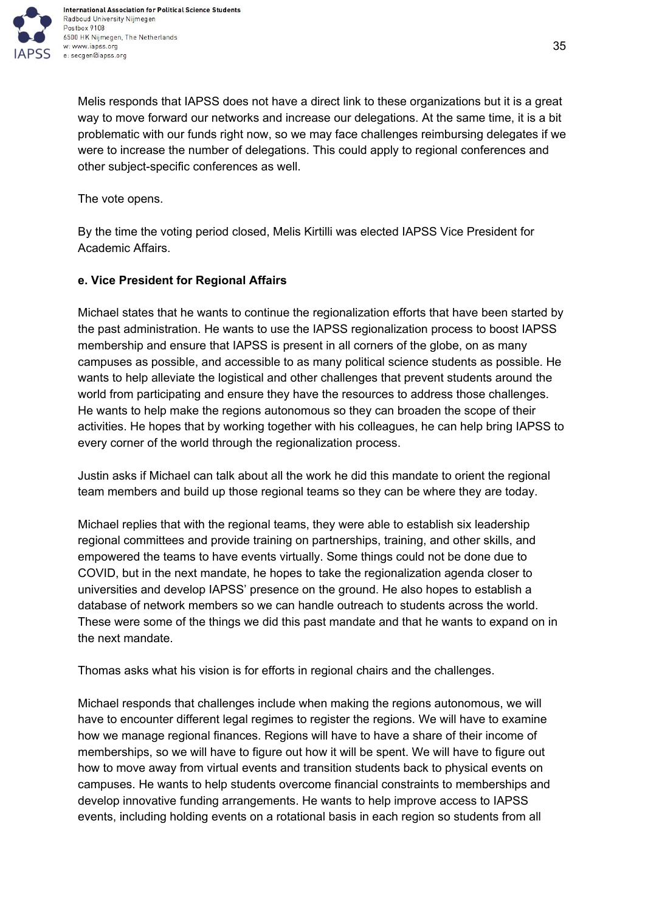Melis responds that IAPSS does not have a direct link to these organizations but it is a great way to move forward our networks and increase our delegations. At the same time, it is a bit problematic with our funds right now, so we may face challenges reimbursing delegates if we were to increase the number of delegations. This could apply to regional conferences and other subject-specific conferences as well.

The vote opens.

By the time the voting period closed, Melis Kirtilli was elected IAPSS Vice President for Academic Affairs.

**e. Vice President for Regional Affairs**

Michael states that he wants to continue the regionalization efforts that have been started by the past administration. He wants to use the IAPSS regionalization process to boost IAPSS membership and ensure that IAPSS is present in all corners of the globe, on as many campuses as possible, and accessible to as many political science students as possible. He wants to help alleviate the logistical and other challenges that prevent students around the world from participating and ensure they have the resources to address those challenges. He wants to help make the regions autonomous so they can broaden the scope of their activities. He hopes that by working together with his colleagues, he can help bring IAPSS to every corner of the world through the regionalization process.

Justin asks if Michael can talk about all the work he did this mandate to orient the regional team members and build up those regional teams so they can be where they are today.

Michael replies that with the regional teams, they were able to establish six leadership regional committees and provide training on partnerships, training, and other skills, and empowered the teams to have events virtually. Some things could not be done due to COVID, but in the next mandate, he hopes to take the regionalization agenda closer to universities and develop IAPSS' presence on the ground. He also hopes to establish a database of network members so we can handle outreach to students across the world. These were some of the things we did this past mandate and that he wants to expand on in the next mandate.

Thomas asks what his vision is for efforts in regional chairs and the challenges.

Michael responds that challenges include when making the regions autonomous, we will have to encounter different legal regimes to register the regions. We will have to examine how we manage regional finances. Regions will have to have a share of their income of memberships, so we will have to figure out how it will be spent. We will have to figure out how to move away from virtual events and transition students back to physical events on campuses. He wants to help students overcome financial constraints to memberships and develop innovative funding arrangements. He wants to help improve access to IAPSS events, including holding events on a rotational basis in each region so students from all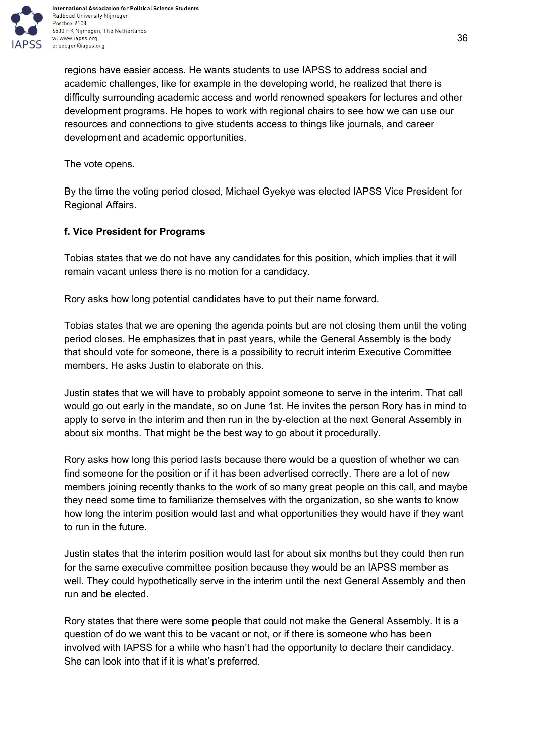regions have easier access. He wants students to use IAPSS to address social and academic challenges, like for example in the developing world, he realized that there is difficulty surrounding academic access and world renowned speakers for lectures and other development programs. He hopes to work with regional chairs to see how we can use our resources and connections to give students access to things like journals, and career development and academic opportunities.

The vote opens.

By the time the voting period closed, Michael Gyekye was elected IAPSS Vice President for Regional Affairs.

**f. Vice President for Programs**

Tobias states that we do not have any candidates for this position, which implies that it will remain vacant unless there is no motion for a candidacy.

Rory asks how long potential candidates have to put their name forward.

Tobias states that we are opening the agenda points but are not closing them until the voting period closes. He emphasizes that in past years, while the General Assembly is the body that should vote for someone, there is a possibility to recruit interim Executive Committee members. He asks Justin to elaborate on this.

Justin states that we will have to probably appoint someone to serve in the interim. That call would go out early in the mandate, so on June 1st. He invites the person Rory has in mind to apply to serve in the interim and then run in the by-election at the next General Assembly in about six months. That might be the best way to go about it procedurally.

Rory asks how long this period lasts because there would be a question of whether we can find someone for the position or if it has been advertised correctly. There are a lot of new members joining recently thanks to the work of so many great people on this call, and maybe they need some time to familiarize themselves with the organization, so she wants to know how long the interim position would last and what opportunities they would have if they want to run in the future.

Justin states that the interim position would last for about six months but they could then run for the same executive committee position because they would be an IAPSS member as well. They could hypothetically serve in the interim until the next General Assembly and then run and be elected.

Rory states that there were some people that could not make the General Assembly. It is a question of do we want this to be vacant or not, or if there is someone who has been involved with IAPSS for a while who hasn't had the opportunity to declare their candidacy. She can look into that if it is what's preferred.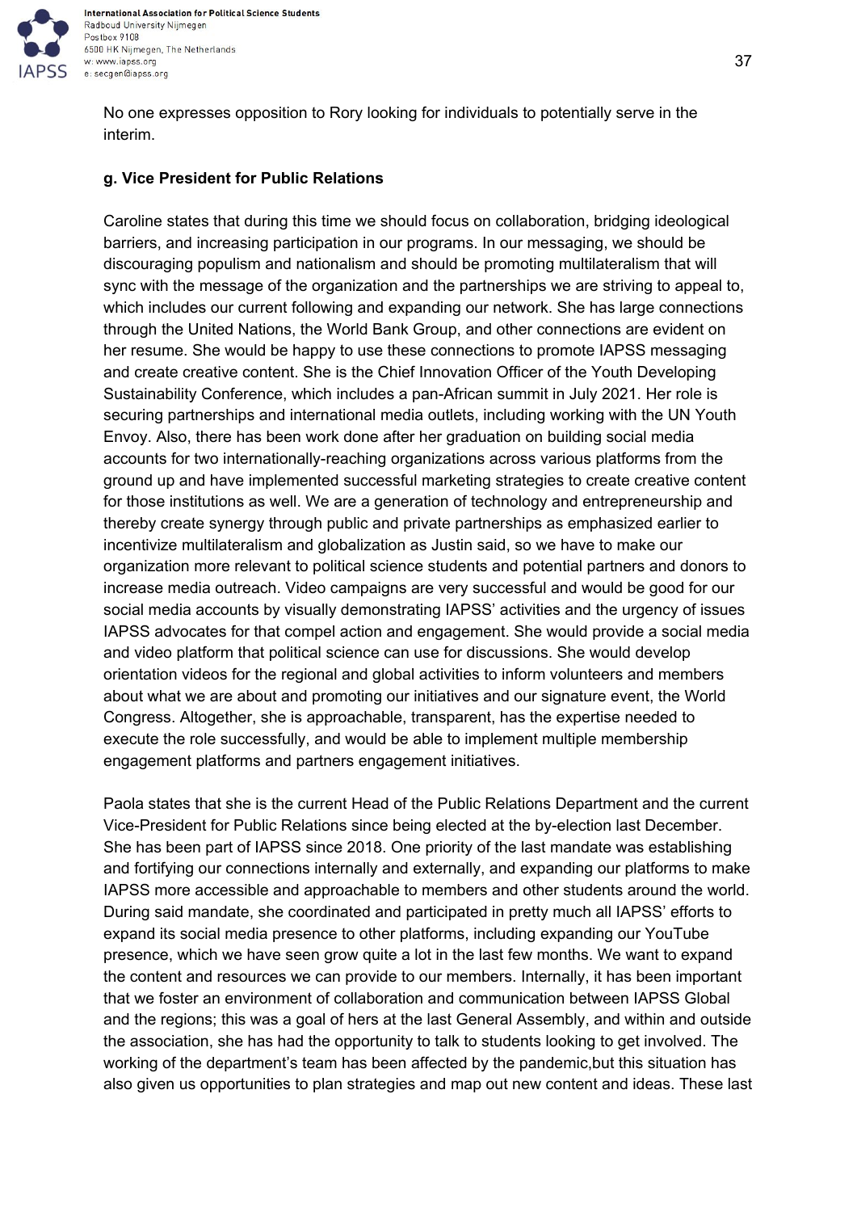No one expresses opposition to Rory looking for individuals to potentially serve in the interim.

**g. Vice President for Public Relations**

Caroline states that during this time we should focus on collaboration, bridging ideological barriers, and increasing participation in our programs. In our messaging, we should be discouraging populism and nationalism and should be promoting multilateralism that will sync with the message of the organization and the partnerships we are striving to appeal to, which includes our current following and expanding our network. She has large connections through the United Nations, the World Bank Group, and other connections are evident on her resume. She would be happy to use these connections to promote IAPSS messaging and create creative content. She is the Chief Innovation Officer of the Youth Developing Sustainability Conference, which includes a pan-African summit in July 2021. Her role is securing partnerships and international media outlets, including working with the UN Youth Envoy. Also, there has been work done after her graduation on building social media accounts for two internationally-reaching organizations across various platforms from the ground up and have implemented successful marketing strategies to create creative content for those institutions as well. We are a generation of technology and entrepreneurship and thereby create synergy through public and private partnerships as emphasized earlier to incentivize multilateralism and globalization as Justin said, so we have to make our organization more relevant to political science students and potential partners and donors to increase media outreach. Video campaigns are very successful and would be good for our social media accounts by visually demonstrating IAPSS' activities and the urgency of issues IAPSS advocates for that compel action and engagement. She would provide a social media and video platform that political science can use for discussions. She would develop orientation videos for the regional and global activities to inform volunteers and members about what we are about and promoting our initiatives and our signature event, the World Congress. Altogether, she is approachable, transparent, has the expertise needed to execute the role successfully, and would be able to implement multiple membership engagement platforms and partners engagement initiatives.

Paola states that she is the current Head of the Public Relations Department and the current Vice-President for Public Relations since being elected at the by-election last December. She has been part of IAPSS since 2018. One priority of the last mandate was establishing and fortifying our connections internally and externally, and expanding our platforms to make IAPSS more accessible and approachable to members and other students around the world. During said mandate, she coordinated and participated in pretty much all IAPSS' efforts to expand its social media presence to other platforms, including expanding our YouTube presence, which we have seen grow quite a lot in the last few months. We want to expand the content and resources we can provide to our members. Internally, it has been important that we foster an environment of collaboration and communication between IAPSS Global and the regions; this was a goal of hers at the last General Assembly, and within and outside the association, she has had the opportunity to talk to students looking to get involved. The working of the department's team has been affected by the pandemic,but this situation has also given us opportunities to plan strategies and map out new content and ideas. These last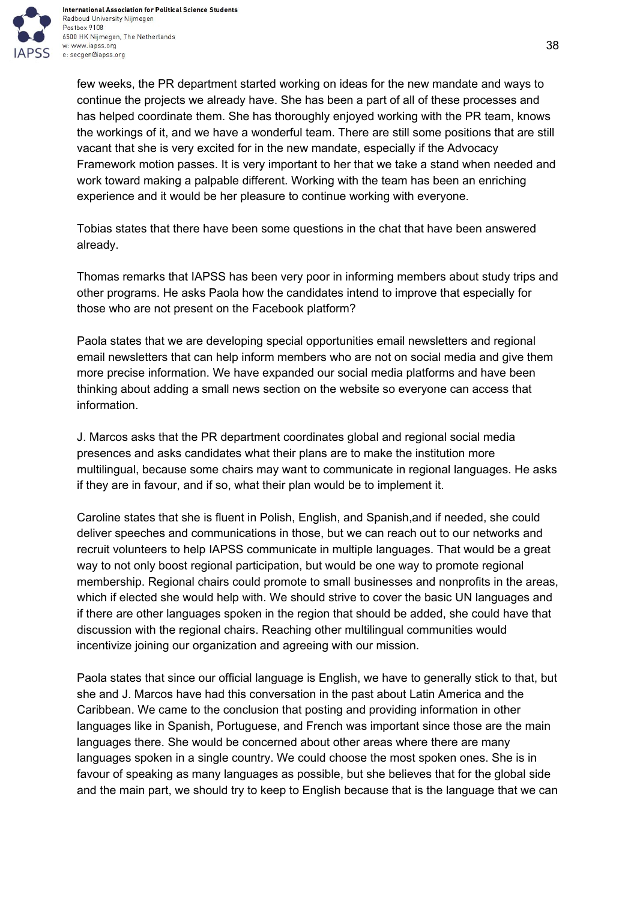few weeks, the PR department started working on ideas for the new mandate and ways to continue the projects we already have. She has been a part of all of these processes and has helped coordinate them. She has thoroughly enjoyed working with the PR team, knows the workings of it, and we have a wonderful team. There are still some positions that are still vacant that she is very excited for in the new mandate, especially if the Advocacy Framework motion passes. It is very important to her that we take a stand when needed and work toward making a palpable different. Working with the team has been an enriching experience and it would be her pleasure to continue working with everyone.

Tobias states that there have been some questions in the chat that have been answered already.

Thomas remarks that IAPSS has been very poor in informing members about study trips and other programs. He asks Paola how the candidates intend to improve that especially for those who are not present on the Facebook platform?

Paola states that we are developing special opportunities email newsletters and regional email newsletters that can help inform members who are not on social media and give them more precise information. We have expanded our social media platforms and have been thinking about adding a small news section on the website so everyone can access that information.

J. Marcos asks that the PR department coordinates global and regional social media presences and asks candidates what their plans are to make the institution more multilingual, because some chairs may want to communicate in regional languages. He asks if they are in favour, and if so, what their plan would be to implement it.

Caroline states that she is fluent in Polish, English, and Spanish,and if needed, she could deliver speeches and communications in those, but we can reach out to our networks and recruit volunteers to help IAPSS communicate in multiple languages. That would be a great way to not only boost regional participation, but would be one way to promote regional membership. Regional chairs could promote to small businesses and nonprofits in the areas, which if elected she would help with. We should strive to cover the basic UN languages and if there are other languages spoken in the region that should be added, she could have that discussion with the regional chairs. Reaching other multilingual communities would incentivize joining our organization and agreeing with our mission.

Paola states that since our official language is English, we have to generally stick to that, but she and J. Marcos have had this conversation in the past about Latin America and the Caribbean. We came to the conclusion that posting and providing information in other languages like in Spanish, Portuguese, and French was important since those are the main languages there. She would be concerned about other areas where there are many languages spoken in a single country. We could choose the most spoken ones. She is in favour of speaking as many languages as possible, but she believes that for the global side and the main part, we should try to keep to English because that is the language that we can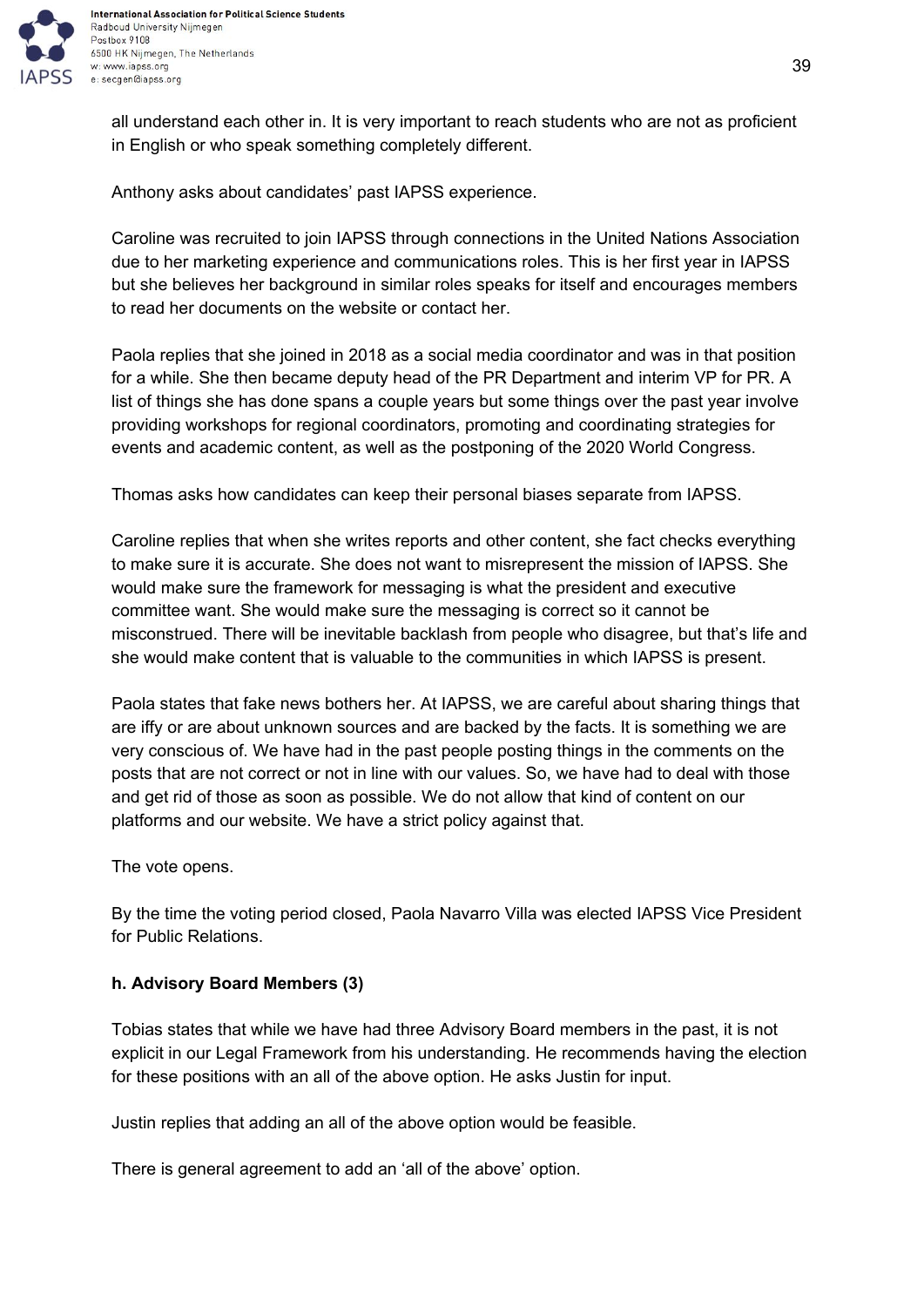all understand each other in. It is very important to reach students who are not as proficient in English or who speak something completely different.

Anthony asks about candidates' past IAPSS experience.

Caroline was recruited to join IAPSS through connections in the United Nations Association due to her marketing experience and communications roles. This is her first year in IAPSS but she believes her background in similar roles speaks for itself and encourages members to read her documents on the website or contact her.

Paola replies that she joined in 2018 as a social media coordinator and was in that position for a while. She then became deputy head of the PR Department and interim VP for PR. A list of things she has done spans a couple years but some things over the past year involve providing workshops for regional coordinators, promoting and coordinating strategies for events and academic content, as well as the postponing of the 2020 World Congress.

Thomas asks how candidates can keep their personal biases separate from IAPSS.

Caroline replies that when she writes reports and other content, she fact checks everything to make sure it is accurate. She does not want to misrepresent the mission of IAPSS. She would make sure the framework for messaging is what the president and executive committee want. She would make sure the messaging is correct so it cannot be misconstrued. There will be inevitable backlash from people who disagree, but that's life and she would make content that is valuable to the communities in which IAPSS is present.

Paola states that fake news bothers her. At IAPSS, we are careful about sharing things that are iffy or are about unknown sources and are backed by the facts. It is something we are very conscious of. We have had in the past people posting things in the comments on the posts that are not correct or not in line with our values. So, we have had to deal with those and get rid of those as soon as possible. We do not allow that kind of content on our platforms and our website. We have a strict policy against that.

The vote opens.

By the time the voting period closed, Paola Navarro Villa was elected IAPSS Vice President for Public Relations.

**h. Advisory Board Members (3)**

Tobias states that while we have had three Advisory Board members in the past, it is not explicit in our Legal Framework from his understanding. He recommends having the election for these positions with an all of the above option. He asks Justin for input.

Justin replies that adding an all of the above option would be feasible.

There is general agreement to add an 'all of the above' option.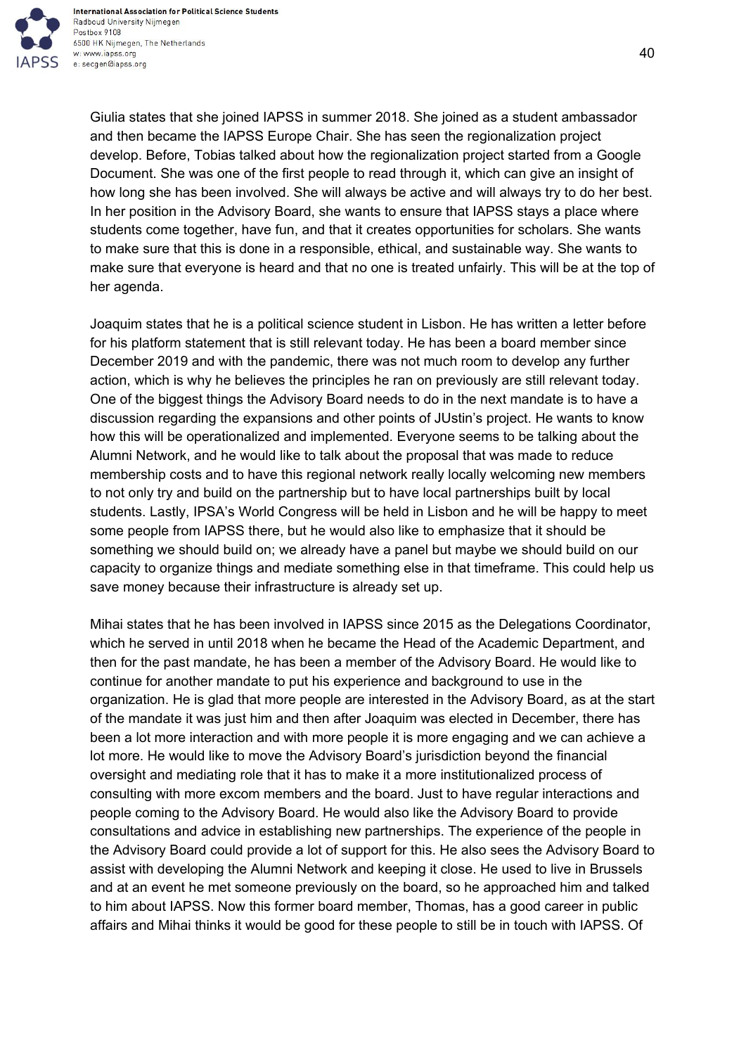Giulia states that she joined IAPSS in summer 2018. She joined as a student ambassador and then became the IAPSS Europe Chair. She has seen the regionalization project develop. Before, Tobias talked about how the regionalization project started from a Google Document. She was one of the first people to read through it, which can give an insight of how long she has been involved. She will always be active and will always try to do her best. In her position in the Advisory Board, she wants to ensure that IAPSS stays a place where students come together, have fun, and that it creates opportunities for scholars. She wants to make sure that this is done in a responsible, ethical, and sustainable way. She wants to make sure that everyone is heard and that no one is treated unfairly. This will be at the top of her agenda.

Joaquim states that he is a political science student in Lisbon. He has written a letter before for his platform statement that is still relevant today. He has been a board member since December 2019 and with the pandemic, there was not much room to develop any further action, which is why he believes the principles he ran on previously are still relevant today. One of the biggest things the Advisory Board needs to do in the next mandate is to have a discussion regarding the expansions and other points of JUstin's project. He wants to know how this will be operationalized and implemented. Everyone seems to be talking about the Alumni Network, and he would like to talk about the proposal that was made to reduce membership costs and to have this regional network really locally welcoming new members to not only try and build on the partnership but to have local partnerships built by local students. Lastly, IPSA's World Congress will be held in Lisbon and he will be happy to meet some people from IAPSS there, but he would also like to emphasize that it should be something we should build on; we already have a panel but maybe we should build on our capacity to organize things and mediate something else in that timeframe. This could help us save money because their infrastructure is already set up.

Mihai states that he has been involved in IAPSS since 2015 as the Delegations Coordinator, which he served in until 2018 when he became the Head of the Academic Department, and then for the past mandate, he has been a member of the Advisory Board. He would like to continue for another mandate to put his experience and background to use in the organization. He is glad that more people are interested in the Advisory Board, as at the start of the mandate it was just him and then after Joaquim was elected in December, there has been a lot more interaction and with more people it is more engaging and we can achieve a lot more. He would like to move the Advisory Board's jurisdiction beyond the financial oversight and mediating role that it has to make it a more institutionalized process of consulting with more excom members and the board. Just to have regular interactions and people coming to the Advisory Board. He would also like the Advisory Board to provide consultations and advice in establishing new partnerships. The experience of the people in the Advisory Board could provide a lot of support for this. He also sees the Advisory Board to assist with developing the Alumni Network and keeping it close. He used to live in Brussels and at an event he met someone previously on the board, so he approached him and talked to him about IAPSS. Now this former board member, Thomas, has a good career in public affairs and Mihai thinks it would be good for these people to still be in touch with IAPSS. Of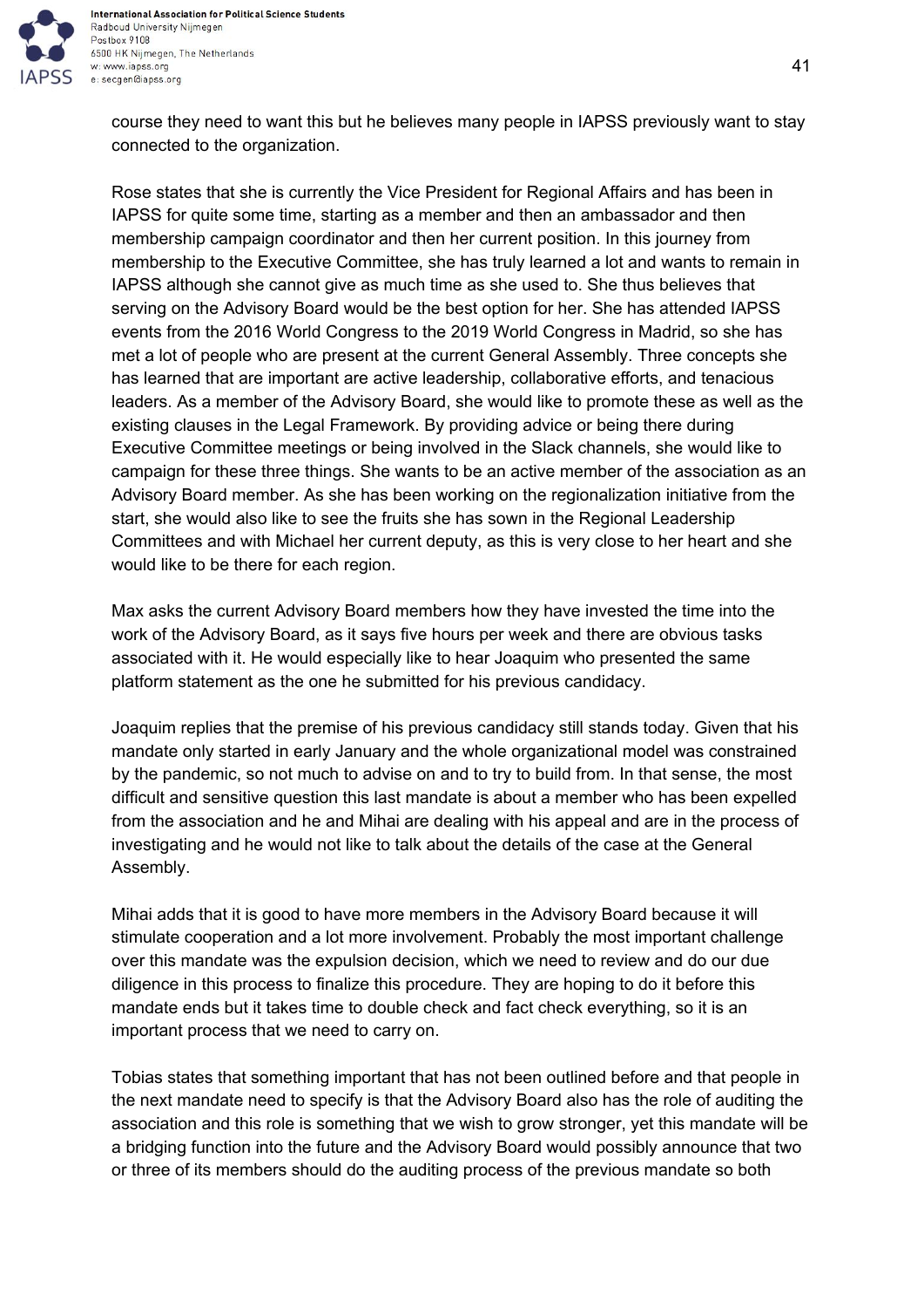course they need to want this but he believes many people in IAPSS previously want to stay connected to the organization.

Rose states that she is currently the Vice President for Regional Affairs and has been in IAPSS for quite some time, starting as a member and then an ambassador and then membership campaign coordinator and then her current position. In this journey from membership to the Executive Committee, she has truly learned a lot and wants to remain in IAPSS although she cannot give as much time as she used to. She thus believes that serving on the Advisory Board would be the best option for her. She has attended IAPSS events from the 2016 World Congress to the 2019 World Congress in Madrid, so she has met a lot of people who are present at the current General Assembly. Three concepts she has learned that are important are active leadership, collaborative efforts, and tenacious leaders. As a member of the Advisory Board, she would like to promote these as well as the existing clauses in the Legal Framework. By providing advice or being there during Executive Committee meetings or being involved in the Slack channels, she would like to campaign for these three things. She wants to be an active member of the association as an Advisory Board member. As she has been working on the regionalization initiative from the start, she would also like to see the fruits she has sown in the Regional Leadership Committees and with Michael her current deputy, as this is very close to her heart and she would like to be there for each region.

Max asks the current Advisory Board members how they have invested the time into the work of the Advisory Board, as it says five hours per week and there are obvious tasks associated with it. He would especially like to hear Joaquim who presented the same platform statement as the one he submitted for his previous candidacy.

Joaquim replies that the premise of his previous candidacy still stands today. Given that his mandate only started in early January and the whole organizational model was constrained by the pandemic, so not much to advise on and to try to build from. In that sense, the most difficult and sensitive question this last mandate is about a member who has been expelled from the association and he and Mihai are dealing with his appeal and are in the process of investigating and he would not like to talk about the details of the case at the General Assembly.

Mihai adds that it is good to have more members in the Advisory Board because it will stimulate cooperation and a lot more involvement. Probably the most important challenge over this mandate was the expulsion decision, which we need to review and do our due diligence in this process to finalize this procedure. They are hoping to do it before this mandate ends but it takes time to double check and fact check everything, so it is an important process that we need to carry on.

Tobias states that something important that has not been outlined before and that people in the next mandate need to specify is that the Advisory Board also has the role of auditing the association and this role is something that we wish to grow stronger, yet this mandate will be a bridging function into the future and the Advisory Board would possibly announce that two or three of its members should do the auditing process of the previous mandate so both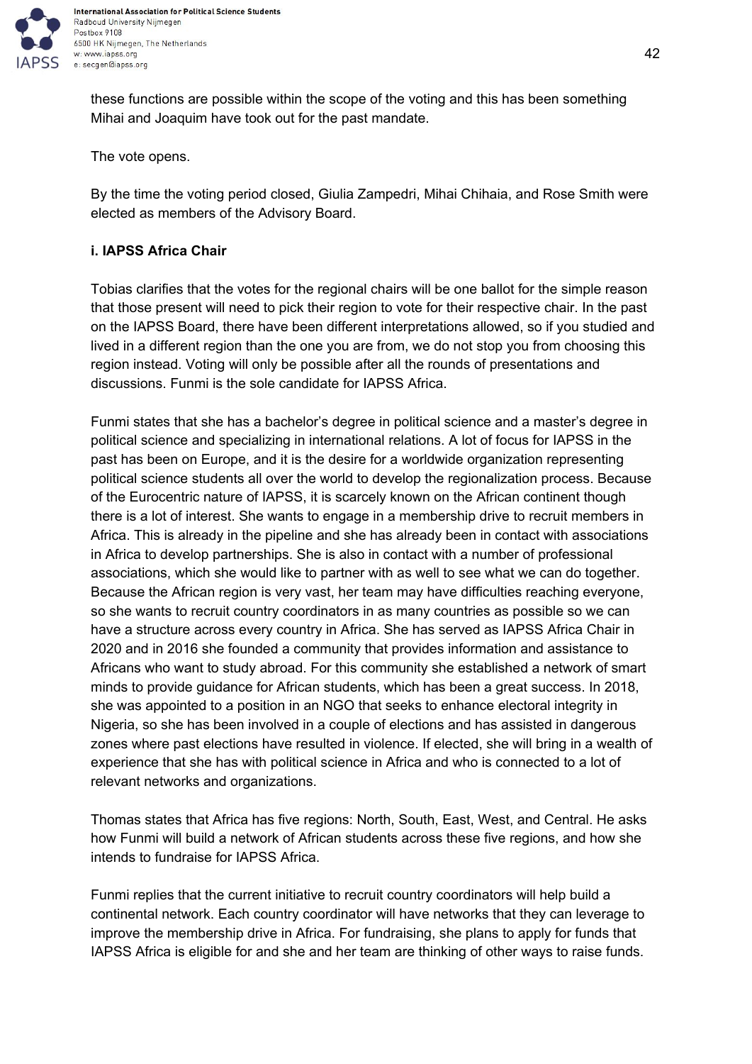these functions are possible within the scope of the voting and this has been something Mihai and Joaquim have took out for the past mandate.

The vote opens.

By the time the voting period closed, Giulia Zampedri, Mihai Chihaia, and Rose Smith were elected as members of the Advisory Board.

**i. IAPSS Africa Chair**

Tobias clarifies that the votes for the regional chairs will be one ballot for the simple reason that those present will need to pick their region to vote for their respective chair. In the past on the IAPSS Board, there have been different interpretations allowed, so if you studied and lived in a different region than the one you are from, we do not stop you from choosing this region instead. Voting will only be possible after all the rounds of presentations and discussions. Funmi is the sole candidate for IAPSS Africa.

Funmi states that she has a bachelor's degree in political science and a master's degree in political science and specializing in international relations. A lot of focus for IAPSS in the past has been on Europe, and it is the desire for a worldwide organization representing political science students all over the world to develop the regionalization process. Because of the Eurocentric nature of IAPSS, it is scarcely known on the African continent though there is a lot of interest. She wants to engage in a membership drive to recruit members in Africa. This is already in the pipeline and she has already been in contact with associations in Africa to develop partnerships. She is also in contact with a number of professional associations, which she would like to partner with as well to see what we can do together. Because the African region is very vast, her team may have difficulties reaching everyone, so she wants to recruit country coordinators in as many countries as possible so we can have a structure across every country in Africa. She has served as IAPSS Africa Chair in 2020 and in 2016 she founded a community that provides information and assistance to Africans who want to study abroad. For this community she established a network of smart minds to provide guidance for African students, which has been a great success. In 2018, she was appointed to a position in an NGO that seeks to enhance electoral integrity in Nigeria, so she has been involved in a couple of elections and has assisted in dangerous zones where past elections have resulted in violence. If elected, she will bring in a wealth of experience that she has with political science in Africa and who is connected to a lot of relevant networks and organizations.

Thomas states that Africa has five regions: North, South, East, West, and Central. He asks how Funmi will build a network of African students across these five regions, and how she intends to fundraise for IAPSS Africa.

Funmi replies that the current initiative to recruit country coordinators will help build a continental network. Each country coordinator will have networks that they can leverage to improve the membership drive in Africa. For fundraising, she plans to apply for funds that IAPSS Africa is eligible for and she and her team are thinking of other ways to raise funds.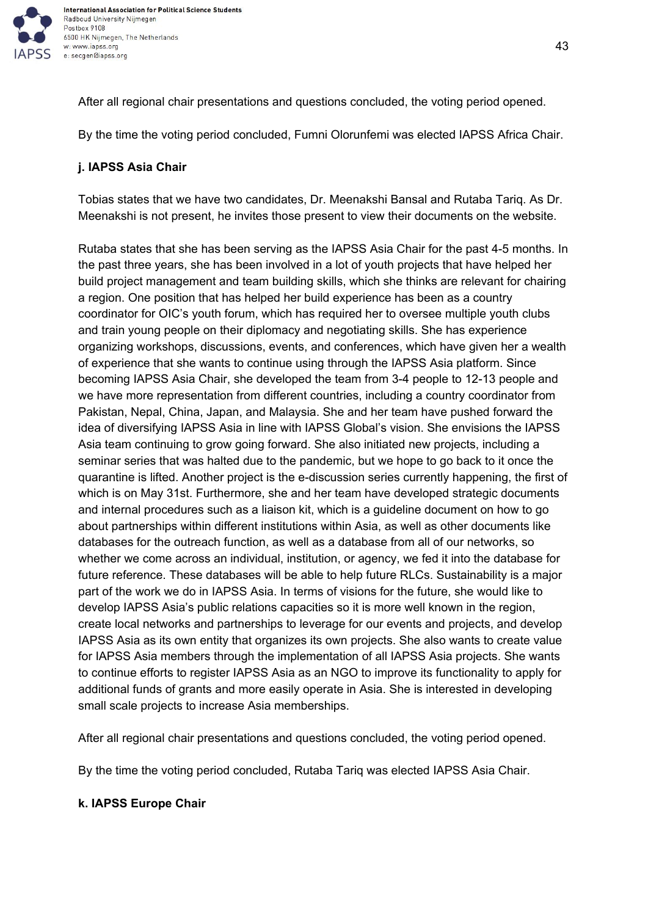After all regional chair presentations and questions concluded, the voting period opened.

By the time the voting period concluded, Fumni Olorunfemi was elected IAPSS Africa Chair.

**j. IAPSS Asia Chair**

Tobias states that we have two candidates, Dr. Meenakshi Bansal and Rutaba Tariq. As Dr. Meenakshi is not present, he invites those present to view their documents on the website.

Rutaba states that she has been serving as the IAPSS Asia Chair for the past 4-5 months. In the past three years, she has been involved in a lot of youth projects that have helped her build project management and team building skills, which she thinks are relevant for chairing a region. One position that has helped her build experience has been as a country coordinator for OIC's youth forum, which has required her to oversee multiple youth clubs and train young people on their diplomacy and negotiating skills. She has experience organizing workshops, discussions, events, and conferences, which have given her a wealth of experience that she wants to continue using through the IAPSS Asia platform. Since becoming IAPSS Asia Chair, she developed the team from 3-4 people to 12-13 people and we have more representation from different countries, including a country coordinator from Pakistan, Nepal, China, Japan, and Malaysia. She and her team have pushed forward the idea of diversifying IAPSS Asia in line with IAPSS Global's vision. She envisions the IAPSS Asia team continuing to grow going forward. She also initiated new projects, including a seminar series that was halted due to the pandemic, but we hope to go back to it once the quarantine is lifted. Another project is the e-discussion series currently happening, the first of which is on May 31st. Furthermore, she and her team have developed strategic documents and internal procedures such as a liaison kit, which is a guideline document on how to go about partnerships within different institutions within Asia, as well as other documents like databases for the outreach function, as well as a database from all of our networks, so whether we come across an individual, institution, or agency, we fed it into the database for future reference. These databases will be able to help future RLCs. Sustainability is a major part of the work we do in IAPSS Asia. In terms of visions for the future, she would like to develop IAPSS Asia's public relations capacities so it is more well known in the region, create local networks and partnerships to leverage for our events and projects, and develop IAPSS Asia as its own entity that organizes its own projects. She also wants to create value for IAPSS Asia members through the implementation of all IAPSS Asia projects. She wants to continue efforts to register IAPSS Asia as an NGO to improve its functionality to apply for additional funds of grants and more easily operate in Asia. She is interested in developing small scale projects to increase Asia memberships.

After all regional chair presentations and questions concluded, the voting period opened.

By the time the voting period concluded, Rutaba Tariq was elected IAPSS Asia Chair.

**k. IAPSS Europe Chair**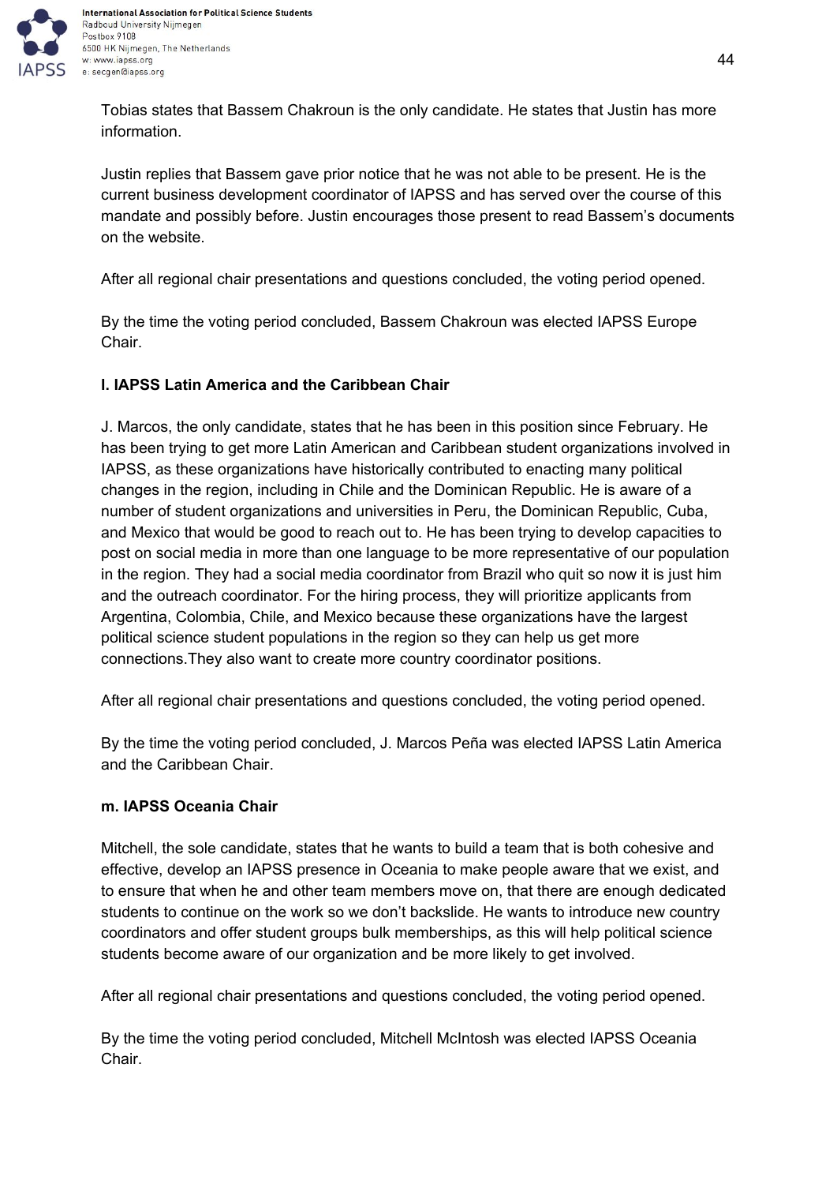Tobias states that Bassem Chakroun is the only candidate. He states that Justin has more information.

Justin replies that Bassem gave prior notice that he was not able to be present. He is the current business development coordinator of IAPSS and has served over the course of this mandate and possibly before. Justin encourages those present to read Bassem's documents on the website.

After all regional chair presentations and questions concluded, the voting period opened.

By the time the voting period concluded, Bassem Chakroun was elected IAPSS Europe Chair.

**l. IAPSS Latin America and the Caribbean Chair**

J. Marcos, the only candidate, states that he has been in this position since February. He has been trying to get more Latin American and Caribbean student organizations involved in IAPSS, as these organizations have historically contributed to enacting many political changes in the region, including in Chile and the Dominican Republic. He is aware of a number of student organizations and universities in Peru, the Dominican Republic, Cuba, and Mexico that would be good to reach out to. He has been trying to develop capacities to post on social media in more than one language to be more representative of our population in the region. They had a social media coordinator from Brazil who quit so now it is just him and the outreach coordinator. For the hiring process, they will prioritize applicants from Argentina, Colombia, Chile, and Mexico because these organizations have the largest political science student populations in the region so they can help us get more connections.They also want to create more country coordinator positions.

After all regional chair presentations and questions concluded, the voting period opened.

By the time the voting period concluded, J. Marcos Peña was elected IAPSS Latin America and the Caribbean Chair.

**m. IAPSS Oceania Chair**

Mitchell, the sole candidate, states that he wants to build a team that is both cohesive and effective, develop an IAPSS presence in Oceania to make people aware that we exist, and to ensure that when he and other team members move on, that there are enough dedicated students to continue on the work so we don't backslide. He wants to introduce new country coordinators and offer student groups bulk memberships, as this will help political science students become aware of our organization and be more likely to get involved.

After all regional chair presentations and questions concluded, the voting period opened.

By the time the voting period concluded, Mitchell McIntosh was elected IAPSS Oceania Chair.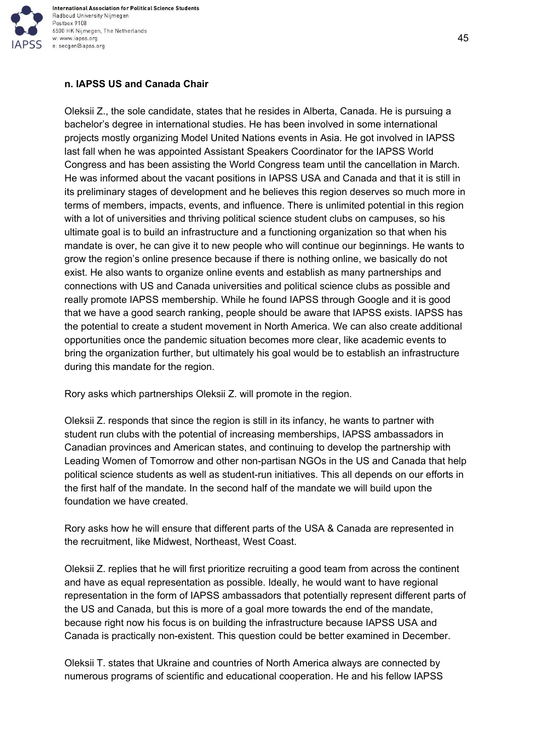**n. IAPSS US and Canada Chair**

Oleksii Z., the sole candidate, states that he resides in Alberta, Canada. He is pursuing a bachelor's degree in international studies. He has been involved in some international projects mostly organizing Model United Nations events in Asia. He got involved in IAPSS last fall when he was appointed Assistant Speakers Coordinator for the IAPSS World Congress and has been assisting the World Congress team until the cancellation in March. He was informed about the vacant positions in IAPSS USA and Canada and that it is still in its preliminary stages of development and he believes this region deserves so much more in terms of members, impacts, events, and influence. There is unlimited potential in this region with a lot of universities and thriving political science student clubs on campuses, so his ultimate goal is to build an infrastructure and a functioning organization so that when his mandate is over, he can give it to new people who will continue our beginnings. He wants to grow the region's online presence because if there is nothing online, we basically do not exist. He also wants to organize online events and establish as many partnerships and connections with US and Canada universities and political science clubs as possible and really promote IAPSS membership. While he found IAPSS through Google and it is good that we have a good search ranking, people should be aware that IAPSS exists. IAPSS has the potential to create a student movement in North America. We can also create additional opportunities once the pandemic situation becomes more clear, like academic events to bring the organization further, but ultimately his goal would be to establish an infrastructure during this mandate for the region.

Rory asks which partnerships Oleksii Z. will promote in the region.

Oleksii Z. responds that since the region is still in its infancy, he wants to partner with student run clubs with the potential of increasing memberships, IAPSS ambassadors in Canadian provinces and American states, and continuing to develop the partnership with Leading Women of Tomorrow and other non-partisan NGOs in the US and Canada that help political science students as well as student-run initiatives. This all depends on our efforts in the first half of the mandate. In the second half of the mandate we will build upon the foundation we have created.

Rory asks how he will ensure that different parts of the USA & Canada are represented in the recruitment, like Midwest, Northeast, West Coast.

Oleksii Z. replies that he will first prioritize recruiting a good team from across the continent and have as equal representation as possible. Ideally, he would want to have regional representation in the form of IAPSS ambassadors that potentially represent different parts of the US and Canada, but this is more of a goal more towards the end of the mandate, because right now his focus is on building the infrastructure because IAPSS USA and Canada is practically non-existent. This question could be better examined in December.

Oleksii T. states that Ukraine and countries of North America always are connected by numerous programs of scientific and educational cooperation. He and his fellow IAPSS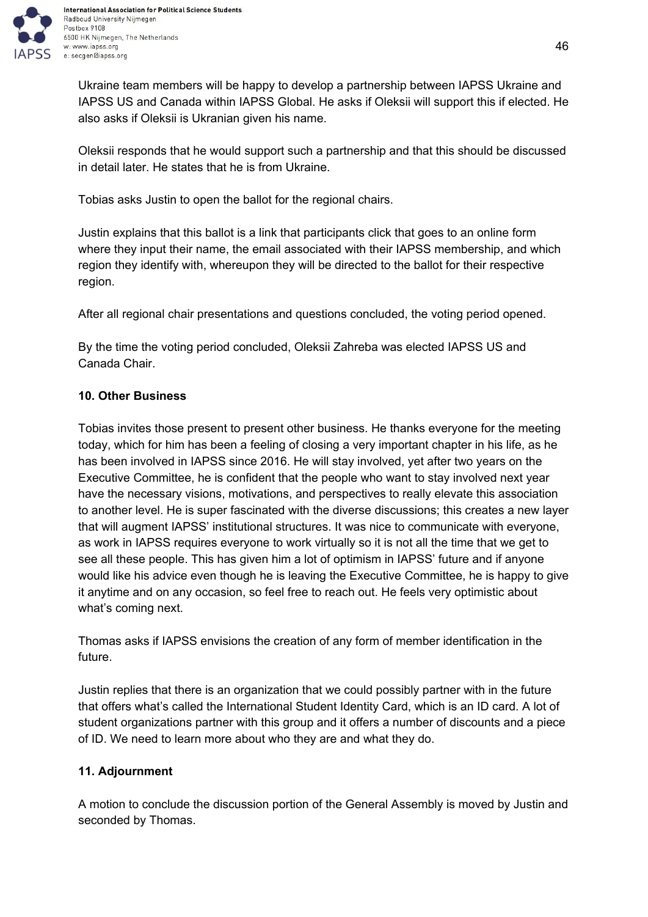Ukraine team members will be happy to develop a partnership between IAPSS Ukraine and IAPSS US and Canada within IAPSS Global. He asks if Oleksii will support this if elected. He also asks if Oleksii is Ukranian given his name.

Oleksii responds that he would support such a partnership and that this should be discussed in detail later. He states that he is from Ukraine.

Tobias asks Justin to open the ballot for the regional chairs.

Justin explains that this ballot is a link that participants click that goes to an online form where they input their name, the email associated with their IAPSS membership, and which region they identify with, whereupon they will be directed to the ballot for their respective region.

After all regional chair presentations and questions concluded, the voting period opened.

By the time the voting period concluded, Oleksii Zahreba was elected IAPSS US and Canada Chair.

**10. Other Business**

Tobias invites those present to present other business. He thanks everyone for the meeting today, which for him has been a feeling of closing a very important chapter in his life, as he has been involved in IAPSS since 2016. He will stay involved, yet after two years on the Executive Committee, he is confident that the people who want to stay involved next year have the necessary visions, motivations, and perspectives to really elevate this association to another level. He is super fascinated with the diverse discussions; this creates a new layer that will augment IAPSS' institutional structures. It was nice to communicate with everyone, as work in IAPSS requires everyone to work virtually so it is not all the time that we get to see all these people. This has given him a lot of optimism in IAPSS' future and if anyone would like his advice even though he is leaving the Executive Committee, he is happy to give it anytime and on any occasion, so feel free to reach out. He feels very optimistic about what's coming next.

Thomas asks if IAPSS envisions the creation of any form of member identification in the future.

Justin replies that there is an organization that we could possibly partner with in the future that offers what's called the International Student Identity Card, which is an ID card. A lot of student organizations partner with this group and it offers a number of discounts and a piece of ID. We need to learn more about who they are and what they do.

**11. Adjournment**

A motion to conclude the discussion portion of the General Assembly is moved by Justin and seconded by Thomas.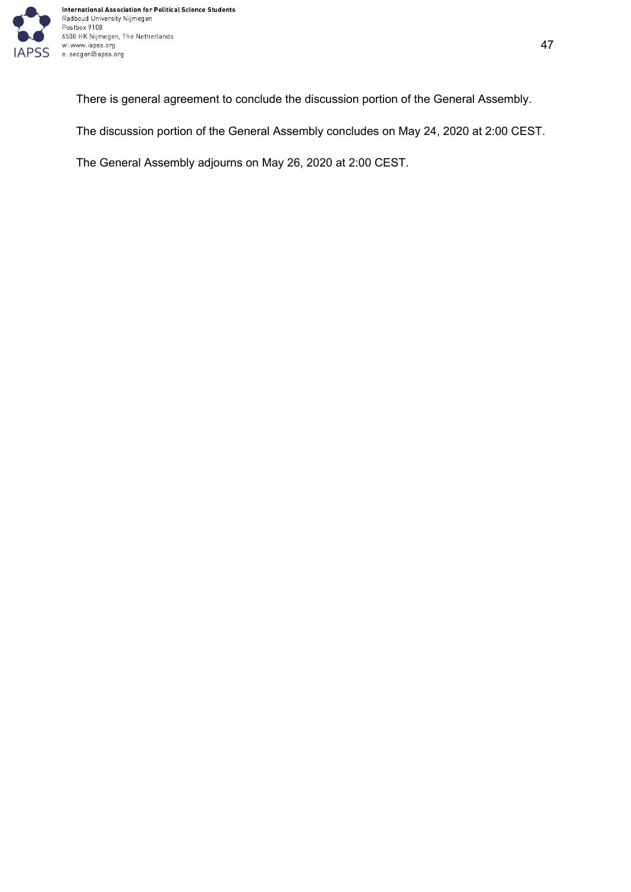There is general agreement to conclude the discussion portion of the General Assembly.

The discussion portion of the General Assembly concludes on May 24, 2020 at 2:00 CEST.

The General Assembly adjourns on May 26, 2020 at 2:00 CEST.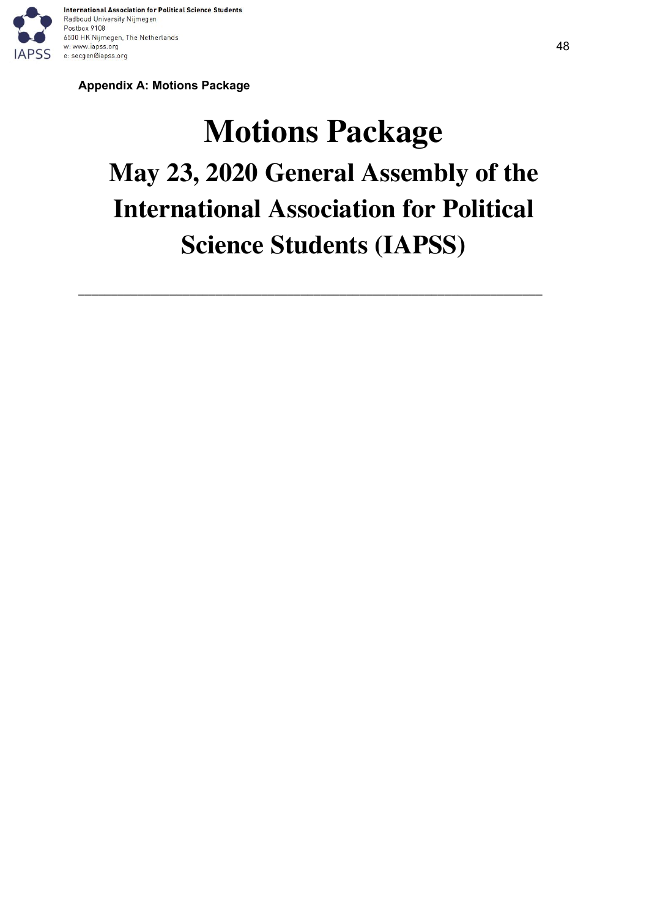**Appendix A: Motions Package**

# Motions Package

## May 23, 2020 General Assembly of the International Association for Political Science Students (IAPSS)

---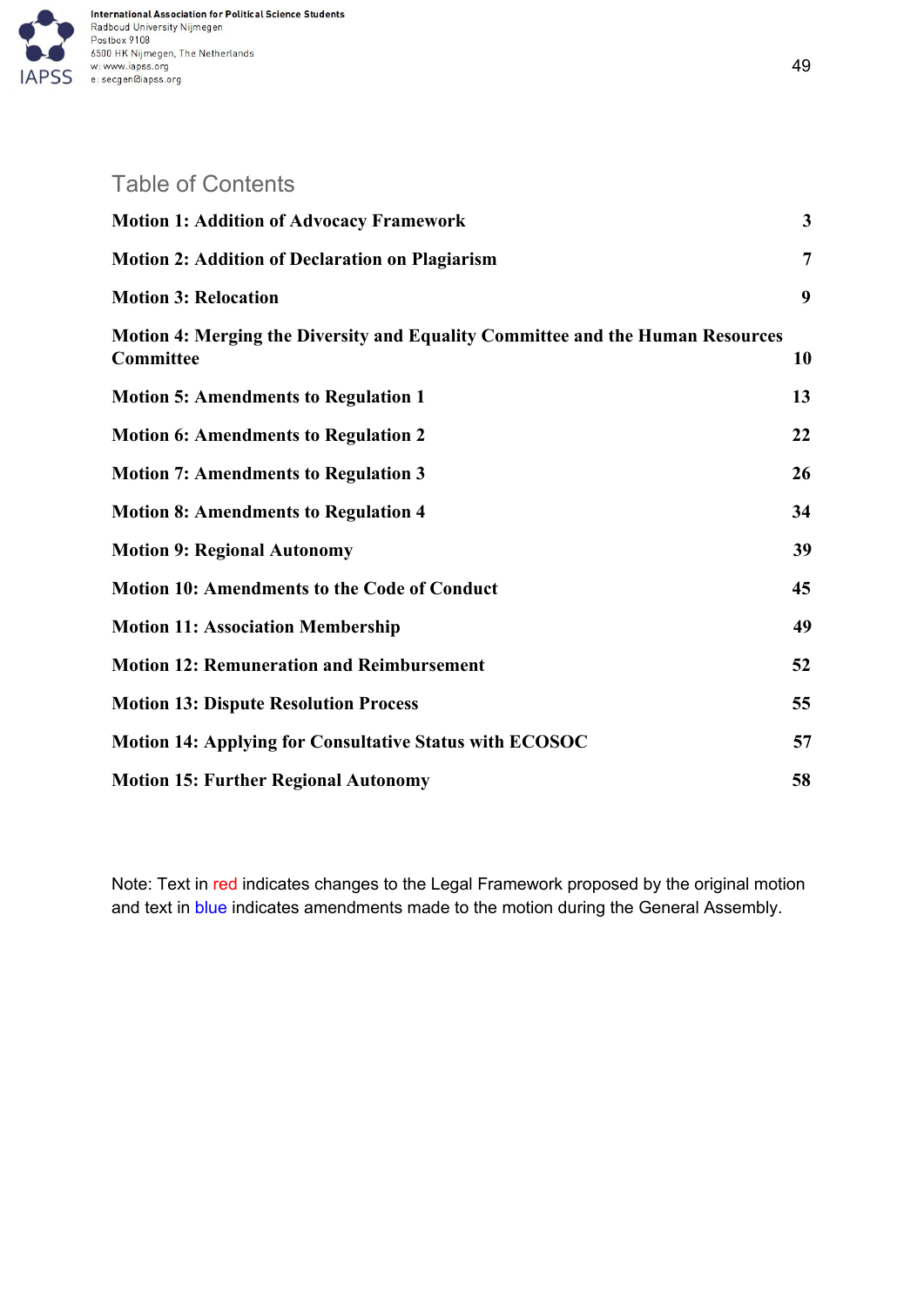## Table of Contents

| | |
|---|---|
| **Motion 1: Addition of Advocacy Framework** | **3** |
| **Motion 2: Addition of Declaration on Plagiarism** | **7** |
| **Motion 3: Relocation** | **9** |
| **Motion 4: Merging the Diversity and Equality Committee and the Human Resources Committee** | **10** |
| **Motion 5: Amendments to Regulation 1** | **13** |
| **Motion 6: Amendments to Regulation 2** | **22** |
| **Motion 7: Amendments to Regulation 3** | **26** |
| **Motion 8: Amendments to Regulation 4** | **34** |
| **Motion 9: Regional Autonomy** | **39** |
| **Motion 10: Amendments to the Code of Conduct** | **45** |
| **Motion 11: Association Membership** | **49** |
| **Motion 12: Remuneration and Reimbursement** | **52** |
| **Motion 13: Dispute Resolution Process** | **55** |
| **Motion 14: Applying for Consultative Status with ECOSOC** | **57** |
| **Motion 15: Further Regional Autonomy** | **58** |

Note: Text in red indicates changes to the Legal Framework proposed by the original motion and text in blue indicates amendments made to the motion during the General Assembly.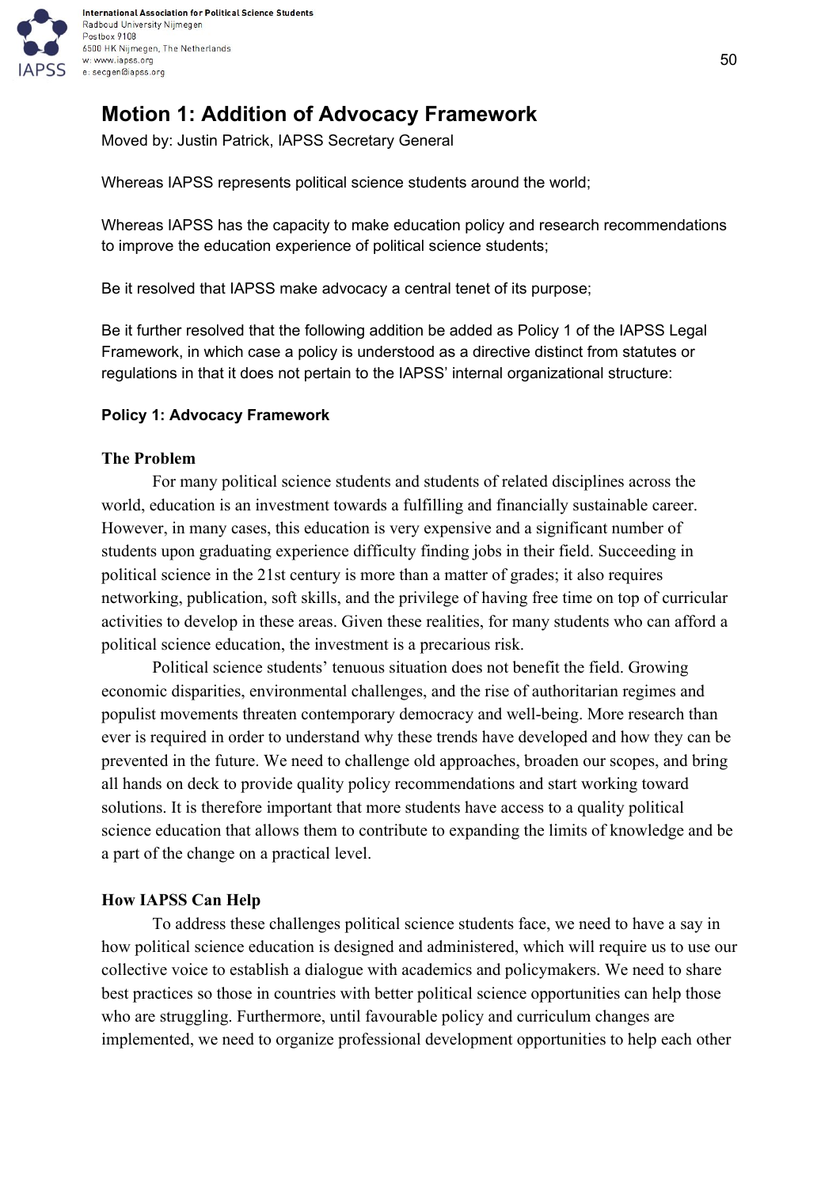## Motion 1: Addition of Advocacy Framework

Moved by: Justin Patrick, IAPSS Secretary General

Whereas IAPSS represents political science students around the world;

Whereas IAPSS has the capacity to make education policy and research recommendations to improve the education experience of political science students;

Be it resolved that IAPSS make advocacy a central tenet of its purpose;

Be it further resolved that the following addition be added as Policy 1 of the IAPSS Legal Framework, in which case a policy is understood as a directive distinct from statutes or regulations in that it does not pertain to the IAPSS' internal organizational structure:

**Policy 1: Advocacy Framework**

**The Problem**

For many political science students and students of related disciplines across the world, education is an investment towards a fulfilling and financially sustainable career. However, in many cases, this education is very expensive and a significant number of students upon graduating experience difficulty finding jobs in their field. Succeeding in political science in the 21st century is more than a matter of grades; it also requires networking, publication, soft skills, and the privilege of having free time on top of curricular activities to develop in these areas. Given these realities, for many students who can afford a political science education, the investment is a precarious risk.

Political science students' tenuous situation does not benefit the field. Growing economic disparities, environmental challenges, and the rise of authoritarian regimes and populist movements threaten contemporary democracy and well-being. More research than ever is required in order to understand why these trends have developed and how they can be prevented in the future. We need to challenge old approaches, broaden our scopes, and bring all hands on deck to provide quality policy recommendations and start working toward solutions. It is therefore important that more students have access to a quality political science education that allows them to contribute to expanding the limits of knowledge and be a part of the change on a practical level.

**How IAPSS Can Help**

To address these challenges political science students face, we need to have a say in how political science education is designed and administered, which will require us to use our collective voice to establish a dialogue with academics and policymakers. We need to share best practices so those in countries with better political science opportunities can help those who are struggling. Furthermore, until favourable policy and curriculum changes are implemented, we need to organize professional development opportunities to help each other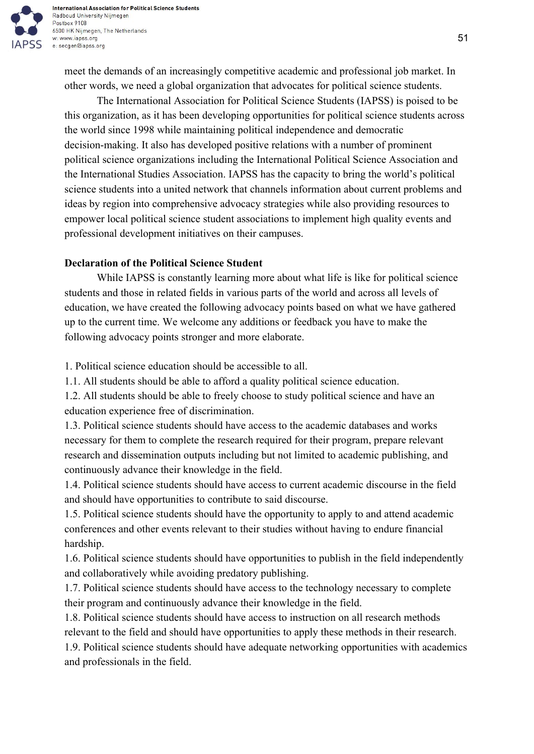meet the demands of an increasingly competitive academic and professional job market. In other words, we need a global organization that advocates for political science students.

The International Association for Political Science Students (IAPSS) is poised to be this organization, as it has been developing opportunities for political science students across the world since 1998 while maintaining political independence and democratic decision-making. It also has developed positive relations with a number of prominent political science organizations including the International Political Science Association and the International Studies Association. IAPSS has the capacity to bring the world's political science students into a united network that channels information about current problems and ideas by region into comprehensive advocacy strategies while also providing resources to empower local political science student associations to implement high quality events and professional development initiatives on their campuses.

**Declaration of the Political Science Student**

While IAPSS is constantly learning more about what life is like for political science students and those in related fields in various parts of the world and across all levels of education, we have created the following advocacy points based on what we have gathered up to the current time. We welcome any additions or feedback you have to make the following advocacy points stronger and more elaborate.

1. Political science education should be accessible to all.
1.1. All students should be able to afford a quality political science education.
1.2. All students should be able to freely choose to study political science and have an education experience free of discrimination.
1.3. Political science students should have access to the academic databases and works necessary for them to complete the research required for their program, prepare relevant research and dissemination outputs including but not limited to academic publishing, and continuously advance their knowledge in the field.
1.4. Political science students should have access to current academic discourse in the field and should have opportunities to contribute to said discourse.
1.5. Political science students should have the opportunity to apply to and attend academic conferences and other events relevant to their studies without having to endure financial hardship.
1.6. Political science students should have opportunities to publish in the field independently and collaboratively while avoiding predatory publishing.
1.7. Political science students should have access to the technology necessary to complete their program and continuously advance their knowledge in the field.
1.8. Political science students should have access to instruction on all research methods relevant to the field and should have opportunities to apply these methods in their research.
1.9. Political science students should have adequate networking opportunities with academics and professionals in the field.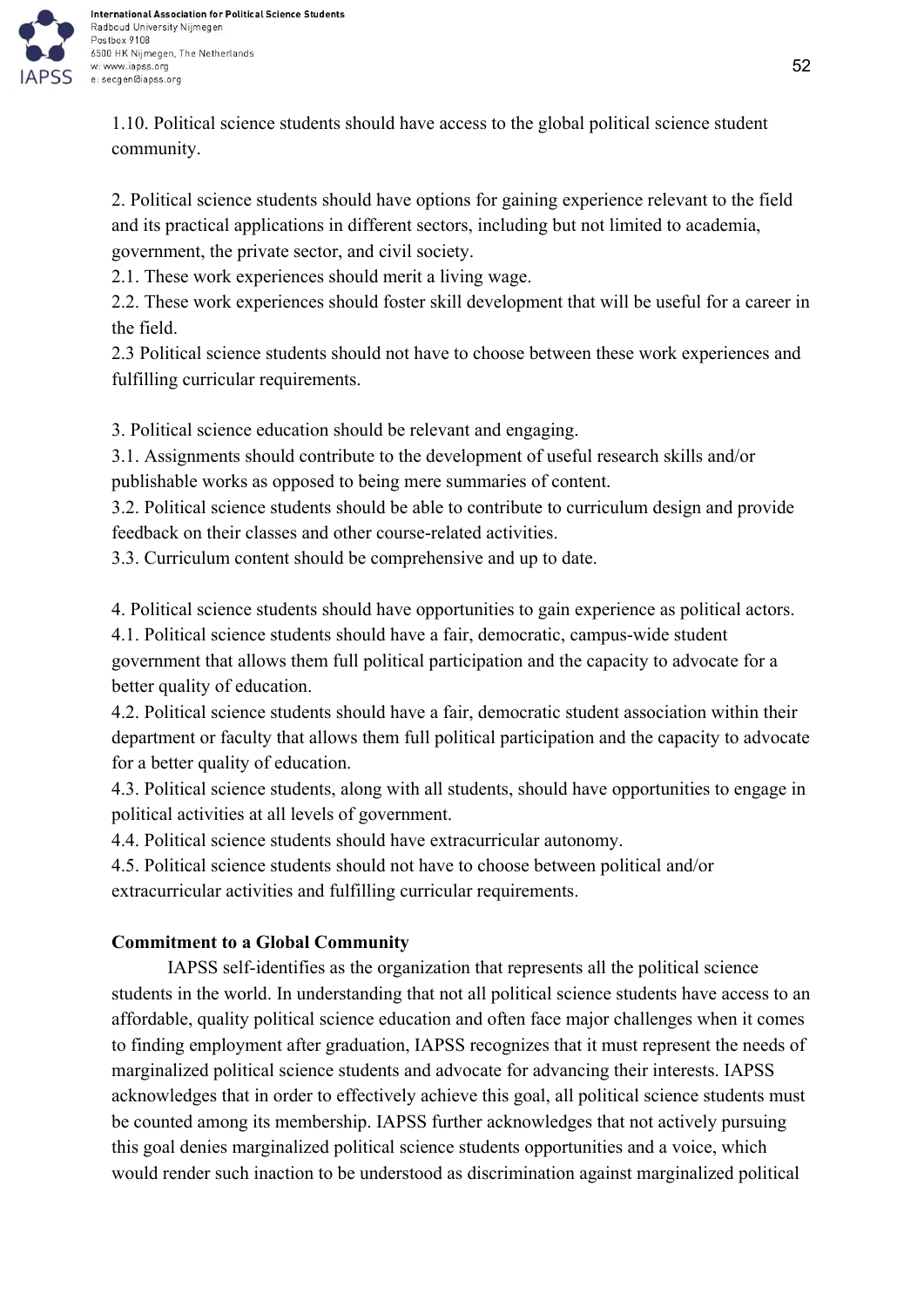1.10. Political science students should have access to the global political science student community.

2. Political science students should have options for gaining experience relevant to the field and its practical applications in different sectors, including but not limited to academia, government, the private sector, and civil society.
2.1. These work experiences should merit a living wage.
2.2. These work experiences should foster skill development that will be useful for a career in the field.
2.3 Political science students should not have to choose between these work experiences and fulfilling curricular requirements.

3. Political science education should be relevant and engaging.
3.1. Assignments should contribute to the development of useful research skills and/or publishable works as opposed to being mere summaries of content.
3.2. Political science students should be able to contribute to curriculum design and provide feedback on their classes and other course-related activities.
3.3. Curriculum content should be comprehensive and up to date.

4. Political science students should have opportunities to gain experience as political actors.
4.1. Political science students should have a fair, democratic, campus-wide student government that allows them full political participation and the capacity to advocate for a better quality of education.
4.2. Political science students should have a fair, democratic student association within their department or faculty that allows them full political participation and the capacity to advocate for a better quality of education.
4.3. Political science students, along with all students, should have opportunities to engage in political activities at all levels of government.
4.4. Political science students should have extracurricular autonomy.
4.5. Political science students should not have to choose between political and/or extracurricular activities and fulfilling curricular requirements.

**Commitment to a Global Community**

IAPSS self-identifies as the organization that represents all the political science students in the world. In understanding that not all political science students have access to an affordable, quality political science education and often face major challenges when it comes to finding employment after graduation, IAPSS recognizes that it must represent the needs of marginalized political science students and advocate for advancing their interests. IAPSS acknowledges that in order to effectively achieve this goal, all political science students must be counted among its membership. IAPSS further acknowledges that not actively pursuing this goal denies marginalized political science students opportunities and a voice, which would render such inaction to be understood as discrimination against marginalized political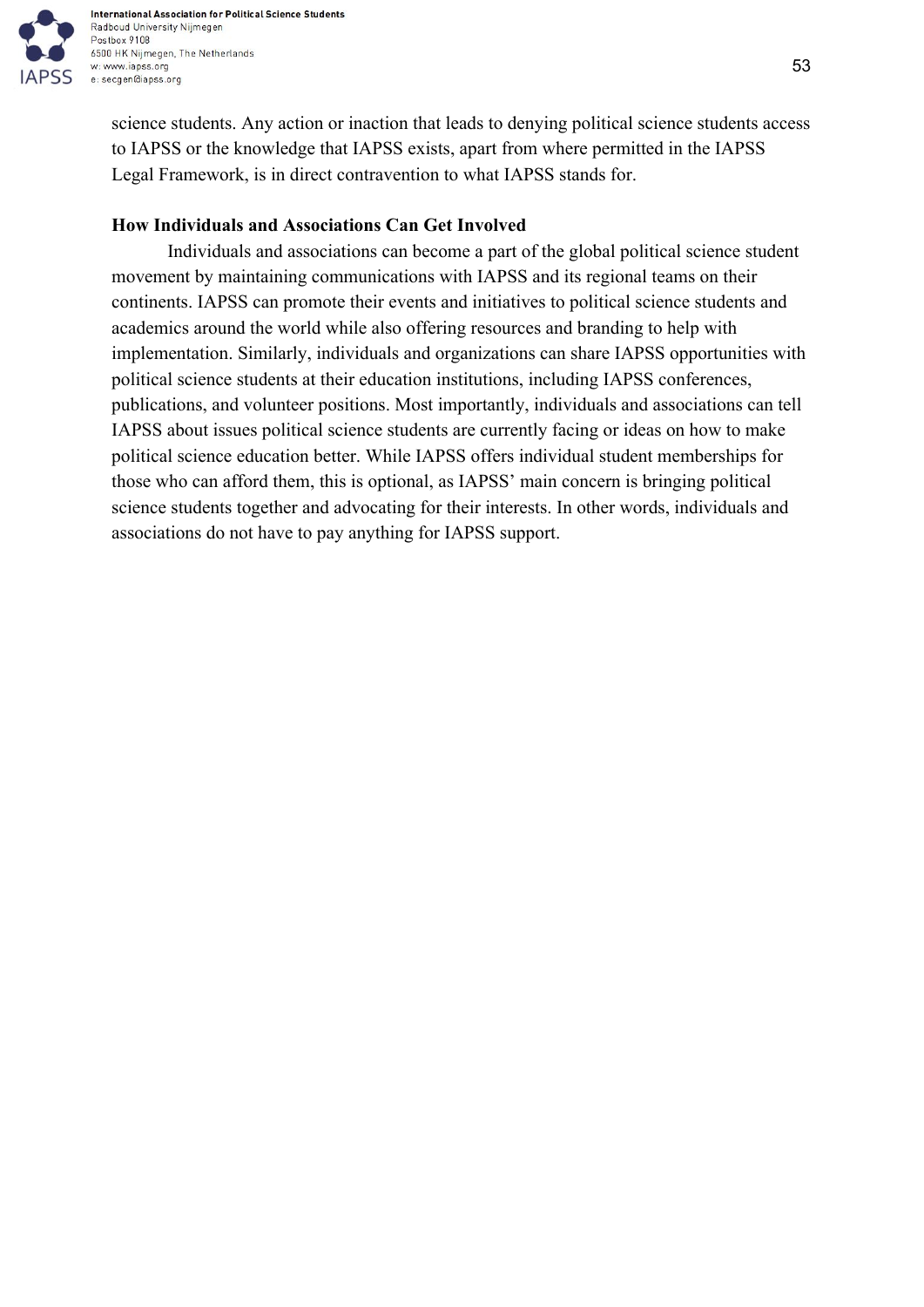science students. Any action or inaction that leads to denying political science students access to IAPSS or the knowledge that IAPSS exists, apart from where permitted in the IAPSS Legal Framework, is in direct contravention to what IAPSS stands for.

**How Individuals and Associations Can Get Involved**

Individuals and associations can become a part of the global political science student movement by maintaining communications with IAPSS and its regional teams on their continents. IAPSS can promote their events and initiatives to political science students and academics around the world while also offering resources and branding to help with implementation. Similarly, individuals and organizations can share IAPSS opportunities with political science students at their education institutions, including IAPSS conferences, publications, and volunteer positions. Most importantly, individuals and associations can tell IAPSS about issues political science students are currently facing or ideas on how to make political science education better. While IAPSS offers individual student memberships for those who can afford them, this is optional, as IAPSS' main concern is bringing political science students together and advocating for their interests. In other words, individuals and associations do not have to pay anything for IAPSS support.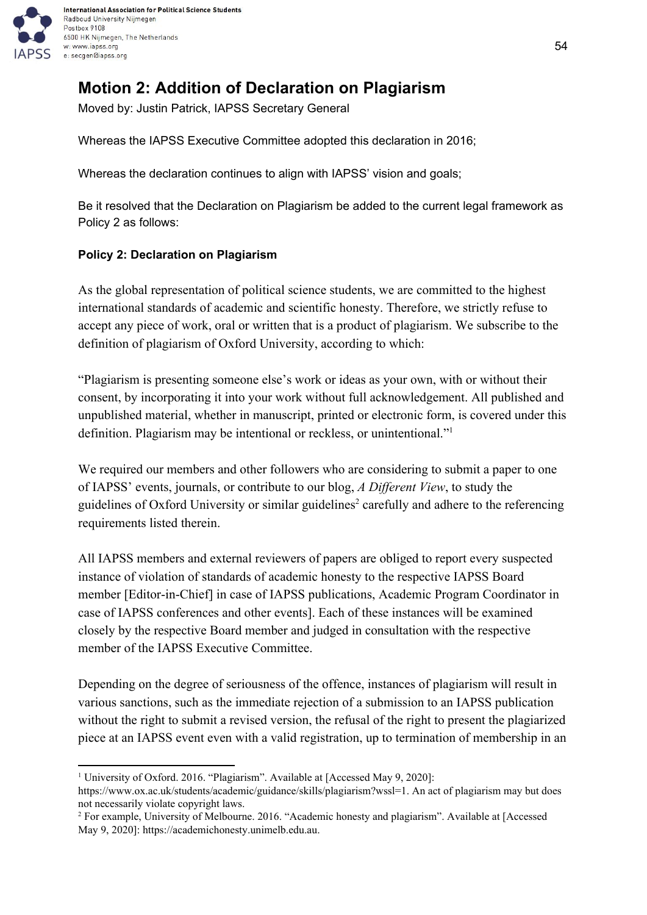## Motion 2: Addition of Declaration on Plagiarism

Moved by: Justin Patrick, IAPSS Secretary General

Whereas the IAPSS Executive Committee adopted this declaration in 2016;

Whereas the declaration continues to align with IAPSS' vision and goals;

Be it resolved that the Declaration on Plagiarism be added to the current legal framework as Policy 2 as follows:

**Policy 2: Declaration on Plagiarism**

As the global representation of political science students, we are committed to the highest international standards of academic and scientific honesty. Therefore, we strictly refuse to accept any piece of work, oral or written that is a product of plagiarism. We subscribe to the definition of plagiarism of Oxford University, according to which:

"Plagiarism is presenting someone else's work or ideas as your own, with or without their consent, by incorporating it into your work without full acknowledgement. All published and unpublished material, whether in manuscript, printed or electronic form, is covered under this definition. Plagiarism may be intentional or reckless, or unintentional."[1]

We required our members and other followers who are considering to submit a paper to one of IAPSS' events, journals, or contribute to our blog, *A Different View*, to study the guidelines of Oxford University or similar guidelines[2] carefully and adhere to the referencing requirements listed therein.

All IAPSS members and external reviewers of papers are obliged to report every suspected instance of violation of standards of academic honesty to the respective IAPSS Board member [Editor-in-Chief] in case of IAPSS publications, Academic Program Coordinator in case of IAPSS conferences and other events]. Each of these instances will be examined closely by the respective Board member and judged in consultation with the respective member of the IAPSS Executive Committee.

Depending on the degree of seriousness of the offence, instances of plagiarism will result in various sanctions, such as the immediate rejection of a submission to an IAPSS publication without the right to submit a revised version, the refusal of the right to present the plagiarized piece at an IAPSS event even with a valid registration, up to termination of membership in an

---

[1] University of Oxford. 2016. "Plagiarism". Available at [Accessed May 9, 2020]: https://www.ox.ac.uk/students/academic/guidance/skills/plagiarism?wssl=1. An act of plagiarism may but does not necessarily violate copyright laws.

[2] For example, University of Melbourne. 2016. "Academic honesty and plagiarism". Available at [Accessed May 9, 2020]: https://academichonesty.unimelb.edu.au.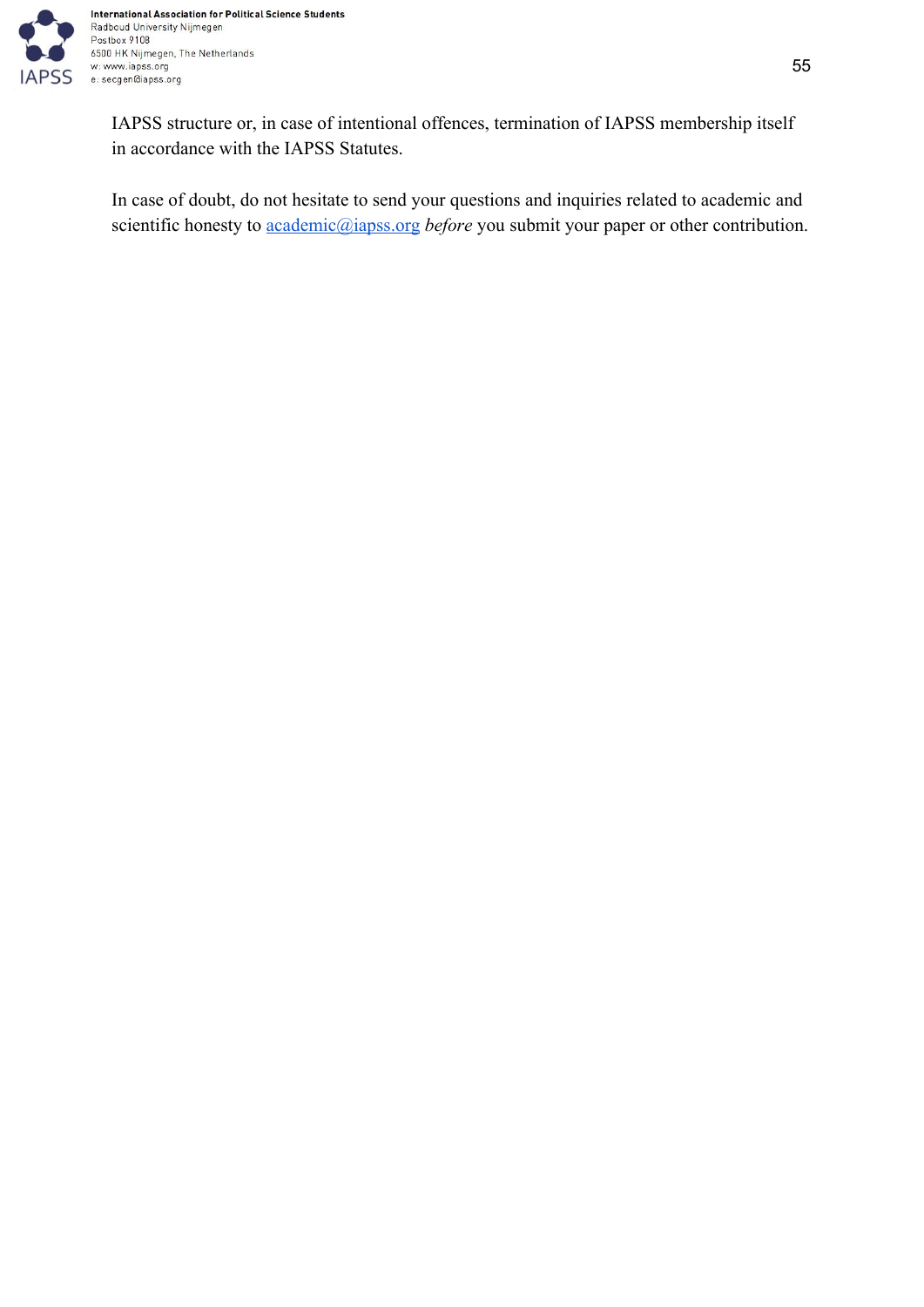IAPSS structure or, in case of intentional offences, termination of IAPSS membership itself in accordance with the IAPSS Statutes.

In case of doubt, do not hesitate to send your questions and inquiries related to academic and scientific honesty to academic@iapss.org *before* you submit your paper or other contribution.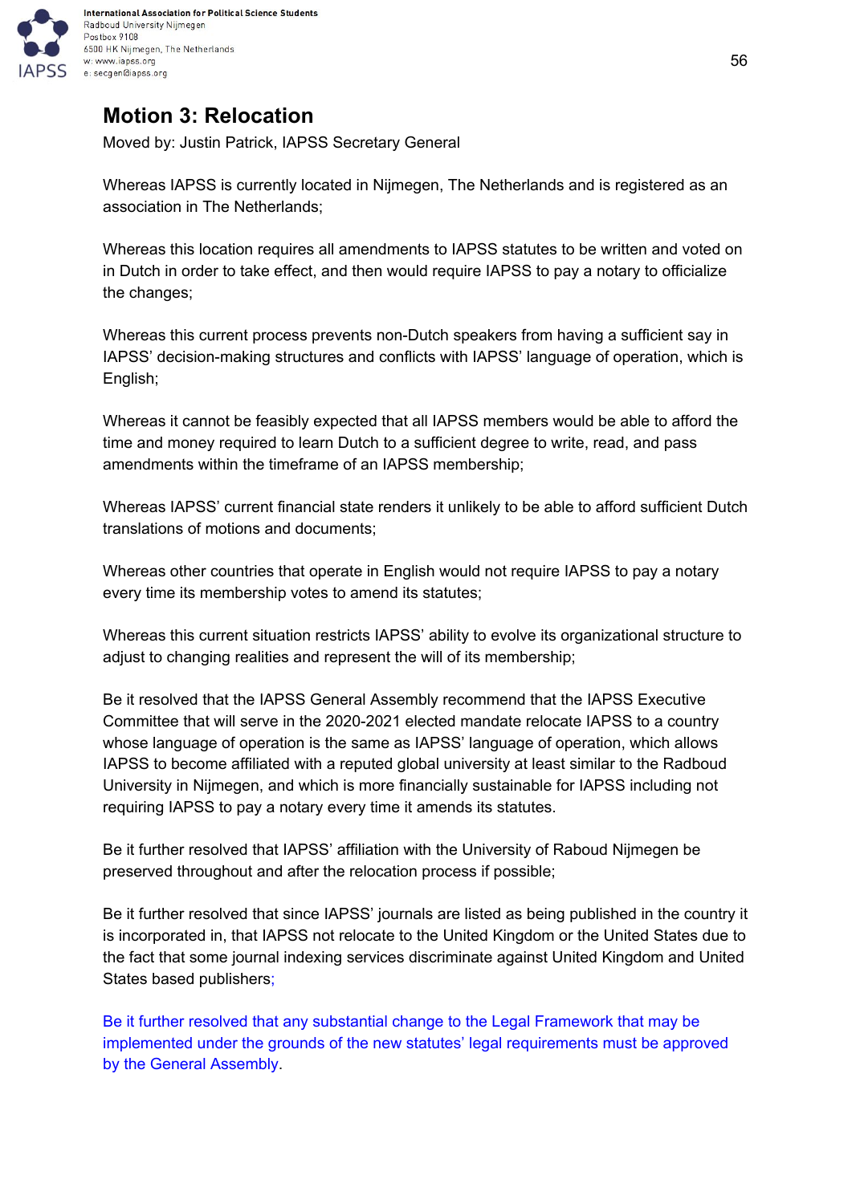## Motion 3: Relocation

Moved by: Justin Patrick, IAPSS Secretary General

Whereas IAPSS is currently located in Nijmegen, The Netherlands and is registered as an association in The Netherlands;

Whereas this location requires all amendments to IAPSS statutes to be written and voted on in Dutch in order to take effect, and then would require IAPSS to pay a notary to officialize the changes;

Whereas this current process prevents non-Dutch speakers from having a sufficient say in IAPSS' decision-making structures and conflicts with IAPSS' language of operation, which is English;

Whereas it cannot be feasibly expected that all IAPSS members would be able to afford the time and money required to learn Dutch to a sufficient degree to write, read, and pass amendments within the timeframe of an IAPSS membership;

Whereas IAPSS' current financial state renders it unlikely to be able to afford sufficient Dutch translations of motions and documents;

Whereas other countries that operate in English would not require IAPSS to pay a notary every time its membership votes to amend its statutes;

Whereas this current situation restricts IAPSS' ability to evolve its organizational structure to adjust to changing realities and represent the will of its membership;

Be it resolved that the IAPSS General Assembly recommend that the IAPSS Executive Committee that will serve in the 2020-2021 elected mandate relocate IAPSS to a country whose language of operation is the same as IAPSS' language of operation, which allows IAPSS to become affiliated with a reputed global university at least similar to the Radboud University in Nijmegen, and which is more financially sustainable for IAPSS including not requiring IAPSS to pay a notary every time it amends its statutes.

Be it further resolved that IAPSS' affiliation with the University of Raboud Nijmegen be preserved throughout and after the relocation process if possible;

Be it further resolved that since IAPSS' journals are listed as being published in the country it is incorporated in, that IAPSS not relocate to the United Kingdom or the United States due to the fact that some journal indexing services discriminate against United Kingdom and United States based publishers;

Be it further resolved that any substantial change to the Legal Framework that may be implemented under the grounds of the new statutes' legal requirements must be approved by the General Assembly.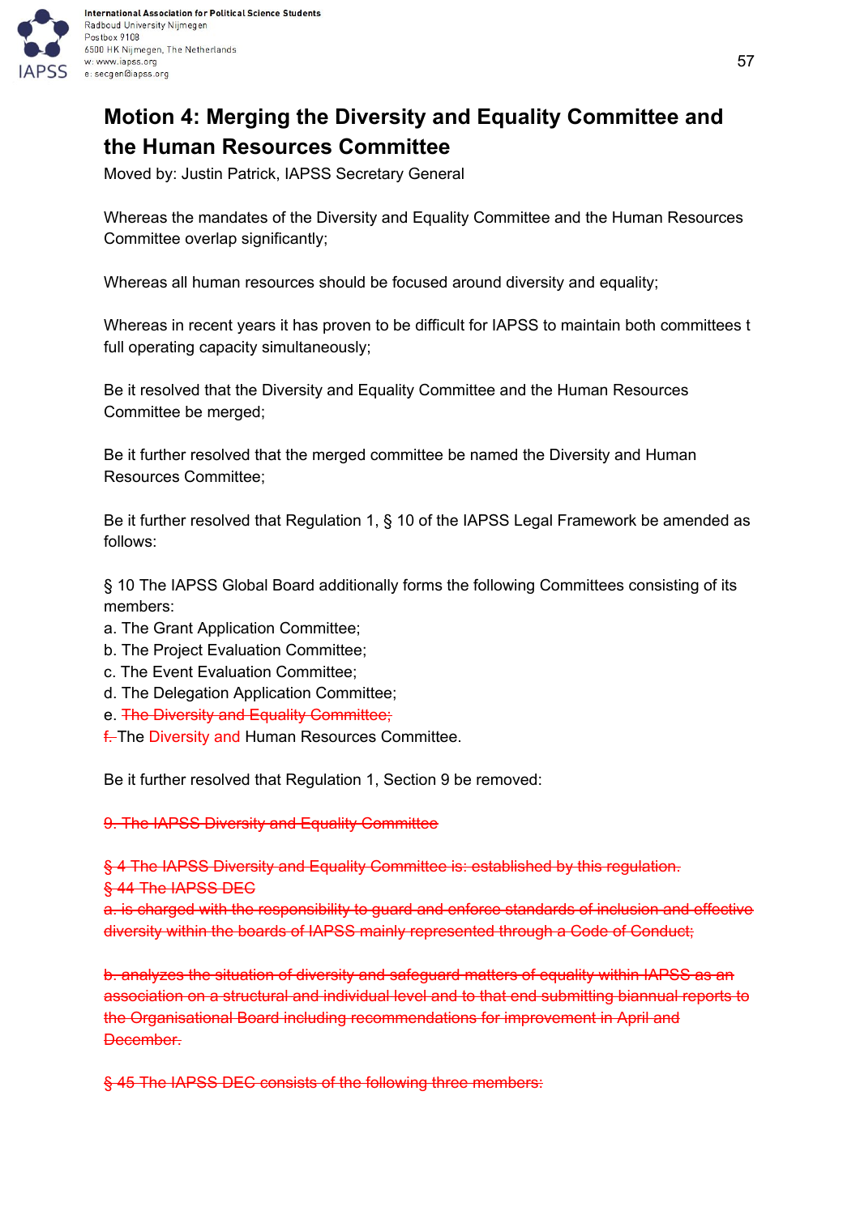# Motion 4: Merging the Diversity and Equality Committee and the Human Resources Committee

Moved by: Justin Patrick, IAPSS Secretary General

Whereas the mandates of the Diversity and Equality Committee and the Human Resources Committee overlap significantly;

Whereas all human resources should be focused around diversity and equality;

Whereas in recent years it has proven to be difficult for IAPSS to maintain both committees t full operating capacity simultaneously;

Be it resolved that the Diversity and Equality Committee and the Human Resources Committee be merged;

Be it further resolved that the merged committee be named the Diversity and Human Resources Committee;

Be it further resolved that Regulation 1, § 10 of the IAPSS Legal Framework be amended as follows:

§ 10 The IAPSS Global Board additionally forms the following Committees consisting of its members:
a. The Grant Application Committee;
b. The Project Evaluation Committee;
c. The Event Evaluation Committee;
d. The Delegation Application Committee;
e. ~~The Diversity and Equality Committee;~~
~~f.~~ The Diversity and Human Resources Committee.

Be it further resolved that Regulation 1, Section 9 be removed:

~~9. The IAPSS Diversity and Equality Committee~~

~~§ 4 The IAPSS Diversity and Equality Committee is: established by this regulation.~~
~~§ 44 The IAPSS DEC~~
~~a. is charged with the responsibility to guard and enforce standards of inclusion and effective diversity within the boards of IAPSS mainly represented through a Code of Conduct;~~

~~b. analyzes the situation of diversity and safeguard matters of equality within IAPSS as an association on a structural and individual level and to that end submitting biannual reports to the Organisational Board including recommendations for improvement in April and December.~~

~~§ 45 The IAPSS DEC consists of the following three members:~~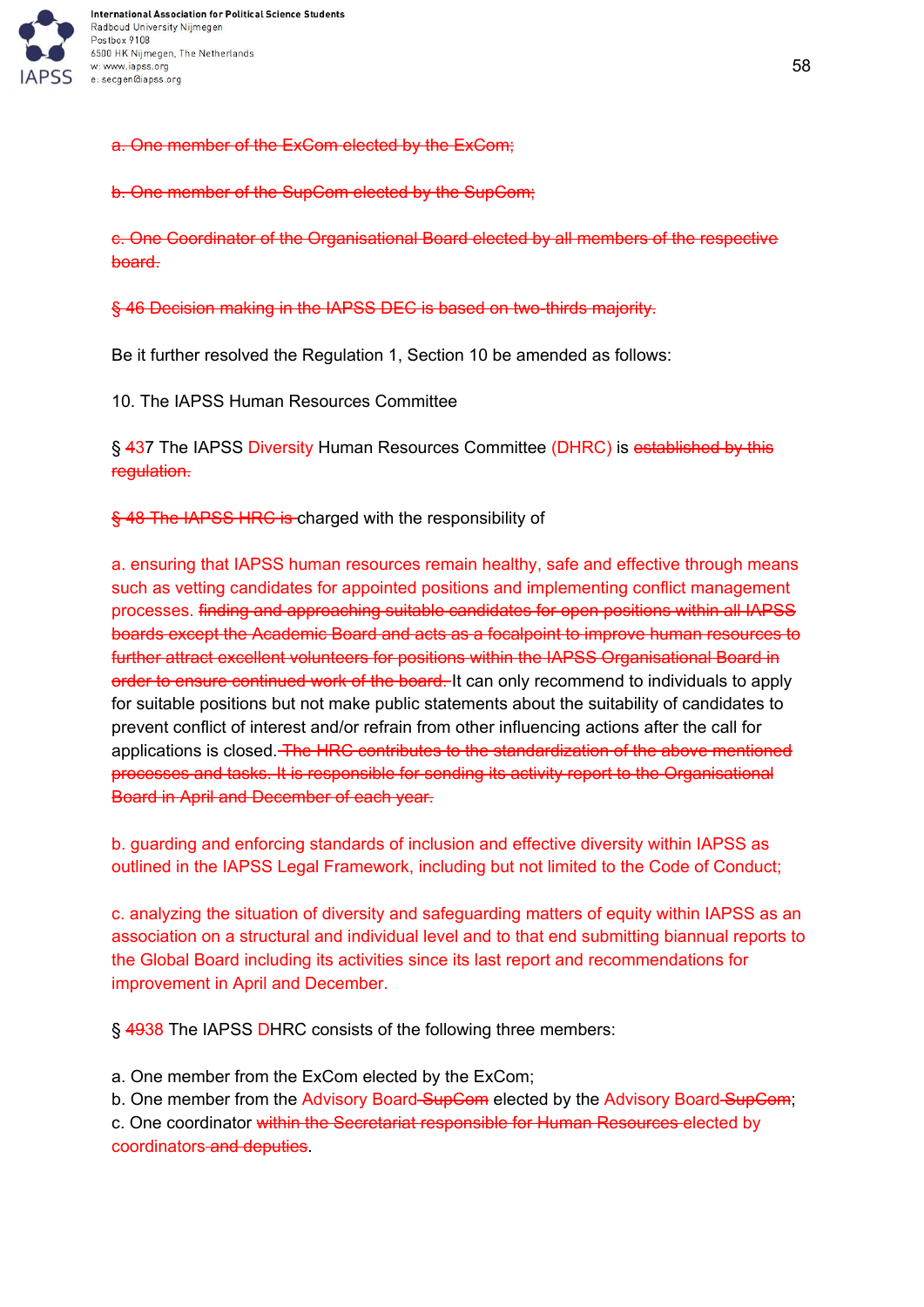~~a. One member of the ExCom elected by the ExCom;~~

~~b. One member of the SupCom elected by the SupCom;~~

~~c. One Coordinator of the Organisational Board elected by all members of the respective board.~~

~~§ 46 Decision making in the IAPSS DEC is based on two-thirds majority.~~

Be it further resolved the Regulation 1, Section 10 be amended as follows:

10. The IAPSS Human Resources Committee

§ ~~4~~37 The IAPSS Diversity Human Resources Committee (DHRC) is ~~established by this regulation.~~

~~§ 48 The IAPSS HRC is~~ charged with the responsibility of

a. ensuring that IAPSS human resources remain healthy, safe and effective through means such as vetting candidates for appointed positions and implementing conflict management processes. ~~finding and approaching suitable candidates for open positions within all IAPSS boards except the Academic Board and acts as a focalpoint to improve human resources to further attract excellent volunteers for positions within the IAPSS Organisational Board in order to ensure continued work of the board.~~ It can only recommend to individuals to apply for suitable positions but not make public statements about the suitability of candidates to prevent conflict of interest and/or refrain from other influencing actions after the call for applications is closed. ~~The HRC contributes to the standardization of the above mentioned processes and tasks. It is responsible for sending its activity report to the Organisational Board in April and December of each year.~~

b. guarding and enforcing standards of inclusion and effective diversity within IAPSS as outlined in the IAPSS Legal Framework, including but not limited to the Code of Conduct;

c. analyzing the situation of diversity and safeguarding matters of equity within IAPSS as an association on a structural and individual level and to that end submitting biannual reports to the Global Board including its activities since its last report and recommendations for improvement in April and December.

§ ~~49~~38 The IAPSS DHRC consists of the following three members:

a. One member from the ExCom elected by the ExCom;
b. One member from the Advisory Board ~~SupCom~~ elected by the Advisory Board ~~SupCom~~;
c. One coordinator ~~within the Secretariat responsible for Human Resources~~ elected by coordinators ~~and deputies~~.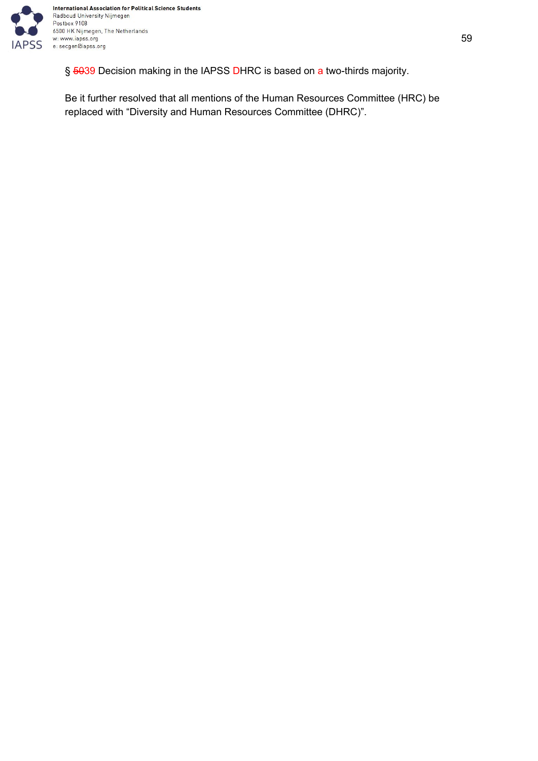§ ~~50~~39 Decision making in the IAPSS DHRC is based on a two-thirds majority.

Be it further resolved that all mentions of the Human Resources Committee (HRC) be replaced with “Diversity and Human Resources Committee (DHRC)”.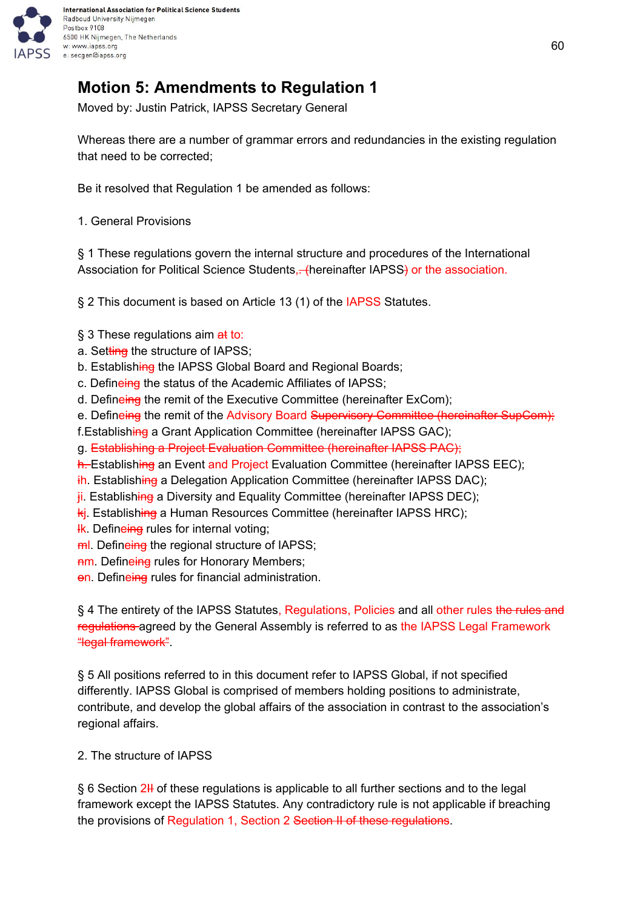# Motion 5: Amendments to Regulation 1

Moved by: Justin Patrick, IAPSS Secretary General

Whereas there are a number of grammar errors and redundancies in the existing regulation that need to be corrected;

Be it resolved that Regulation 1 be amended as follows:

1. General Provisions

§ 1 These regulations govern the internal structure and procedures of the International Association for Political Science Students,~~. (~~hereinafter IAPSS~~)~~ or the association.

§ 2 This document is based on Article 13 (1) of the IAPSS Statutes.

§ 3 These regulations aim ~~at~~ to:
a. Set~~ting~~ the structure of IAPSS;
b. Establish~~ing~~ the IAPSS Global Board and Regional Boards;
c. Define~~ing~~ the status of the Academic Affiliates of IAPSS;
d. Define~~ing~~ the remit of the Executive Committee (hereinafter ExCom);
e. Define~~ing~~ the remit of the Advisory Board ~~Supervisory Committee (hereinafter SupCom);~~
f.Establish~~ing~~ a Grant Application Committee (hereinafter IAPSS GAC);
g. ~~Establishing a Project Evaluation Committee (hereinafter IAPSS PAC);~~
~~h.~~ Establish~~ing~~ an Event and Project Evaluation Committee (hereinafter IAPSS EEC);
~~i~~h. Establish~~ing~~ a Delegation Application Committee (hereinafter IAPSS DAC);
~~j~~i. Establish~~ing~~ a Diversity and Equality Committee (hereinafter IAPSS DEC);
~~k~~j. Establish~~ing~~ a Human Resources Committee (hereinafter IAPSS HRC);
~~l~~k. Define~~ing~~ rules for internal voting;
~~m~~l. Define~~ing~~ the regional structure of IAPSS;
~~n~~m. Define~~ing~~ rules for Honorary Members;
~~o~~n. Define~~ing~~ rules for financial administration.

§ 4 The entirety of the IAPSS Statutes, Regulations, Policies and all other rules ~~the rules and regulations~~ agreed by the General Assembly is referred to as the IAPSS Legal Framework ~~“legal framework”~~.

§ 5 All positions referred to in this document refer to IAPSS Global, if not specified differently. IAPSS Global is comprised of members holding positions to administrate, contribute, and develop the global affairs of the association in contrast to the association’s regional affairs.

2. The structure of IAPSS

§ 6 Section 2~~II~~ of these regulations is applicable to all further sections and to the legal framework except the IAPSS Statutes. Any contradictory rule is not applicable if breaching the provisions of Regulation 1, Section 2 ~~Section II of these regulations~~.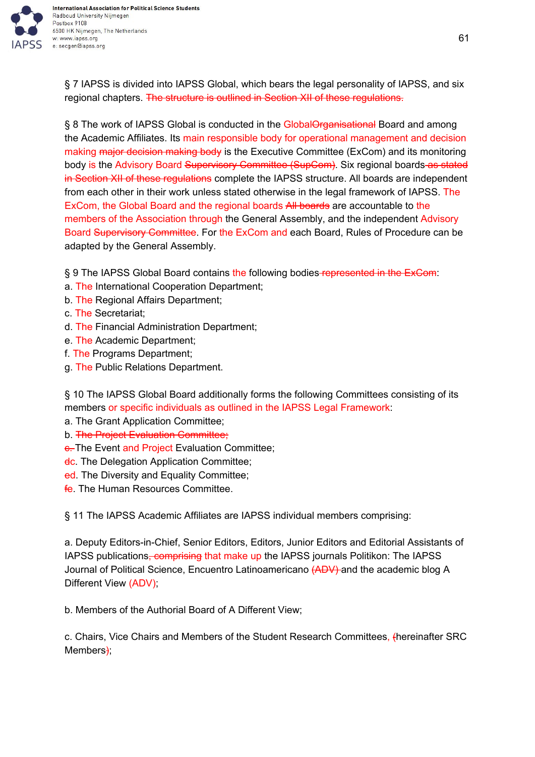§ 7 IAPSS is divided into IAPSS Global, which bears the legal personality of IAPSS, and six regional chapters. ~~The structure is outlined in Section XII of these regulations.~~

§ 8 The work of IAPSS Global is conducted in the Global~~Organisational~~ Board and among the Academic Affiliates. Its main responsible body for operational management and decision making ~~major decision making body~~ is the Executive Committee (ExCom) and its monitoring body is the Advisory Board ~~Supervisory Committee (SupCom)~~. Six regional boards~~ as stated in Section XII of these regulations~~ complete the IAPSS structure. All boards are independent from each other in their work unless stated otherwise in the legal framework of IAPSS. The ExCom, the Global Board and the regional boards ~~All boards~~ are accountable to the members of the Association through the General Assembly, and the independent Advisory Board ~~Supervisory Committee~~. For the ExCom and each Board, Rules of Procedure can be adapted by the General Assembly.

§ 9 The IAPSS Global Board contains the following bodies~~ represented in the ExCom~~:

a. The International Cooperation Department;  
b. The Regional Affairs Department;  
c. The Secretariat;  
d. The Financial Administration Department;  
e. The Academic Department;  
f. The Programs Department;  
g. The Public Relations Department.

§ 10 The IAPSS Global Board additionally forms the following Committees consisting of its members or specific individuals as outlined in the IAPSS Legal Framework:

a. The Grant Application Committee;  
b. ~~The Project Evaluation Committee;~~  
~~c.~~ The Event and Project Evaluation Committee;  
~~d~~c. The Delegation Application Committee;  
~~e~~d. The Diversity and Equality Committee;  
~~f~~e. The Human Resources Committee.

§ 11 The IAPSS Academic Affiliates are IAPSS individual members comprising:

a. Deputy Editors-in-Chief, Senior Editors, Editors, Junior Editors and Editorial Assistants of IAPSS publications~~, comprising~~ that make up the IAPSS journals Politikon: The IAPSS Journal of Political Science, Encuentro Latinoamericano ~~(ADV)~~ and the academic blog A Different View (ADV);

b. Members of the Authorial Board of A Different View;

c. Chairs, Vice Chairs and Members of the Student Research Committees, ~~(~~hereinafter SRC Members~~)~~;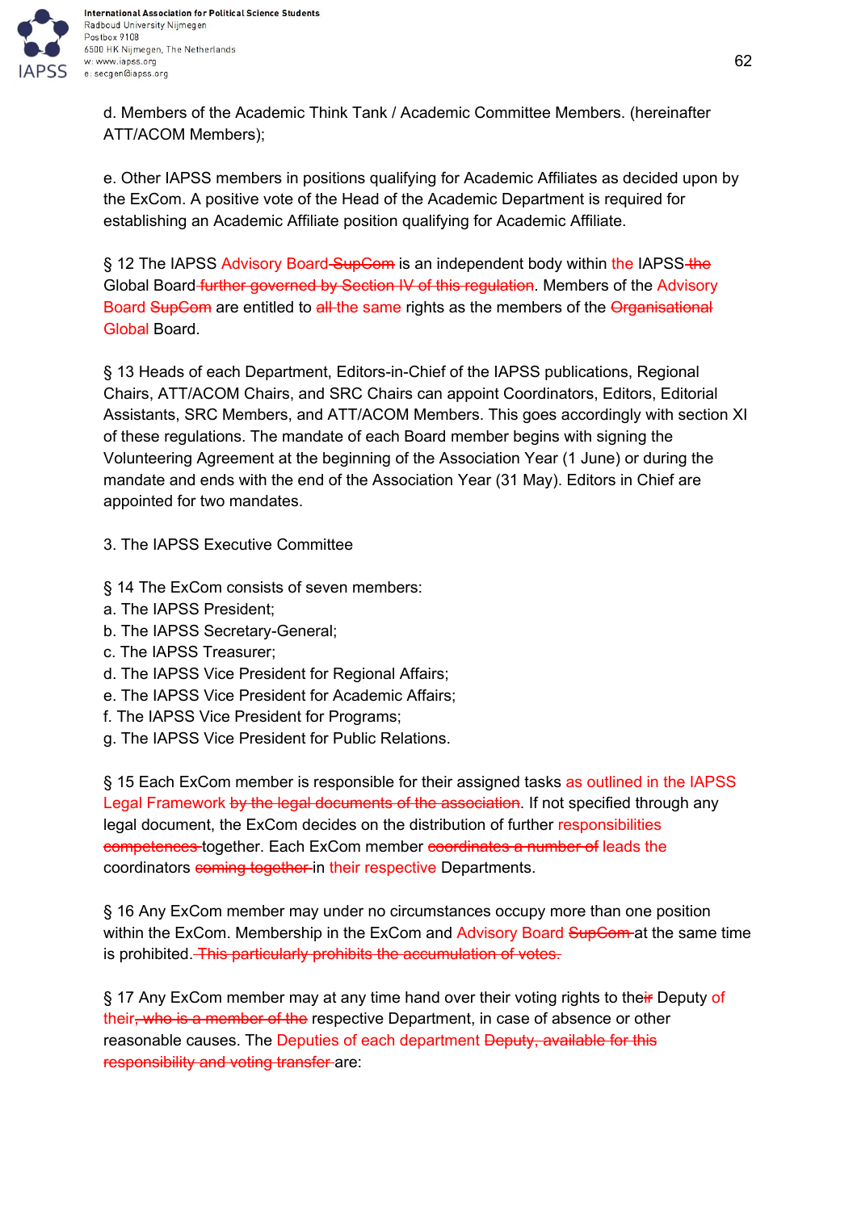d. Members of the Academic Think Tank / Academic Committee Members. (hereinafter ATT/ACOM Members);

e. Other IAPSS members in positions qualifying for Academic Affiliates as decided upon by the ExCom. A positive vote of the Head of the Academic Department is required for establishing an Academic Affiliate position qualifying for Academic Affiliate.

§ 12 The IAPSS Advisory Board ~~SupCom~~ is an independent body within the IAPSS ~~the~~ Global Board ~~further governed by Section IV of this regulation~~. Members of the Advisory Board ~~SupCom~~ are entitled to ~~all~~ the same rights as the members of the ~~Organisational~~ Global Board.

§ 13 Heads of each Department, Editors-in-Chief of the IAPSS publications, Regional Chairs, ATT/ACOM Chairs, and SRC Chairs can appoint Coordinators, Editors, Editorial Assistants, SRC Members, and ATT/ACOM Members. This goes accordingly with section XI of these regulations. The mandate of each Board member begins with signing the Volunteering Agreement at the beginning of the Association Year (1 June) or during the mandate and ends with the end of the Association Year (31 May). Editors in Chief are appointed for two mandates.

3. The IAPSS Executive Committee

§ 14 The ExCom consists of seven members:
a. The IAPSS President;
b. The IAPSS Secretary-General;
c. The IAPSS Treasurer;
d. The IAPSS Vice President for Regional Affairs;
e. The IAPSS Vice President for Academic Affairs;
f. The IAPSS Vice President for Programs;
g. The IAPSS Vice President for Public Relations.

§ 15 Each ExCom member is responsible for their assigned tasks as outlined in the IAPSS Legal Framework ~~by the legal documents of the association~~. If not specified through any legal document, the ExCom decides on the distribution of further responsibilities ~~competences~~ together. Each ExCom member ~~coordinates a number of~~ leads the coordinators ~~coming together~~ in their respective Departments.

§ 16 Any ExCom member may under no circumstances occupy more than one position within the ExCom. Membership in the ExCom and Advisory Board ~~SupCom~~ at the same time is prohibited. ~~This particularly prohibits the accumulation of votes.~~

§ 17 Any ExCom member may at any time hand over their voting rights to the~~ir~~ Deputy of their~~, who is a member of the~~ respective Department, in case of absence or other reasonable causes. The Deputies of each department ~~Deputy, available for this responsibility and voting transfer~~ are: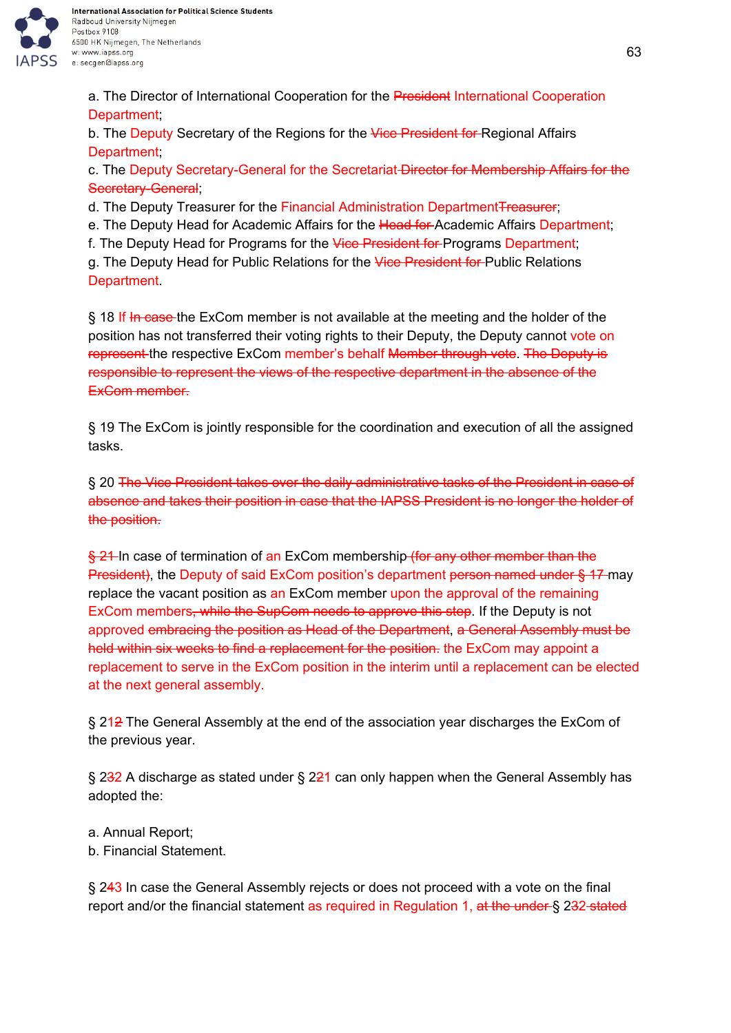a. The Director of International Cooperation for the ~~President~~ International Cooperation Department;
b. The Deputy Secretary of the Regions for the ~~Vice President for~~ Regional Affairs Department;
c. The Deputy Secretary-General for the Secretariat ~~Director for Membership Affairs for the Secretary-General~~;
d. The Deputy Treasurer for the Financial Administration Department~~Treasurer~~;
e. The Deputy Head for Academic Affairs for the ~~Head for~~ Academic Affairs Department;
f. The Deputy Head for Programs for the ~~Vice President for~~ Programs Department;
g. The Deputy Head for Public Relations for the ~~Vice President for~~ Public Relations Department.

§ 18 If ~~In case~~ the ExCom member is not available at the meeting and the holder of the position has not transferred their voting rights to their Deputy, the Deputy cannot vote on ~~represent~~ the respective ExCom member's behalf ~~Member through vote~~. ~~The Deputy is responsible to represent the views of the respective department in the absence of the ExCom member.~~

§ 19 The ExCom is jointly responsible for the coordination and execution of all the assigned tasks.

§ 20 ~~The Vice President takes over the daily administrative tasks of the President in case of absence and takes their position in case that the IAPSS President is no longer the holder of the position.~~

~~§ 21~~ In case of termination of an ExCom membership ~~(for any other member than the President)~~, the Deputy of said ExCom position's department ~~person named under § 17~~ may replace the vacant position as an ExCom member upon the approval of the remaining ExCom members~~, while the SupCom needs to approve this step~~. If the Deputy is not approved ~~embracing the position as Head of the Department~~, ~~a General Assembly must be held within six weeks to find a replacement for the position.~~ the ExCom may appoint a replacement to serve in the ExCom position in the interim until a replacement can be elected at the next general assembly.

§ 21~~2~~ The General Assembly at the end of the association year discharges the ExCom of the previous year.

§ 23~~2~~ A discharge as stated under § 2~~2~~1 can only happen when the General Assembly has adopted the:

a. Annual Report;
b. Financial Statement.

§ 24~~3~~ In case the General Assembly rejects or does not proceed with a vote on the final report and/or the financial statement as required in Regulation 1, ~~at the under~~ § 23~~2 stated~~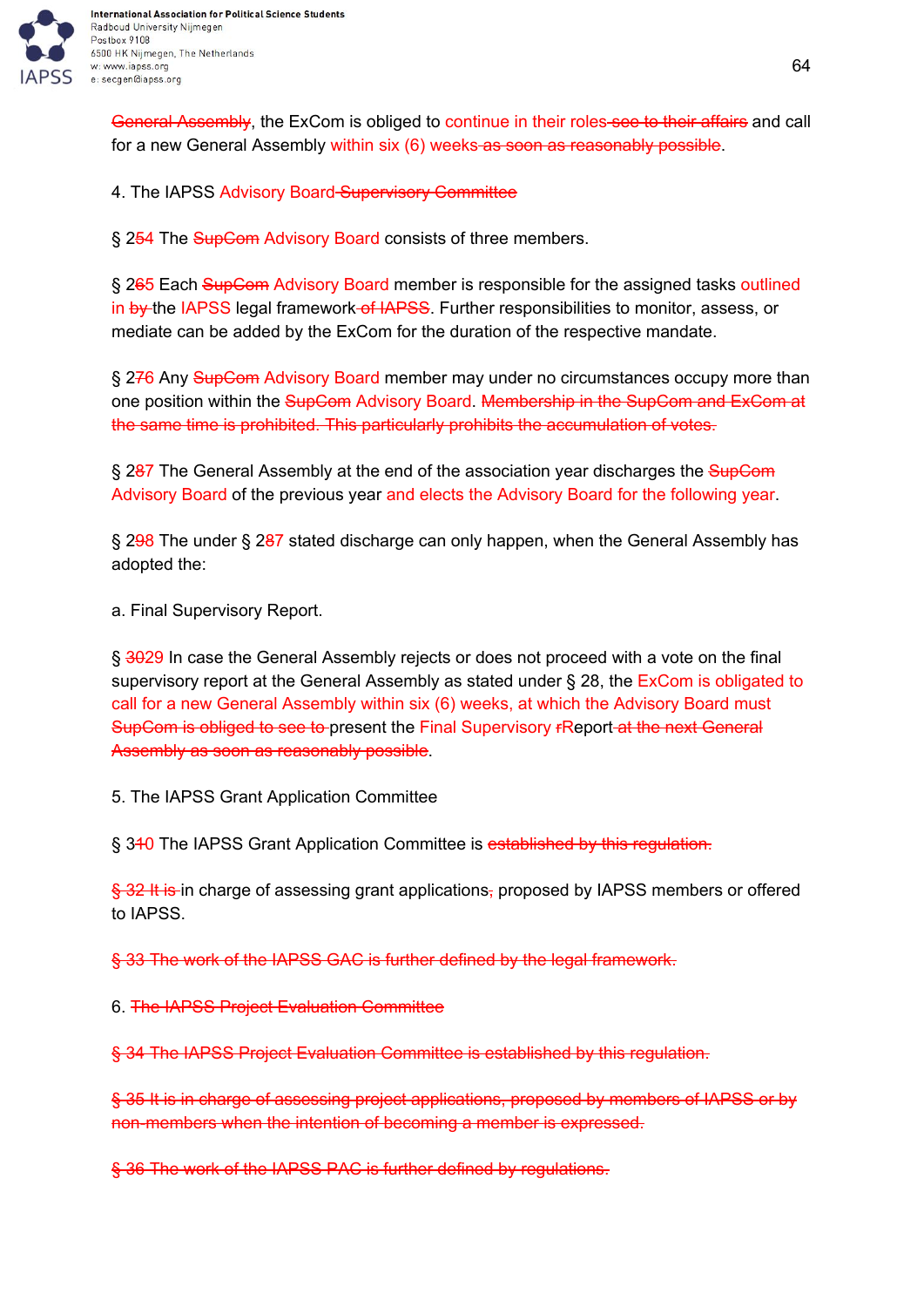~~General Assembly~~, the ExCom is obliged to continue in their roles~~ see to their affairs~~ and call for a new General Assembly within six (6) weeks~~ as soon as reasonably possible~~.

4. The IAPSS Advisory Board~~ Supervisory Committee~~

§ 2~~5~~4 The ~~SupCom~~ Advisory Board consists of three members.

§ 2~~6~~5 Each ~~SupCom~~ Advisory Board member is responsible for the assigned tasks outlined in ~~by~~ the IAPSS legal framework~~ of IAPSS~~. Further responsibilities to monitor, assess, or mediate can be added by the ExCom for the duration of the respective mandate.

§ 2~~7~~6 Any ~~SupCom~~ Advisory Board member may under no circumstances occupy more than one position within the ~~SupCom~~ Advisory Board. ~~Membership in the SupCom and ExCom at the same time is prohibited. This particularly prohibits the accumulation of votes.~~

§ 2~~8~~7 The General Assembly at the end of the association year discharges the ~~SupCom~~ Advisory Board of the previous year and elects the Advisory Board for the following year.

§ 2~~9~~8 The under § 2~~8~~7 stated discharge can only happen, when the General Assembly has adopted the:

a. Final Supervisory Report.

§ ~~30~~29 In case the General Assembly rejects or does not proceed with a vote on the final supervisory report at the General Assembly as stated under § 28, the ExCom is obligated to call for a new General Assembly within six (6) weeks, at which the Advisory Board must ~~SupCom is obliged to see to~~ present the Final Supervisory ~~r~~Report~~ at the next General Assembly as soon as reasonably possible~~.

5. The IAPSS Grant Application Committee

§ 3~~1~~0 The IAPSS Grant Application Committee is ~~established by this regulation.~~

~~§ 32 It is~~ in charge of assessing grant applications~~,~~ proposed by IAPSS members or offered to IAPSS.

~~§ 33 The work of the IAPSS GAC is further defined by the legal framework.~~

6. ~~The IAPSS Project Evaluation Committee~~

~~§ 34 The IAPSS Project Evaluation Committee is established by this regulation.~~

~~§ 35 It is in charge of assessing project applications, proposed by members of IAPSS or by non-members when the intention of becoming a member is expressed.~~

~~§ 36 The work of the IAPSS PAC is further defined by regulations.~~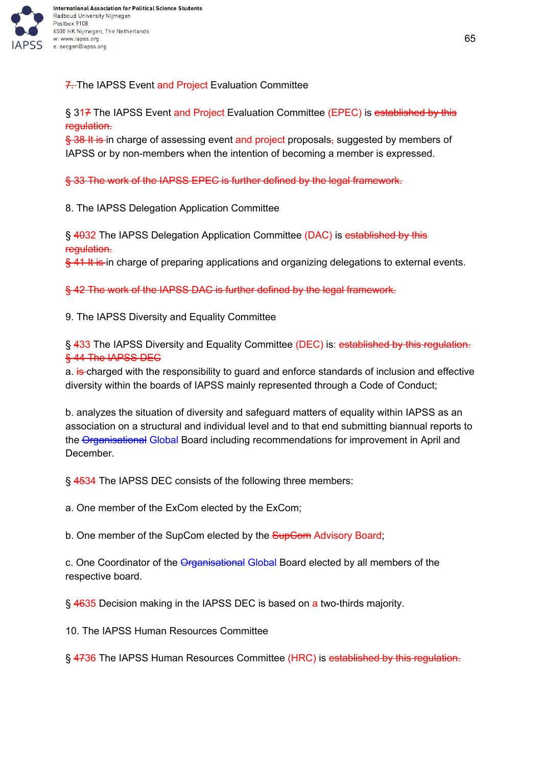~~7.~~ The IAPSS Event and Project Evaluation Committee

§ 31~~7~~ The IAPSS Event and Project Evaluation Committee (EPEC) is ~~established by this regulation.~~
~~§ 38 It is~~ in charge of assessing event and project proposals~~,~~ suggested by members of IAPSS or by non-members when the intention of becoming a member is expressed.

~~§ 33 The work of the IAPSS EPEC is further defined by the legal framework.~~

8. The IAPSS Delegation Application Committee

§ ~~40~~32 The IAPSS Delegation Application Committee (DAC) is ~~established by this regulation.~~
~~§ 41 It is~~ in charge of preparing applications and organizing delegations to external events.

~~§ 42 The work of the IAPSS DAC is further defined by the legal framework.~~

9. The IAPSS Diversity and Equality Committee

§ ~~4~~33 The IAPSS Diversity and Equality Committee (DEC) is: ~~established by this regulation.~~
~~§ 44 The IAPSS DEC~~
a. ~~is~~ charged with the responsibility to guard and enforce standards of inclusion and effective diversity within the boards of IAPSS mainly represented through a Code of Conduct;

b. analyzes the situation of diversity and safeguard matters of equality within IAPSS as an association on a structural and individual level and to that end submitting biannual reports to the ~~Organisational~~ Global Board including recommendations for improvement in April and December.

§ ~~45~~34 The IAPSS DEC consists of the following three members:

a. One member of the ExCom elected by the ExCom;

b. One member of the SupCom elected by the ~~SupCom~~ Advisory Board;

c. One Coordinator of the ~~Organisational~~ Global Board elected by all members of the respective board.

§ ~~46~~35 Decision making in the IAPSS DEC is based on a two-thirds majority.

10. The IAPSS Human Resources Committee

§ ~~47~~36 The IAPSS Human Resources Committee (HRC) is ~~established by this regulation.~~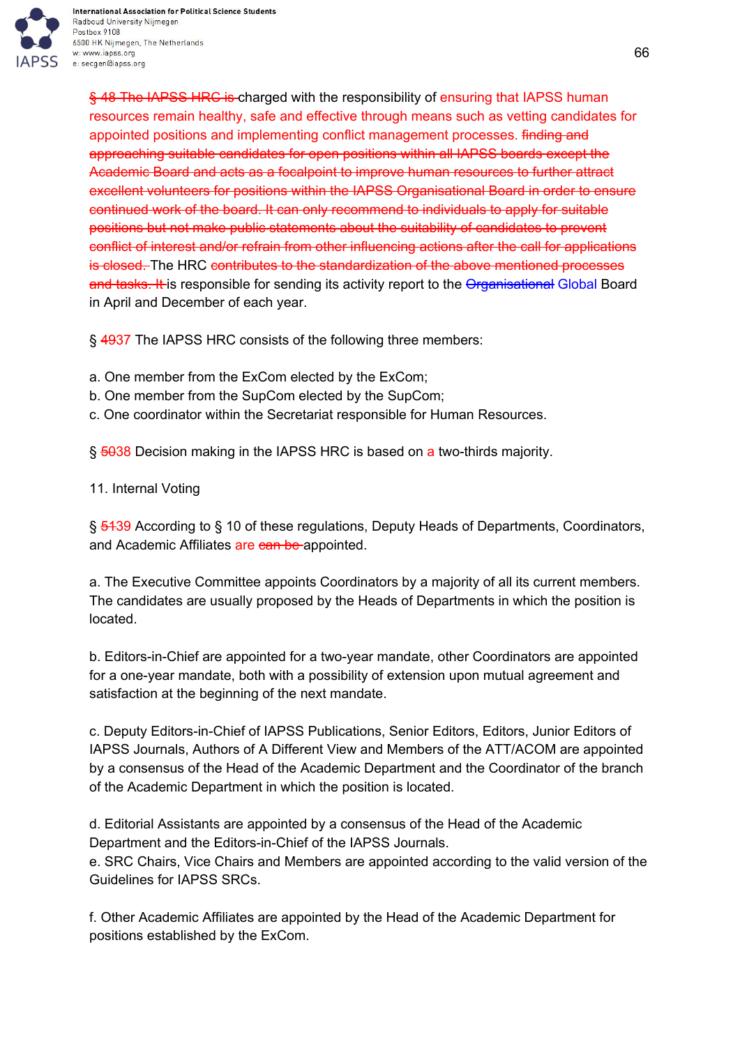~~§ 48 The IAPSS HRC is~~ charged with the responsibility of ensuring that IAPSS human resources remain healthy, safe and effective through means such as vetting candidates for appointed positions and implementing conflict management processes. ~~finding and approaching suitable candidates for open positions within all IAPSS boards except the Academic Board and acts as a focalpoint to improve human resources to further attract excellent volunteers for positions within the IAPSS Organisational Board in order to ensure continued work of the board. It can only recommend to individuals to apply for suitable positions but not make public statements about the suitability of candidates to prevent conflict of interest and/or refrain from other influencing actions after the call for applications is closed.~~ The HRC ~~contributes to the standardization of the above mentioned processes and tasks. It~~ is responsible for sending its activity report to the ~~Organisational~~ Global Board in April and December of each year.

§ ~~49~~37 The IAPSS HRC consists of the following three members:

a. One member from the ExCom elected by the ExCom;
b. One member from the SupCom elected by the SupCom;
c. One coordinator within the Secretariat responsible for Human Resources.

§ ~~50~~38 Decision making in the IAPSS HRC is based on a two-thirds majority.

11. Internal Voting

§ ~~51~~39 According to § 10 of these regulations, Deputy Heads of Departments, Coordinators, and Academic Affiliates are ~~can be~~ appointed.

a. The Executive Committee appoints Coordinators by a majority of all its current members. The candidates are usually proposed by the Heads of Departments in which the position is located.

b. Editors-in-Chief are appointed for a two-year mandate, other Coordinators are appointed for a one-year mandate, both with a possibility of extension upon mutual agreement and satisfaction at the beginning of the next mandate.

c. Deputy Editors-in-Chief of IAPSS Publications, Senior Editors, Editors, Junior Editors of IAPSS Journals, Authors of A Different View and Members of the ATT/ACOM are appointed by a consensus of the Head of the Academic Department and the Coordinator of the branch of the Academic Department in which the position is located.

d. Editorial Assistants are appointed by a consensus of the Head of the Academic Department and the Editors-in-Chief of the IAPSS Journals.
e. SRC Chairs, Vice Chairs and Members are appointed according to the valid version of the Guidelines for IAPSS SRCs.

f. Other Academic Affiliates are appointed by the Head of the Academic Department for positions established by the ExCom.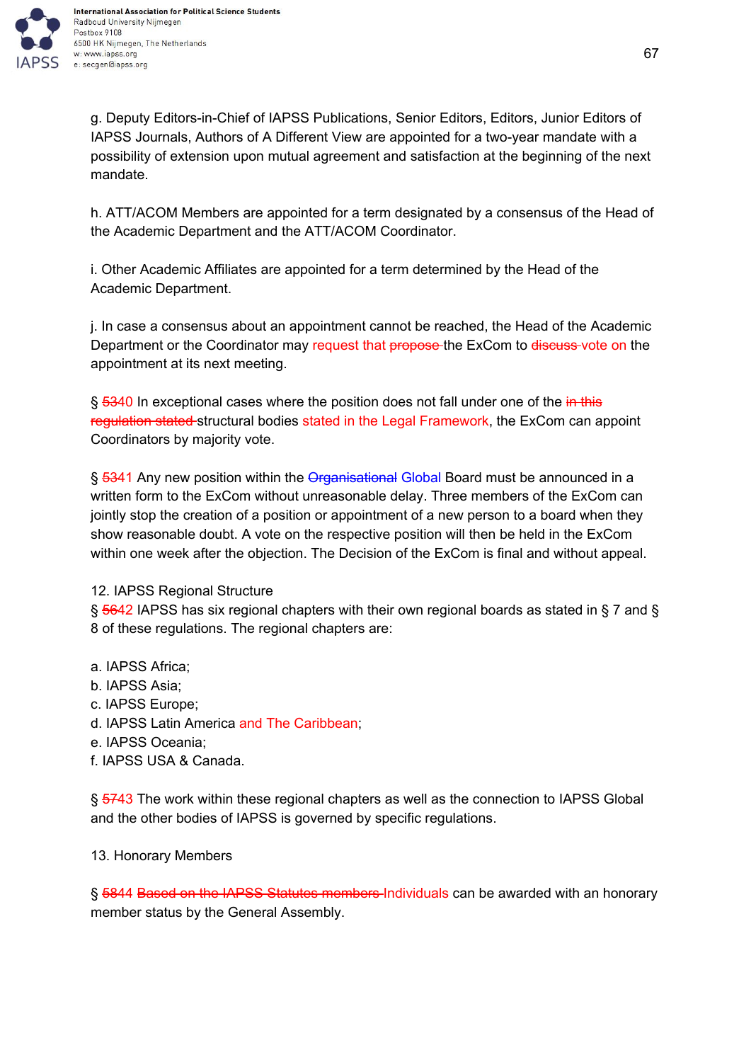g. Deputy Editors-in-Chief of IAPSS Publications, Senior Editors, Editors, Junior Editors of IAPSS Journals, Authors of A Different View are appointed for a two-year mandate with a possibility of extension upon mutual agreement and satisfaction at the beginning of the next mandate.

h. ATT/ACOM Members are appointed for a term designated by a consensus of the Head of the Academic Department and the ATT/ACOM Coordinator.

i. Other Academic Affiliates are appointed for a term determined by the Head of the Academic Department.

j. In case a consensus about an appointment cannot be reached, the Head of the Academic Department or the Coordinator may request that ~~propose~~ the ExCom to ~~discuss~~ vote on the appointment at its next meeting.

§ ~~53~~40 In exceptional cases where the position does not fall under one of the ~~in this regulation stated~~ structural bodies stated in the Legal Framework, the ExCom can appoint Coordinators by majority vote.

§ ~~53~~41 Any new position within the ~~Organisational~~ Global Board must be announced in a written form to the ExCom without unreasonable delay. Three members of the ExCom can jointly stop the creation of a position or appointment of a new person to a board when they show reasonable doubt. A vote on the respective position will then be held in the ExCom within one week after the objection. The Decision of the ExCom is final and without appeal.

12. IAPSS Regional Structure

§ ~~56~~42 IAPSS has six regional chapters with their own regional boards as stated in § 7 and § 8 of these regulations. The regional chapters are:

a. IAPSS Africa;
b. IAPSS Asia;
c. IAPSS Europe;
d. IAPSS Latin America and The Caribbean;
e. IAPSS Oceania;
f. IAPSS USA & Canada.

§ ~~57~~43 The work within these regional chapters as well as the connection to IAPSS Global and the other bodies of IAPSS is governed by specific regulations.

13. Honorary Members

§ ~~58~~44 ~~Based on the IAPSS Statutes members~~ Individuals can be awarded with an honorary member status by the General Assembly.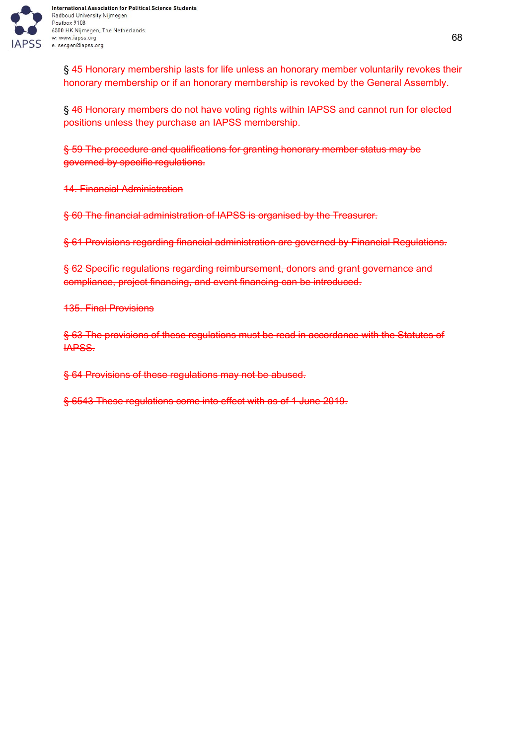§ 45 Honorary membership lasts for life unless an honorary member voluntarily revokes their honorary membership or if an honorary membership is revoked by the General Assembly.

§ 46 Honorary members do not have voting rights within IAPSS and cannot run for elected positions unless they purchase an IAPSS membership.

~~§ 59 The procedure and qualifications for granting honorary member status may be governed by specific regulations.~~

~~14. Financial Administration~~

~~§ 60 The financial administration of IAPSS is organised by the Treasurer.~~

~~§ 61 Provisions regarding financial administration are governed by Financial Regulations.~~

~~§ 62 Specific regulations regarding reimbursement, donors and grant governance and compliance, project financing, and event financing can be introduced.~~

~~135. Final Provisions~~

~~§ 63 The provisions of these regulations must be read in accordance with the Statutes of IAPSS.~~

~~§ 64 Provisions of these regulations may not be abused.~~

~~§ 6543 These regulations come into effect with as of 1 June 2019.~~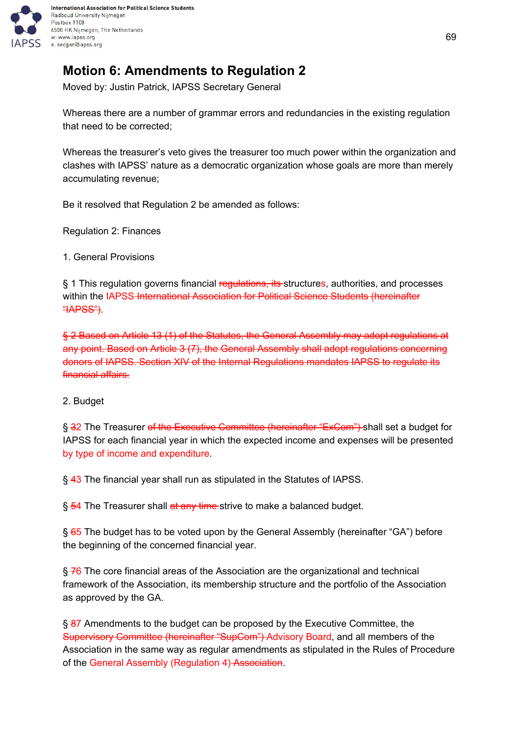# Motion 6: Amendments to Regulation 2

Moved by: Justin Patrick, IAPSS Secretary General

Whereas there are a number of grammar errors and redundancies in the existing regulation that need to be corrected;

Whereas the treasurer's veto gives the treasurer too much power within the organization and clashes with IAPSS' nature as a democratic organization whose goals are more than merely accumulating revenue;

Be it resolved that Regulation 2 be amended as follows:

Regulation 2: Finances

1. General Provisions

§ 1 This regulation governs financial ~~regulations, its~~ structures, authorities, and processes within the IAPSS ~~International Association for Political Science Students (hereinafter "IAPSS")~~.

~~§ 2 Based on Article 13 (1) of the Statutes, the General Assembly may adopt regulations at any point. Based on Article 3 (7), the General Assembly shall adopt regulations concerning donors of IAPSS. Section XIV of the Internal Regulations mandates IAPSS to regulate its financial affairs.~~

2. Budget

§ ~~3~~2 The Treasurer ~~of the Executive Committee (hereinafter "ExCom")~~ shall set a budget for IAPSS for each financial year in which the expected income and expenses will be presented by type of income and expenditure.

§ ~~4~~3 The financial year shall run as stipulated in the Statutes of IAPSS.

§ ~~5~~4 The Treasurer shall ~~at any time~~ strive to make a balanced budget.

§ ~~6~~5 The budget has to be voted upon by the General Assembly (hereinafter "GA") before the beginning of the concerned financial year.

§ ~~7~~6 The core financial areas of the Association are the organizational and technical framework of the Association, its membership structure and the portfolio of the Association as approved by the GA.

§ ~~8~~7 Amendments to the budget can be proposed by the Executive Committee, the ~~Supervisory Committee (hereinafter "SupCom")~~ Advisory Board, and all members of the Association in the same way as regular amendments as stipulated in the Rules of Procedure of the General Assembly (Regulation 4) ~~Association~~.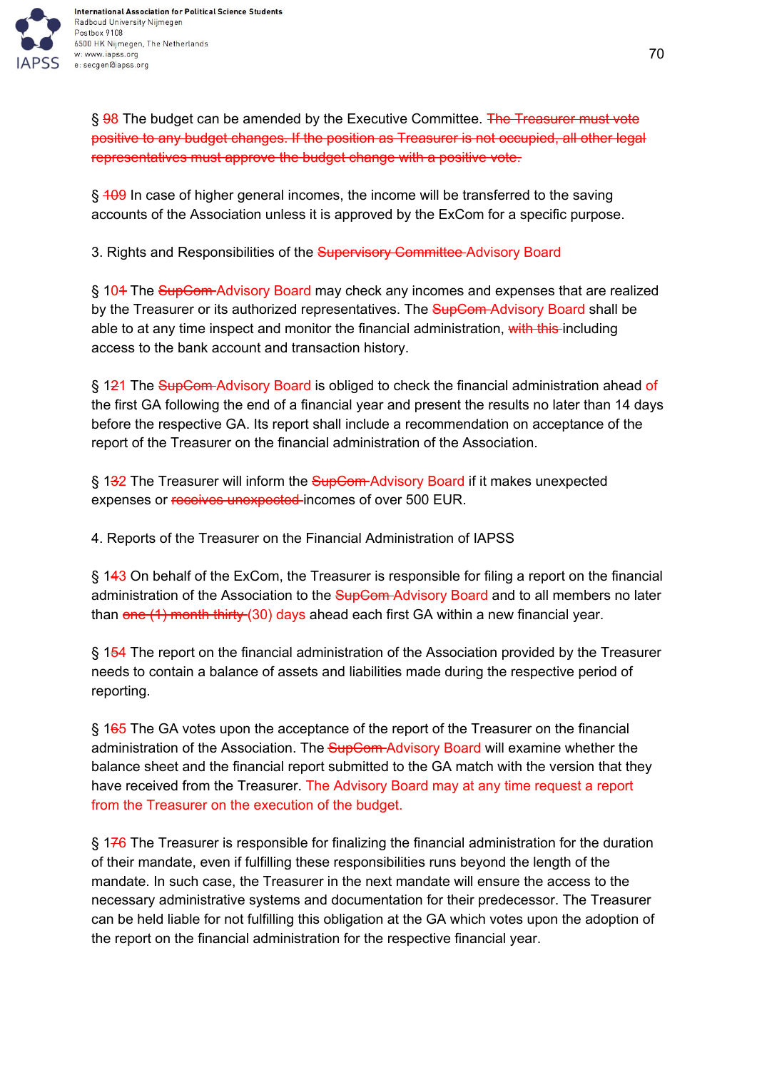§ ~~9~~8 The budget can be amended by the Executive Committee. ~~The Treasurer must vote positive to any budget changes. If the position as Treasurer is not occupied, all other legal representatives must approve the budget change with a positive vote.~~

§ ~~10~~9 In case of higher general incomes, the income will be transferred to the saving accounts of the Association unless it is approved by the ExCom for a specific purpose.

3. Rights and Responsibilities of the ~~Supervisory Committee~~ Advisory Board

§ 10~~1~~ The ~~SupCom~~ Advisory Board may check any incomes and expenses that are realized by the Treasurer or its authorized representatives. The ~~SupCom~~ Advisory Board shall be able to at any time inspect and monitor the financial administration, ~~with this~~ including access to the bank account and transaction history.

§ 1~~2~~1 The ~~SupCom~~ Advisory Board is obliged to check the financial administration ahead of the first GA following the end of a financial year and present the results no later than 14 days before the respective GA. Its report shall include a recommendation on acceptance of the report of the Treasurer on the financial administration of the Association.

§ 1~~3~~2 The Treasurer will inform the ~~SupCom~~ Advisory Board if it makes unexpected expenses or ~~receives unexpected~~ incomes of over 500 EUR.

4. Reports of the Treasurer on the Financial Administration of IAPSS

§ 1~~4~~3 On behalf of the ExCom, the Treasurer is responsible for filing a report on the financial administration of the Association to the ~~SupCom~~ Advisory Board and to all members no later than ~~one (1) month thirty~~ (30) days ahead each first GA within a new financial year.

§ 1~~5~~4 The report on the financial administration of the Association provided by the Treasurer needs to contain a balance of assets and liabilities made during the respective period of reporting.

§ 1~~6~~5 The GA votes upon the acceptance of the report of the Treasurer on the financial administration of the Association. The ~~SupCom~~ Advisory Board will examine whether the balance sheet and the financial report submitted to the GA match with the version that they have received from the Treasurer. The Advisory Board may at any time request a report from the Treasurer on the execution of the budget.

§ 1~~7~~6 The Treasurer is responsible for finalizing the financial administration for the duration of their mandate, even if fulfilling these responsibilities runs beyond the length of the mandate. In such case, the Treasurer in the next mandate will ensure the access to the necessary administrative systems and documentation for their predecessor. The Treasurer can be held liable for not fulfilling this obligation at the GA which votes upon the adoption of the report on the financial administration for the respective financial year.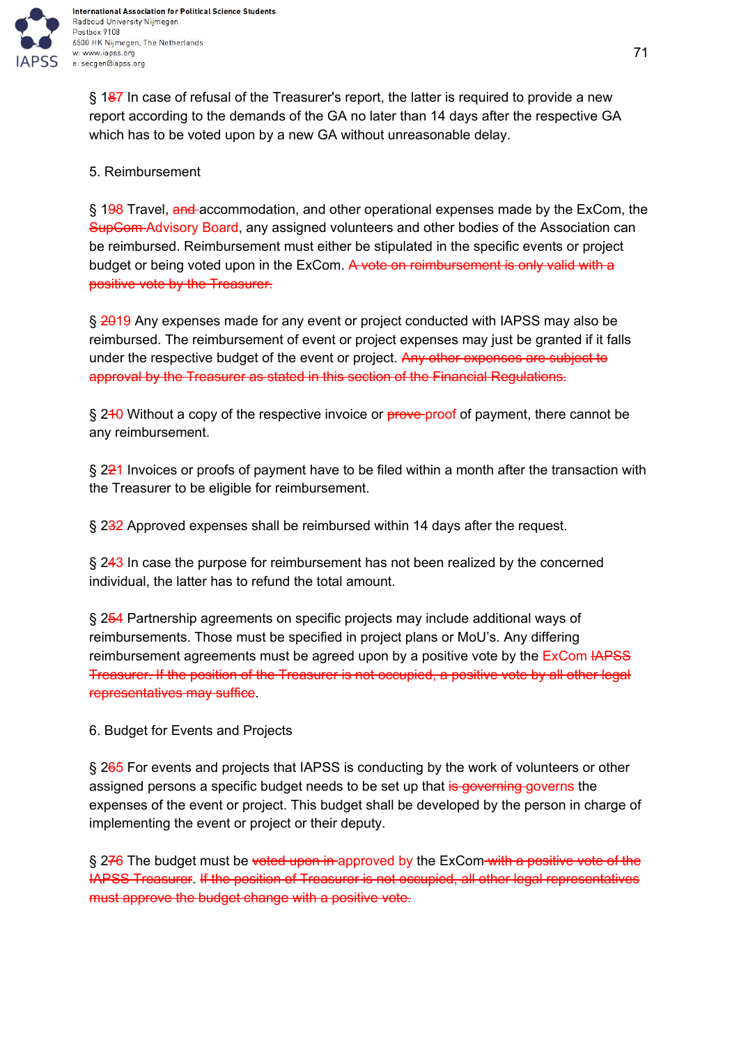§ 1~~8~~7 In case of refusal of the Treasurer's report, the latter is required to provide a new report according to the demands of the GA no later than 14 days after the respective GA which has to be voted upon by a new GA without unreasonable delay.

5. Reimbursement

§ 1~~9~~8 Travel, ~~and~~ accommodation, and other operational expenses made by the ExCom, the ~~SupCom~~ Advisory Board, any assigned volunteers and other bodies of the Association can be reimbursed. Reimbursement must either be stipulated in the specific events or project budget or being voted upon in the ExCom. ~~A vote on reimbursement is only valid with a positive vote by the Treasurer.~~

§ ~~20~~19 Any expenses made for any event or project conducted with IAPSS may also be reimbursed. The reimbursement of event or project expenses may just be granted if it falls under the respective budget of the event or project. ~~Any other expenses are subject to approval by the Treasurer as stated in this section of the Financial Regulations.~~

§ 2~~1~~0 Without a copy of the respective invoice or ~~prove~~ proof of payment, there cannot be any reimbursement.

§ 2~~2~~1 Invoices or proofs of payment have to be filed within a month after the transaction with the Treasurer to be eligible for reimbursement.

§ 2~~3~~2 Approved expenses shall be reimbursed within 14 days after the request.

§ 2~~4~~3 In case the purpose for reimbursement has not been realized by the concerned individual, the latter has to refund the total amount.

§ 2~~5~~4 Partnership agreements on specific projects may include additional ways of reimbursements. Those must be specified in project plans or MoU's. Any differing reimbursement agreements must be agreed upon by a positive vote by the ExCom ~~IAPSS Treasurer. If the position of the Treasurer is not occupied, a positive vote by all other legal representatives may suffice~~.

6. Budget for Events and Projects

§ 2~~6~~5 For events and projects that IAPSS is conducting by the work of volunteers or other assigned persons a specific budget needs to be set up that ~~is governing~~ governs the expenses of the event or project. This budget shall be developed by the person in charge of implementing the event or project or their deputy.

§ 2~~7~~6 The budget must be ~~voted upon in~~ approved by the ExCom ~~with a positive vote of the IAPSS Treasurer~~. ~~If the position of Treasurer is not occupied, all other legal representatives must approve the budget change with a positive vote.~~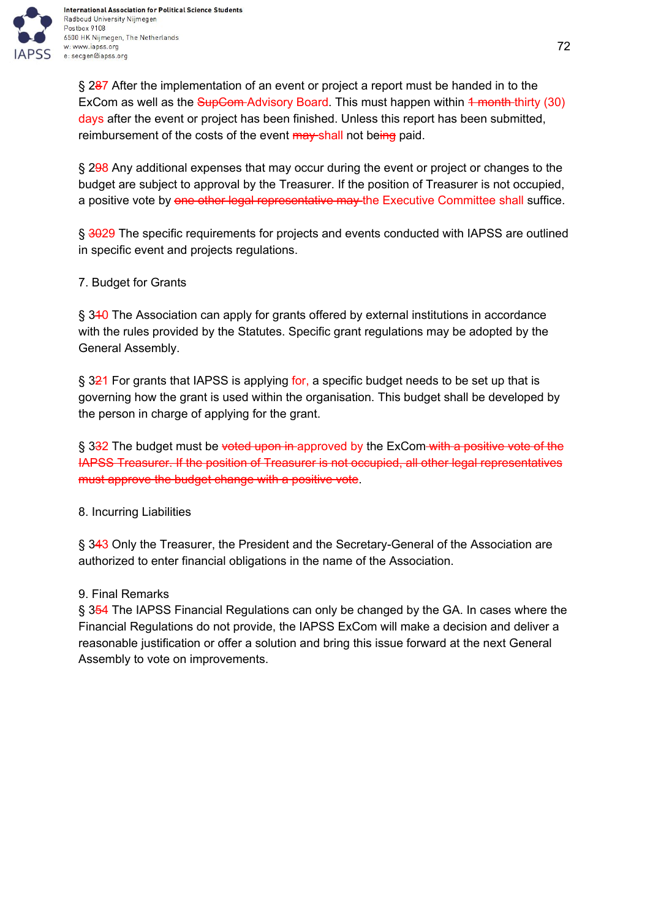§ 2~~8~~7 After the implementation of an event or project a report must be handed in to the ExCom as well as the ~~SupCom~~ Advisory Board. This must happen within ~~1 month~~ thirty (30) days after the event or project has been finished. Unless this report has been submitted, reimbursement of the costs of the event ~~may~~ shall not be~~ing~~ paid.

§ 2~~9~~8 Any additional expenses that may occur during the event or project or changes to the budget are subject to approval by the Treasurer. If the position of Treasurer is not occupied, a positive vote by ~~one other legal representative may~~ the Executive Committee shall suffice.

§ ~~30~~29 The specific requirements for projects and events conducted with IAPSS are outlined in specific event and projects regulations.

7. Budget for Grants

§ 3~~1~~0 The Association can apply for grants offered by external institutions in accordance with the rules provided by the Statutes. Specific grant regulations may be adopted by the General Assembly.

§ 3~~2~~1 For grants that IAPSS is applying for, a specific budget needs to be set up that is governing how the grant is used within the organisation. This budget shall be developed by the person in charge of applying for the grant.

§ 3~~3~~2 The budget must be ~~voted upon in~~ approved by the ExCom~~ with a positive vote of the IAPSS Treasurer. If the position of Treasurer is not occupied, all other legal representatives must approve the budget change with a positive vote~~.

8. Incurring Liabilities

§ 3~~4~~3 Only the Treasurer, the President and the Secretary-General of the Association are authorized to enter financial obligations in the name of the Association.

9. Final Remarks

§ 3~~5~~4 The IAPSS Financial Regulations can only be changed by the GA. In cases where the Financial Regulations do not provide, the IAPSS ExCom will make a decision and deliver a reasonable justification or offer a solution and bring this issue forward at the next General Assembly to vote on improvements.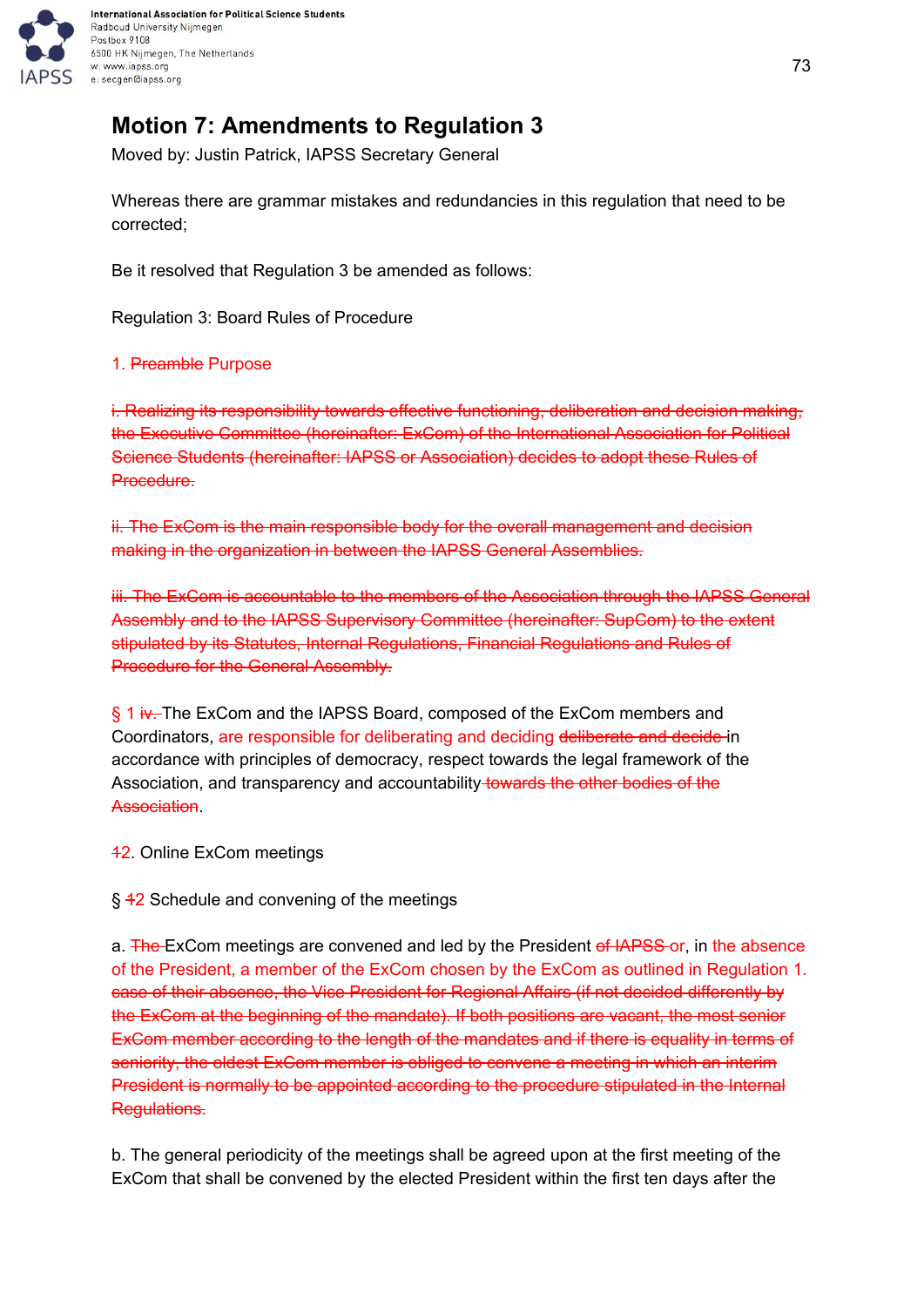# Motion 7: Amendments to Regulation 3

Moved by: Justin Patrick, IAPSS Secretary General

Whereas there are grammar mistakes and redundancies in this regulation that need to be corrected;

Be it resolved that Regulation 3 be amended as follows:

Regulation 3: Board Rules of Procedure

1. ~~Preamble~~ Purpose

~~i. Realizing its responsibility towards effective functioning, deliberation and decision making, the Executive Committee (hereinafter: ExCom) of the International Association for Political Science Students (hereinafter: IAPSS or Association) decides to adopt these Rules of Procedure.~~

~~ii. The ExCom is the main responsible body for the overall management and decision making in the organization in between the IAPSS General Assemblies.~~

~~iii. The ExCom is accountable to the members of the Association through the IAPSS General Assembly and to the IAPSS Supervisory Committee (hereinafter: SupCom) to the extent stipulated by its Statutes, Internal Regulations, Financial Regulations and Rules of Procedure for the General Assembly.~~

§ 1 ~~iv.~~ The ExCom and the IAPSS Board, composed of the ExCom members and Coordinators, are responsible for deliberating and deciding ~~deliberate and decide~~ in accordance with principles of democracy, respect towards the legal framework of the Association, and transparency and accountability ~~towards the other bodies of the Association~~.

~~1~~2. Online ExCom meetings

§ ~~1~~2 Schedule and convening of the meetings

a. ~~The~~ ExCom meetings are convened and led by the President ~~of IAPSS~~ or, in the absence of the President, a member of the ExCom chosen by the ExCom as outlined in Regulation 1. ~~case of their absence, the Vice President for Regional Affairs (if not decided differently by the ExCom at the beginning of the mandate). If both positions are vacant, the most senior ExCom member according to the length of the mandates and if there is equality in terms of seniority, the oldest ExCom member is obliged to convene a meeting in which an interim President is normally to be appointed according to the procedure stipulated in the Internal Regulations.~~

b. The general periodicity of the meetings shall be agreed upon at the first meeting of the ExCom that shall be convened by the elected President within the first ten days after the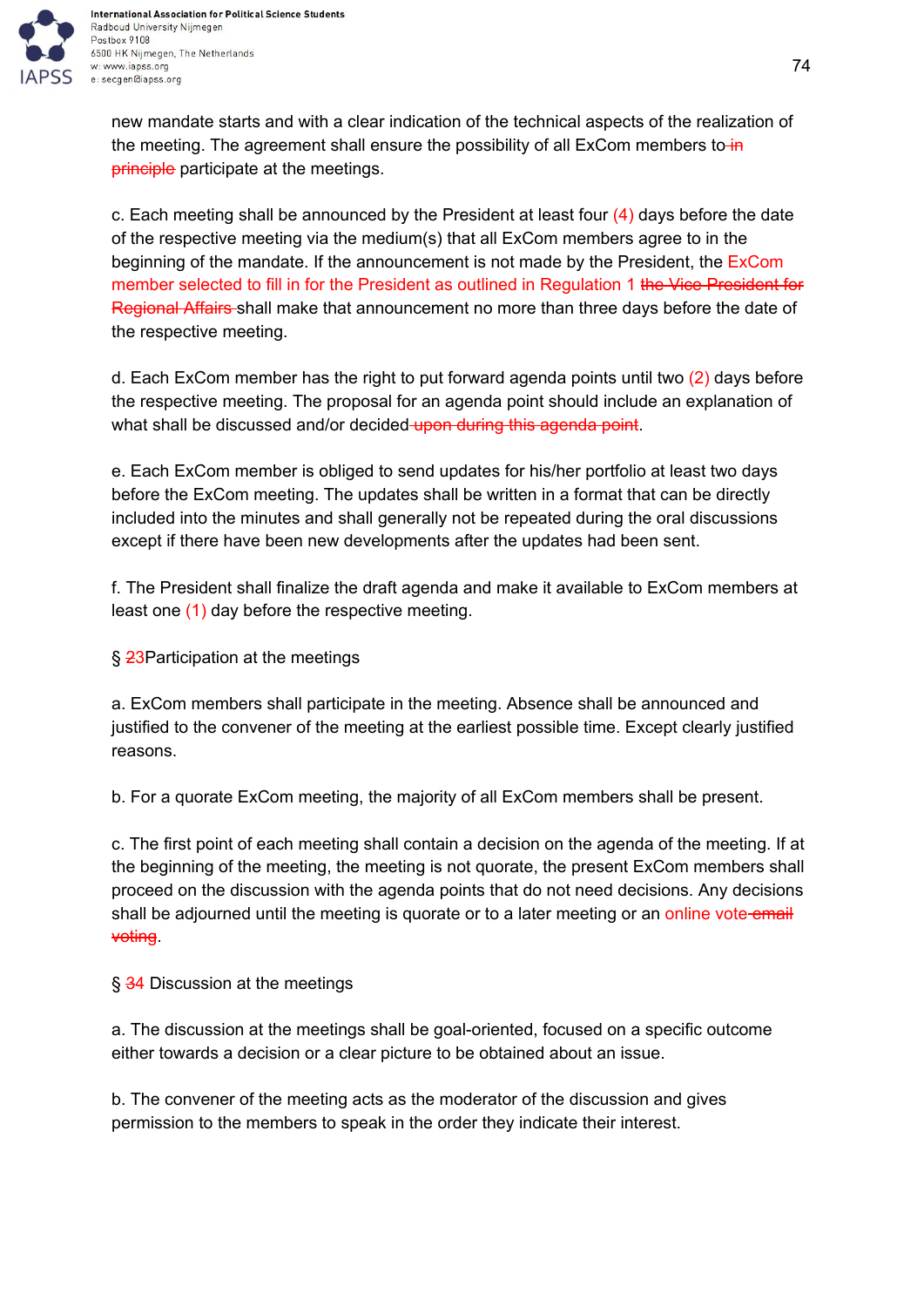new mandate starts and with a clear indication of the technical aspects of the realization of the meeting. The agreement shall ensure the possibility of all ExCom members to ~~in principle~~ participate at the meetings.

c. Each meeting shall be announced by the President at least four (4) days before the date of the respective meeting via the medium(s) that all ExCom members agree to in the beginning of the mandate. If the announcement is not made by the President, the ExCom member selected to fill in for the President as outlined in Regulation 1 ~~the Vice President for Regional Affairs~~ shall make that announcement no more than three days before the date of the respective meeting.

d. Each ExCom member has the right to put forward agenda points until two (2) days before the respective meeting. The proposal for an agenda point should include an explanation of what shall be discussed and/or decided ~~upon during this agenda point~~.

e. Each ExCom member is obliged to send updates for his/her portfolio at least two days before the ExCom meeting. The updates shall be written in a format that can be directly included into the minutes and shall generally not be repeated during the oral discussions except if there have been new developments after the updates had been sent.

f. The President shall finalize the draft agenda and make it available to ExCom members at least one (1) day before the respective meeting.

§ ~~2~~3 Participation at the meetings

a. ExCom members shall participate in the meeting. Absence shall be announced and justified to the convener of the meeting at the earliest possible time. Except clearly justified reasons.

b. For a quorate ExCom meeting, the majority of all ExCom members shall be present.

c. The first point of each meeting shall contain a decision on the agenda of the meeting. If at the beginning of the meeting, the meeting is not quorate, the present ExCom members shall proceed on the discussion with the agenda points that do not need decisions. Any decisions shall be adjourned until the meeting is quorate or to a later meeting or an online vote ~~email voting~~.

§ ~~3~~4 Discussion at the meetings

a. The discussion at the meetings shall be goal-oriented, focused on a specific outcome either towards a decision or a clear picture to be obtained about an issue.

b. The convener of the meeting acts as the moderator of the discussion and gives permission to the members to speak in the order they indicate their interest.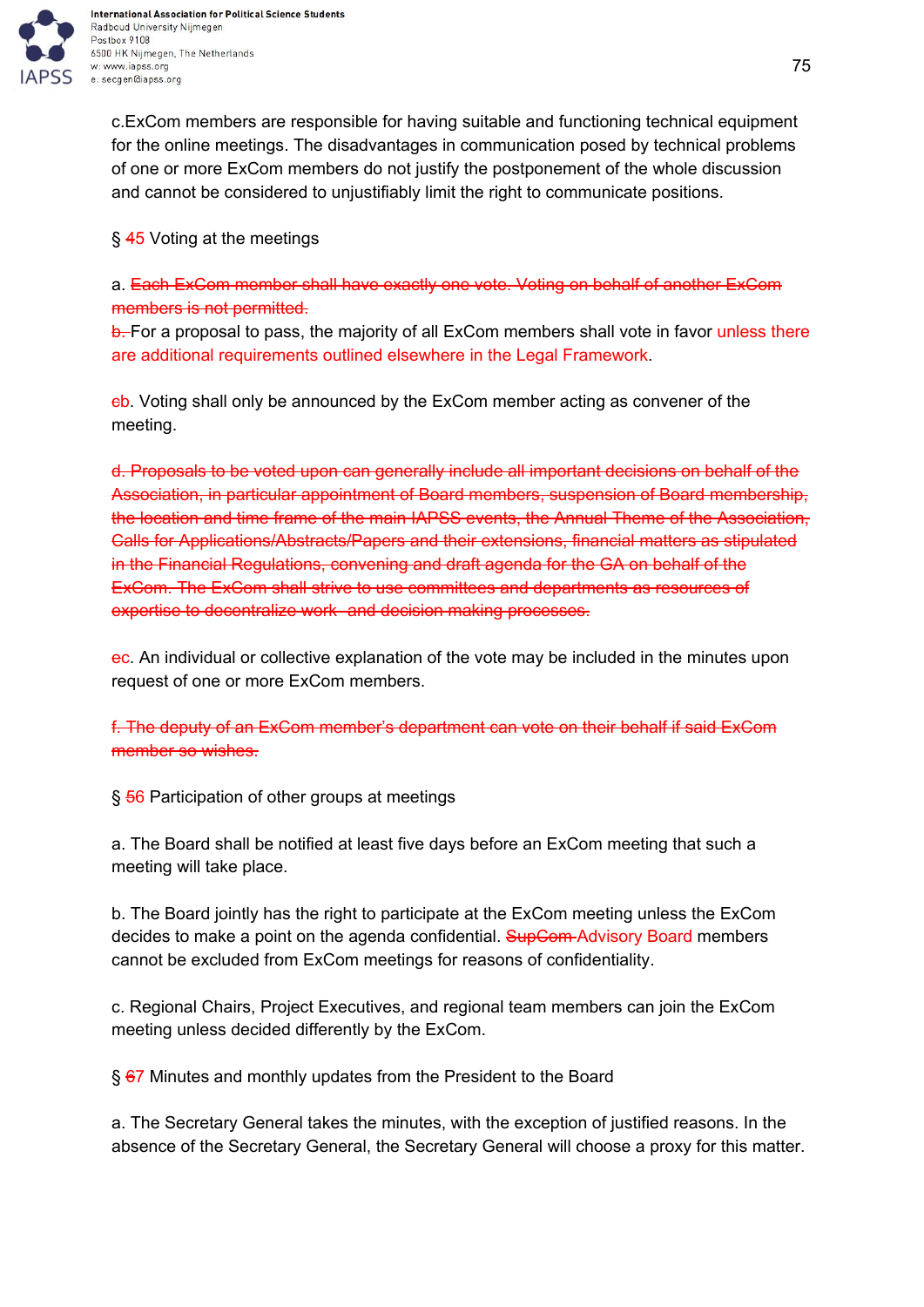c.ExCom members are responsible for having suitable and functioning technical equipment for the online meetings. The disadvantages in communication posed by technical problems of one or more ExCom members do not justify the postponement of the whole discussion and cannot be considered to unjustifiably limit the right to communicate positions.

§ ~~4~~5 Voting at the meetings

a. ~~Each ExCom member shall have exactly one vote. Voting on behalf of another ExCom members is not permitted.~~
~~b.~~ For a proposal to pass, the majority of all ExCom members shall vote in favor unless there are additional requirements outlined elsewhere in the Legal Framework.

~~c~~b. Voting shall only be announced by the ExCom member acting as convener of the meeting.

~~d. Proposals to be voted upon can generally include all important decisions on behalf of the Association, in particular appointment of Board members, suspension of Board membership, the location and time frame of the main IAPSS events, the Annual Theme of the Association, Calls for Applications/Abstracts/Papers and their extensions, financial matters as stipulated in the Financial Regulations, convening and draft agenda for the GA on behalf of the ExCom. The ExCom shall strive to use committees and departments as resources of expertise to decentralize work and decision making processes.~~

~~e~~c. An individual or collective explanation of the vote may be included in the minutes upon request of one or more ExCom members.

~~f. The deputy of an ExCom member's department can vote on their behalf if said ExCom member so wishes.~~

§ ~~5~~6 Participation of other groups at meetings

a. The Board shall be notified at least five days before an ExCom meeting that such a meeting will take place.

b. The Board jointly has the right to participate at the ExCom meeting unless the ExCom decides to make a point on the agenda confidential. ~~SupCom~~ Advisory Board members cannot be excluded from ExCom meetings for reasons of confidentiality.

c. Regional Chairs, Project Executives, and regional team members can join the ExCom meeting unless decided differently by the ExCom.

§ ~~6~~7 Minutes and monthly updates from the President to the Board

a. The Secretary General takes the minutes, with the exception of justified reasons. In the absence of the Secretary General, the Secretary General will choose a proxy for this matter.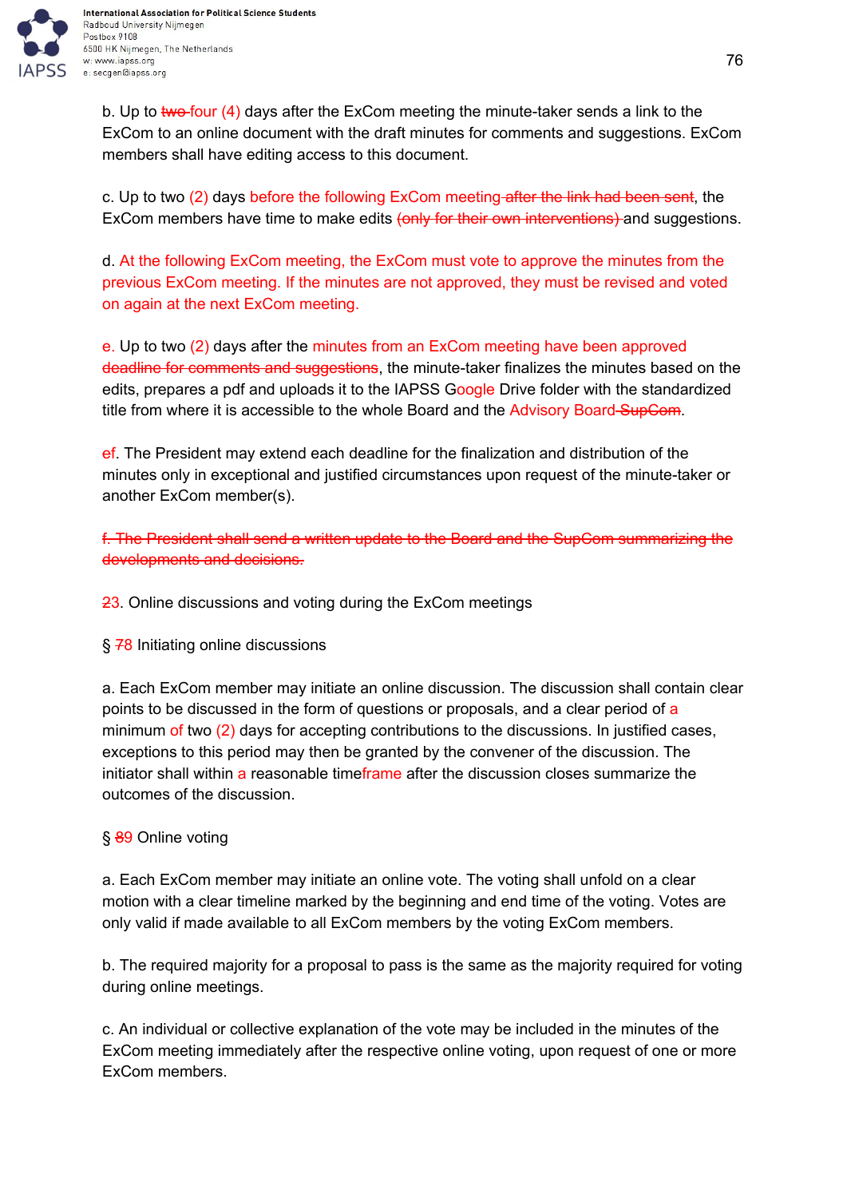b. Up to ~~two~~ four (4) days after the ExCom meeting the minute-taker sends a link to the ExCom to an online document with the draft minutes for comments and suggestions. ExCom members shall have editing access to this document.

c. Up to two (2) days before the following ExCom meeting ~~after the link had been sent~~, the ExCom members have time to make edits ~~(only for their own interventions)~~ and suggestions.

d. At the following ExCom meeting, the ExCom must vote to approve the minutes from the previous ExCom meeting. If the minutes are not approved, they must be revised and voted on again at the next ExCom meeting.

e. Up to two (2) days after the minutes from an ExCom meeting have been approved ~~deadline for comments and suggestions~~, the minute-taker finalizes the minutes based on the edits, prepares a pdf and uploads it to the IAPSS Google Drive folder with the standardized title from where it is accessible to the whole Board and the Advisory Board ~~SupCom~~.

~~e~~f. The President may extend each deadline for the finalization and distribution of the minutes only in exceptional and justified circumstances upon request of the minute-taker or another ExCom member(s).

~~f. The President shall send a written update to the Board and the SupCom summarizing the developments and decisions.~~

~~2~~3. Online discussions and voting during the ExCom meetings

§ ~~7~~8 Initiating online discussions

a. Each ExCom member may initiate an online discussion. The discussion shall contain clear points to be discussed in the form of questions or proposals, and a clear period of a minimum of two (2) days for accepting contributions to the discussions. In justified cases, exceptions to this period may then be granted by the convener of the discussion. The initiator shall within a reasonable timeframe after the discussion closes summarize the outcomes of the discussion.

§ ~~8~~9 Online voting

a. Each ExCom member may initiate an online vote. The voting shall unfold on a clear motion with a clear timeline marked by the beginning and end time of the voting. Votes are only valid if made available to all ExCom members by the voting ExCom members.

b. The required majority for a proposal to pass is the same as the majority required for voting during online meetings.

c. An individual or collective explanation of the vote may be included in the minutes of the ExCom meeting immediately after the respective online voting, upon request of one or more ExCom members.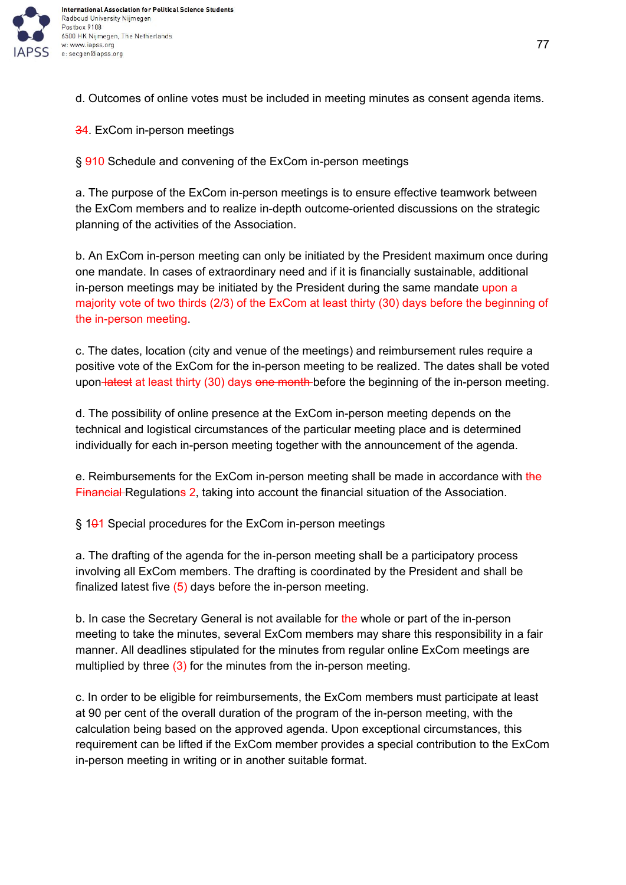d. Outcomes of online votes must be included in meeting minutes as consent agenda items.

## ~~3~~4. ExCom in-person meetings

### § ~~9~~10 Schedule and convening of the ExCom in-person meetings

a. The purpose of the ExCom in-person meetings is to ensure effective teamwork between the ExCom members and to realize in-depth outcome-oriented discussions on the strategic planning of the activities of the Association.

b. An ExCom in-person meeting can only be initiated by the President maximum once during one mandate. In cases of extraordinary need and if it is financially sustainable, additional in-person meetings may be initiated by the President during the same mandate upon a majority vote of two thirds (2/3) of the ExCom at least thirty (30) days before the beginning of the in-person meeting.

c. The dates, location (city and venue of the meetings) and reimbursement rules require a positive vote of the ExCom for the in-person meeting to be realized. The dates shall be voted upon ~~latest~~ at least thirty (30) days ~~one month~~ before the beginning of the in-person meeting.

d. The possibility of online presence at the ExCom in-person meeting depends on the technical and logistical circumstances of the particular meeting place and is determined individually for each in-person meeting together with the announcement of the agenda.

e. Reimbursements for the ExCom in-person meeting shall be made in accordance with ~~the Financial~~ Regulation~~s~~ 2, taking into account the financial situation of the Association.

### § 1~~0~~1 Special procedures for the ExCom in-person meetings

a. The drafting of the agenda for the in-person meeting shall be a participatory process involving all ExCom members. The drafting is coordinated by the President and shall be finalized latest five (5) days before the in-person meeting.

b. In case the Secretary General is not available for the whole or part of the in-person meeting to take the minutes, several ExCom members may share this responsibility in a fair manner. All deadlines stipulated for the minutes from regular online ExCom meetings are multiplied by three (3) for the minutes from the in-person meeting.

c. In order to be eligible for reimbursements, the ExCom members must participate at least at 90 per cent of the overall duration of the program of the in-person meeting, with the calculation being based on the approved agenda. Upon exceptional circumstances, this requirement can be lifted if the ExCom member provides a special contribution to the ExCom in-person meeting in writing or in another suitable format.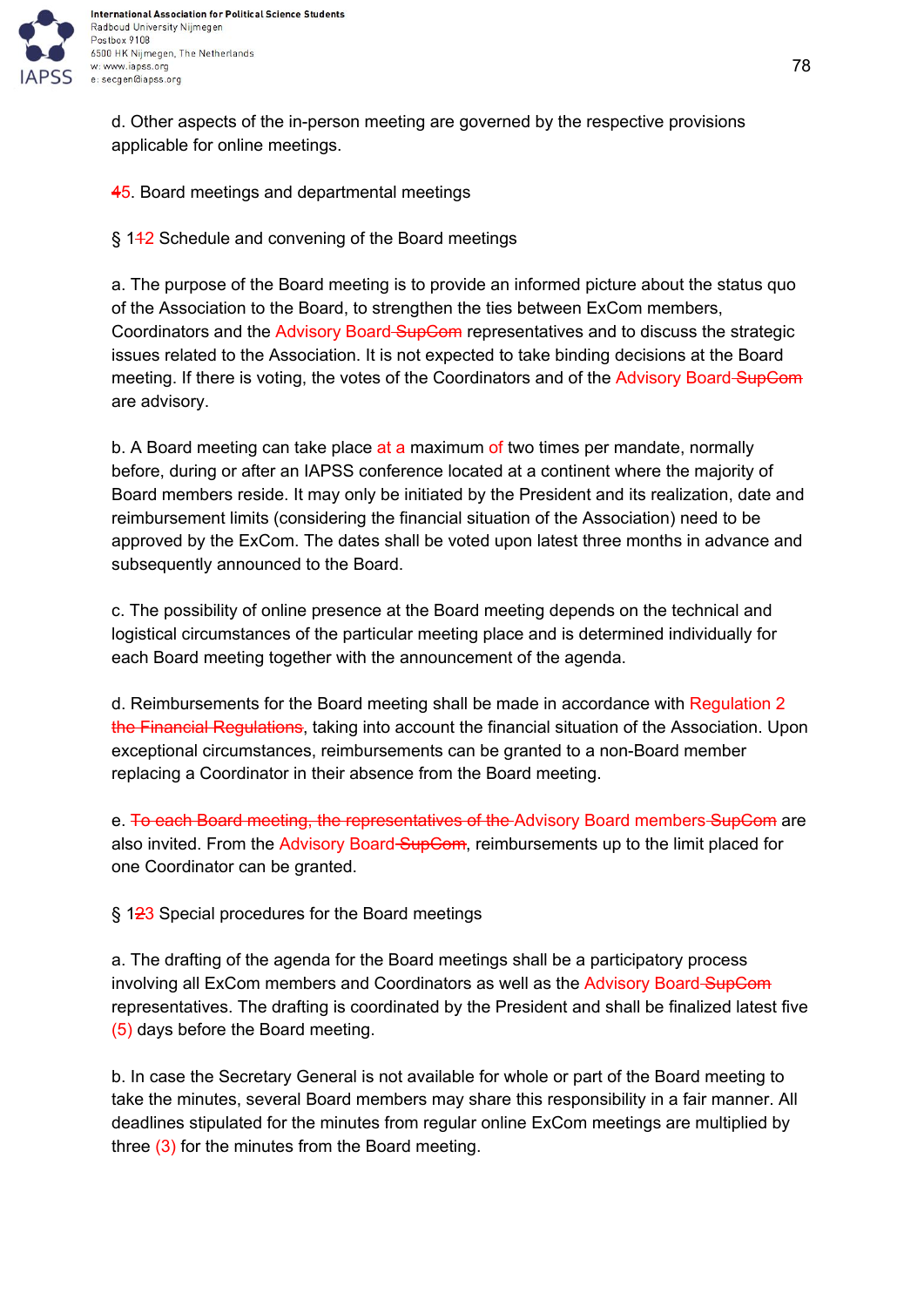d. Other aspects of the in-person meeting are governed by the respective provisions applicable for online meetings.

## ~~4~~5. Board meetings and departmental meetings

### § 1~~1~~2 Schedule and convening of the Board meetings

a. The purpose of the Board meeting is to provide an informed picture about the status quo of the Association to the Board, to strengthen the ties between ExCom members, Coordinators and the Advisory Board ~~SupCom~~ representatives and to discuss the strategic issues related to the Association. It is not expected to take binding decisions at the Board meeting. If there is voting, the votes of the Coordinators and of the Advisory Board ~~SupCom~~ are advisory.

b. A Board meeting can take place at a maximum of two times per mandate, normally before, during or after an IAPSS conference located at a continent where the majority of Board members reside. It may only be initiated by the President and its realization, date and reimbursement limits (considering the financial situation of the Association) need to be approved by the ExCom. The dates shall be voted upon latest three months in advance and subsequently announced to the Board.

c. The possibility of online presence at the Board meeting depends on the technical and logistical circumstances of the particular meeting place and is determined individually for each Board meeting together with the announcement of the agenda.

d. Reimbursements for the Board meeting shall be made in accordance with Regulation 2 ~~the Financial Regulations~~, taking into account the financial situation of the Association. Upon exceptional circumstances, reimbursements can be granted to a non-Board member replacing a Coordinator in their absence from the Board meeting.

e. ~~To each Board meeting, the representatives of the~~ Advisory Board members ~~SupCom~~ are also invited. From the Advisory Board ~~SupCom~~, reimbursements up to the limit placed for one Coordinator can be granted.

### § 1~~2~~3 Special procedures for the Board meetings

a. The drafting of the agenda for the Board meetings shall be a participatory process involving all ExCom members and Coordinators as well as the Advisory Board ~~SupCom~~ representatives. The drafting is coordinated by the President and shall be finalized latest five (5) days before the Board meeting.

b. In case the Secretary General is not available for whole or part of the Board meeting to take the minutes, several Board members may share this responsibility in a fair manner. All deadlines stipulated for the minutes from regular online ExCom meetings are multiplied by three (3) for the minutes from the Board meeting.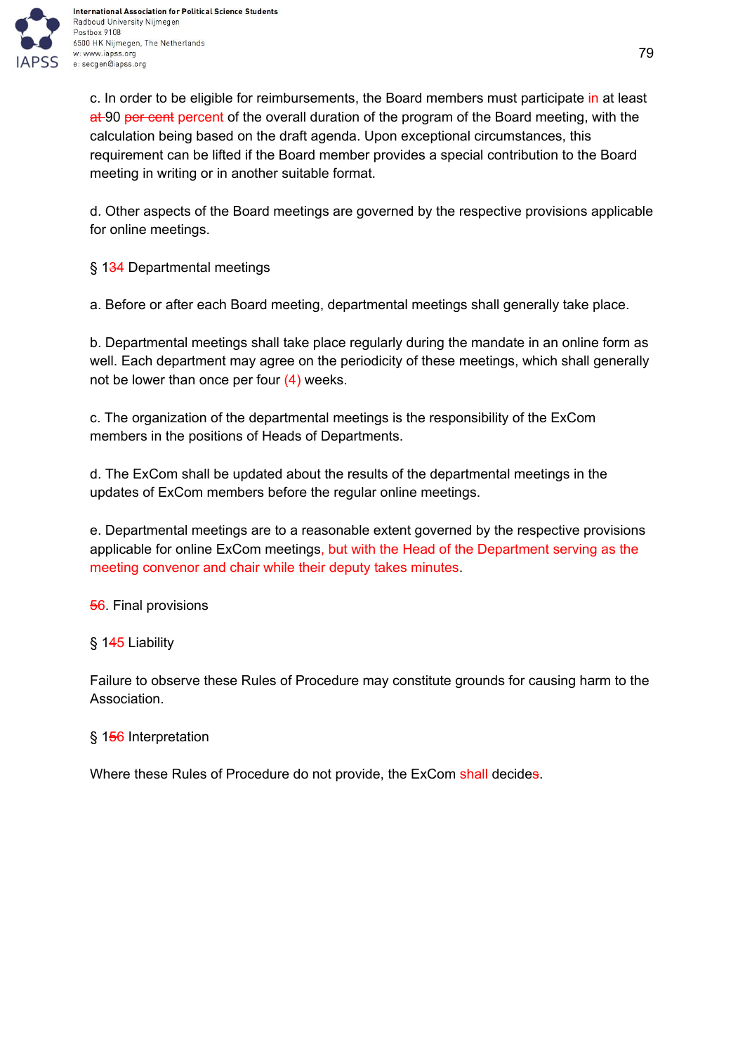c. In order to be eligible for reimbursements, the Board members must participate in at least ~~at~~ 90 ~~per cent~~ percent of the overall duration of the program of the Board meeting, with the calculation being based on the draft agenda. Upon exceptional circumstances, this requirement can be lifted if the Board member provides a special contribution to the Board meeting in writing or in another suitable format.

d. Other aspects of the Board meetings are governed by the respective provisions applicable for online meetings.

§ 1~~3~~4 Departmental meetings

a. Before or after each Board meeting, departmental meetings shall generally take place.

b. Departmental meetings shall take place regularly during the mandate in an online form as well. Each department may agree on the periodicity of these meetings, which shall generally not be lower than once per four (4) weeks.

c. The organization of the departmental meetings is the responsibility of the ExCom members in the positions of Heads of Departments.

d. The ExCom shall be updated about the results of the departmental meetings in the updates of ExCom members before the regular online meetings.

e. Departmental meetings are to a reasonable extent governed by the respective provisions applicable for online ExCom meetings, but with the Head of the Department serving as the meeting convenor and chair while their deputy takes minutes.

~~5~~6. Final provisions

§ 1~~4~~5 Liability

Failure to observe these Rules of Procedure may constitute grounds for causing harm to the Association.

§ 1~~5~~6 Interpretation

Where these Rules of Procedure do not provide, the ExCom shall decide~~s~~.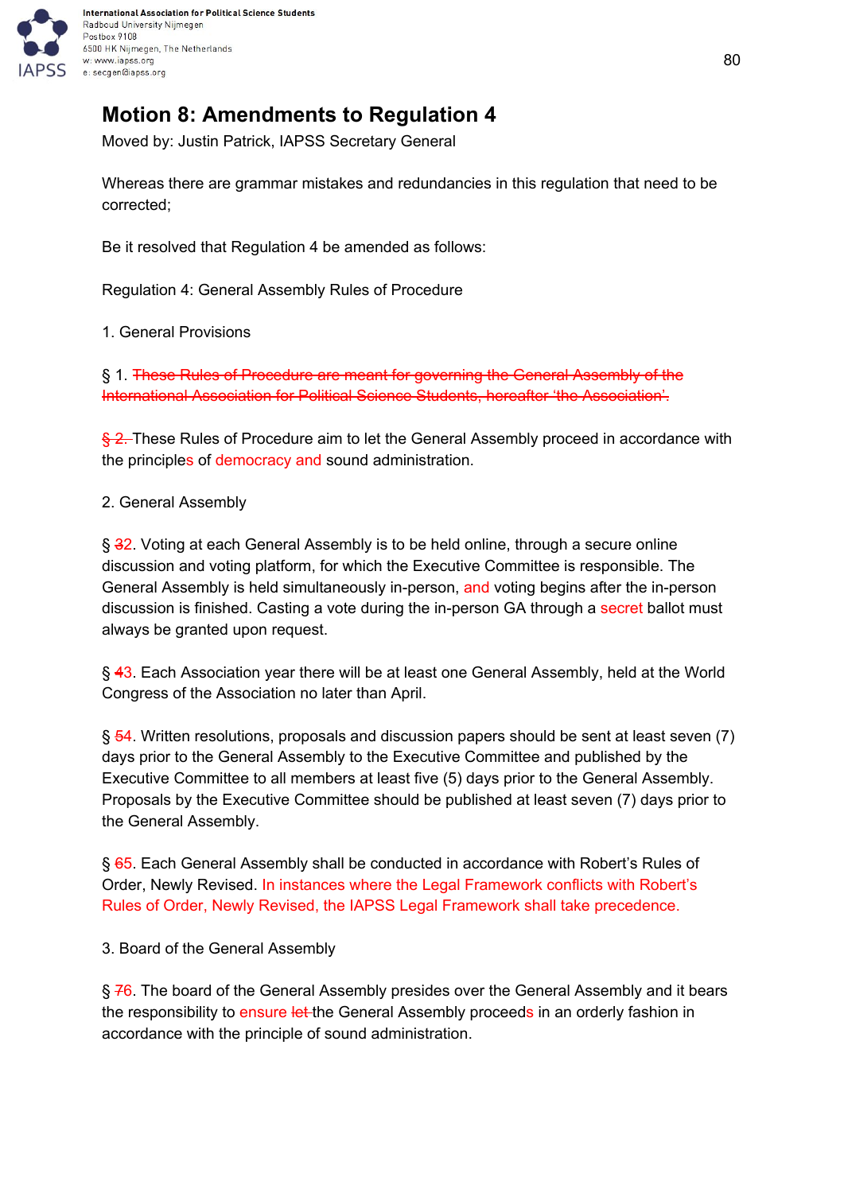# Motion 8: Amendments to Regulation 4

Moved by: Justin Patrick, IAPSS Secretary General

Whereas there are grammar mistakes and redundancies in this regulation that need to be corrected;

Be it resolved that Regulation 4 be amended as follows:

Regulation 4: General Assembly Rules of Procedure

1. General Provisions

§ 1. ~~These Rules of Procedure are meant for governing the General Assembly of the International Association for Political Science Students, hereafter 'the Association'.~~

~~§ 2.~~ These Rules of Procedure aim to let the General Assembly proceed in accordance with the principles of democracy and sound administration.

2. General Assembly

§ ~~3~~2. Voting at each General Assembly is to be held online, through a secure online discussion and voting platform, for which the Executive Committee is responsible. The General Assembly is held simultaneously in-person, and voting begins after the in-person discussion is finished. Casting a vote during the in-person GA through a secret ballot must always be granted upon request.

§ ~~4~~3. Each Association year there will be at least one General Assembly, held at the World Congress of the Association no later than April.

§ ~~5~~4. Written resolutions, proposals and discussion papers should be sent at least seven (7) days prior to the General Assembly to the Executive Committee and published by the Executive Committee to all members at least five (5) days prior to the General Assembly. Proposals by the Executive Committee should be published at least seven (7) days prior to the General Assembly.

§ ~~6~~5. Each General Assembly shall be conducted in accordance with Robert's Rules of Order, Newly Revised. In instances where the Legal Framework conflicts with Robert's Rules of Order, Newly Revised, the IAPSS Legal Framework shall take precedence.

3. Board of the General Assembly

§ ~~7~~6. The board of the General Assembly presides over the General Assembly and it bears the responsibility to ensure ~~let~~ the General Assembly proceeds in an orderly fashion in accordance with the principle of sound administration.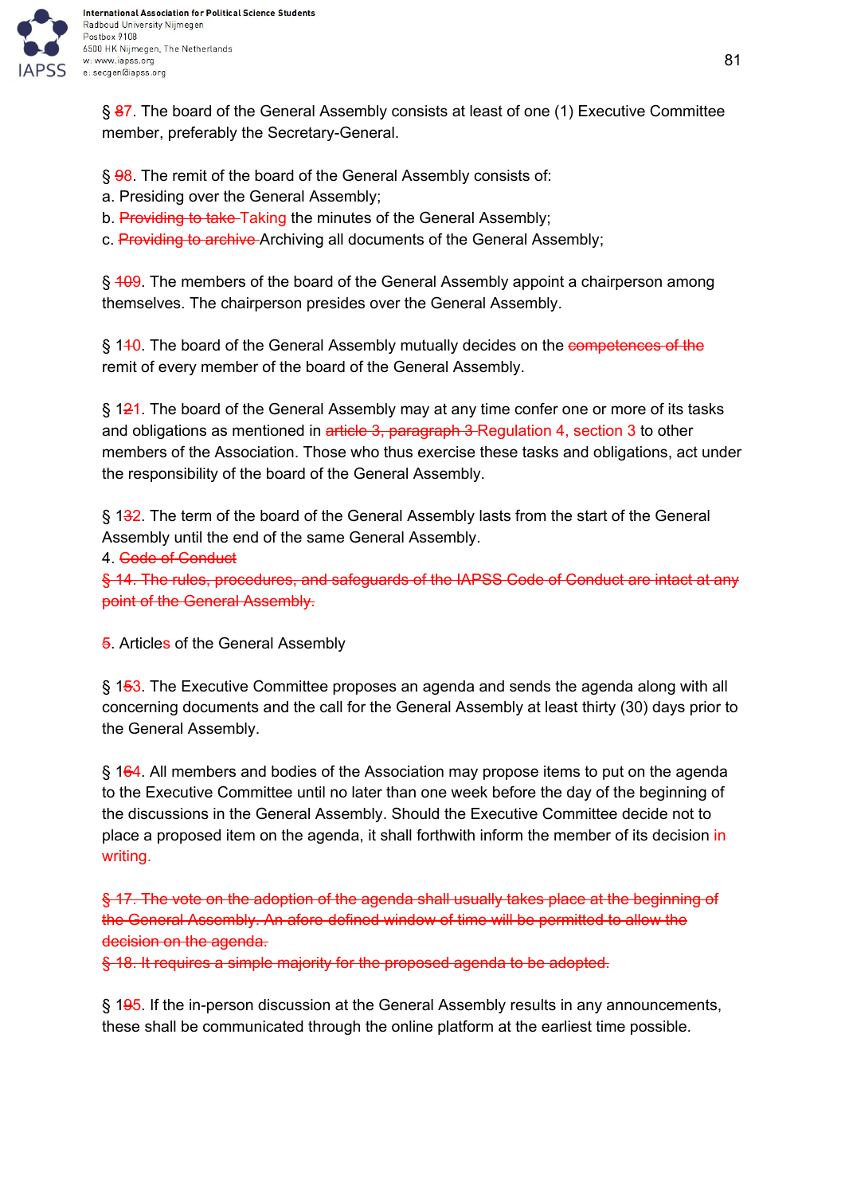§ ~~8~~7. The board of the General Assembly consists at least of one (1) Executive Committee member, preferably the Secretary-General.

§ ~~9~~8. The remit of the board of the General Assembly consists of:
a. Presiding over the General Assembly;
b. ~~Providing to take~~ Taking the minutes of the General Assembly;
c. ~~Providing to archive~~ Archiving all documents of the General Assembly;

§ ~~10~~9. The members of the board of the General Assembly appoint a chairperson among themselves. The chairperson presides over the General Assembly.

§ 1~~1~~0. The board of the General Assembly mutually decides on the ~~competences of the~~ remit of every member of the board of the General Assembly.

§ 1~~2~~1. The board of the General Assembly may at any time confer one or more of its tasks and obligations as mentioned in ~~article 3, paragraph 3~~ Regulation 4, section 3 to other members of the Association. Those who thus exercise these tasks and obligations, act under the responsibility of the board of the General Assembly.

§ 1~~3~~2. The term of the board of the General Assembly lasts from the start of the General Assembly until the end of the same General Assembly.

4. ~~Code of Conduct~~

~~§ 14. The rules, procedures, and safeguards of the IAPSS Code of Conduct are intact at any point of the General Assembly.~~

~~5~~. Articles of the General Assembly

§ 1~~5~~3. The Executive Committee proposes an agenda and sends the agenda along with all concerning documents and the call for the General Assembly at least thirty (30) days prior to the General Assembly.

§ 1~~6~~4. All members and bodies of the Association may propose items to put on the agenda to the Executive Committee until no later than one week before the day of the beginning of the discussions in the General Assembly. Should the Executive Committee decide not to place a proposed item on the agenda, it shall forthwith inform the member of its decision in writing.

~~§ 17. The vote on the adoption of the agenda shall usually takes place at the beginning of the General Assembly. An afore-defined window of time will be permitted to allow the decision on the agenda.~~

~~§ 18. It requires a simple majority for the proposed agenda to be adopted.~~

§ 1~~9~~5. If the in-person discussion at the General Assembly results in any announcements, these shall be communicated through the online platform at the earliest time possible.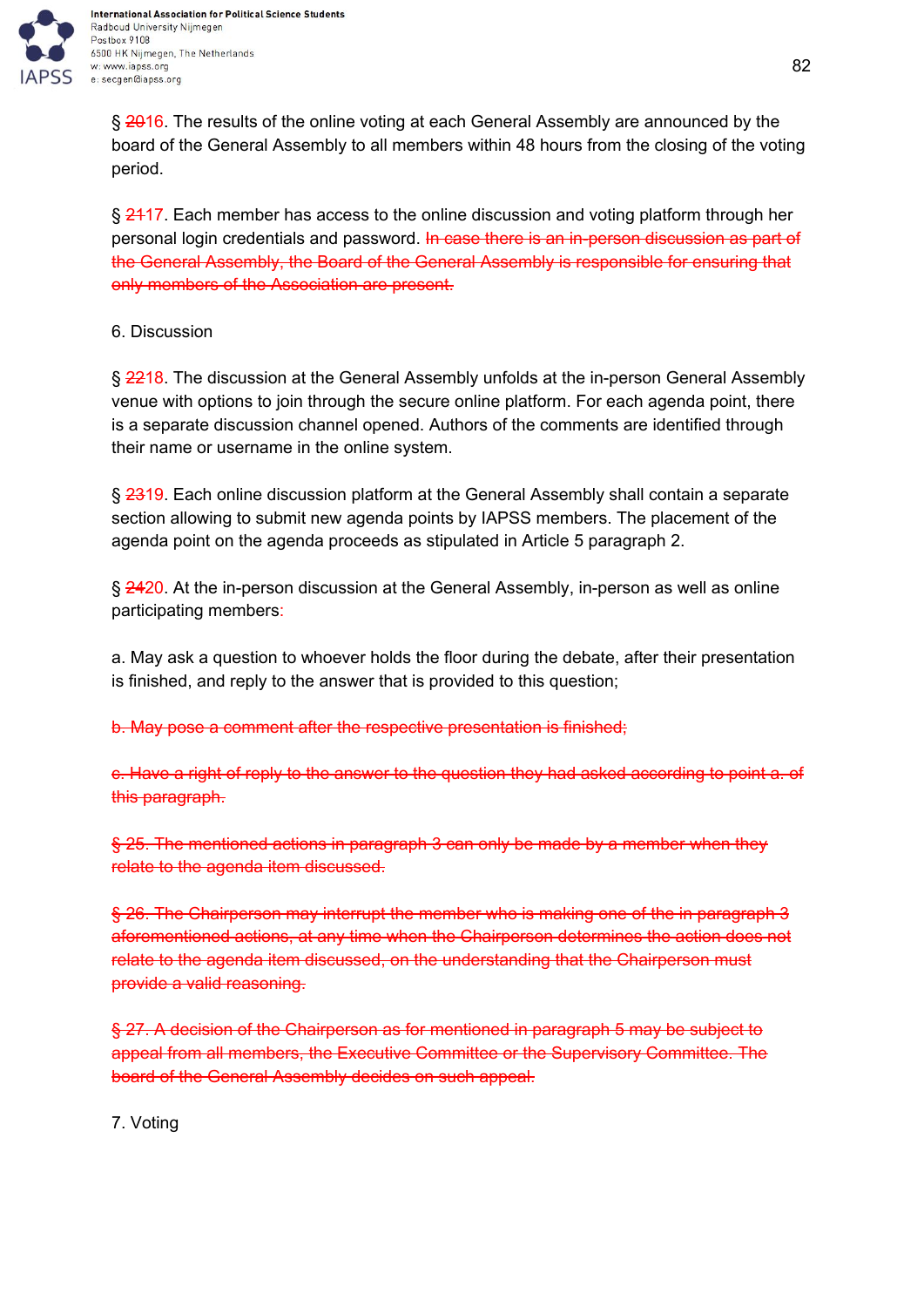§ ~~20~~16. The results of the online voting at each General Assembly are announced by the board of the General Assembly to all members within 48 hours from the closing of the voting period.

§ ~~21~~17. Each member has access to the online discussion and voting platform through her personal login credentials and password. ~~In case there is an in-person discussion as part of the General Assembly, the Board of the General Assembly is responsible for ensuring that only members of the Association are present.~~

6. Discussion

§ ~~22~~18. The discussion at the General Assembly unfolds at the in-person General Assembly venue with options to join through the secure online platform. For each agenda point, there is a separate discussion channel opened. Authors of the comments are identified through their name or username in the online system.

§ ~~23~~19. Each online discussion platform at the General Assembly shall contain a separate section allowing to submit new agenda points by IAPSS members. The placement of the agenda point on the agenda proceeds as stipulated in Article 5 paragraph 2.

§ ~~24~~20. At the in-person discussion at the General Assembly, in-person as well as online participating members:

a. May ask a question to whoever holds the floor during the debate, after their presentation is finished, and reply to the answer that is provided to this question;

~~b. May pose a comment after the respective presentation is finished;~~

~~c. Have a right of reply to the answer to the question they had asked according to point a. of this paragraph.~~

~~§ 25. The mentioned actions in paragraph 3 can only be made by a member when they relate to the agenda item discussed.~~

~~§ 26. The Chairperson may interrupt the member who is making one of the in paragraph 3 aforementioned actions, at any time when the Chairperson determines the action does not relate to the agenda item discussed, on the understanding that the Chairperson must provide a valid reasoning.~~

~~§ 27. A decision of the Chairperson as for mentioned in paragraph 5 may be subject to appeal from all members, the Executive Committee or the Supervisory Committee. The board of the General Assembly decides on such appeal.~~

7. Voting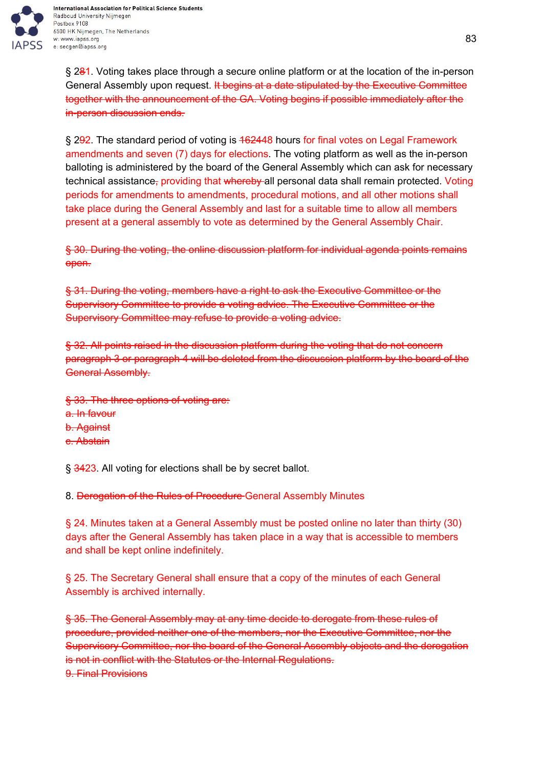§ 2~~8~~1. Voting takes place through a secure online platform or at the location of the in-person General Assembly upon request. ~~It begins at a date stipulated by the Executive Committee together with the announcement of the GA. Voting begins if possible immediately after the in-person discussion ends.~~

§ 2~~9~~2. The standard period of voting is ~~162~~448 hours for final votes on Legal Framework amendments and seven (7) days for elections. The voting platform as well as the in-person balloting is administered by the board of the General Assembly which can ask for necessary technical assistance~~,~~ providing that ~~whereby~~ all personal data shall remain protected. Voting periods for amendments to amendments, procedural motions, and all other motions shall take place during the General Assembly and last for a suitable time to allow all members present at a general assembly to vote as determined by the General Assembly Chair.

~~§ 30. During the voting, the online discussion platform for individual agenda points remains open.~~

~~§ 31. During the voting, members have a right to ask the Executive Committee or the Supervisory Committee to provide a voting advice. The Executive Committee or the Supervisory Committee may refuse to provide a voting advice.~~

~~§ 32. All points raised in the discussion platform during the voting that do not concern paragraph 3 or paragraph 4 will be deleted from the discussion platform by the board of the General Assembly.~~

~~§ 33. The three options of voting are:~~
~~a. In favour~~
~~b. Against~~
~~c. Abstain~~

§ ~~34~~23. All voting for elections shall be by secret ballot.

8. ~~Derogation of the Rules of Procedure~~ General Assembly Minutes

§ 24. Minutes taken at a General Assembly must be posted online no later than thirty (30) days after the General Assembly has taken place in a way that is accessible to members and shall be kept online indefinitely.

§ 25. The Secretary General shall ensure that a copy of the minutes of each General Assembly is archived internally.

~~§ 35. The General Assembly may at any time decide to derogate from these rules of procedure, provided neither one of the members, nor the Executive Committee, nor the Supervisory Committee, nor the board of the General Assembly objects and the derogation is not in conflict with the Statutes or the Internal Regulations.~~
~~9. Final Provisions~~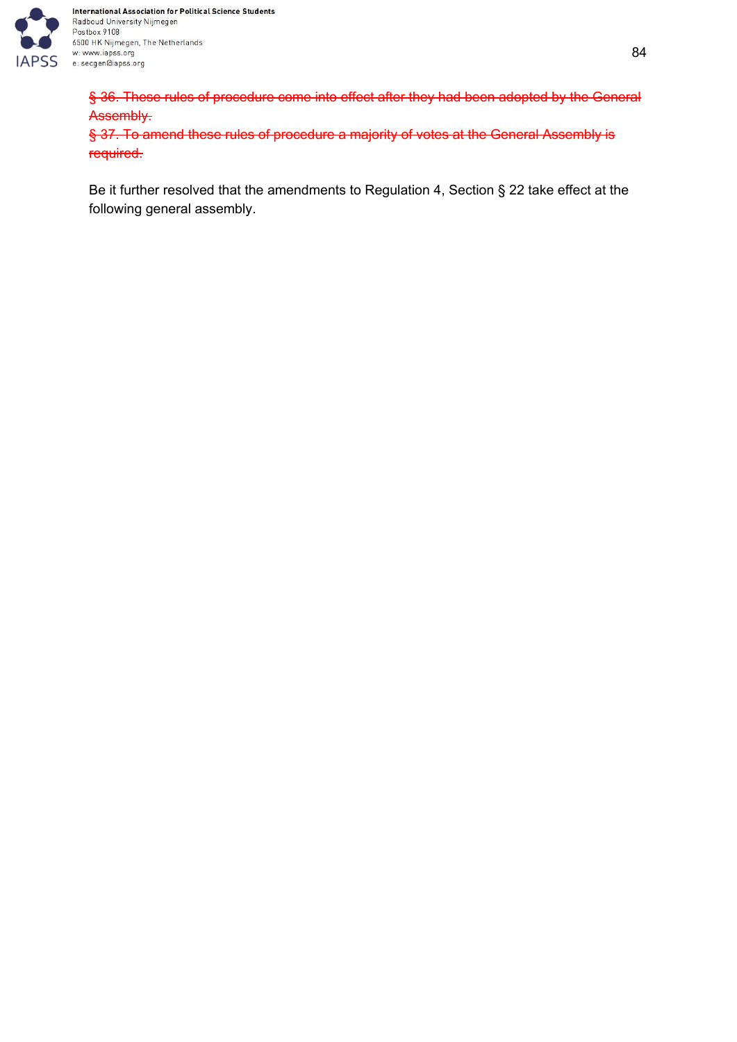~~§ 36. These rules of procedure come into effect after they had been adopted by the General Assembly.~~
~~§ 37. To amend these rules of procedure a majority of votes at the General Assembly is required.~~

Be it further resolved that the amendments to Regulation 4, Section § 22 take effect at the following general assembly.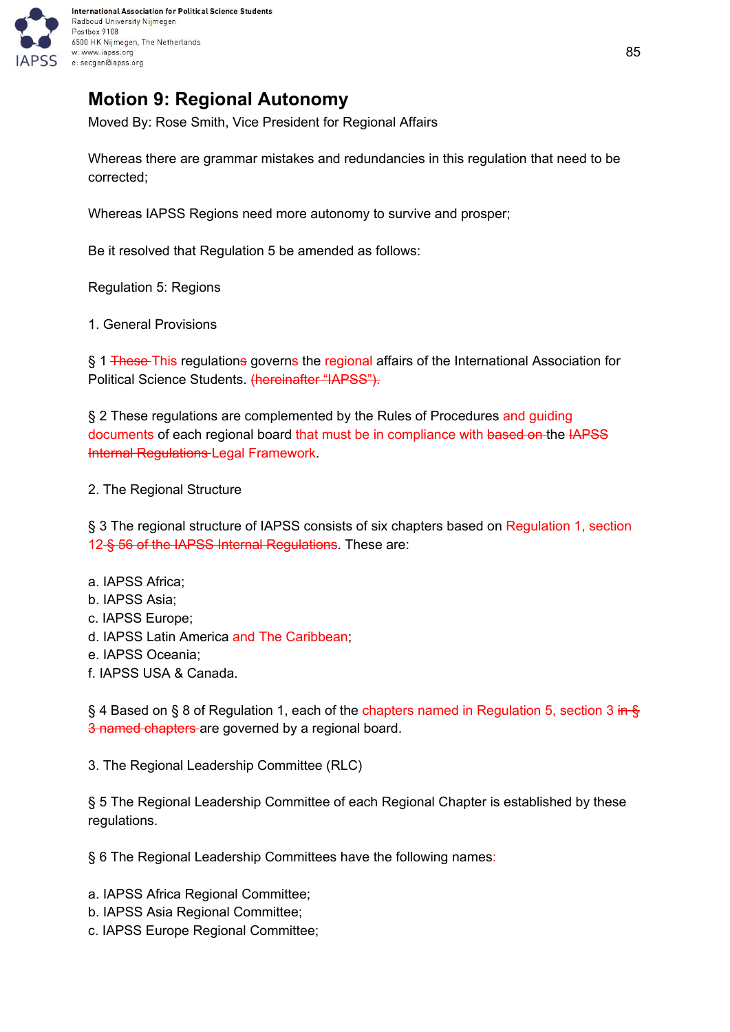## Motion 9: Regional Autonomy

Moved By: Rose Smith, Vice President for Regional Affairs

Whereas there are grammar mistakes and redundancies in this regulation that need to be corrected;

Whereas IAPSS Regions need more autonomy to survive and prosper;

Be it resolved that Regulation 5 be amended as follows:

Regulation 5: Regions

1. General Provisions

§ 1 ~~These~~ This regulation~~s~~ governs the regional affairs of the International Association for Political Science Students. ~~(hereinafter "IAPSS").~~

§ 2 These regulations are complemented by the Rules of Procedures and guiding documents of each regional board that must be in compliance with ~~based on~~ the ~~IAPSS Internal Regulations~~ Legal Framework.

2. The Regional Structure

§ 3 The regional structure of IAPSS consists of six chapters based on Regulation 1, section 12 ~~§ 56 of the IAPSS Internal Regulations~~. These are:

a. IAPSS Africa;
b. IAPSS Asia;
c. IAPSS Europe;
d. IAPSS Latin America and The Caribbean;
e. IAPSS Oceania;
f. IAPSS USA & Canada.

§ 4 Based on § 8 of Regulation 1, each of the chapters named in Regulation 5, section 3 ~~in § 3 named chapters~~ are governed by a regional board.

3. The Regional Leadership Committee (RLC)

§ 5 The Regional Leadership Committee of each Regional Chapter is established by these regulations.

§ 6 The Regional Leadership Committees have the following names:

a. IAPSS Africa Regional Committee;
b. IAPSS Asia Regional Committee;
c. IAPSS Europe Regional Committee;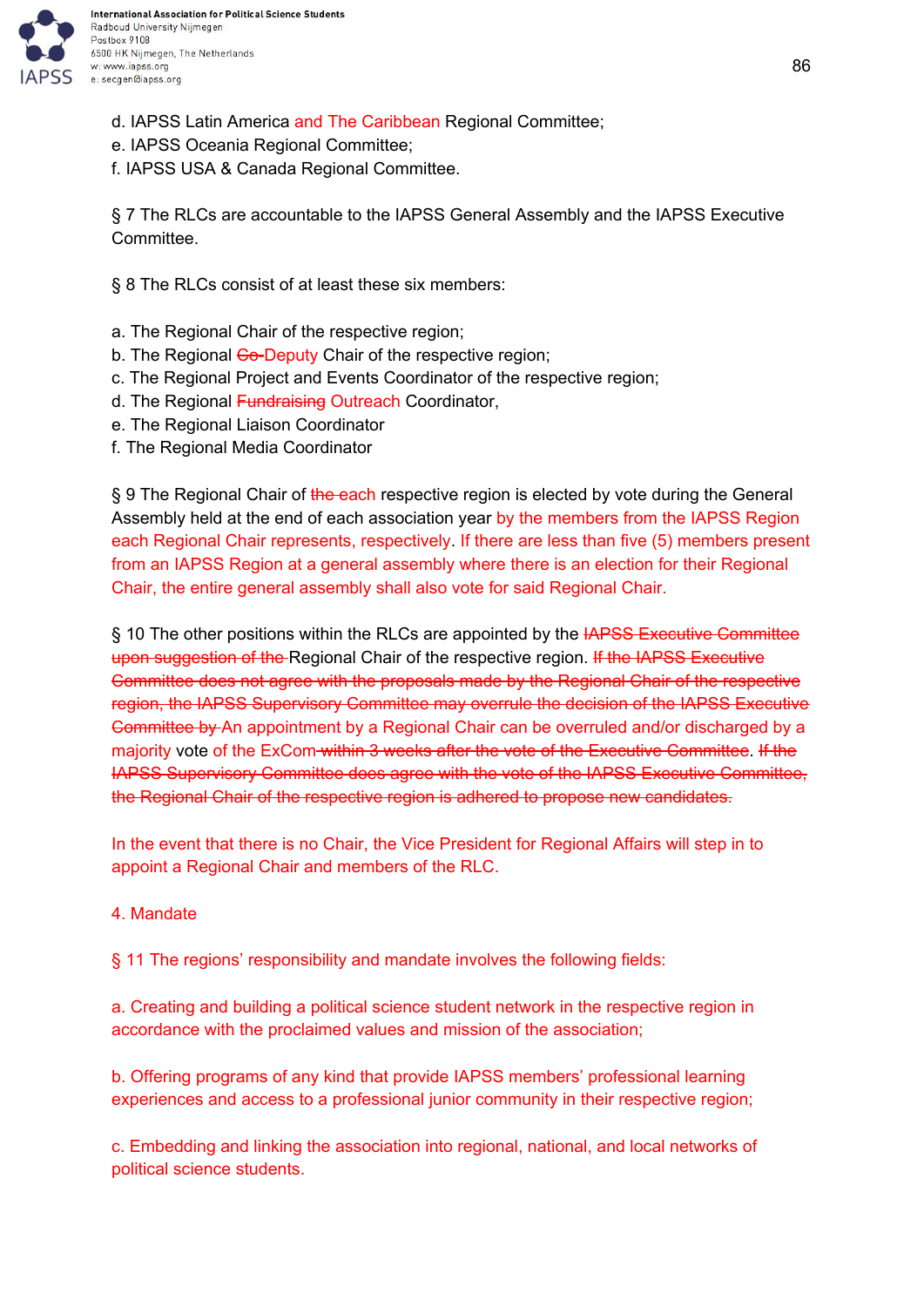d. IAPSS Latin America and The Caribbean Regional Committee;
e. IAPSS Oceania Regional Committee;
f. IAPSS USA & Canada Regional Committee.

§ 7 The RLCs are accountable to the IAPSS General Assembly and the IAPSS Executive Committee.

§ 8 The RLCs consist of at least these six members:

a. The Regional Chair of the respective region;
b. The Regional ~~Co-~~Deputy Chair of the respective region;
c. The Regional Project and Events Coordinator of the respective region;
d. The Regional ~~Fundraising~~ Outreach Coordinator,
e. The Regional Liaison Coordinator
f. The Regional Media Coordinator

§ 9 The Regional Chair of ~~the~~ each respective region is elected by vote during the General Assembly held at the end of each association year by the members from the IAPSS Region each Regional Chair represents, respectively. If there are less than five (5) members present from an IAPSS Region at a general assembly where there is an election for their Regional Chair, the entire general assembly shall also vote for said Regional Chair.

§ 10 The other positions within the RLCs are appointed by the ~~IAPSS Executive Committee upon suggestion of the~~ Regional Chair of the respective region. ~~If the IAPSS Executive Committee does not agree with the proposals made by the Regional Chair of the respective region, the IAPSS Supervisory Committee may overrule the decision of the IAPSS Executive Committee by~~ An appointment by a Regional Chair can be overruled and/or discharged by a majority vote of the ExCom ~~within 3 weeks after the vote of the Executive Committee~~. ~~If the IAPSS Supervisory Committee does agree with the vote of the IAPSS Executive Committee, the Regional Chair of the respective region is adhered to propose new candidates.~~

In the event that there is no Chair, the Vice President for Regional Affairs will step in to appoint a Regional Chair and members of the RLC.

4. Mandate

§ 11 The regions' responsibility and mandate involves the following fields:

a. Creating and building a political science student network in the respective region in accordance with the proclaimed values and mission of the association;

b. Offering programs of any kind that provide IAPSS members' professional learning experiences and access to a professional junior community in their respective region;

c. Embedding and linking the association into regional, national, and local networks of political science students.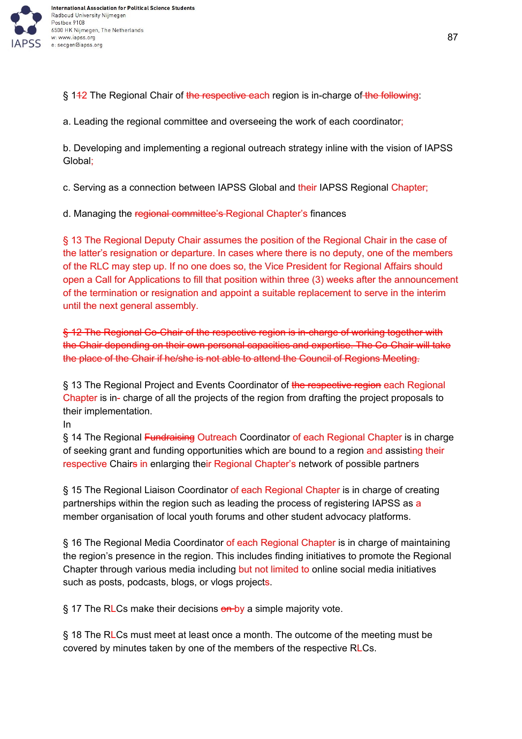§ 1~~1~~2 The Regional Chair of ~~the respective~~ each region is in-charge of ~~the following~~:

a. Leading the regional committee and overseeing the work of each coordinator;

b. Developing and implementing a regional outreach strategy inline with the vision of IAPSS Global;

c. Serving as a connection between IAPSS Global and their IAPSS Regional Chapter;

d. Managing the ~~regional committee's~~ Regional Chapter's finances

§ 13 The Regional Deputy Chair assumes the position of the Regional Chair in the case of the latter's resignation or departure. In cases where there is no deputy, one of the members of the RLC may step up. If no one does so, the Vice President for Regional Affairs should open a Call for Applications to fill that position within three (3) weeks after the announcement of the termination or resignation and appoint a suitable replacement to serve in the interim until the next general assembly.

~~§ 12 The Regional Co-Chair of the respective region is in-charge of working together with the Chair depending on their own personal capacities and expertise. The Co-Chair will take the place of the Chair if he/she is not able to attend the Council of Regions Meeting.~~

§ 13 The Regional Project and Events Coordinator of ~~the respective region~~ each Regional Chapter is in- charge of all the projects of the region from drafting the project proposals to their implementation.

In

§ 14 The Regional ~~Fundraising~~ Outreach Coordinator of each Regional Chapter is in charge of seeking grant and funding opportunities which are bound to a region and assisting their respective Chair~~s~~ in enlarging their Regional Chapter's network of possible partners

§ 15 The Regional Liaison Coordinator of each Regional Chapter is in charge of creating partnerships within the region such as leading the process of registering IAPSS as a member organisation of local youth forums and other student advocacy platforms.

§ 16 The Regional Media Coordinator of each Regional Chapter is in charge of maintaining the region's presence in the region. This includes finding initiatives to promote the Regional Chapter through various media including but not limited to online social media initiatives such as posts, podcasts, blogs, or vlogs projects.

§ 17 The RLCs make their decisions ~~on~~ by a simple majority vote.

§ 18 The RLCs must meet at least once a month. The outcome of the meeting must be covered by minutes taken by one of the members of the respective RLCs.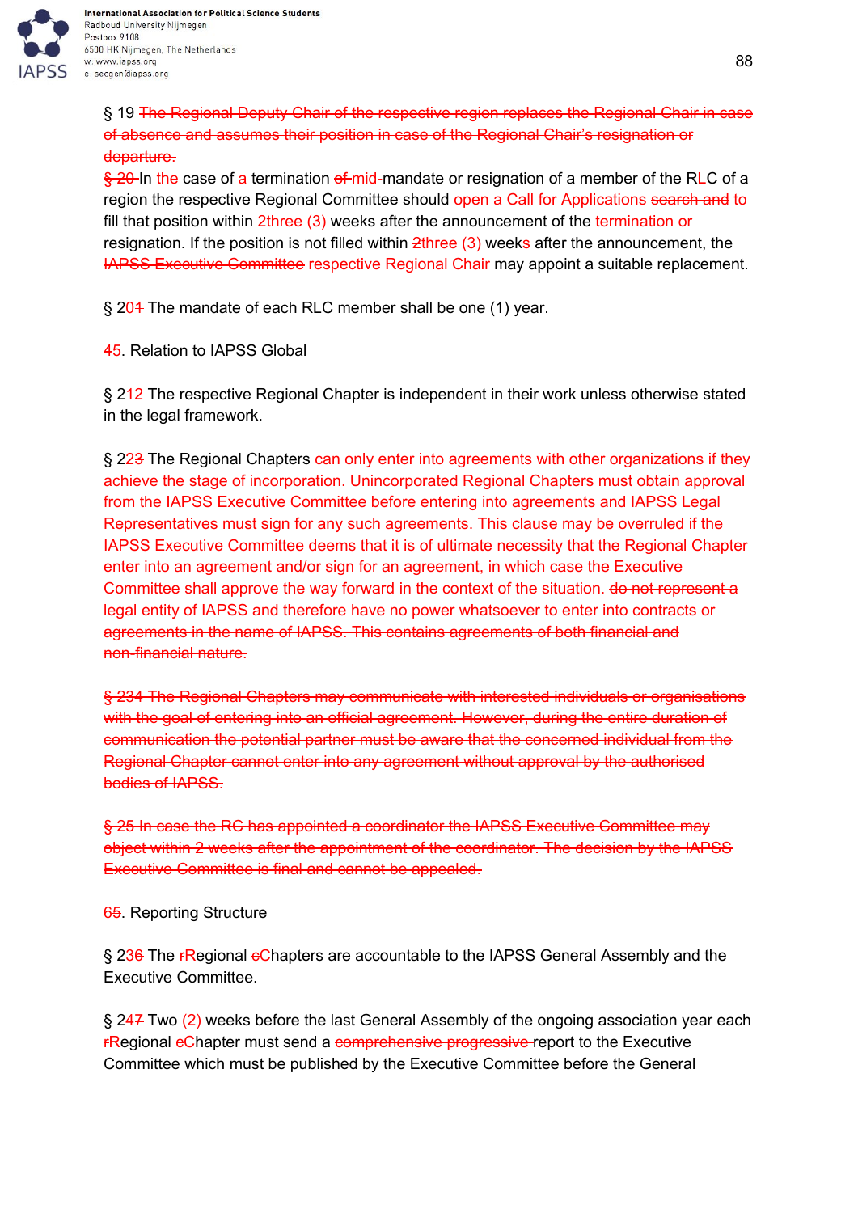§ 19 ~~The Regional Deputy Chair of the respective region replaces the Regional Chair in case of absence and assumes their position in case of the Regional Chair's resignation or departure.~~

~~§ 20~~ In the case of a termination ~~of~~ mid-mandate or resignation of a member of the RLC of a region the respective Regional Committee should open a Call for Applications ~~search and~~ to fill that position within ~~2~~three (3) weeks after the announcement of the termination or resignation. If the position is not filled within ~~2~~three (3) weeks after the announcement, the ~~IAPSS Executive Committee~~ respective Regional Chair may appoint a suitable replacement.

§ 20~~1~~ The mandate of each RLC member shall be one (1) year.

~~4~~5. Relation to IAPSS Global

§ 21~~2~~ The respective Regional Chapter is independent in their work unless otherwise stated in the legal framework.

§ 22~~3~~ The Regional Chapters can only enter into agreements with other organizations if they achieve the stage of incorporation. Unincorporated Regional Chapters must obtain approval from the IAPSS Executive Committee before entering into agreements and IAPSS Legal Representatives must sign for any such agreements. This clause may be overruled if the IAPSS Executive Committee deems that it is of ultimate necessity that the Regional Chapter enter into an agreement and/or sign for an agreement, in which case the Executive Committee shall approve the way forward in the context of the situation. ~~do not represent a legal entity of IAPSS and therefore have no power whatsoever to enter into contracts or agreements in the name of IAPSS. This contains agreements of both financial and non-financial nature.~~

~~§ 234 The Regional Chapters may communicate with interested individuals or organisations with the goal of entering into an official agreement. However, during the entire duration of communication the potential partner must be aware that the concerned individual from the Regional Chapter cannot enter into any agreement without approval by the authorised bodies of IAPSS.~~

~~§ 25 In case the RC has appointed a coordinator the IAPSS Executive Committee may object within 2 weeks after the appointment of the coordinator. The decision by the IAPSS Executive Committee is final and cannot be appealed.~~

6~~5~~. Reporting Structure

§ 23~~6~~ The ~~r~~Regional ~~c~~Chapters are accountable to the IAPSS General Assembly and the Executive Committee.

§ 24~~7~~ Two (2) weeks before the last General Assembly of the ongoing association year each ~~r~~Regional ~~c~~Chapter must send a ~~comprehensive progressive~~ report to the Executive Committee which must be published by the Executive Committee before the General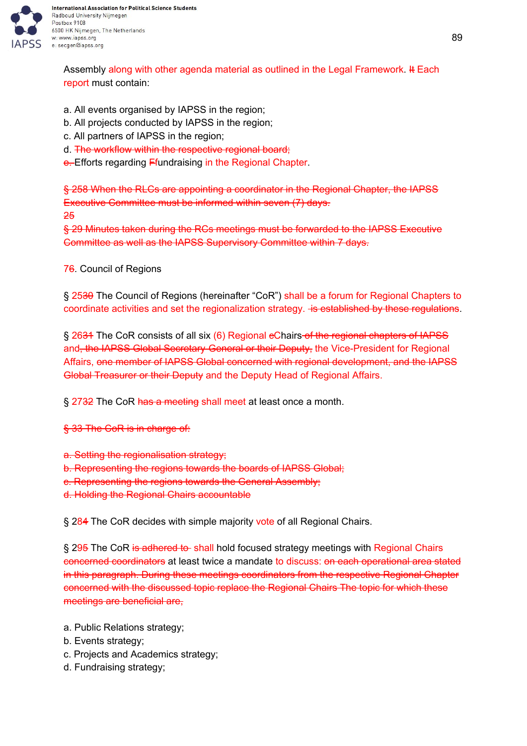Assembly along with other agenda material as outlined in the Legal Framework. ~~It~~ Each report must contain:

a. All events organised by IAPSS in the region;
b. All projects conducted by IAPSS in the region;
c. All partners of IAPSS in the region;
d. ~~The workflow within the respective regional board;~~
~~e.~~ Efforts regarding ~~F~~fundraising in the Regional Chapter.

~~§ 258 When the RLCs are appointing a coordinator in the Regional Chapter, the IAPSS Executive Committee must be informed within seven (7) days.~~
~~25~~
~~§ 29 Minutes taken during the RCs meetings must be forwarded to the IAPSS Executive Committee as well as the IAPSS Supervisory Committee within 7 days.~~

7~~6~~. Council of Regions

§ 25~~30~~ The Council of Regions (hereinafter "CoR") shall be a forum for Regional Chapters to coordinate activities and set the regionalization strategy. ~~is established by these regulations~~.

§ 26~~31~~ The CoR consists of all six (6) Regional ~~c~~Chairs ~~of the regional chapters of IAPSS~~ and~~, the IAPSS Global Secretary General or their Deputy,~~ the Vice-President for Regional Affairs, ~~one member of IAPSS Global concerned with regional development, and the IAPSS Global Treasurer or their Deputy~~ and the Deputy Head of Regional Affairs.

§ 27~~32~~ The CoR ~~has a meeting~~ shall meet at least once a month.

~~§ 33 The CoR is in charge of:~~

~~a. Setting the regionalisation strategy;~~
~~b. Representing the regions towards the boards of IAPSS Global;~~
~~c. Representing the regions towards the General Assembly;~~
~~d. Holding the Regional Chairs accountable~~

§ 28~~4~~ The CoR decides with simple majority vote of all Regional Chairs.

§ 29~~5~~ The CoR ~~is adhered to~~ shall hold focused strategy meetings with Regional Chairs ~~concerned coordinators~~ at least twice a mandate to discuss: ~~on each operational area stated in this paragraph. During these meetings coordinators from the respective Regional Chapter concerned with the discussed topic replace the Regional Chairs The topic for which these meetings are beneficial are,~~

a. Public Relations strategy;
b. Events strategy;
c. Projects and Academics strategy;
d. Fundraising strategy;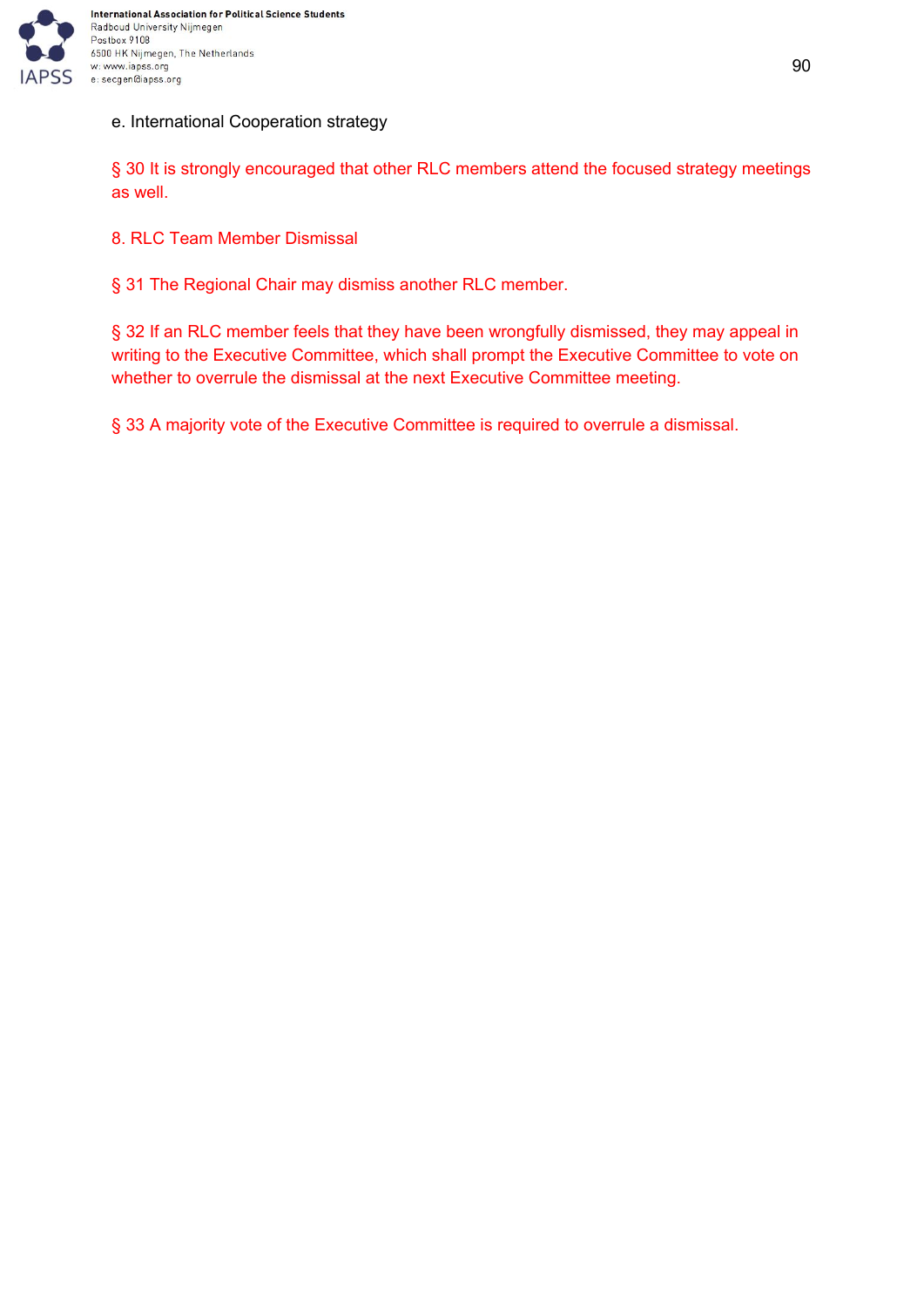e. International Cooperation strategy

§ 30 It is strongly encouraged that other RLC members attend the focused strategy meetings as well.

## 8. RLC Team Member Dismissal

§ 31 The Regional Chair may dismiss another RLC member.

§ 32 If an RLC member feels that they have been wrongfully dismissed, they may appeal in writing to the Executive Committee, which shall prompt the Executive Committee to vote on whether to overrule the dismissal at the next Executive Committee meeting.

§ 33 A majority vote of the Executive Committee is required to overrule a dismissal.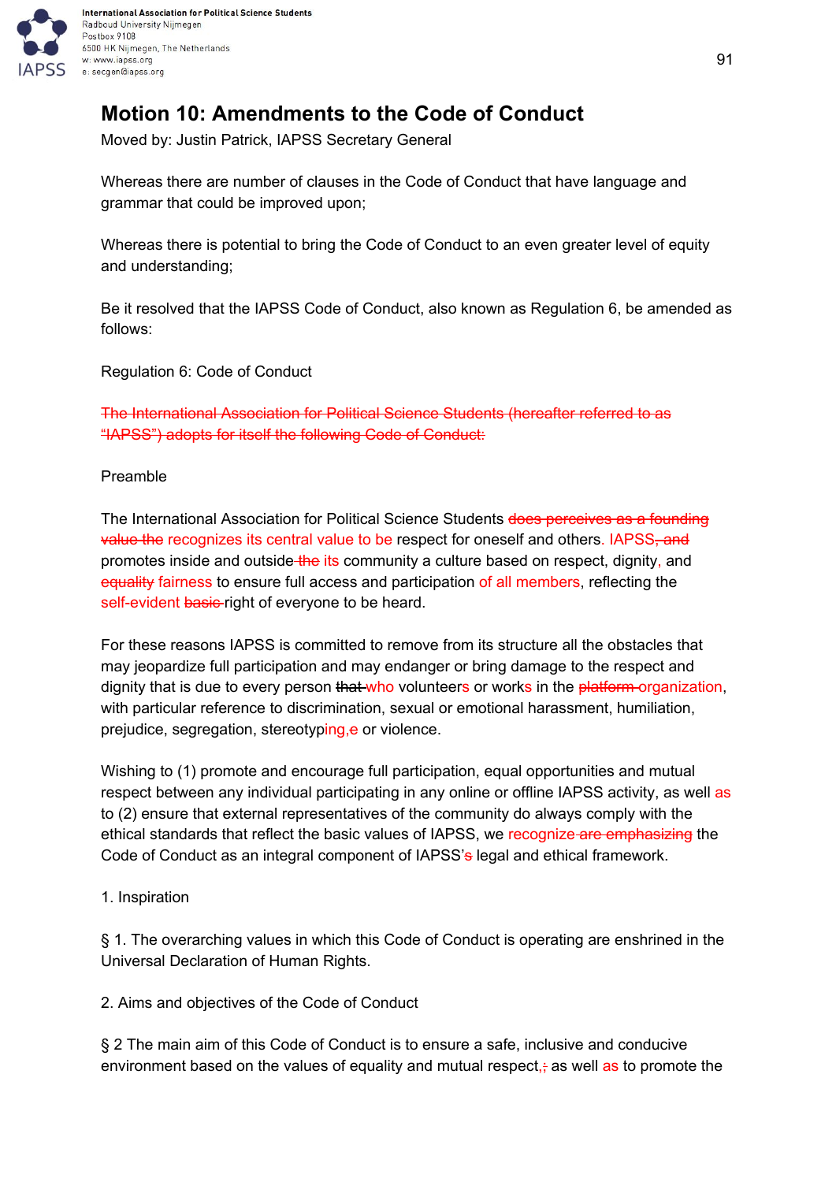# Motion 10: Amendments to the Code of Conduct

Moved by: Justin Patrick, IAPSS Secretary General

Whereas there are number of clauses in the Code of Conduct that have language and grammar that could be improved upon;

Whereas there is potential to bring the Code of Conduct to an even greater level of equity and understanding;

Be it resolved that the IAPSS Code of Conduct, also known as Regulation 6, be amended as follows:

Regulation 6: Code of Conduct

~~The International Association for Political Science Students (hereafter referred to as "IAPSS") adopts for itself the following Code of Conduct:~~

Preamble

The International Association for Political Science Students ~~does perceives as a founding value the~~ recognizes its central value to be respect for oneself and others. IAPSS~~, and~~ promotes inside and outside ~~the~~ its community a culture based on respect, dignity, and ~~equality~~ fairness to ensure full access and participation of all members, reflecting the self-evident ~~basic~~ right of everyone to be heard.

For these reasons IAPSS is committed to remove from its structure all the obstacles that may jeopardize full participation and may endanger or bring damage to the respect and dignity that is due to every person ~~that~~ who volunteers or works in the ~~platform~~ organization, with particular reference to discrimination, sexual or emotional harassment, humiliation, prejudice, segregation, stereotyping,~~e~~ or violence.

Wishing to (1) promote and encourage full participation, equal opportunities and mutual respect between any individual participating in any online or offline IAPSS activity, as well as to (2) ensure that external representatives of the community do always comply with the ethical standards that reflect the basic values of IAPSS, we recognize ~~are emphasizing~~ the Code of Conduct as an integral component of IAPSS'~~s~~ legal and ethical framework.

1. Inspiration

§ 1. The overarching values in which this Code of Conduct is operating are enshrined in the Universal Declaration of Human Rights.

2. Aims and objectives of the Code of Conduct

§ 2 The main aim of this Code of Conduct is to ensure a safe, inclusive and conducive environment based on the values of equality and mutual respect,~~;~~ as well as to promote the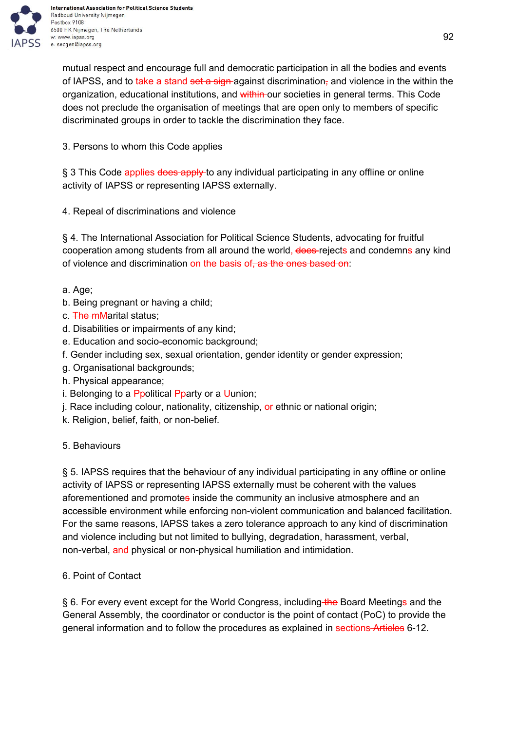mutual respect and encourage full and democratic participation in all the bodies and events of IAPSS, and to take a stand ~~set a sign~~ against discrimination~~,~~ and violence in the within the organization, educational institutions, and ~~within~~ our societies in general terms. This Code does not preclude the organisation of meetings that are open only to members of specific discriminated groups in order to tackle the discrimination they face.

3. Persons to whom this Code applies

§ 3 This Code applies ~~does apply~~ to any individual participating in any offline or online activity of IAPSS or representing IAPSS externally.

4. Repeal of discriminations and violence

§ 4. The International Association for Political Science Students, advocating for fruitful cooperation among students from all around the world, ~~does~~ rejects and condemns any kind of violence and discrimination on the basis of~~, as the ones based on~~:

a. Age;
b. Being pregnant or having a child;
c. ~~The m~~Marital status;
d. Disabilities or impairments of any kind;
e. Education and socio-economic background;
f. Gender including sex, sexual orientation, gender identity or gender expression;
g. Organisational backgrounds;
h. Physical appearance;
i. Belonging to a ~~P~~political ~~P~~party or a ~~U~~union;
j. Race including colour, nationality, citizenship, or ethnic or national origin;
k. Religion, belief, faith, or non-belief.

5. Behaviours

§ 5. IAPSS requires that the behaviour of any individual participating in any offline or online activity of IAPSS or representing IAPSS externally must be coherent with the values aforementioned and promote~~s~~ inside the community an inclusive atmosphere and an accessible environment while enforcing non-violent communication and balanced facilitation. For the same reasons, IAPSS takes a zero tolerance approach to any kind of discrimination and violence including but not limited to bullying, degradation, harassment, verbal, non-verbal, and physical or non-physical humiliation and intimidation.

6. Point of Contact

§ 6. For every event except for the World Congress, including ~~the~~ Board Meetings and the General Assembly, the coordinator or conductor is the point of contact (PoC) to provide the general information and to follow the procedures as explained in sections ~~Articles~~ 6-12.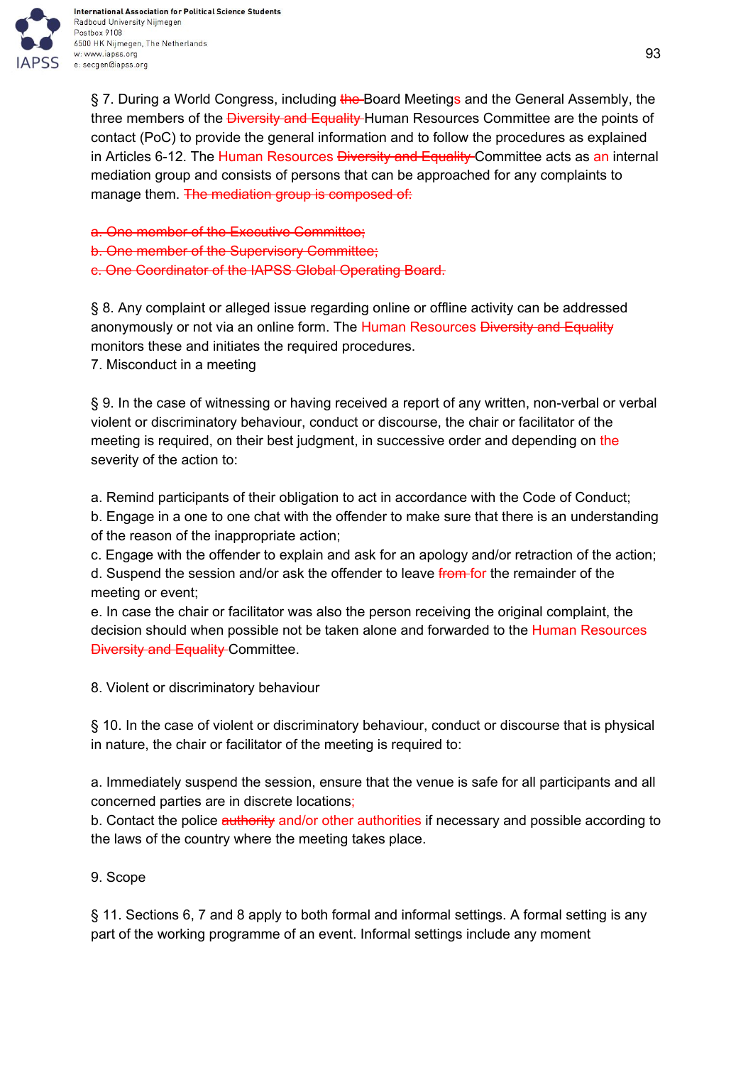§ 7. During a World Congress, including ~~the~~ Board Meetings and the General Assembly, the three members of the ~~Diversity and Equality~~ Human Resources Committee are the points of contact (PoC) to provide the general information and to follow the procedures as explained in Articles 6-12. The Human Resources ~~Diversity and Equality~~ Committee acts as an internal mediation group and consists of persons that can be approached for any complaints to manage them. ~~The mediation group is composed of:~~

~~a. One member of the Executive Committee;~~
~~b. One member of the Supervisory Committee;~~
~~c. One Coordinator of the IAPSS Global Operating Board.~~

§ 8. Any complaint or alleged issue regarding online or offline activity can be addressed anonymously or not via an online form. The Human Resources ~~Diversity and Equality~~ monitors these and initiates the required procedures.

7. Misconduct in a meeting

§ 9. In the case of witnessing or having received a report of any written, non-verbal or verbal violent or discriminatory behaviour, conduct or discourse, the chair or facilitator of the meeting is required, on their best judgment, in successive order and depending on the severity of the action to:

a. Remind participants of their obligation to act in accordance with the Code of Conduct;
b. Engage in a one to one chat with the offender to make sure that there is an understanding of the reason of the inappropriate action;
c. Engage with the offender to explain and ask for an apology and/or retraction of the action;
d. Suspend the session and/or ask the offender to leave ~~from~~ for the remainder of the meeting or event;
e. In case the chair or facilitator was also the person receiving the original complaint, the decision should when possible not be taken alone and forwarded to the Human Resources ~~Diversity and Equality~~ Committee.

8. Violent or discriminatory behaviour

§ 10. In the case of violent or discriminatory behaviour, conduct or discourse that is physical in nature, the chair or facilitator of the meeting is required to:

a. Immediately suspend the session, ensure that the venue is safe for all participants and all concerned parties are in discrete locations;
b. Contact the police ~~authority~~ and/or other authorities if necessary and possible according to the laws of the country where the meeting takes place.

9. Scope

§ 11. Sections 6, 7 and 8 apply to both formal and informal settings. A formal setting is any part of the working programme of an event. Informal settings include any moment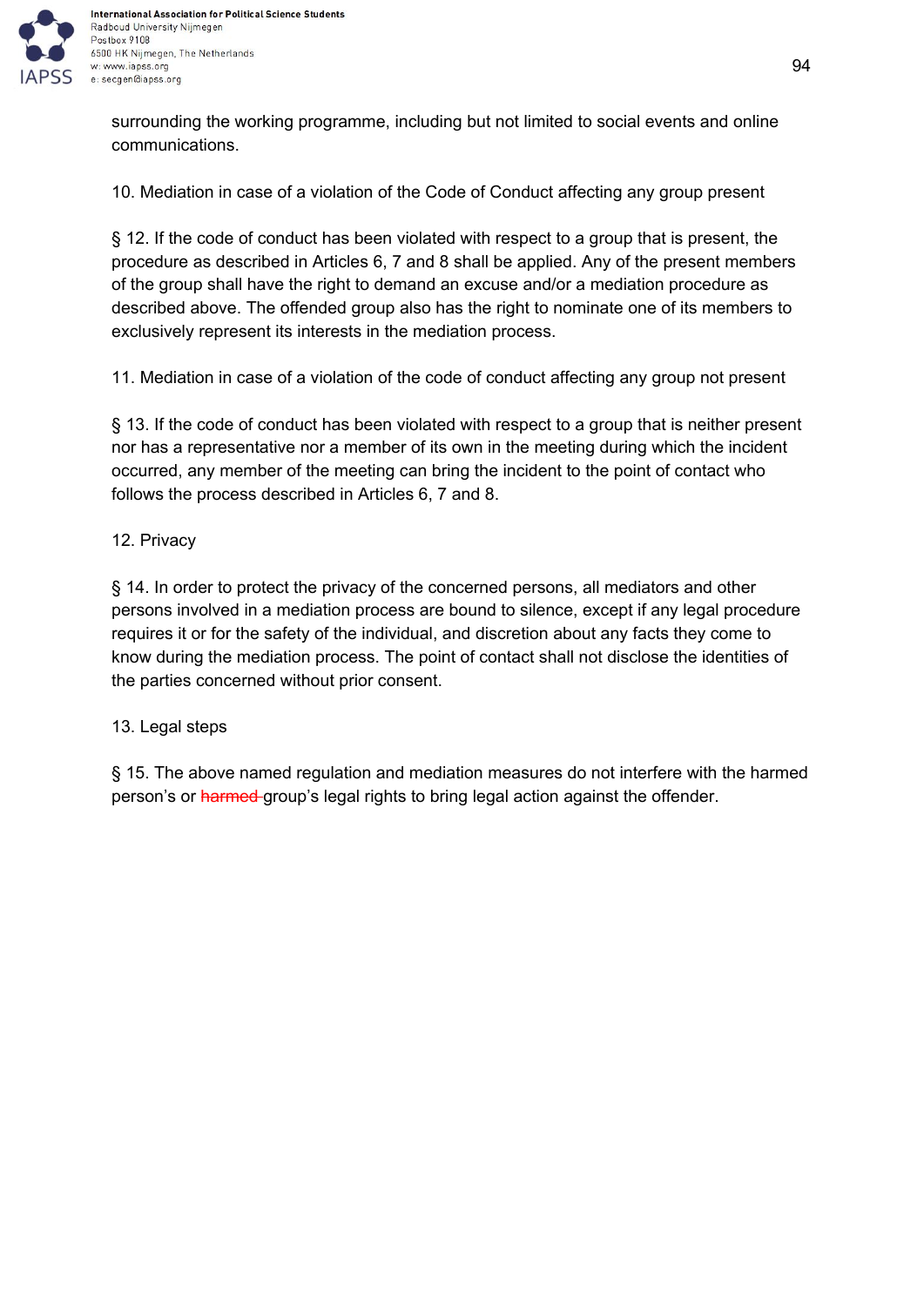surrounding the working programme, including but not limited to social events and online communications.

10. Mediation in case of a violation of the Code of Conduct affecting any group present

§ 12. If the code of conduct has been violated with respect to a group that is present, the procedure as described in Articles 6, 7 and 8 shall be applied. Any of the present members of the group shall have the right to demand an excuse and/or a mediation procedure as described above. The offended group also has the right to nominate one of its members to exclusively represent its interests in the mediation process.

11. Mediation in case of a violation of the code of conduct affecting any group not present

§ 13. If the code of conduct has been violated with respect to a group that is neither present nor has a representative nor a member of its own in the meeting during which the incident occurred, any member of the meeting can bring the incident to the point of contact who follows the process described in Articles 6, 7 and 8.

12. Privacy

§ 14. In order to protect the privacy of the concerned persons, all mediators and other persons involved in a mediation process are bound to silence, except if any legal procedure requires it or for the safety of the individual, and discretion about any facts they come to know during the mediation process. The point of contact shall not disclose the identities of the parties concerned without prior consent.

13. Legal steps

§ 15. The above named regulation and mediation measures do not interfere with the harmed person's or ~~harmed~~ group's legal rights to bring legal action against the offender.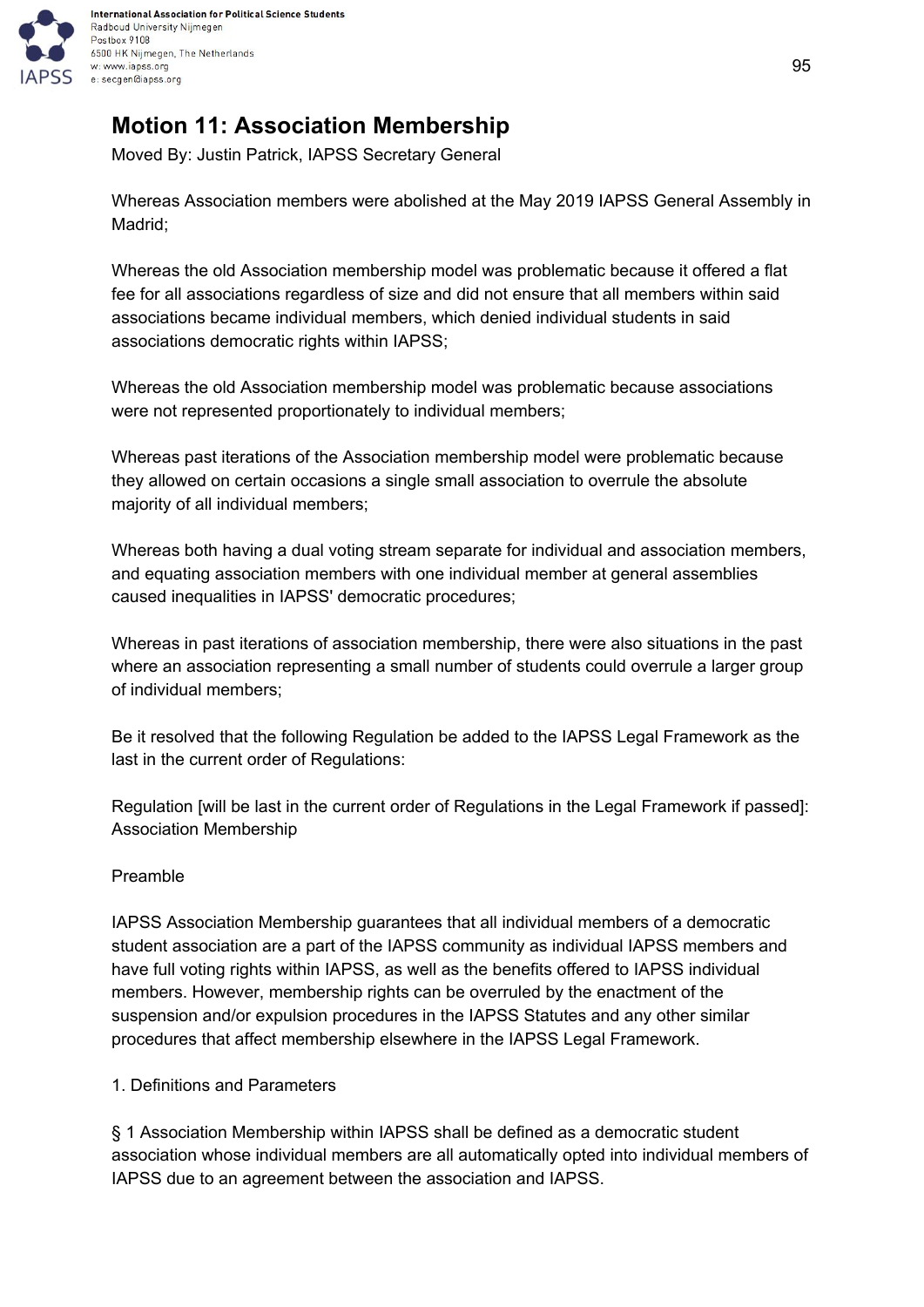# Motion 11: Association Membership

Moved By: Justin Patrick, IAPSS Secretary General

Whereas Association members were abolished at the May 2019 IAPSS General Assembly in Madrid;

Whereas the old Association membership model was problematic because it offered a flat fee for all associations regardless of size and did not ensure that all members within said associations became individual members, which denied individual students in said associations democratic rights within IAPSS;

Whereas the old Association membership model was problematic because associations were not represented proportionately to individual members;

Whereas past iterations of the Association membership model were problematic because they allowed on certain occasions a single small association to overrule the absolute majority of all individual members;

Whereas both having a dual voting stream separate for individual and association members, and equating association members with one individual member at general assemblies caused inequalities in IAPSS' democratic procedures;

Whereas in past iterations of association membership, there were also situations in the past where an association representing a small number of students could overrule a larger group of individual members;

Be it resolved that the following Regulation be added to the IAPSS Legal Framework as the last in the current order of Regulations:

Regulation [will be last in the current order of Regulations in the Legal Framework if passed]: Association Membership

Preamble

IAPSS Association Membership guarantees that all individual members of a democratic student association are a part of the IAPSS community as individual IAPSS members and have full voting rights within IAPSS, as well as the benefits offered to IAPSS individual members. However, membership rights can be overruled by the enactment of the suspension and/or expulsion procedures in the IAPSS Statutes and any other similar procedures that affect membership elsewhere in the IAPSS Legal Framework.

1. Definitions and Parameters

§ 1 Association Membership within IAPSS shall be defined as a democratic student association whose individual members are all automatically opted into individual members of IAPSS due to an agreement between the association and IAPSS.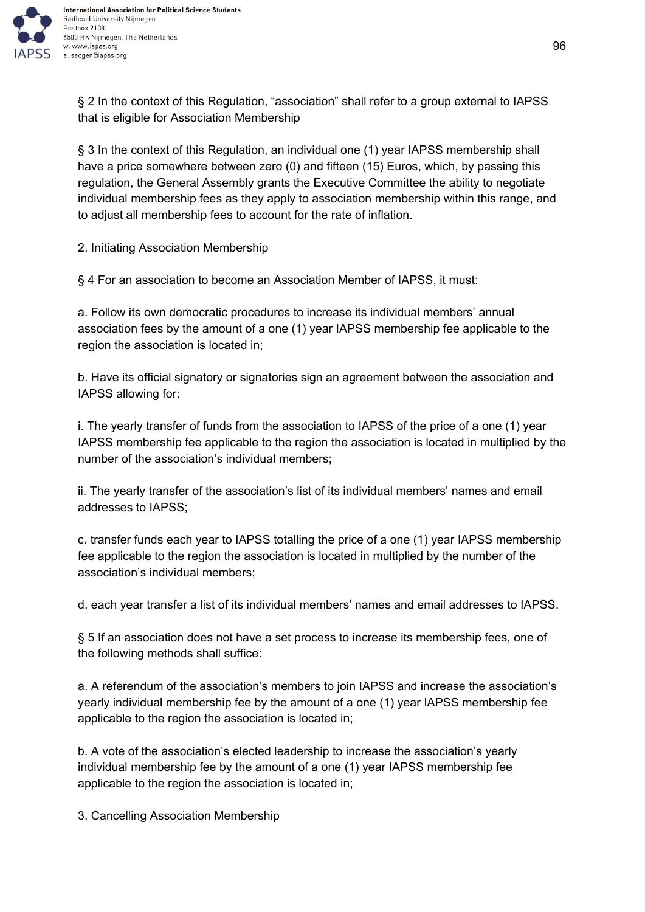§ 2 In the context of this Regulation, "association" shall refer to a group external to IAPSS that is eligible for Association Membership

§ 3 In the context of this Regulation, an individual one (1) year IAPSS membership shall have a price somewhere between zero (0) and fifteen (15) Euros, which, by passing this regulation, the General Assembly grants the Executive Committee the ability to negotiate individual membership fees as they apply to association membership within this range, and to adjust all membership fees to account for the rate of inflation.

2. Initiating Association Membership

§ 4 For an association to become an Association Member of IAPSS, it must:

a. Follow its own democratic procedures to increase its individual members' annual association fees by the amount of a one (1) year IAPSS membership fee applicable to the region the association is located in;

b. Have its official signatory or signatories sign an agreement between the association and IAPSS allowing for:

i. The yearly transfer of funds from the association to IAPSS of the price of a one (1) year IAPSS membership fee applicable to the region the association is located in multiplied by the number of the association's individual members;

ii. The yearly transfer of the association's list of its individual members' names and email addresses to IAPSS;

c. transfer funds each year to IAPSS totalling the price of a one (1) year IAPSS membership fee applicable to the region the association is located in multiplied by the number of the association's individual members;

d. each year transfer a list of its individual members' names and email addresses to IAPSS.

§ 5 If an association does not have a set process to increase its membership fees, one of the following methods shall suffice:

a. A referendum of the association's members to join IAPSS and increase the association's yearly individual membership fee by the amount of a one (1) year IAPSS membership fee applicable to the region the association is located in;

b. A vote of the association's elected leadership to increase the association's yearly individual membership fee by the amount of a one (1) year IAPSS membership fee applicable to the region the association is located in;

3. Cancelling Association Membership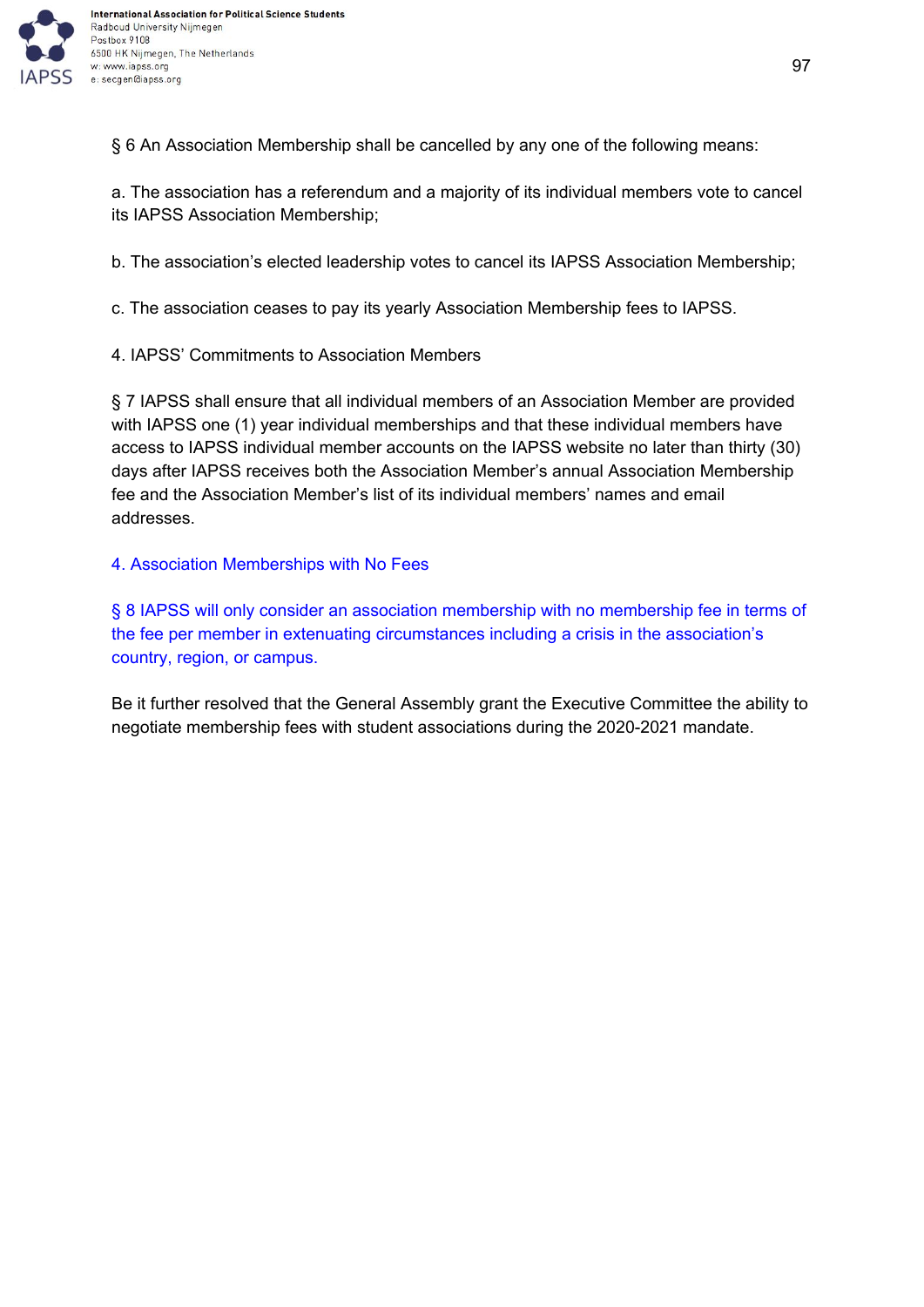§ 6 An Association Membership shall be cancelled by any one of the following means:

a. The association has a referendum and a majority of its individual members vote to cancel its IAPSS Association Membership;

b. The association's elected leadership votes to cancel its IAPSS Association Membership;

c. The association ceases to pay its yearly Association Membership fees to IAPSS.

4. IAPSS' Commitments to Association Members

§ 7 IAPSS shall ensure that all individual members of an Association Member are provided with IAPSS one (1) year individual memberships and that these individual members have access to IAPSS individual member accounts on the IAPSS website no later than thirty (30) days after IAPSS receives both the Association Member's annual Association Membership fee and the Association Member's list of its individual members' names and email addresses.

4. Association Memberships with No Fees

§ 8 IAPSS will only consider an association membership with no membership fee in terms of the fee per member in extenuating circumstances including a crisis in the association's country, region, or campus.

Be it further resolved that the General Assembly grant the Executive Committee the ability to negotiate membership fees with student associations during the 2020-2021 mandate.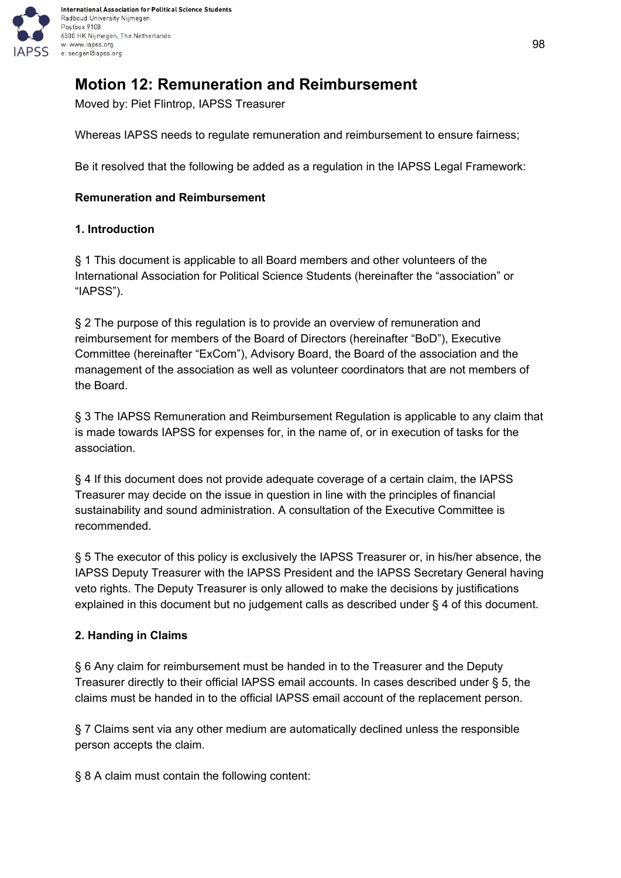# Motion 12: Remuneration and Reimbursement

Moved by: Piet Flintrop, IAPSS Treasurer

Whereas IAPSS needs to regulate remuneration and reimbursement to ensure fairness;

Be it resolved that the following be added as a regulation in the IAPSS Legal Framework:

**Remuneration and Reimbursement**

**1. Introduction**

§ 1 This document is applicable to all Board members and other volunteers of the International Association for Political Science Students (hereinafter the "association" or "IAPSS").

§ 2 The purpose of this regulation is to provide an overview of remuneration and reimbursement for members of the Board of Directors (hereinafter "BoD"), Executive Committee (hereinafter "ExCom"), Advisory Board, the Board of the association and the management of the association as well as volunteer coordinators that are not members of the Board.

§ 3 The IAPSS Remuneration and Reimbursement Regulation is applicable to any claim that is made towards IAPSS for expenses for, in the name of, or in execution of tasks for the association.

§ 4 If this document does not provide adequate coverage of a certain claim, the IAPSS Treasurer may decide on the issue in question in line with the principles of financial sustainability and sound administration. A consultation of the Executive Committee is recommended.

§ 5 The executor of this policy is exclusively the IAPSS Treasurer or, in his/her absence, the IAPSS Deputy Treasurer with the IAPSS President and the IAPSS Secretary General having veto rights. The Deputy Treasurer is only allowed to make the decisions by justifications explained in this document but no judgement calls as described under § 4 of this document.

**2. Handing in Claims**

§ 6 Any claim for reimbursement must be handed in to the Treasurer and the Deputy Treasurer directly to their official IAPSS email accounts. In cases described under § 5, the claims must be handed in to the official IAPSS email account of the replacement person.

§ 7 Claims sent via any other medium are automatically declined unless the responsible person accepts the claim.

§ 8 A claim must contain the following content: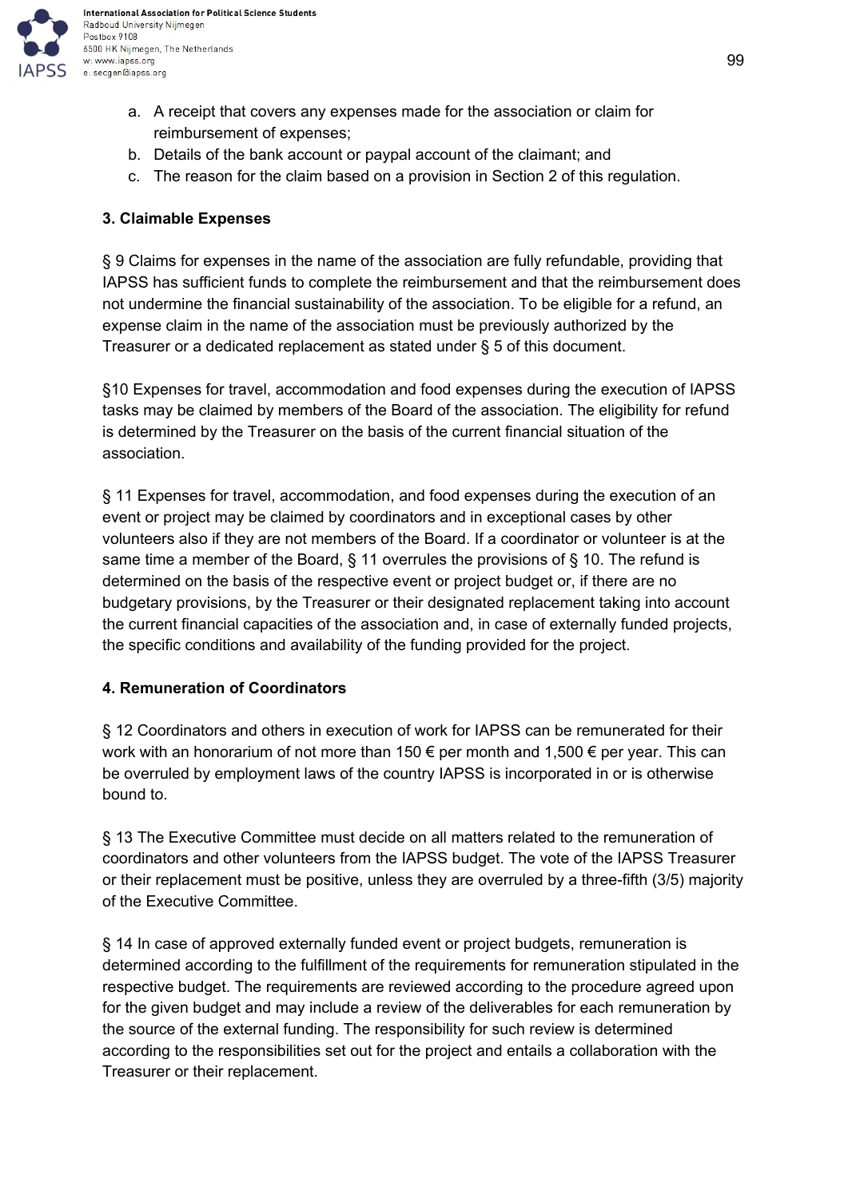a. A receipt that covers any expenses made for the association or claim for reimbursement of expenses;
b. Details of the bank account or paypal account of the claimant; and
c. The reason for the claim based on a provision in Section 2 of this regulation.

**3. Claimable Expenses**

§ 9 Claims for expenses in the name of the association are fully refundable, providing that IAPSS has sufficient funds to complete the reimbursement and that the reimbursement does not undermine the financial sustainability of the association. To be eligible for a refund, an expense claim in the name of the association must be previously authorized by the Treasurer or a dedicated replacement as stated under § 5 of this document.

§10 Expenses for travel, accommodation and food expenses during the execution of IAPSS tasks may be claimed by members of the Board of the association. The eligibility for refund is determined by the Treasurer on the basis of the current financial situation of the association.

§ 11 Expenses for travel, accommodation, and food expenses during the execution of an event or project may be claimed by coordinators and in exceptional cases by other volunteers also if they are not members of the Board. If a coordinator or volunteer is at the same time a member of the Board, § 11 overrules the provisions of § 10. The refund is determined on the basis of the respective event or project budget or, if there are no budgetary provisions, by the Treasurer or their designated replacement taking into account the current financial capacities of the association and, in case of externally funded projects, the specific conditions and availability of the funding provided for the project.

**4. Remuneration of Coordinators**

§ 12 Coordinators and others in execution of work for IAPSS can be remunerated for their work with an honorarium of not more than 150 € per month and 1,500 € per year. This can be overruled by employment laws of the country IAPSS is incorporated in or is otherwise bound to.

§ 13 The Executive Committee must decide on all matters related to the remuneration of coordinators and other volunteers from the IAPSS budget. The vote of the IAPSS Treasurer or their replacement must be positive, unless they are overruled by a three-fifth (3/5) majority of the Executive Committee.

§ 14 In case of approved externally funded event or project budgets, remuneration is determined according to the fulfillment of the requirements for remuneration stipulated in the respective budget. The requirements are reviewed according to the procedure agreed upon for the given budget and may include a review of the deliverables for each remuneration by the source of the external funding. The responsibility for such review is determined according to the responsibilities set out for the project and entails a collaboration with the Treasurer or their replacement.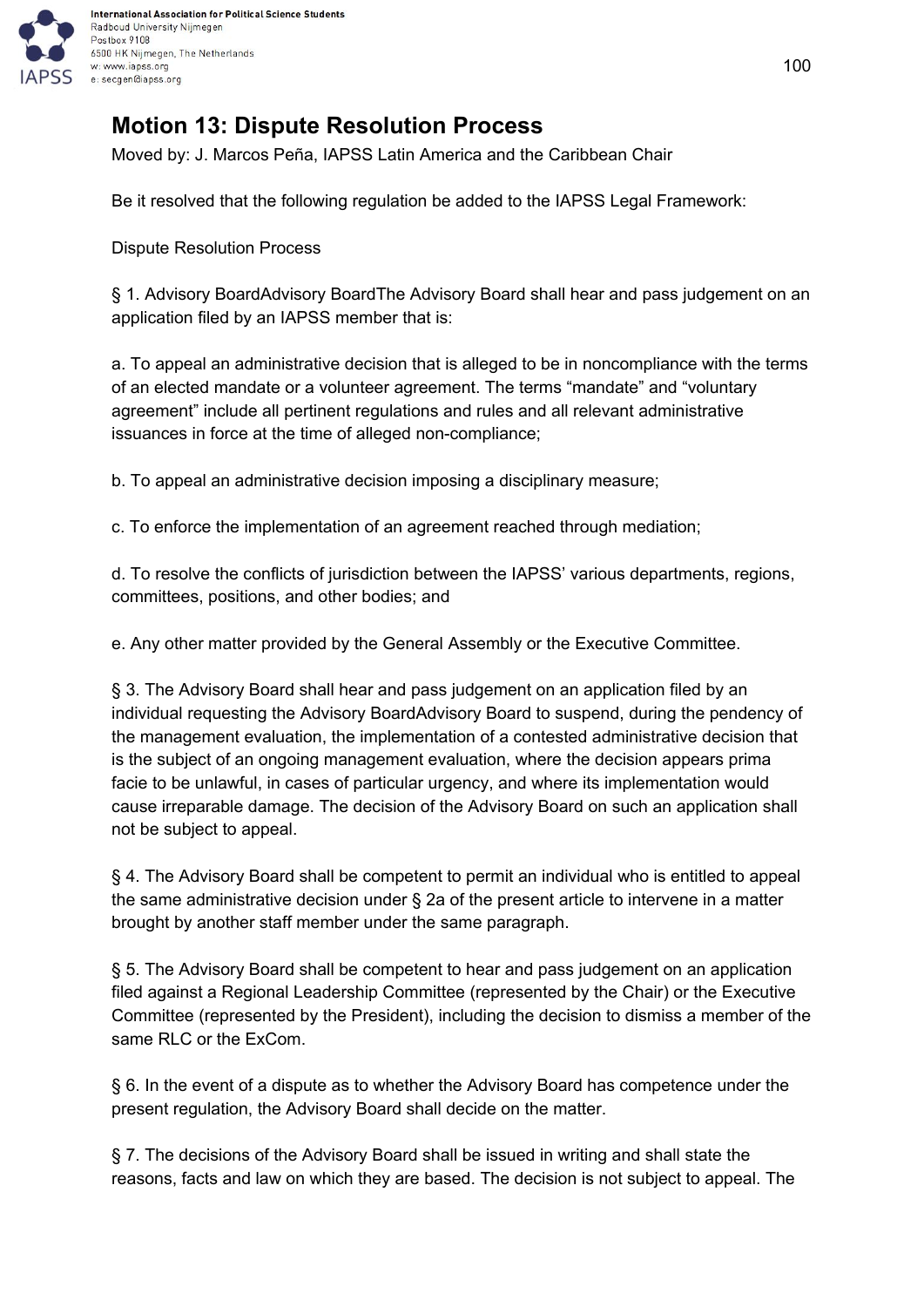## Motion 13: Dispute Resolution Process

Moved by: J. Marcos Peña, IAPSS Latin America and the Caribbean Chair

Be it resolved that the following regulation be added to the IAPSS Legal Framework:

Dispute Resolution Process

§ 1. Advisory BoardAdvisory BoardThe Advisory Board shall hear and pass judgement on an application filed by an IAPSS member that is:

a. To appeal an administrative decision that is alleged to be in noncompliance with the terms of an elected mandate or a volunteer agreement. The terms "mandate" and "voluntary agreement" include all pertinent regulations and rules and all relevant administrative issuances in force at the time of alleged non-compliance;

b. To appeal an administrative decision imposing a disciplinary measure;

c. To enforce the implementation of an agreement reached through mediation;

d. To resolve the conflicts of jurisdiction between the IAPSS' various departments, regions, committees, positions, and other bodies; and

e. Any other matter provided by the General Assembly or the Executive Committee.

§ 3. The Advisory Board shall hear and pass judgement on an application filed by an individual requesting the Advisory BoardAdvisory Board to suspend, during the pendency of the management evaluation, the implementation of a contested administrative decision that is the subject of an ongoing management evaluation, where the decision appears prima facie to be unlawful, in cases of particular urgency, and where its implementation would cause irreparable damage. The decision of the Advisory Board on such an application shall not be subject to appeal.

§ 4. The Advisory Board shall be competent to permit an individual who is entitled to appeal the same administrative decision under § 2a of the present article to intervene in a matter brought by another staff member under the same paragraph.

§ 5. The Advisory Board shall be competent to hear and pass judgement on an application filed against a Regional Leadership Committee (represented by the Chair) or the Executive Committee (represented by the President), including the decision to dismiss a member of the same RLC or the ExCom.

§ 6. In the event of a dispute as to whether the Advisory Board has competence under the present regulation, the Advisory Board shall decide on the matter.

§ 7. The decisions of the Advisory Board shall be issued in writing and shall state the reasons, facts and law on which they are based. The decision is not subject to appeal. The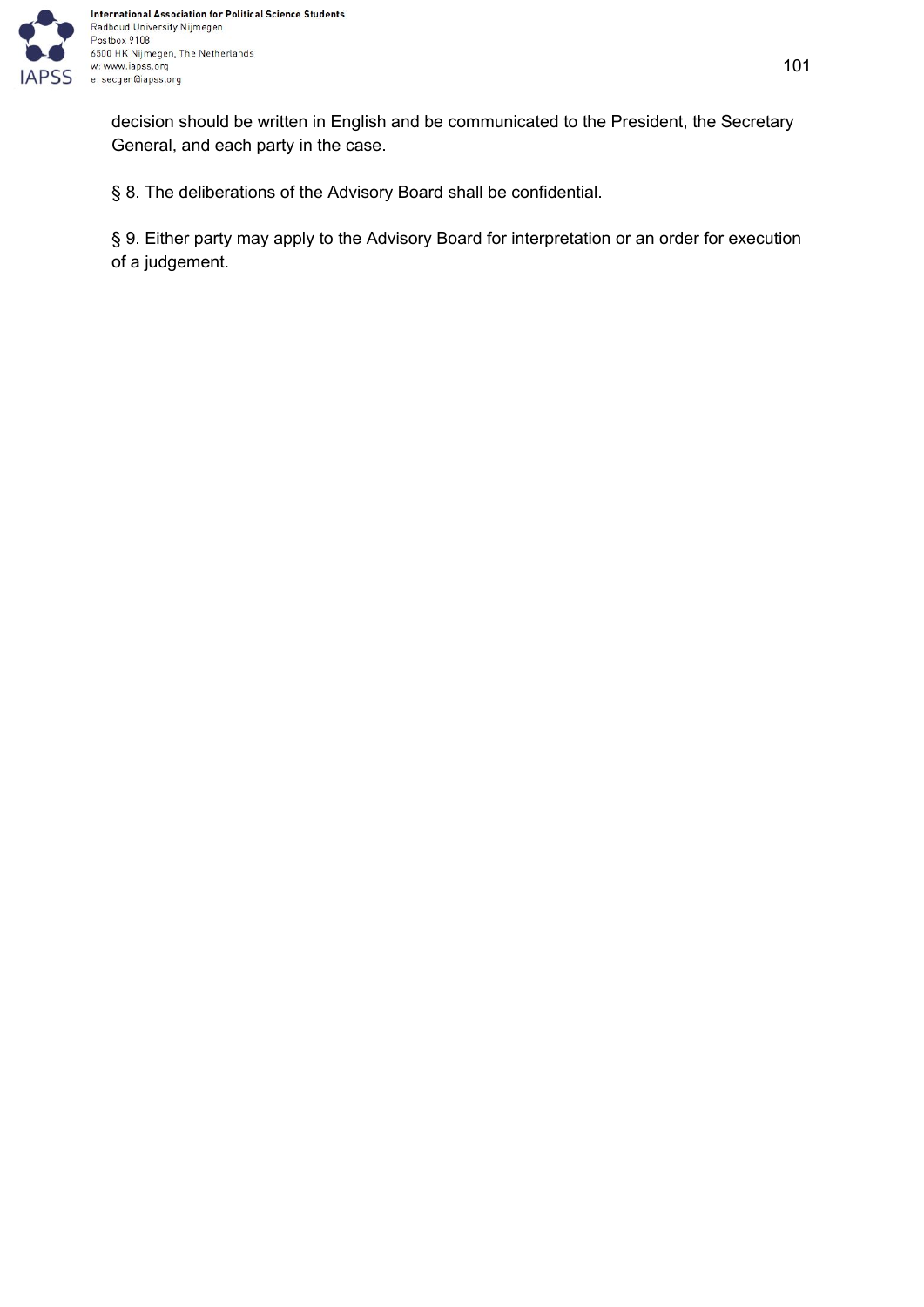decision should be written in English and be communicated to the President, the Secretary General, and each party in the case.

§ 8. The deliberations of the Advisory Board shall be confidential.

§ 9. Either party may apply to the Advisory Board for interpretation or an order for execution of a judgement.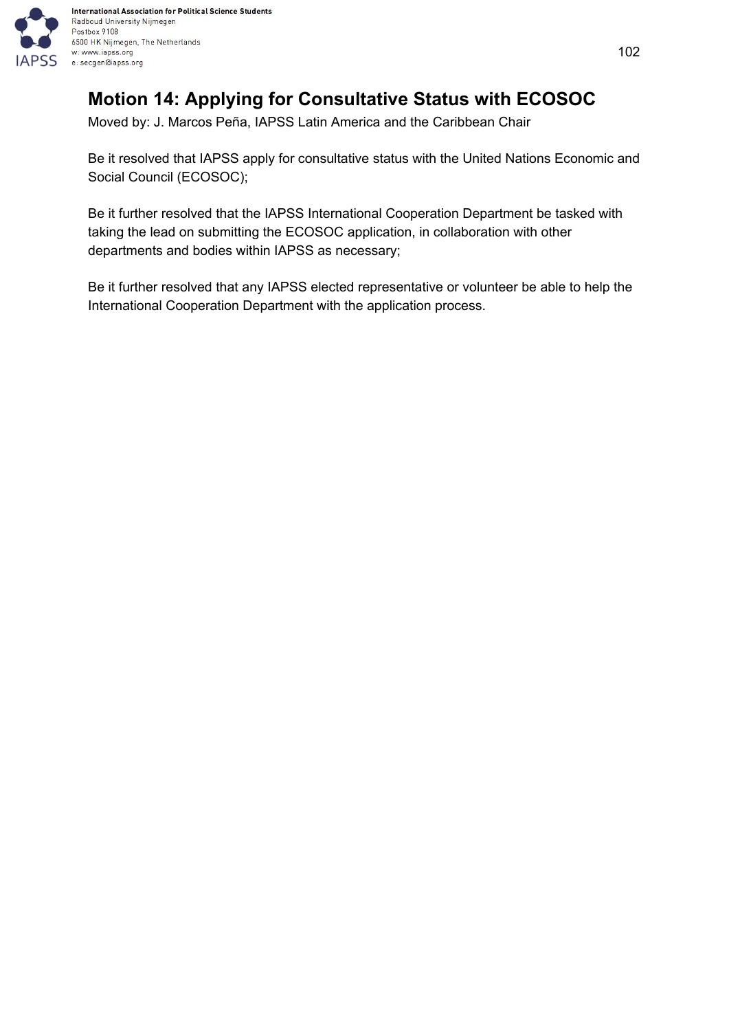# Motion 14: Applying for Consultative Status with ECOSOC

Moved by: J. Marcos Peña, IAPSS Latin America and the Caribbean Chair

Be it resolved that IAPSS apply for consultative status with the United Nations Economic and Social Council (ECOSOC);

Be it further resolved that the IAPSS International Cooperation Department be tasked with taking the lead on submitting the ECOSOC application, in collaboration with other departments and bodies within IAPSS as necessary;

Be it further resolved that any IAPSS elected representative or volunteer be able to help the International Cooperation Department with the application process.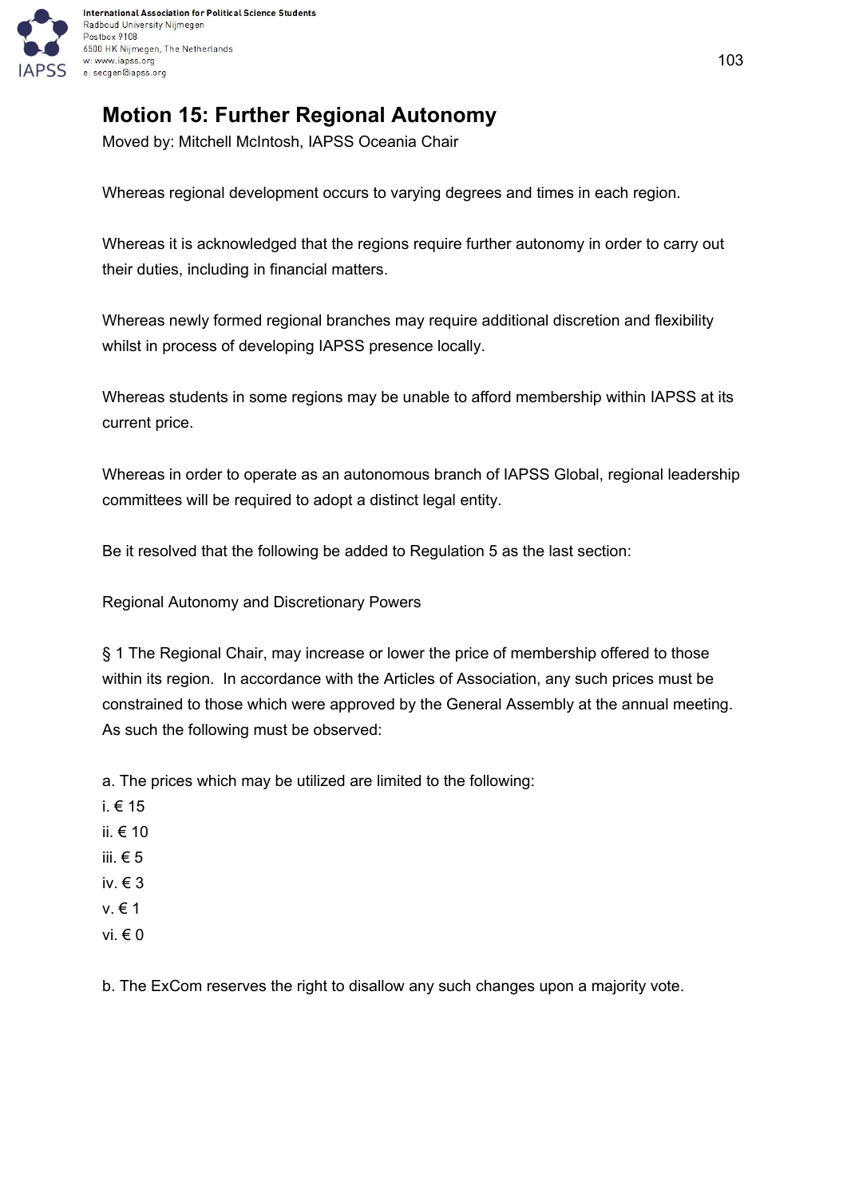## Motion 15: Further Regional Autonomy

Moved by: Mitchell McIntosh, IAPSS Oceania Chair

Whereas regional development occurs to varying degrees and times in each region.

Whereas it is acknowledged that the regions require further autonomy in order to carry out their duties, including in financial matters.

Whereas newly formed regional branches may require additional discretion and flexibility whilst in process of developing IAPSS presence locally.

Whereas students in some regions may be unable to afford membership within IAPSS at its current price.

Whereas in order to operate as an autonomous branch of IAPSS Global, regional leadership committees will be required to adopt a distinct legal entity.

Be it resolved that the following be added to Regulation 5 as the last section:

Regional Autonomy and Discretionary Powers

§ 1 The Regional Chair, may increase or lower the price of membership offered to those within its region. In accordance with the Articles of Association, any such prices must be constrained to those which were approved by the General Assembly at the annual meeting. As such the following must be observed:

a. The prices which may be utilized are limited to the following:
i. € 15
ii. € 10
iii. € 5
iv. € 3
v. € 1
vi. € 0

b. The ExCom reserves the right to disallow any such changes upon a majority vote.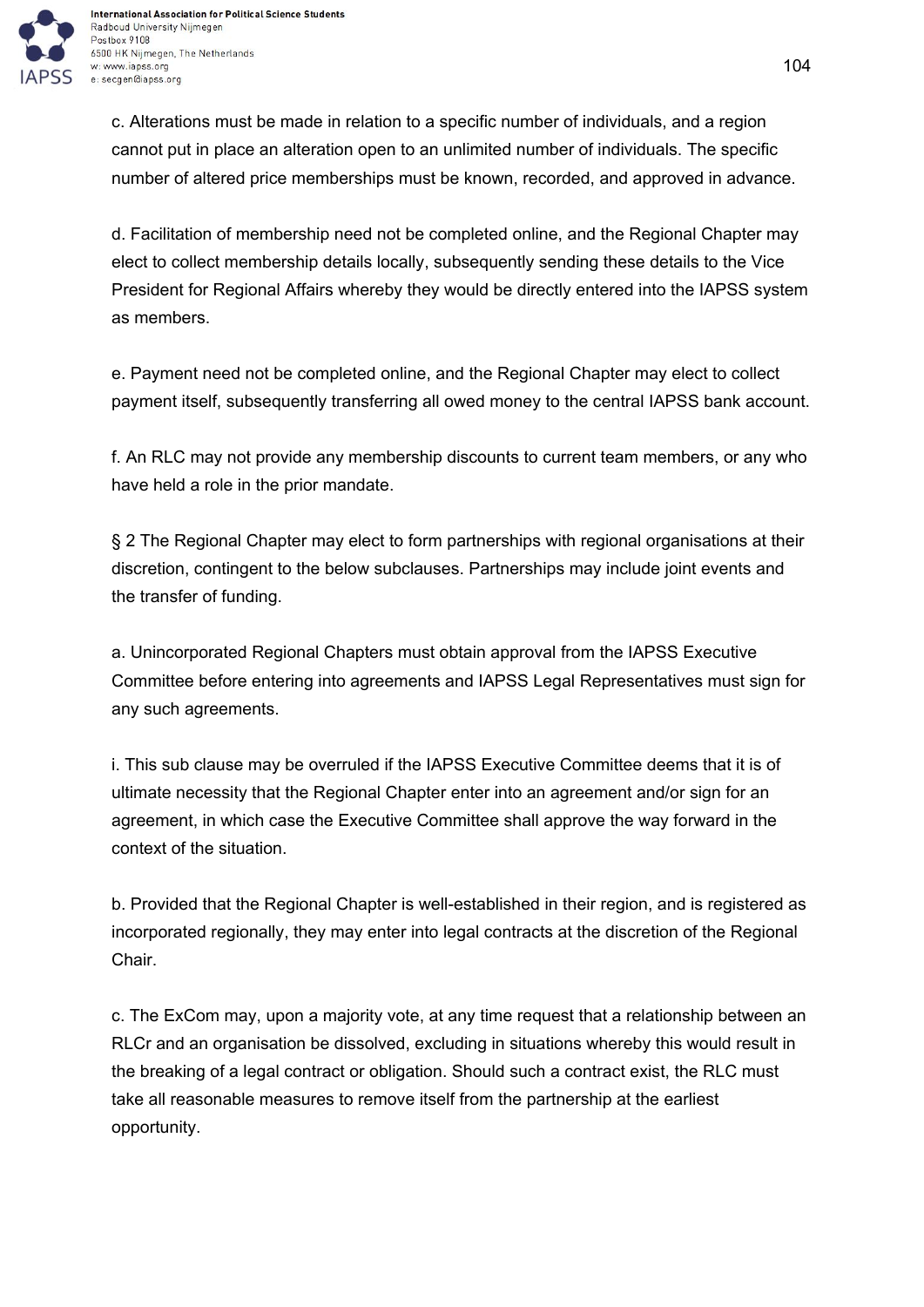c. Alterations must be made in relation to a specific number of individuals, and a region cannot put in place an alteration open to an unlimited number of individuals. The specific number of altered price memberships must be known, recorded, and approved in advance.

d. Facilitation of membership need not be completed online, and the Regional Chapter may elect to collect membership details locally, subsequently sending these details to the Vice President for Regional Affairs whereby they would be directly entered into the IAPSS system as members.

e. Payment need not be completed online, and the Regional Chapter may elect to collect payment itself, subsequently transferring all owed money to the central IAPSS bank account.

f. An RLC may not provide any membership discounts to current team members, or any who have held a role in the prior mandate.

§ 2 The Regional Chapter may elect to form partnerships with regional organisations at their discretion, contingent to the below subclauses. Partnerships may include joint events and the transfer of funding.

a. Unincorporated Regional Chapters must obtain approval from the IAPSS Executive Committee before entering into agreements and IAPSS Legal Representatives must sign for any such agreements.

i. This sub clause may be overruled if the IAPSS Executive Committee deems that it is of ultimate necessity that the Regional Chapter enter into an agreement and/or sign for an agreement, in which case the Executive Committee shall approve the way forward in the context of the situation.

b. Provided that the Regional Chapter is well-established in their region, and is registered as incorporated regionally, they may enter into legal contracts at the discretion of the Regional Chair.

c. The ExCom may, upon a majority vote, at any time request that a relationship between an RLCr and an organisation be dissolved, excluding in situations whereby this would result in the breaking of a legal contract or obligation. Should such a contract exist, the RLC must take all reasonable measures to remove itself from the partnership at the earliest opportunity.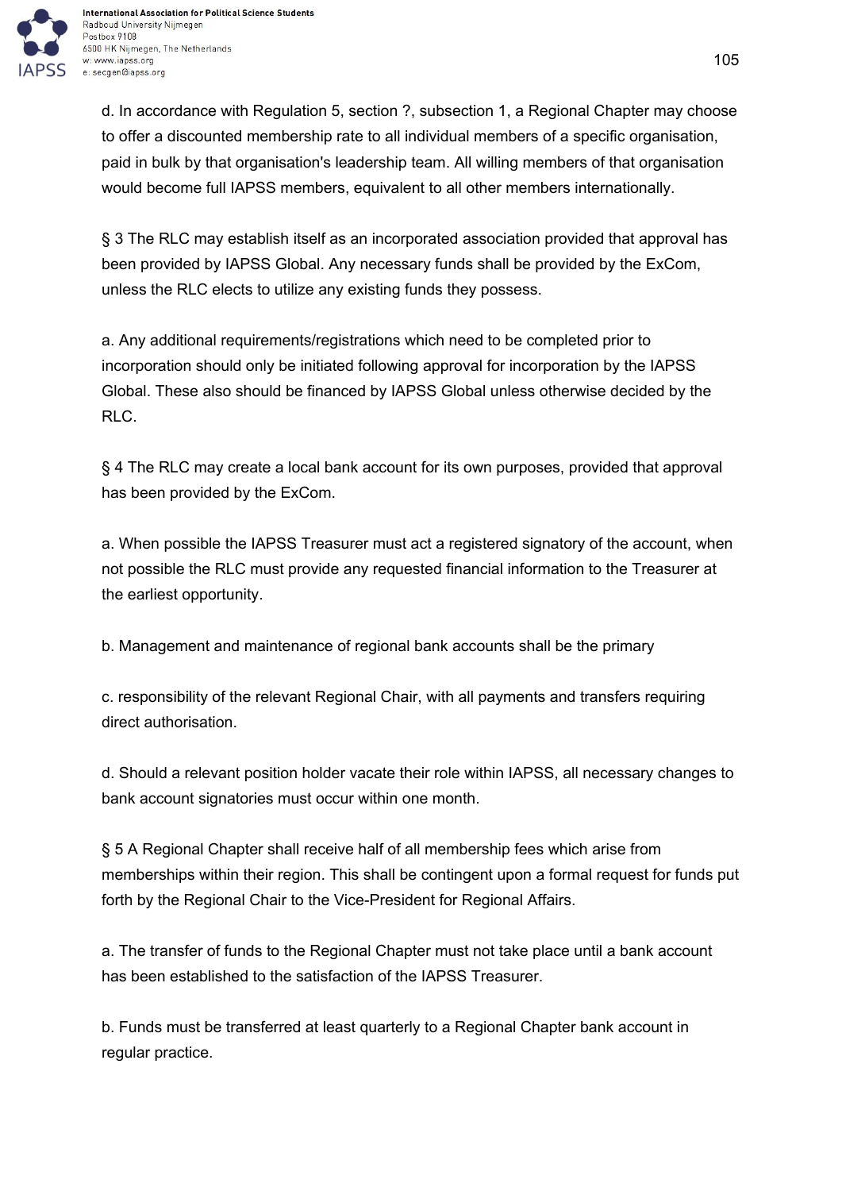d. In accordance with Regulation 5, section ?, subsection 1, a Regional Chapter may choose to offer a discounted membership rate to all individual members of a specific organisation, paid in bulk by that organisation's leadership team. All willing members of that organisation would become full IAPSS members, equivalent to all other members internationally.

§ 3 The RLC may establish itself as an incorporated association provided that approval has been provided by IAPSS Global. Any necessary funds shall be provided by the ExCom, unless the RLC elects to utilize any existing funds they possess.

a. Any additional requirements/registrations which need to be completed prior to incorporation should only be initiated following approval for incorporation by the IAPSS Global. These also should be financed by IAPSS Global unless otherwise decided by the RLC.

§ 4 The RLC may create a local bank account for its own purposes, provided that approval has been provided by the ExCom.

a. When possible the IAPSS Treasurer must act a registered signatory of the account, when not possible the RLC must provide any requested financial information to the Treasurer at the earliest opportunity.

b. Management and maintenance of regional bank accounts shall be the primary

c. responsibility of the relevant Regional Chair, with all payments and transfers requiring direct authorisation.

d. Should a relevant position holder vacate their role within IAPSS, all necessary changes to bank account signatories must occur within one month.

§ 5 A Regional Chapter shall receive half of all membership fees which arise from memberships within their region. This shall be contingent upon a formal request for funds put forth by the Regional Chair to the Vice-President for Regional Affairs.

a. The transfer of funds to the Regional Chapter must not take place until a bank account has been established to the satisfaction of the IAPSS Treasurer.

b. Funds must be transferred at least quarterly to a Regional Chapter bank account in regular practice.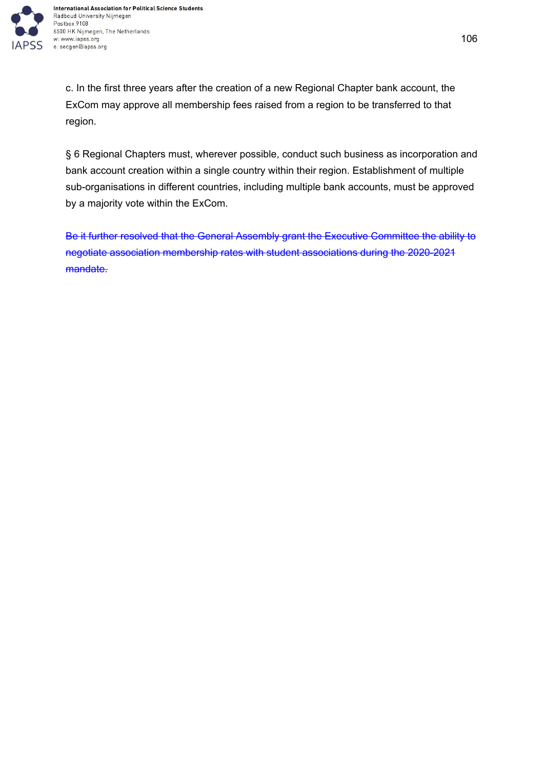c. In the first three years after the creation of a new Regional Chapter bank account, the ExCom may approve all membership fees raised from a region to be transferred to that region.

§ 6 Regional Chapters must, wherever possible, conduct such business as incorporation and bank account creation within a single country within their region. Establishment of multiple sub-organisations in different countries, including multiple bank accounts, must be approved by a majority vote within the ExCom.

~~Be it further resolved that the General Assembly grant the Executive Committee the ability to negotiate association membership rates with student associations during the 2020-2021 mandate.~~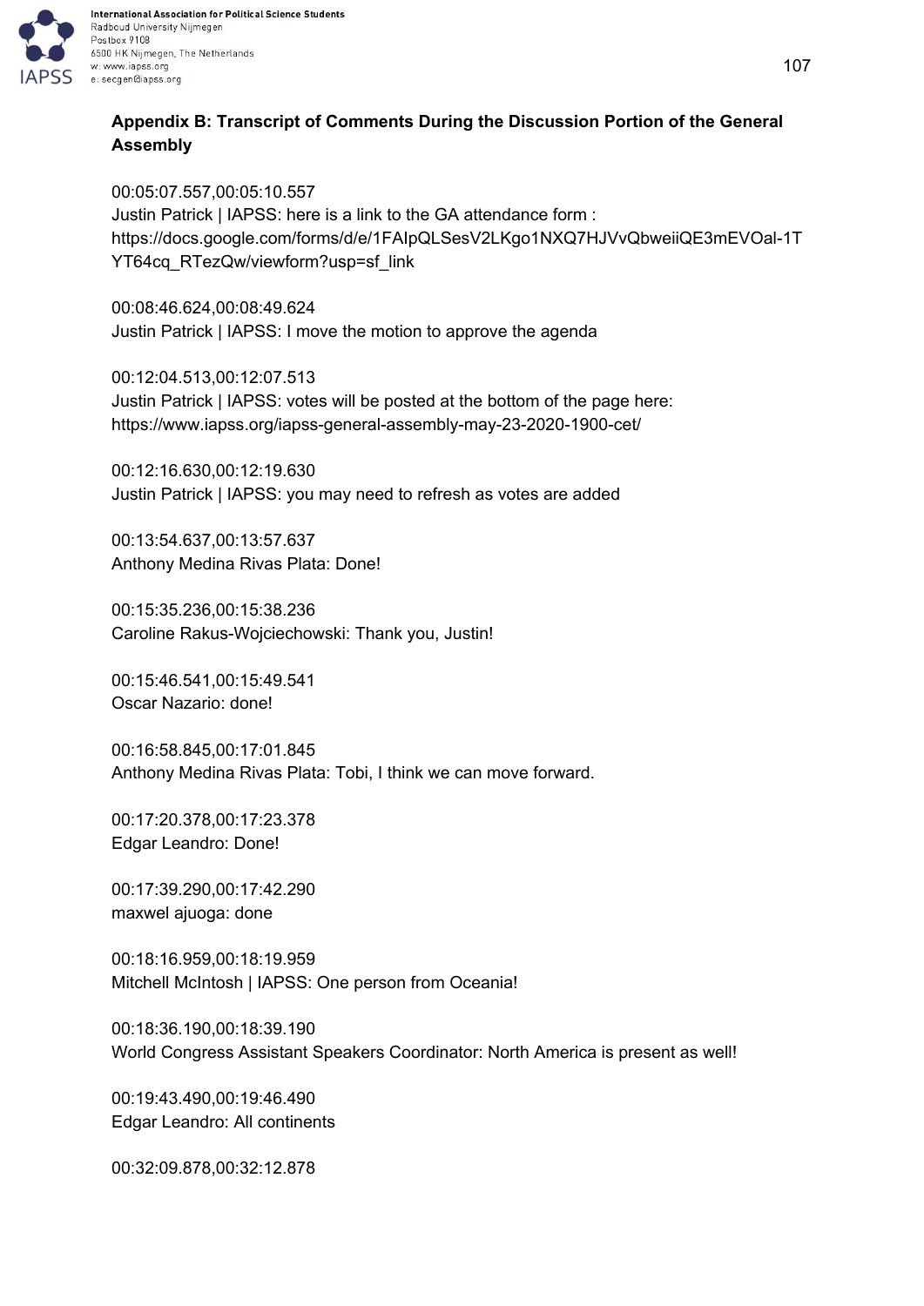**Appendix B: Transcript of Comments During the Discussion Portion of the General Assembly**

00:05:07.557,00:05:10.557
Justin Patrick | IAPSS: here is a link to the GA attendance form : https://docs.google.com/forms/d/e/1FAIpQLSesV2LKgo1NXQ7HJVvQbweiiQE3mEVOal-1TYT64cq_RTezQw/viewform?usp=sf_link

00:08:46.624,00:08:49.624
Justin Patrick | IAPSS: I move the motion to approve the agenda

00:12:04.513,00:12:07.513
Justin Patrick | IAPSS: votes will be posted at the bottom of the page here: https://www.iapss.org/iapss-general-assembly-may-23-2020-1900-cet/

00:12:16.630,00:12:19.630
Justin Patrick | IAPSS: you may need to refresh as votes are added

00:13:54.637,00:13:57.637
Anthony Medina Rivas Plata: Done!

00:15:35.236,00:15:38.236
Caroline Rakus-Wojciechowski: Thank you, Justin!

00:15:46.541,00:15:49.541
Oscar Nazario: done!

00:16:58.845,00:17:01.845
Anthony Medina Rivas Plata: Tobi, I think we can move forward.

00:17:20.378,00:17:23.378
Edgar Leandro: Done!

00:17:39.290,00:17:42.290
maxwel ajuoga: done

00:18:16.959,00:18:19.959
Mitchell McIntosh | IAPSS: One person from Oceania!

00:18:36.190,00:18:39.190
World Congress Assistant Speakers Coordinator: North America is present as well!

00:19:43.490,00:19:46.490
Edgar Leandro: All continents

00:32:09.878,00:32:12.878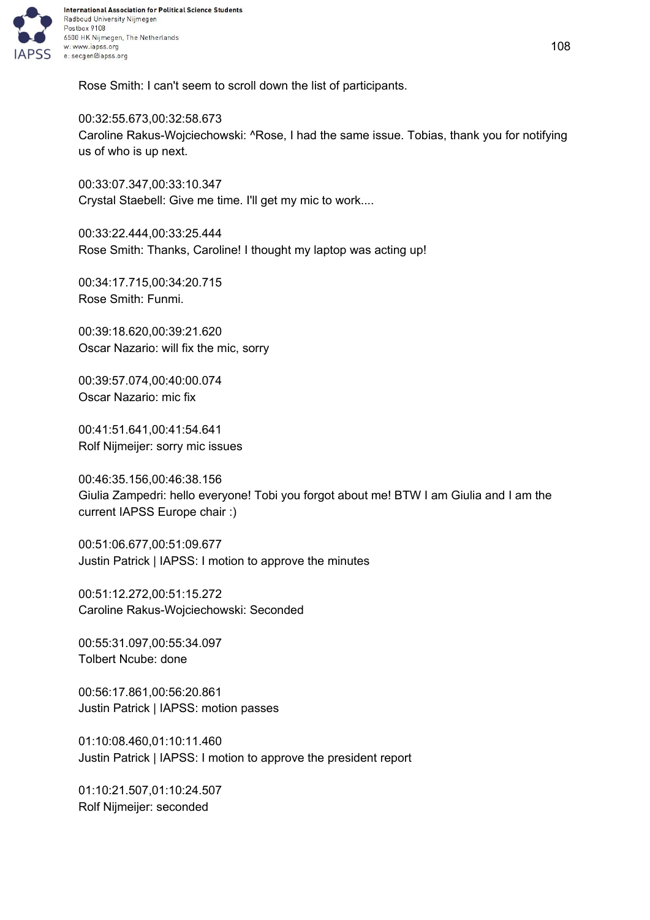Rose Smith: I can't seem to scroll down the list of participants.

00:32:55.673,00:32:58.673
Caroline Rakus-Wojciechowski: ^Rose, I had the same issue. Tobias, thank you for notifying us of who is up next.

00:33:07.347,00:33:10.347
Crystal Staebell: Give me time. I'll get my mic to work....

00:33:22.444,00:33:25.444
Rose Smith: Thanks, Caroline! I thought my laptop was acting up!

00:34:17.715,00:34:20.715
Rose Smith: Funmi.

00:39:18.620,00:39:21.620
Oscar Nazario: will fix the mic, sorry

00:39:57.074,00:40:00.074
Oscar Nazario: mic fix

00:41:51.641,00:41:54.641
Rolf Nijmeijer: sorry mic issues

00:46:35.156,00:46:38.156
Giulia Zampedri: hello everyone! Tobi you forgot about me! BTW I am Giulia and I am the current IAPSS Europe chair :)

00:51:06.677,00:51:09.677
Justin Patrick | IAPSS: I motion to approve the minutes

00:51:12.272,00:51:15.272
Caroline Rakus-Wojciechowski: Seconded

00:55:31.097,00:55:34.097
Tolbert Ncube: done

00:56:17.861,00:56:20.861
Justin Patrick | IAPSS: motion passes

01:10:08.460,01:10:11.460
Justin Patrick | IAPSS: I motion to approve the president report

01:10:21.507,01:10:24.507
Rolf Nijmeijer: seconded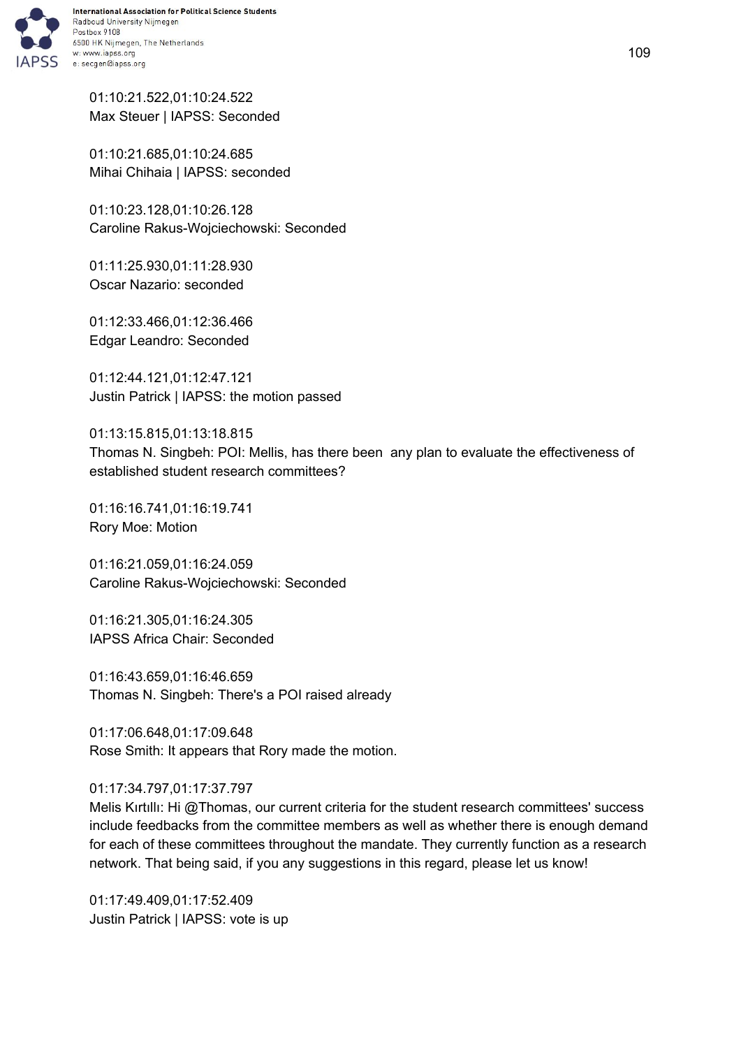01:10:21.522,01:10:24.522
Max Steuer | IAPSS: Seconded

01:10:21.685,01:10:24.685
Mihai Chihaia | IAPSS: seconded

01:10:23.128,01:10:26.128
Caroline Rakus-Wojciechowski: Seconded

01:11:25.930,01:11:28.930
Oscar Nazario: seconded

01:12:33.466,01:12:36.466
Edgar Leandro: Seconded

01:12:44.121,01:12:47.121
Justin Patrick | IAPSS: the motion passed

01:13:15.815,01:13:18.815
Thomas N. Singbeh: POI: Mellis, has there been  any plan to evaluate the effectiveness of established student research committees?

01:16:16.741,01:16:19.741
Rory Moe: Motion

01:16:21.059,01:16:24.059
Caroline Rakus-Wojciechowski: Seconded

01:16:21.305,01:16:24.305
IAPSS Africa Chair: Seconded

01:16:43.659,01:16:46.659
Thomas N. Singbeh: There's a POI raised already

01:17:06.648,01:17:09.648
Rose Smith: It appears that Rory made the motion.

01:17:34.797,01:17:37.797
Melis Kırtıllı: Hi @Thomas, our current criteria for the student research committees' success include feedbacks from the committee members as well as whether there is enough demand for each of these committees throughout the mandate. They currently function as a research network. That being said, if you any suggestions in this regard, please let us know!

01:17:49.409,01:17:52.409
Justin Patrick | IAPSS: vote is up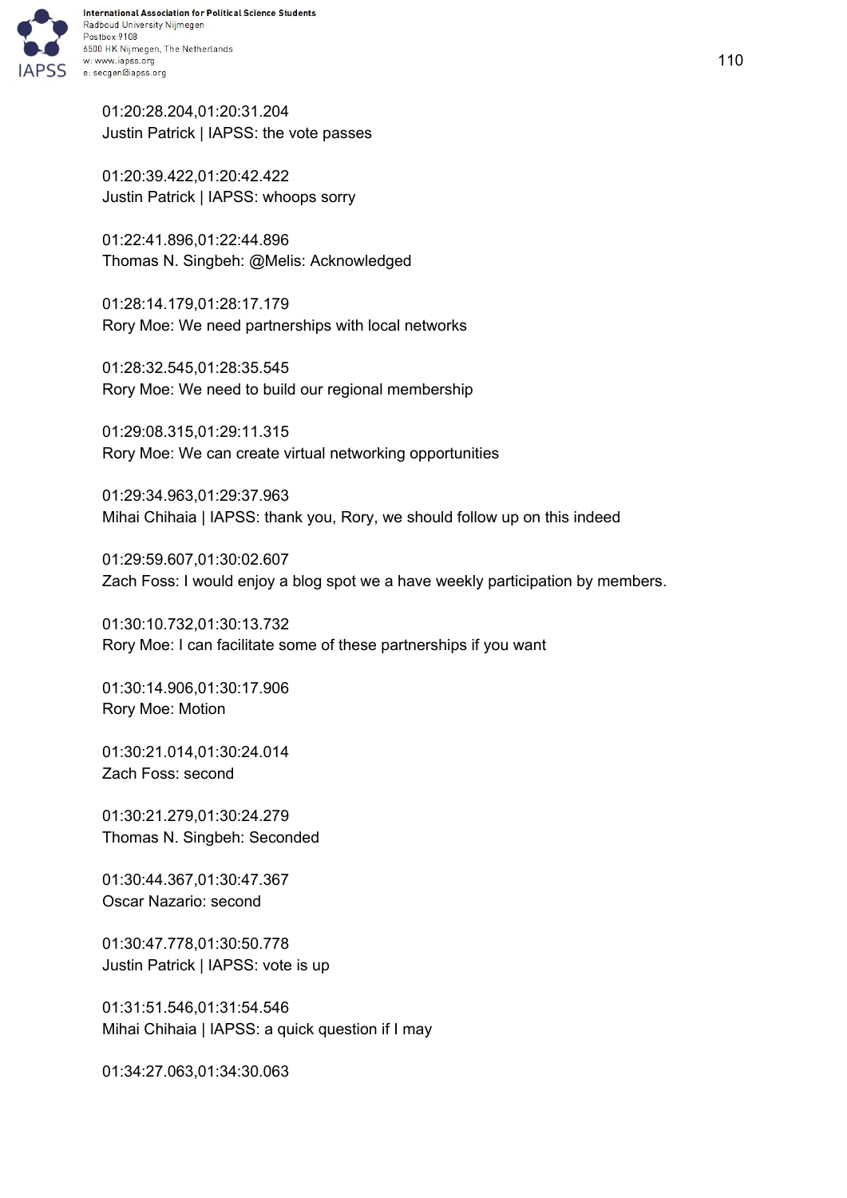01:20:28.204,01:20:31.204
Justin Patrick | IAPSS: the vote passes

01:20:39.422,01:20:42.422
Justin Patrick | IAPSS: whoops sorry

01:22:41.896,01:22:44.896
Thomas N. Singbeh: @Melis: Acknowledged

01:28:14.179,01:28:17.179
Rory Moe: We need partnerships with local networks

01:28:32.545,01:28:35.545
Rory Moe: We need to build our regional membership

01:29:08.315,01:29:11.315
Rory Moe: We can create virtual networking opportunities

01:29:34.963,01:29:37.963
Mihai Chihaia | IAPSS: thank you, Rory, we should follow up on this indeed

01:29:59.607,01:30:02.607
Zach Foss: I would enjoy a blog spot we a have weekly participation by members.

01:30:10.732,01:30:13.732
Rory Moe: I can facilitate some of these partnerships if you want

01:30:14.906,01:30:17.906
Rory Moe: Motion

01:30:21.014,01:30:24.014
Zach Foss: second

01:30:21.279,01:30:24.279
Thomas N. Singbeh: Seconded

01:30:44.367,01:30:47.367
Oscar Nazario: second

01:30:47.778,01:30:50.778
Justin Patrick | IAPSS: vote is up

01:31:51.546,01:31:54.546
Mihai Chihaia | IAPSS: a quick question if I may

01:34:27.063,01:34:30.063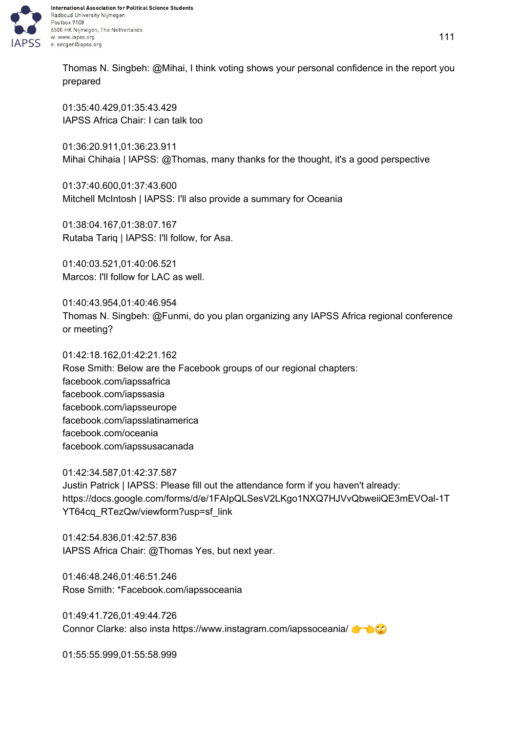Thomas N. Singbeh: @Mihai, I think voting shows your personal confidence in the report you prepared

01:35:40.429,01:35:43.429
IAPSS Africa Chair: I can talk too

01:36:20.911,01:36:23.911
Mihai Chihaia | IAPSS: @Thomas, many thanks for the thought, it's a good perspective

01:37:40.600,01:37:43.600
Mitchell McIntosh | IAPSS: I'll also provide a summary for Oceania

01:38:04.167,01:38:07.167
Rutaba Tariq | IAPSS: I'll follow, for Asa.

01:40:03.521,01:40:06.521
Marcos: I'll follow for LAC as well.

01:40:43.954,01:40:46.954
Thomas N. Singbeh: @Funmi, do you plan organizing any IAPSS Africa regional conference or meeting?

01:42:18.162,01:42:21.162
Rose Smith: Below are the Facebook groups of our regional chapters:
facebook.com/iapssafrica
facebook.com/iapssasia
facebook.com/iapsseurope
facebook.com/iapsslatinamerica
facebook.com/oceania
facebook.com/iapssusacanada

01:42:34.587,01:42:37.587
Justin Patrick | IAPSS: Please fill out the attendance form if you haven't already:
https://docs.google.com/forms/d/e/1FAIpQLSesV2LKgo1NXQ7HJVvQbweiiQE3mEVOal-1TYT64cq_RTezQw/viewform?usp=sf_link

01:42:54.836,01:42:57.836
IAPSS Africa Chair: @Thomas Yes, but next year.

01:46:48.246,01:46:51.246
Rose Smith: *Facebook.com/iapssoceania

01:49:41.726,01:49:44.726
Connor Clarke: also insta https://www.instagram.com/iapssoceania/ 👉👈🙄

01:55:55.999,01:55:58.999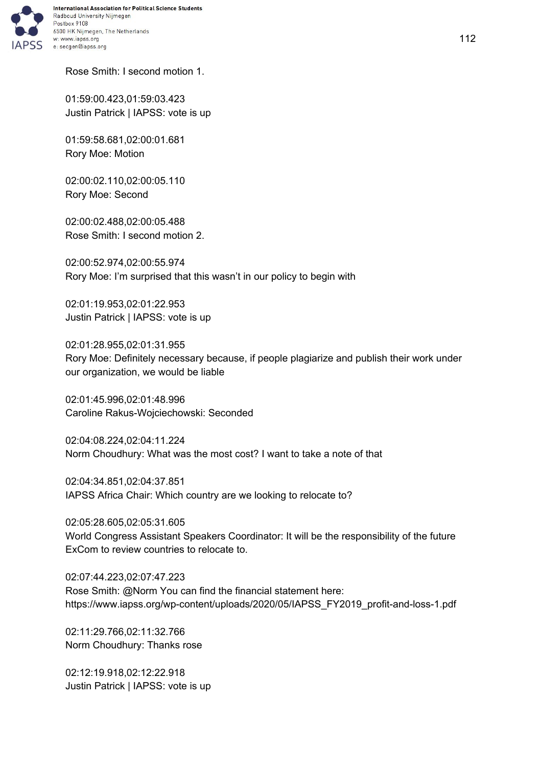Rose Smith: I second motion 1.

01:59:00.423,01:59:03.423
Justin Patrick | IAPSS: vote is up

01:59:58.681,02:00:01.681
Rory Moe: Motion

02:00:02.110,02:00:05.110
Rory Moe: Second

02:00:02.488,02:00:05.488
Rose Smith: I second motion 2.

02:00:52.974,02:00:55.974
Rory Moe: I’m surprised that this wasn’t in our policy to begin with

02:01:19.953,02:01:22.953
Justin Patrick | IAPSS: vote is up

02:01:28.955,02:01:31.955
Rory Moe: Definitely necessary because, if people plagiarize and publish their work under our organization, we would be liable

02:01:45.996,02:01:48.996
Caroline Rakus-Wojciechowski: Seconded

02:04:08.224,02:04:11.224
Norm Choudhury: What was the most cost? I want to take a note of that

02:04:34.851,02:04:37.851
IAPSS Africa Chair: Which country are we looking to relocate to?

02:05:28.605,02:05:31.605
World Congress Assistant Speakers Coordinator: It will be the responsibility of the future ExCom to review countries to relocate to.

02:07:44.223,02:07:47.223
Rose Smith: @Norm You can find the financial statement here: https://www.iapss.org/wp-content/uploads/2020/05/IAPSS_FY2019_profit-and-loss-1.pdf

02:11:29.766,02:11:32.766
Norm Choudhury: Thanks rose

02:12:19.918,02:12:22.918
Justin Patrick | IAPSS: vote is up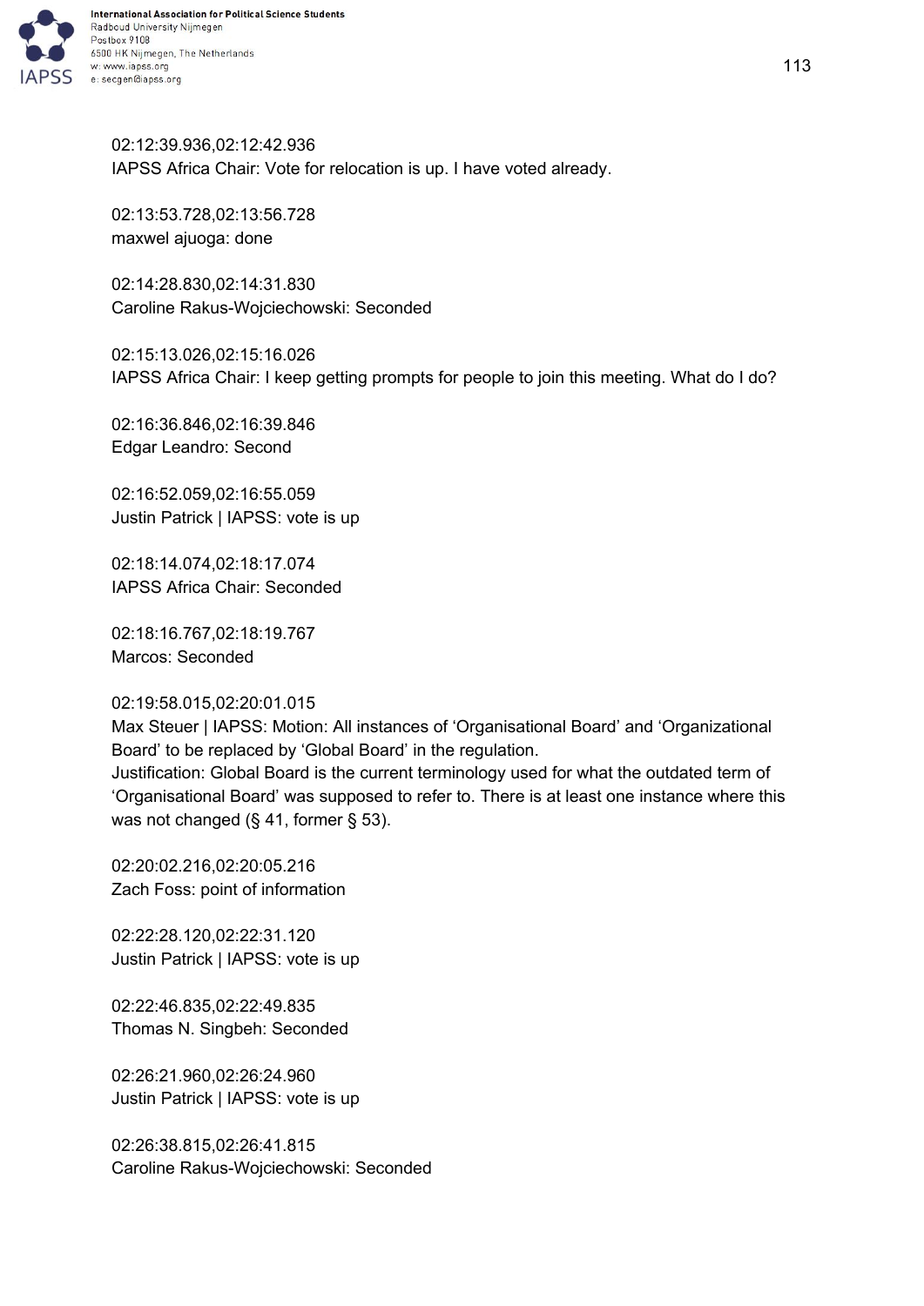02:12:39.936,02:12:42.936
IAPSS Africa Chair: Vote for relocation is up. I have voted already.

02:13:53.728,02:13:56.728
maxwel ajuoga: done

02:14:28.830,02:14:31.830
Caroline Rakus-Wojciechowski: Seconded

02:15:13.026,02:15:16.026
IAPSS Africa Chair: I keep getting prompts for people to join this meeting. What do I do?

02:16:36.846,02:16:39.846
Edgar Leandro: Second

02:16:52.059,02:16:55.059
Justin Patrick | IAPSS: vote is up

02:18:14.074,02:18:17.074
IAPSS Africa Chair: Seconded

02:18:16.767,02:18:19.767
Marcos: Seconded

02:19:58.015,02:20:01.015
Max Steuer | IAPSS: Motion: All instances of ‘Organisational Board’ and ‘Organizational Board’ to be replaced by ‘Global Board’ in the regulation.
Justification: Global Board is the current terminology used for what the outdated term of ‘Organisational Board’ was supposed to refer to. There is at least one instance where this was not changed (§ 41, former § 53).

02:20:02.216,02:20:05.216
Zach Foss: point of information

02:22:28.120,02:22:31.120
Justin Patrick | IAPSS: vote is up

02:22:46.835,02:22:49.835
Thomas N. Singbeh: Seconded

02:26:21.960,02:26:24.960
Justin Patrick | IAPSS: vote is up

02:26:38.815,02:26:41.815
Caroline Rakus-Wojciechowski: Seconded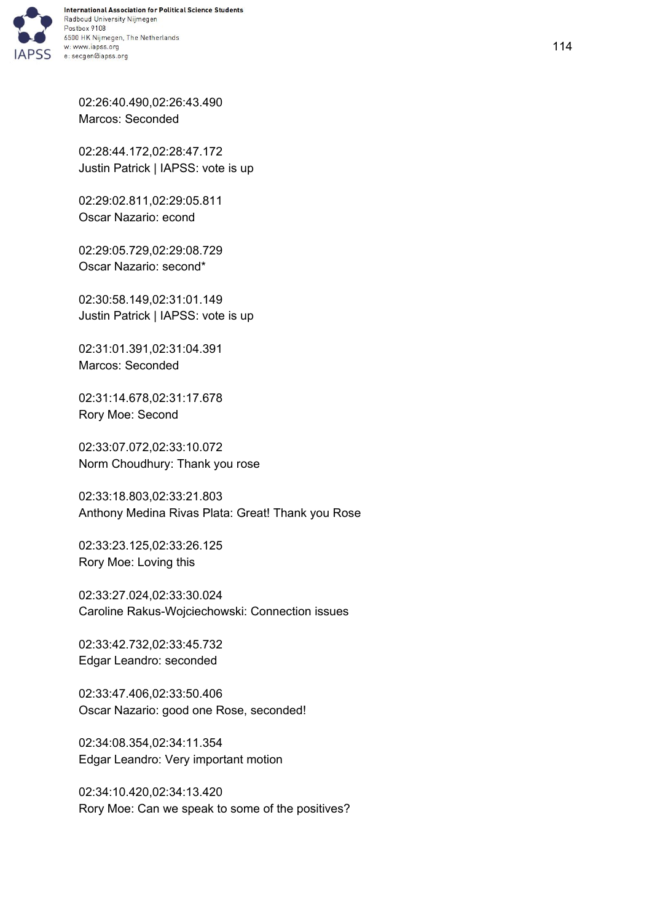02:26:40.490,02:26:43.490
Marcos: Seconded

02:28:44.172,02:28:47.172
Justin Patrick | IAPSS: vote is up

02:29:02.811,02:29:05.811
Oscar Nazario: econd

02:29:05.729,02:29:08.729
Oscar Nazario: second*

02:30:58.149,02:31:01.149
Justin Patrick | IAPSS: vote is up

02:31:01.391,02:31:04.391
Marcos: Seconded

02:31:14.678,02:31:17.678
Rory Moe: Second

02:33:07.072,02:33:10.072
Norm Choudhury: Thank you rose

02:33:18.803,02:33:21.803
Anthony Medina Rivas Plata: Great! Thank you Rose

02:33:23.125,02:33:26.125
Rory Moe: Loving this

02:33:27.024,02:33:30.024
Caroline Rakus-Wojciechowski: Connection issues

02:33:42.732,02:33:45.732
Edgar Leandro: seconded

02:33:47.406,02:33:50.406
Oscar Nazario: good one Rose, seconded!

02:34:08.354,02:34:11.354
Edgar Leandro: Very important motion

02:34:10.420,02:34:13.420
Rory Moe: Can we speak to some of the positives?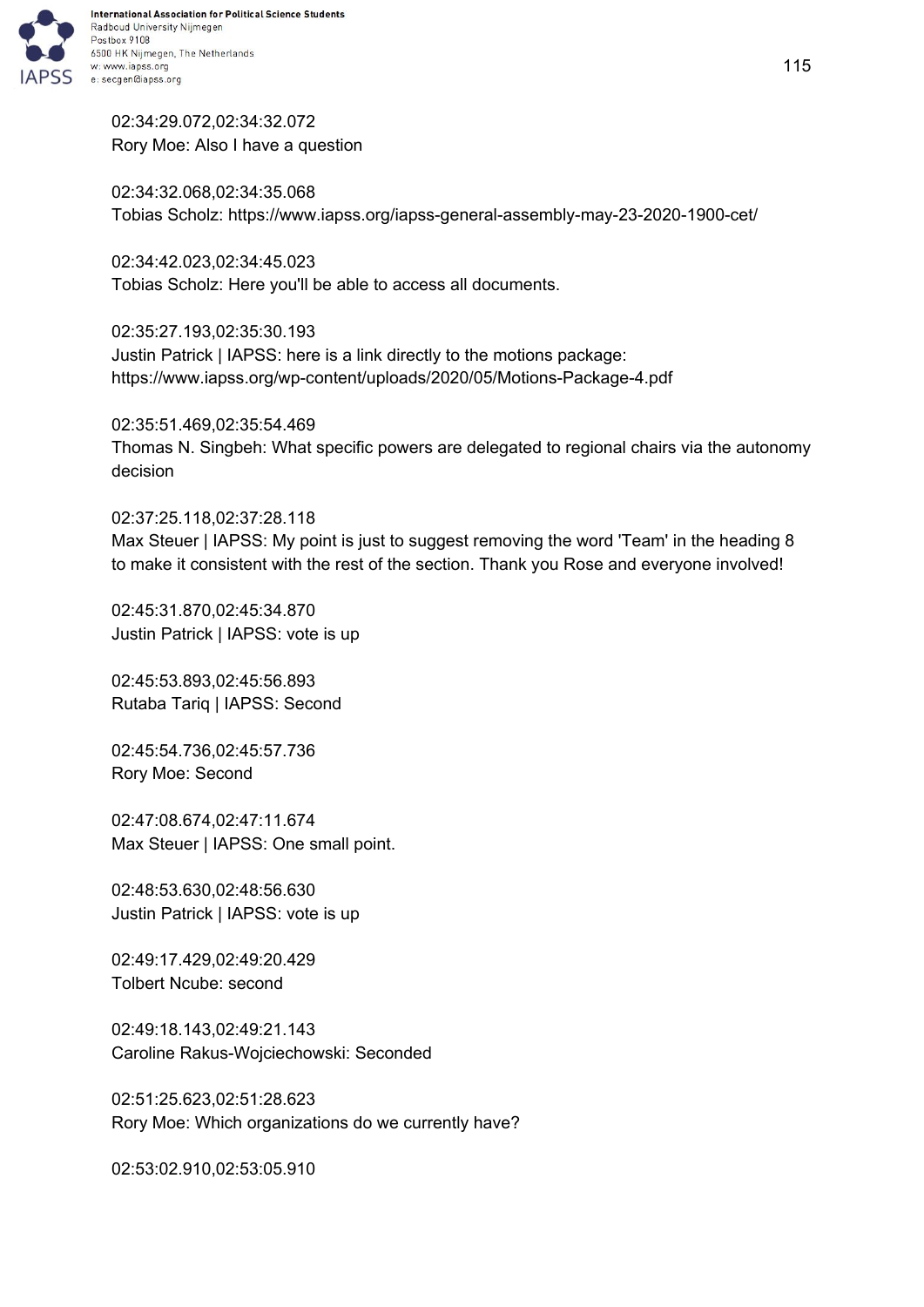02:34:29.072,02:34:32.072
Rory Moe: Also I have a question

02:34:32.068,02:34:35.068
Tobias Scholz: https://www.iapss.org/iapss-general-assembly-may-23-2020-1900-cet/

02:34:42.023,02:34:45.023
Tobias Scholz: Here you'll be able to access all documents.

02:35:27.193,02:35:30.193
Justin Patrick | IAPSS: here is a link directly to the motions package: https://www.iapss.org/wp-content/uploads/2020/05/Motions-Package-4.pdf

02:35:51.469,02:35:54.469
Thomas N. Singbeh: What specific powers are delegated to regional chairs via the autonomy decision

02:37:25.118,02:37:28.118
Max Steuer | IAPSS: My point is just to suggest removing the word 'Team' in the heading 8 to make it consistent with the rest of the section. Thank you Rose and everyone involved!

02:45:31.870,02:45:34.870
Justin Patrick | IAPSS: vote is up

02:45:53.893,02:45:56.893
Rutaba Tariq | IAPSS: Second

02:45:54.736,02:45:57.736
Rory Moe: Second

02:47:08.674,02:47:11.674
Max Steuer | IAPSS: One small point.

02:48:53.630,02:48:56.630
Justin Patrick | IAPSS: vote is up

02:49:17.429,02:49:20.429
Tolbert Ncube: second

02:49:18.143,02:49:21.143
Caroline Rakus-Wojciechowski: Seconded

02:51:25.623,02:51:28.623
Rory Moe: Which organizations do we currently have?

02:53:02.910,02:53:05.910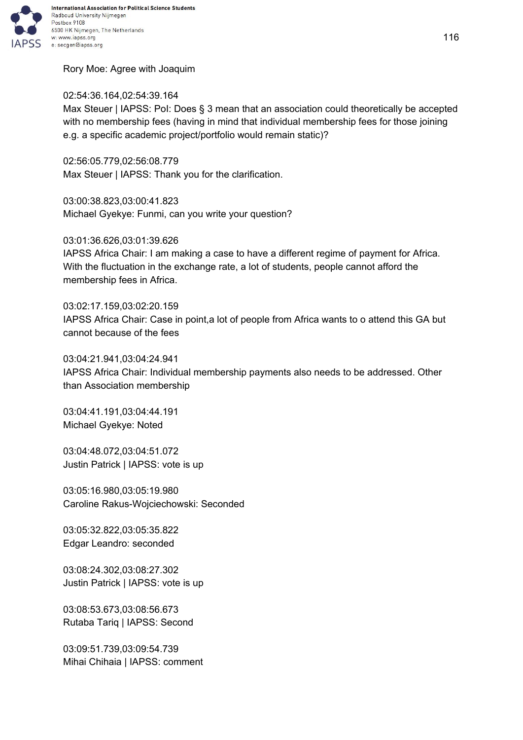Rory Moe: Agree with Joaquim

02:54:36.164,02:54:39.164
Max Steuer | IAPSS: PoI: Does § 3 mean that an association could theoretically be accepted with no membership fees (having in mind that individual membership fees for those joining e.g. a specific academic project/portfolio would remain static)?

02:56:05.779,02:56:08.779
Max Steuer | IAPSS: Thank you for the clarification.

03:00:38.823,03:00:41.823
Michael Gyekye: Funmi, can you write your question?

03:01:36.626,03:01:39.626
IAPSS Africa Chair: I am making a case to have a different regime of payment for Africa. With the fluctuation in the exchange rate, a lot of students, people cannot afford the membership fees in Africa.

03:02:17.159,03:02:20.159
IAPSS Africa Chair: Case in point,a lot of people from Africa wants to o attend this GA but cannot because of the fees

03:04:21.941,03:04:24.941
IAPSS Africa Chair: Individual membership payments also needs to be addressed. Other than Association membership

03:04:41.191,03:04:44.191
Michael Gyekye: Noted

03:04:48.072,03:04:51.072
Justin Patrick | IAPSS: vote is up

03:05:16.980,03:05:19.980
Caroline Rakus-Wojciechowski: Seconded

03:05:32.822,03:05:35.822
Edgar Leandro: seconded

03:08:24.302,03:08:27.302
Justin Patrick | IAPSS: vote is up

03:08:53.673,03:08:56.673
Rutaba Tariq | IAPSS: Second

03:09:51.739,03:09:54.739
Mihai Chihaia | IAPSS: comment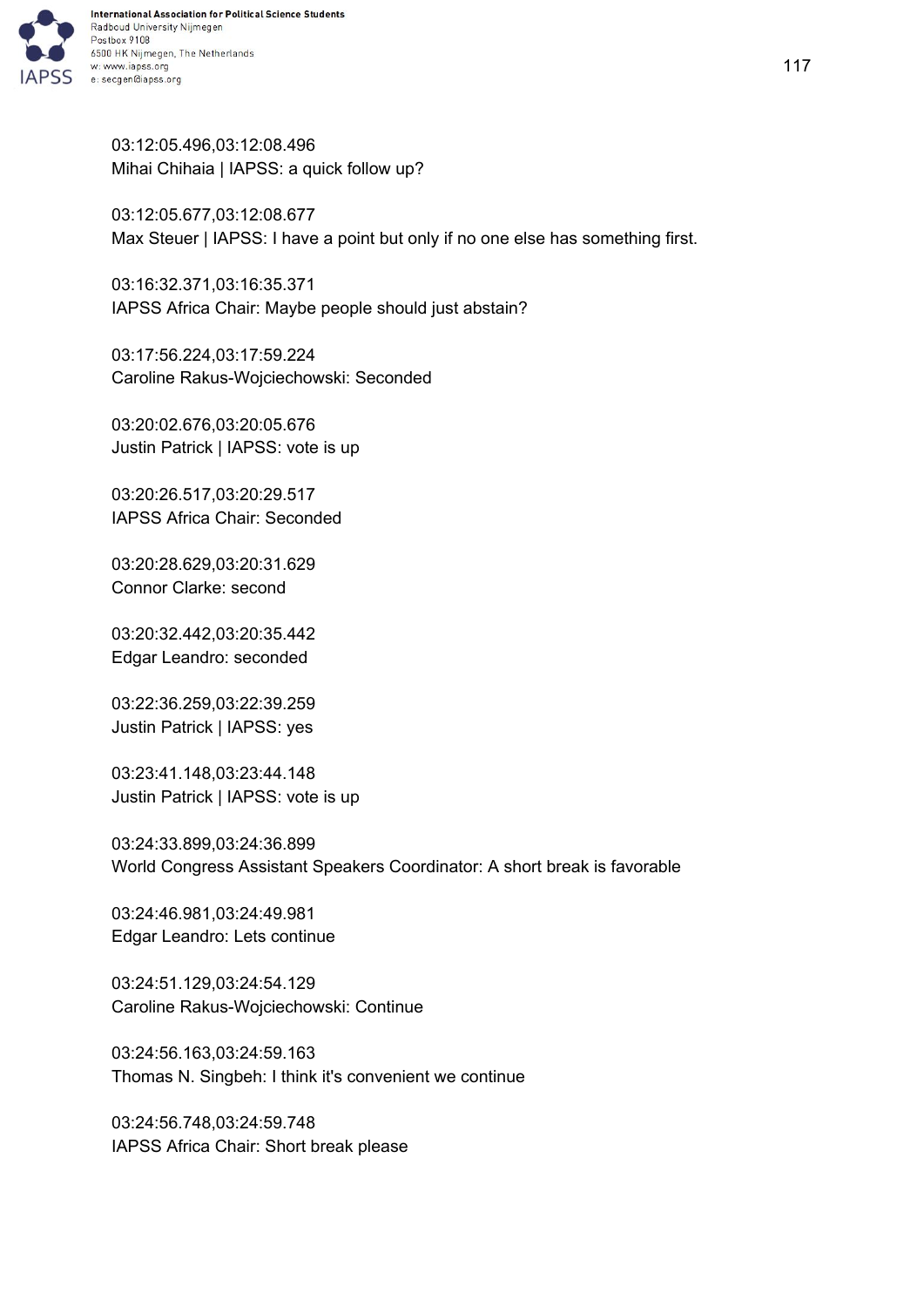03:12:05.496,03:12:08.496
Mihai Chihaia | IAPSS: a quick follow up?

03:12:05.677,03:12:08.677
Max Steuer | IAPSS: I have a point but only if no one else has something first.

03:16:32.371,03:16:35.371
IAPSS Africa Chair: Maybe people should just abstain?

03:17:56.224,03:17:59.224
Caroline Rakus-Wojciechowski: Seconded

03:20:02.676,03:20:05.676
Justin Patrick | IAPSS: vote is up

03:20:26.517,03:20:29.517
IAPSS Africa Chair: Seconded

03:20:28.629,03:20:31.629
Connor Clarke: second

03:20:32.442,03:20:35.442
Edgar Leandro: seconded

03:22:36.259,03:22:39.259
Justin Patrick | IAPSS: yes

03:23:41.148,03:23:44.148
Justin Patrick | IAPSS: vote is up

03:24:33.899,03:24:36.899
World Congress Assistant Speakers Coordinator: A short break is favorable

03:24:46.981,03:24:49.981
Edgar Leandro: Lets continue

03:24:51.129,03:24:54.129
Caroline Rakus-Wojciechowski: Continue

03:24:56.163,03:24:59.163
Thomas N. Singbeh: I think it's convenient we continue

03:24:56.748,03:24:59.748
IAPSS Africa Chair: Short break please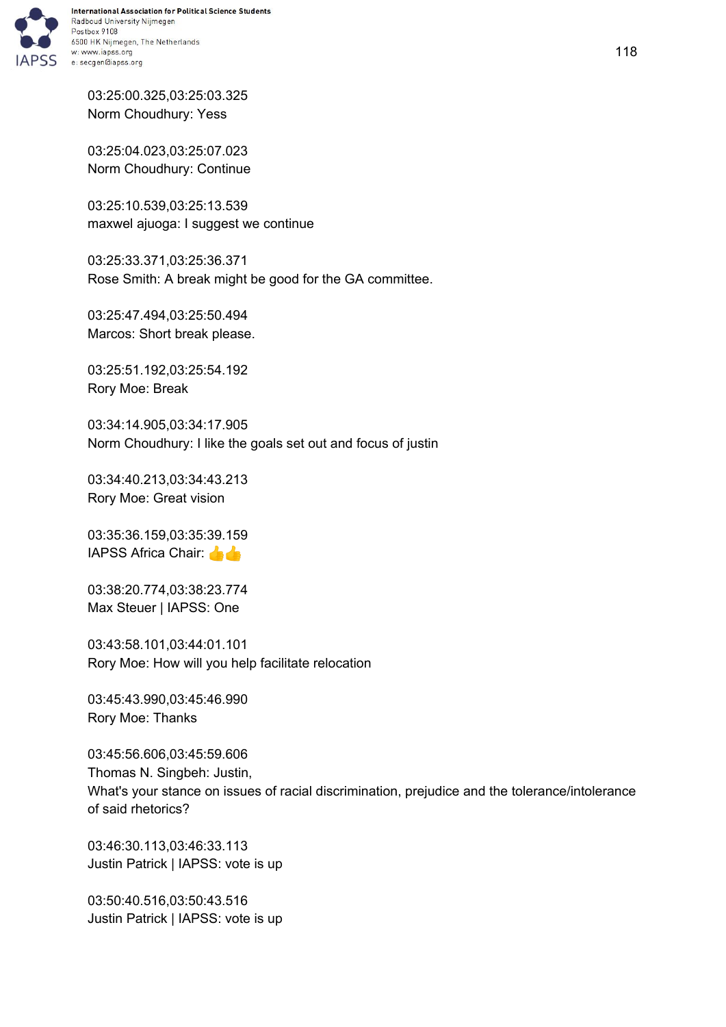03:25:00.325,03:25:03.325
Norm Choudhury: Yess

03:25:04.023,03:25:07.023
Norm Choudhury: Continue

03:25:10.539,03:25:13.539
maxwel ajuoga: I suggest we continue

03:25:33.371,03:25:36.371
Rose Smith: A break might be good for the GA committee.

03:25:47.494,03:25:50.494
Marcos: Short break please.

03:25:51.192,03:25:54.192
Rory Moe: Break

03:34:14.905,03:34:17.905
Norm Choudhury: I like the goals set out and focus of justin

03:34:40.213,03:34:43.213
Rory Moe: Great vision

03:35:36.159,03:35:39.159
IAPSS Africa Chair: 👍👍

03:38:20.774,03:38:23.774
Max Steuer | IAPSS: One

03:43:58.101,03:44:01.101
Rory Moe: How will you help facilitate relocation

03:45:43.990,03:45:46.990
Rory Moe: Thanks

03:45:56.606,03:45:59.606
Thomas N. Singbeh: Justin,
What's your stance on issues of racial discrimination, prejudice and the tolerance/intolerance of said rhetorics?

03:46:30.113,03:46:33.113
Justin Patrick | IAPSS: vote is up

03:50:40.516,03:50:43.516
Justin Patrick | IAPSS: vote is up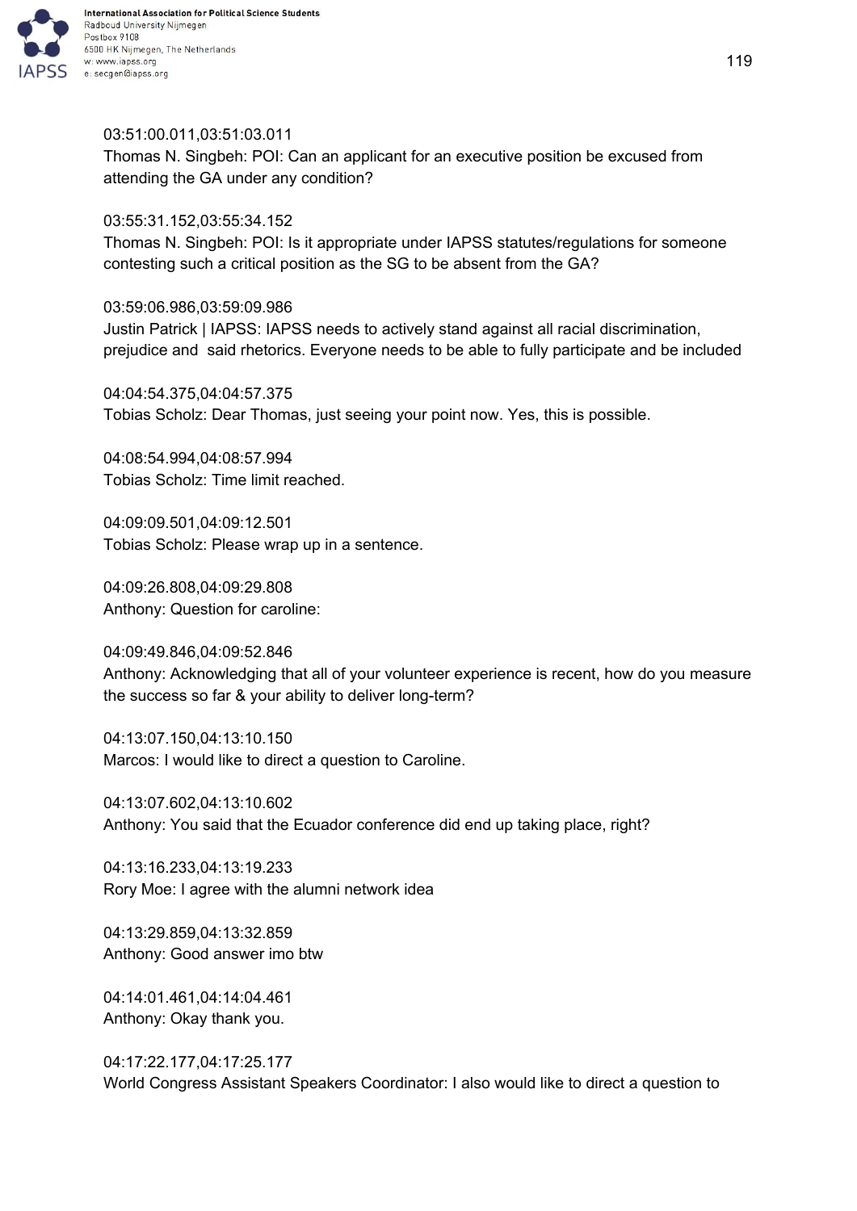03:51:00.011,03:51:03.011
Thomas N. Singbeh: POI: Can an applicant for an executive position be excused from attending the GA under any condition?

03:55:31.152,03:55:34.152
Thomas N. Singbeh: POI: Is it appropriate under IAPSS statutes/regulations for someone contesting such a critical position as the SG to be absent from the GA?

03:59:06.986,03:59:09.986
Justin Patrick | IAPSS: IAPSS needs to actively stand against all racial discrimination, prejudice and  said rhetorics. Everyone needs to be able to fully participate and be included

04:04:54.375,04:04:57.375
Tobias Scholz: Dear Thomas, just seeing your point now. Yes, this is possible.

04:08:54.994,04:08:57.994
Tobias Scholz: Time limit reached.

04:09:09.501,04:09:12.501
Tobias Scholz: Please wrap up in a sentence.

04:09:26.808,04:09:29.808
Anthony: Question for caroline:

04:09:49.846,04:09:52.846
Anthony: Acknowledging that all of your volunteer experience is recent, how do you measure the success so far & your ability to deliver long-term?

04:13:07.150,04:13:10.150
Marcos: I would like to direct a question to Caroline.

04:13:07.602,04:13:10.602
Anthony: You said that the Ecuador conference did end up taking place, right?

04:13:16.233,04:13:19.233
Rory Moe: I agree with the alumni network idea

04:13:29.859,04:13:32.859
Anthony: Good answer imo btw

04:14:01.461,04:14:04.461
Anthony: Okay thank you.

04:17:22.177,04:17:25.177
World Congress Assistant Speakers Coordinator: I also would like to direct a question to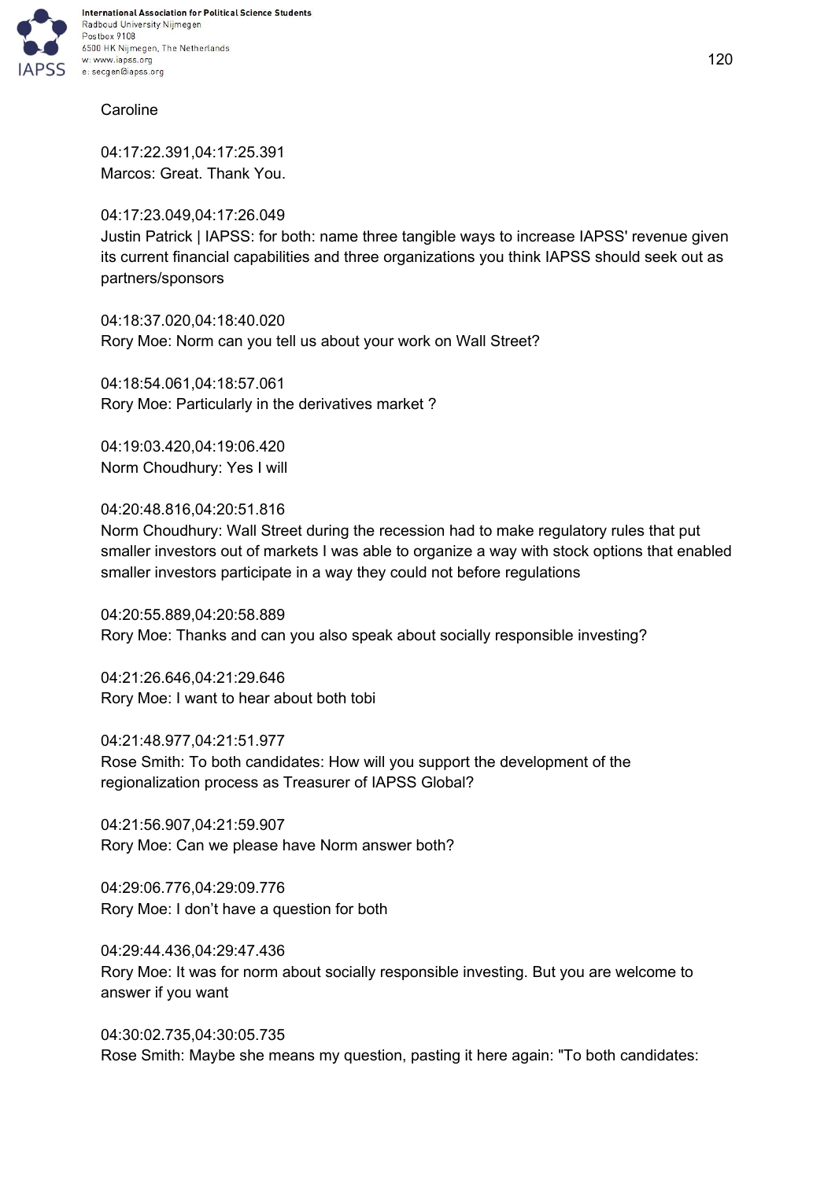Caroline

04:17:22.391,04:17:25.391
Marcos: Great. Thank You.

04:17:23.049,04:17:26.049
Justin Patrick | IAPSS: for both: name three tangible ways to increase IAPSS' revenue given its current financial capabilities and three organizations you think IAPSS should seek out as partners/sponsors

04:18:37.020,04:18:40.020
Rory Moe: Norm can you tell us about your work on Wall Street?

04:18:54.061,04:18:57.061
Rory Moe: Particularly in the derivatives market ?

04:19:03.420,04:19:06.420
Norm Choudhury: Yes I will

04:20:48.816,04:20:51.816
Norm Choudhury: Wall Street during the recession had to make regulatory rules that put smaller investors out of markets I was able to organize a way with stock options that enabled smaller investors participate in a way they could not before regulations

04:20:55.889,04:20:58.889
Rory Moe: Thanks and can you also speak about socially responsible investing?

04:21:26.646,04:21:29.646
Rory Moe: I want to hear about both tobi

04:21:48.977,04:21:51.977
Rose Smith: To both candidates: How will you support the development of the regionalization process as Treasurer of IAPSS Global?

04:21:56.907,04:21:59.907
Rory Moe: Can we please have Norm answer both?

04:29:06.776,04:29:09.776
Rory Moe: I don't have a question for both

04:29:44.436,04:29:47.436
Rory Moe: It was for norm about socially responsible investing. But you are welcome to answer if you want

04:30:02.735,04:30:05.735
Rose Smith: Maybe she means my question, pasting it here again: "To both candidates: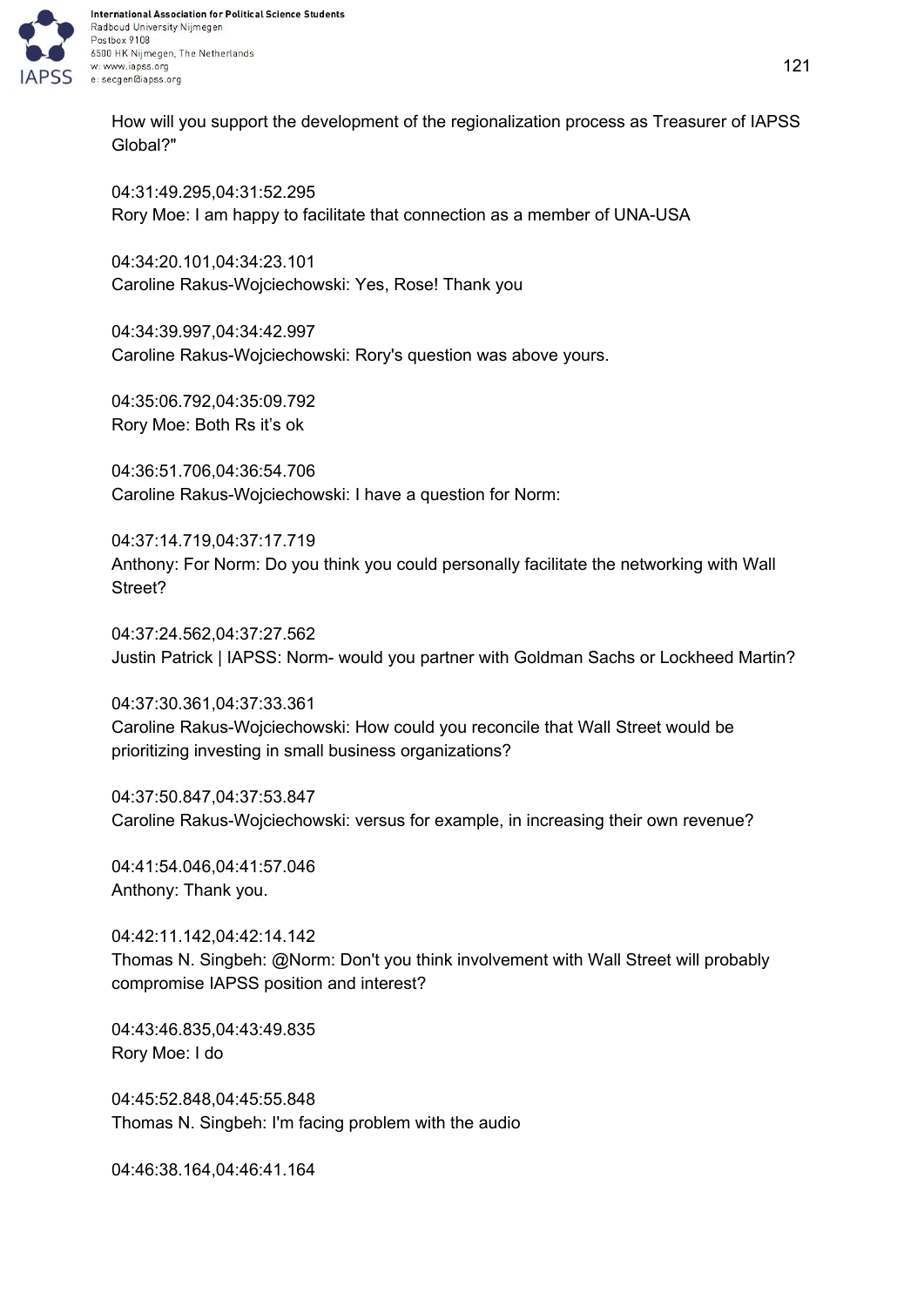How will you support the development of the regionalization process as Treasurer of IAPSS Global?"

04:31:49.295,04:31:52.295
Rory Moe: I am happy to facilitate that connection as a member of UNA-USA

04:34:20.101,04:34:23.101
Caroline Rakus-Wojciechowski: Yes, Rose! Thank you

04:34:39.997,04:34:42.997
Caroline Rakus-Wojciechowski: Rory's question was above yours.

04:35:06.792,04:35:09.792
Rory Moe: Both Rs it's ok

04:36:51.706,04:36:54.706
Caroline Rakus-Wojciechowski: I have a question for Norm:

04:37:14.719,04:37:17.719
Anthony: For Norm: Do you think you could personally facilitate the networking with Wall Street?

04:37:24.562,04:37:27.562
Justin Patrick | IAPSS: Norm- would you partner with Goldman Sachs or Lockheed Martin?

04:37:30.361,04:37:33.361
Caroline Rakus-Wojciechowski: How could you reconcile that Wall Street would be prioritizing investing in small business organizations?

04:37:50.847,04:37:53.847
Caroline Rakus-Wojciechowski: versus for example, in increasing their own revenue?

04:41:54.046,04:41:57.046
Anthony: Thank you.

04:42:11.142,04:42:14.142
Thomas N. Singbeh: @Norm: Don't you think involvement with Wall Street will probably compromise IAPSS position and interest?

04:43:46.835,04:43:49.835
Rory Moe: I do

04:45:52.848,04:45:55.848
Thomas N. Singbeh: I'm facing problem with the audio

04:46:38.164,04:46:41.164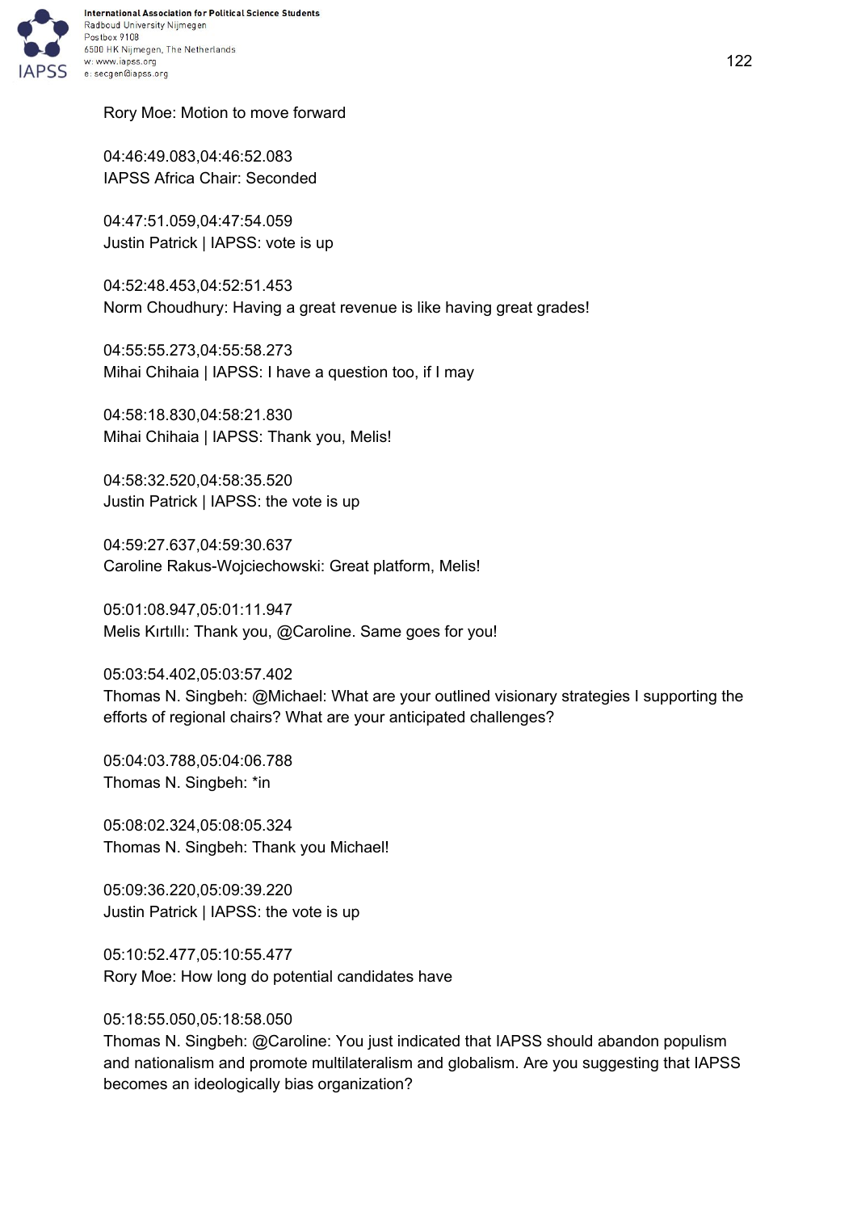Rory Moe: Motion to move forward

04:46:49.083,04:46:52.083
IAPSS Africa Chair: Seconded

04:47:51.059,04:47:54.059
Justin Patrick | IAPSS: vote is up

04:52:48.453,04:52:51.453
Norm Choudhury: Having a great revenue is like having great grades!

04:55:55.273,04:55:58.273
Mihai Chihaia | IAPSS: I have a question too, if I may

04:58:18.830,04:58:21.830
Mihai Chihaia | IAPSS: Thank you, Melis!

04:58:32.520,04:58:35.520
Justin Patrick | IAPSS: the vote is up

04:59:27.637,04:59:30.637
Caroline Rakus-Wojciechowski: Great platform, Melis!

05:01:08.947,05:01:11.947
Melis Kırtıllı: Thank you, @Caroline. Same goes for you!

05:03:54.402,05:03:57.402
Thomas N. Singbeh: @Michael: What are your outlined visionary strategies I supporting the efforts of regional chairs? What are your anticipated challenges?

05:04:03.788,05:04:06.788
Thomas N. Singbeh: *in

05:08:02.324,05:08:05.324
Thomas N. Singbeh: Thank you Michael!

05:09:36.220,05:09:39.220
Justin Patrick | IAPSS: the vote is up

05:10:52.477,05:10:55.477
Rory Moe: How long do potential candidates have

05:18:55.050,05:18:58.050
Thomas N. Singbeh: @Caroline: You just indicated that IAPSS should abandon populism and nationalism and promote multilateralism and globalism. Are you suggesting that IAPSS becomes an ideologically bias organization?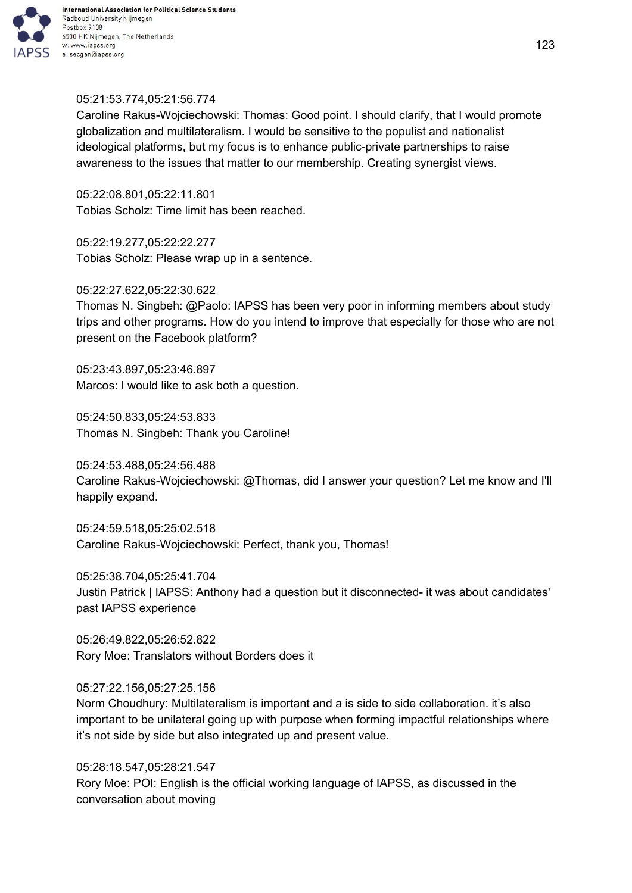05:21:53.774,05:21:56.774
Caroline Rakus-Wojciechowski: Thomas: Good point. I should clarify, that I would promote globalization and multilateralism. I would be sensitive to the populist and nationalist ideological platforms, but my focus is to enhance public-private partnerships to raise awareness to the issues that matter to our membership. Creating synergist views.

05:22:08.801,05:22:11.801
Tobias Scholz: Time limit has been reached.

05:22:19.277,05:22:22.277
Tobias Scholz: Please wrap up in a sentence.

05:22:27.622,05:22:30.622
Thomas N. Singbeh: @Paolo: IAPSS has been very poor in informing members about study trips and other programs. How do you intend to improve that especially for those who are not present on the Facebook platform?

05:23:43.897,05:23:46.897
Marcos: I would like to ask both a question.

05:24:50.833,05:24:53.833
Thomas N. Singbeh: Thank you Caroline!

05:24:53.488,05:24:56.488
Caroline Rakus-Wojciechowski: @Thomas, did I answer your question? Let me know and I'll happily expand.

05:24:59.518,05:25:02.518
Caroline Rakus-Wojciechowski: Perfect, thank you, Thomas!

05:25:38.704,05:25:41.704
Justin Patrick | IAPSS: Anthony had a question but it disconnected- it was about candidates' past IAPSS experience

05:26:49.822,05:26:52.822
Rory Moe: Translators without Borders does it

05:27:22.156,05:27:25.156
Norm Choudhury: Multilateralism is important and a is side to side collaboration. it's also important to be unilateral going up with purpose when forming impactful relationships where it's not side by side but also integrated up and present value.

05:28:18.547,05:28:21.547
Rory Moe: POI: English is the official working language of IAPSS, as discussed in the conversation about moving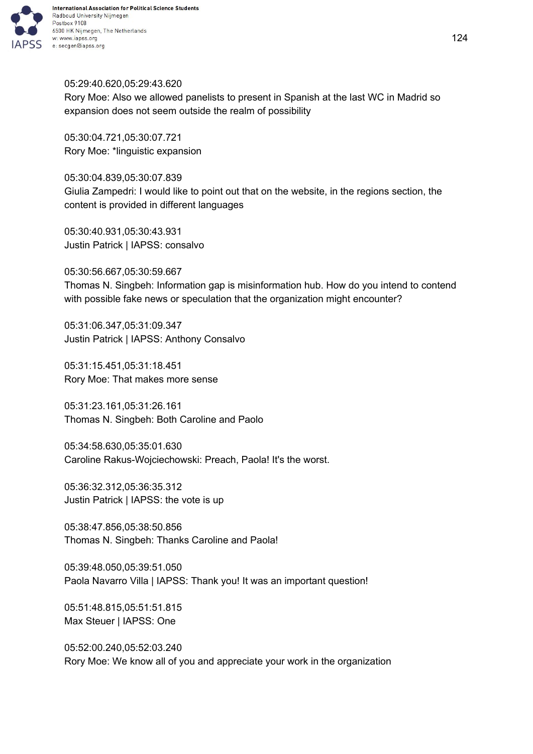05:29:40.620,05:29:43.620
Rory Moe: Also we allowed panelists to present in Spanish at the last WC in Madrid so expansion does not seem outside the realm of possibility

05:30:04.721,05:30:07.721
Rory Moe: *linguistic expansion

05:30:04.839,05:30:07.839
Giulia Zampedri: I would like to point out that on the website, in the regions section, the content is provided in different languages

05:30:40.931,05:30:43.931
Justin Patrick | IAPSS: consalvo

05:30:56.667,05:30:59.667
Thomas N. Singbeh: Information gap is misinformation hub. How do you intend to contend with possible fake news or speculation that the organization might encounter?

05:31:06.347,05:31:09.347
Justin Patrick | IAPSS: Anthony Consalvo

05:31:15.451,05:31:18.451
Rory Moe: That makes more sense

05:31:23.161,05:31:26.161
Thomas N. Singbeh: Both Caroline and Paolo

05:34:58.630,05:35:01.630
Caroline Rakus-Wojciechowski: Preach, Paola! It's the worst.

05:36:32.312,05:36:35.312
Justin Patrick | IAPSS: the vote is up

05:38:47.856,05:38:50.856
Thomas N. Singbeh: Thanks Caroline and Paola!

05:39:48.050,05:39:51.050
Paola Navarro Villa | IAPSS: Thank you! It was an important question!

05:51:48.815,05:51:51.815
Max Steuer | IAPSS: One

05:52:00.240,05:52:03.240
Rory Moe: We know all of you and appreciate your work in the organization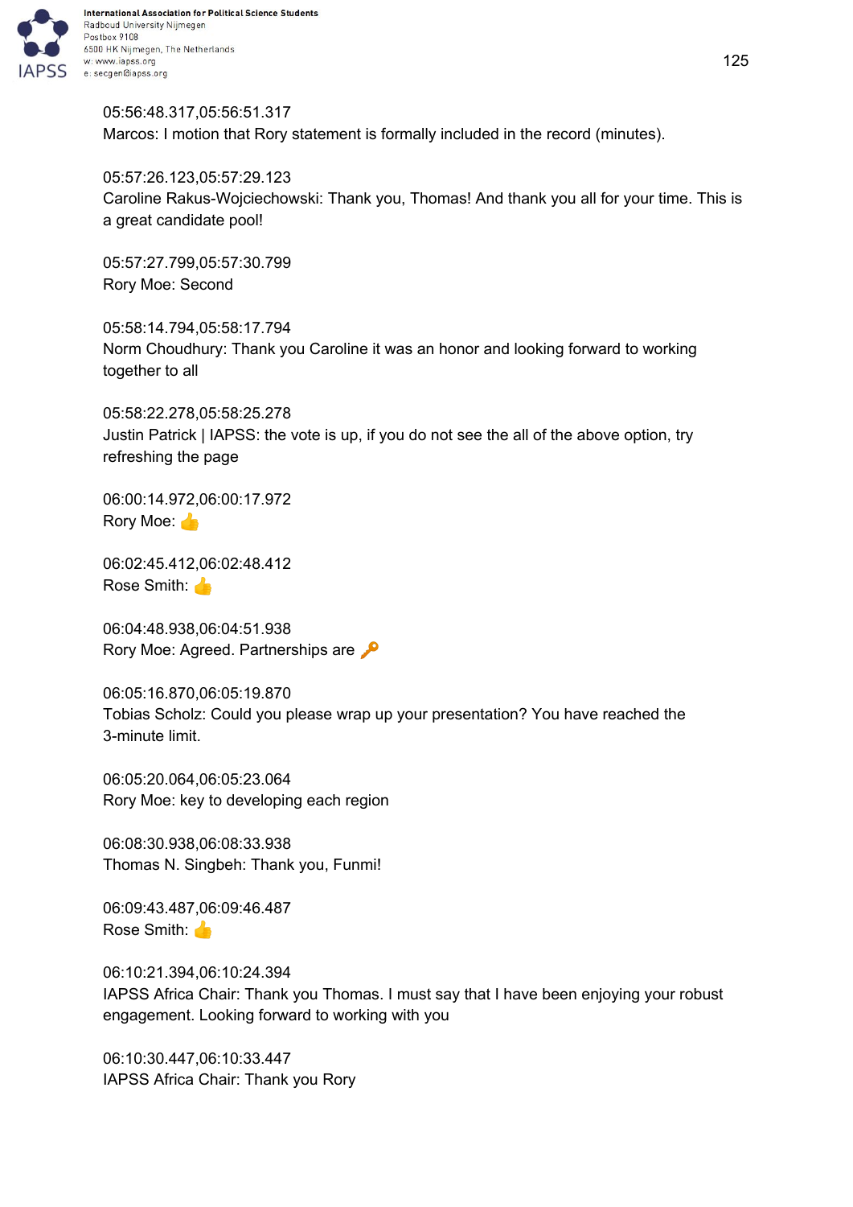05:56:48.317,05:56:51.317
Marcos: I motion that Rory statement is formally included in the record (minutes).

05:57:26.123,05:57:29.123
Caroline Rakus-Wojciechowski: Thank you, Thomas! And thank you all for your time. This is a great candidate pool!

05:57:27.799,05:57:30.799
Rory Moe: Second

05:58:14.794,05:58:17.794
Norm Choudhury: Thank you Caroline it was an honor and looking forward to working together to all

05:58:22.278,05:58:25.278
Justin Patrick | IAPSS: the vote is up, if you do not see the all of the above option, try refreshing the page

06:00:14.972,06:00:17.972
Rory Moe: 👍

06:02:45.412,06:02:48.412
Rose Smith: 👍

06:04:48.938,06:04:51.938
Rory Moe: Agreed. Partnerships are 🔑

06:05:16.870,06:05:19.870
Tobias Scholz: Could you please wrap up your presentation? You have reached the 3-minute limit.

06:05:20.064,06:05:23.064
Rory Moe: key to developing each region

06:08:30.938,06:08:33.938
Thomas N. Singbeh: Thank you, Funmi!

06:09:43.487,06:09:46.487
Rose Smith: 👍

06:10:21.394,06:10:24.394
IAPSS Africa Chair: Thank you Thomas. I must say that I have been enjoying your robust engagement. Looking forward to working with you

06:10:30.447,06:10:33.447
IAPSS Africa Chair: Thank you Rory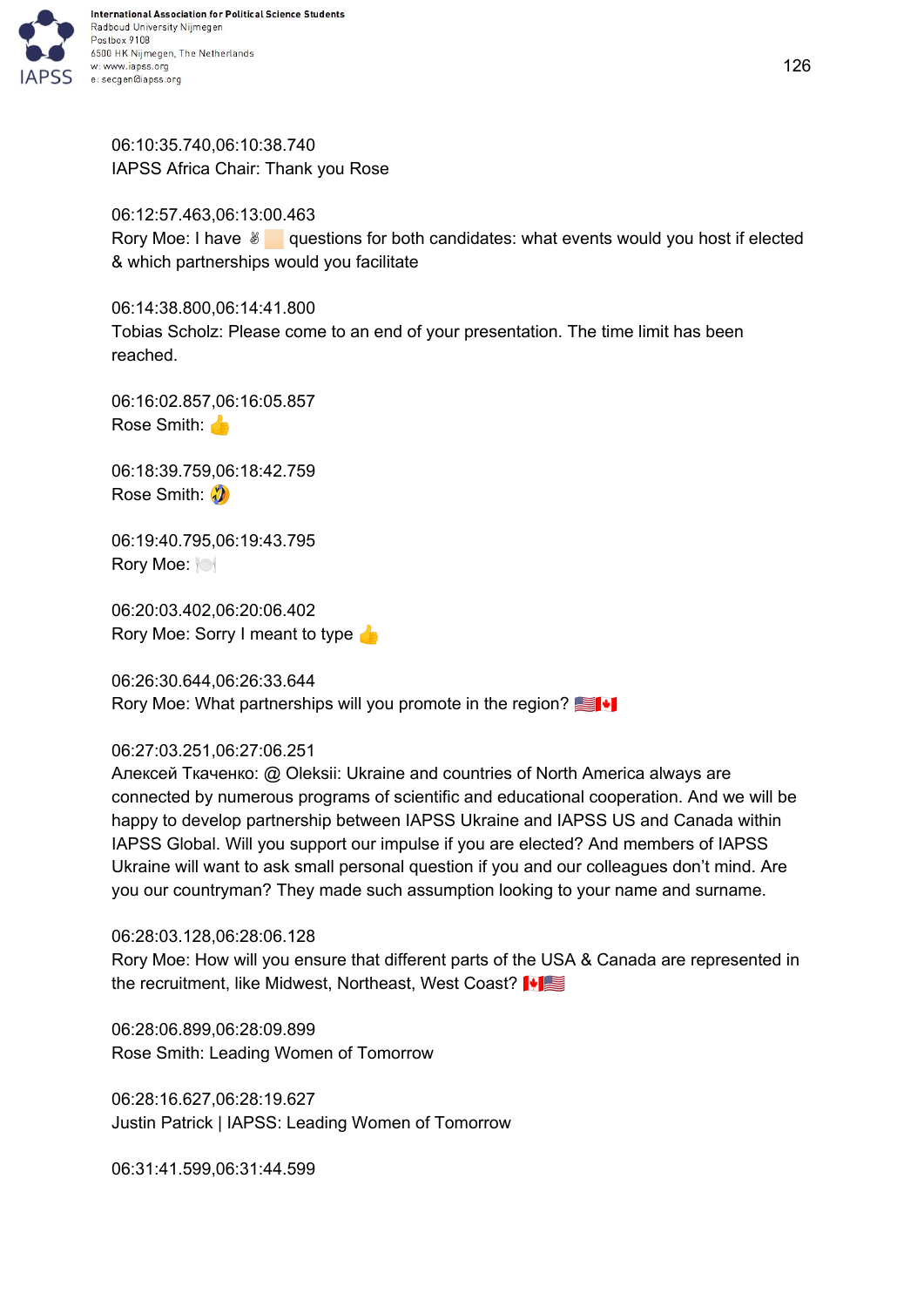06:10:35.740,06:10:38.740
IAPSS Africa Chair: Thank you Rose

06:12:57.463,06:13:00.463
Rory Moe: I have ✌🏻 questions for both candidates: what events would you host if elected & which partnerships would you facilitate

06:14:38.800,06:14:41.800
Tobias Scholz: Please come to an end of your presentation. The time limit has been reached.

06:16:02.857,06:16:05.857
Rose Smith: 👍

06:18:39.759,06:18:42.759
Rose Smith: 🤣

06:19:40.795,06:19:43.795
Rory Moe: 🍽️

06:20:03.402,06:20:06.402
Rory Moe: Sorry I meant to type 👍

06:26:30.644,06:26:33.644
Rory Moe: What partnerships will you promote in the region? 🇺🇸🇨🇦

06:27:03.251,06:27:06.251
Алексей Ткаченко: @ Oleksii: Ukraine and countries of North America always are connected by numerous programs of scientific and educational cooperation. And we will be happy to develop partnership between IAPSS Ukraine and IAPSS US and Canada within IAPSS Global. Will you support our impulse if you are elected? And members of IAPSS Ukraine will want to ask small personal question if you and our colleagues don't mind. Are you our countryman? They made such assumption looking to your name and surname.

06:28:03.128,06:28:06.128
Rory Moe: How will you ensure that different parts of the USA & Canada are represented in the recruitment, like Midwest, Northeast, West Coast? 🇨🇦🇺🇸

06:28:06.899,06:28:09.899
Rose Smith: Leading Women of Tomorrow

06:28:16.627,06:28:19.627
Justin Patrick | IAPSS: Leading Women of Tomorrow

06:31:41.599,06:31:44.599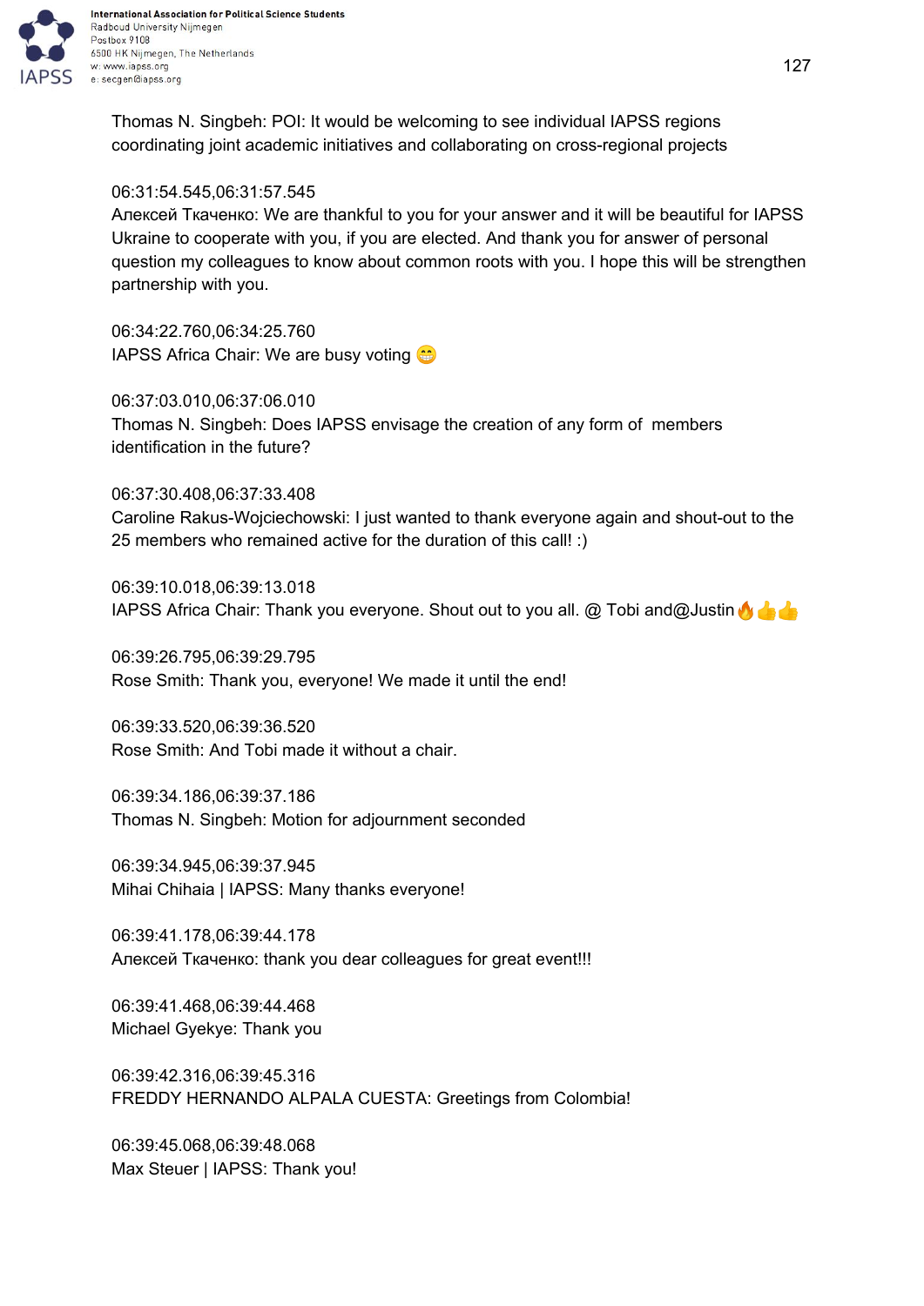Thomas N. Singbeh: POI: It would be welcoming to see individual IAPSS regions coordinating joint academic initiatives and collaborating on cross-regional projects

06:31:54.545,06:31:57.545
Алексей Ткаченко: We are thankful to you for your answer and it will be beautiful for IAPSS Ukraine to cooperate with you, if you are elected. And thank you for answer of personal question my colleagues to know about common roots with you. I hope this will be strengthen partnership with you.

06:34:22.760,06:34:25.760
IAPSS Africa Chair: We are busy voting 😁

06:37:03.010,06:37:06.010
Thomas N. Singbeh: Does IAPSS envisage the creation of any form of members identification in the future?

06:37:30.408,06:37:33.408
Caroline Rakus-Wojciechowski: I just wanted to thank everyone again and shout-out to the 25 members who remained active for the duration of this call! :)

06:39:10.018,06:39:13.018
IAPSS Africa Chair: Thank you everyone. Shout out to you all. @ Tobi and@Justin🔥👍👍

06:39:26.795,06:39:29.795
Rose Smith: Thank you, everyone! We made it until the end!

06:39:33.520,06:39:36.520
Rose Smith: And Tobi made it without a chair.

06:39:34.186,06:39:37.186
Thomas N. Singbeh: Motion for adjournment seconded

06:39:34.945,06:39:37.945
Mihai Chihaia | IAPSS: Many thanks everyone!

06:39:41.178,06:39:44.178
Алексей Ткаченко: thank you dear colleagues for great event!!!

06:39:41.468,06:39:44.468
Michael Gyekye: Thank you

06:39:42.316,06:39:45.316
FREDDY HERNANDO ALPALA CUESTA: Greetings from Colombia!

06:39:45.068,06:39:48.068
Max Steuer | IAPSS: Thank you!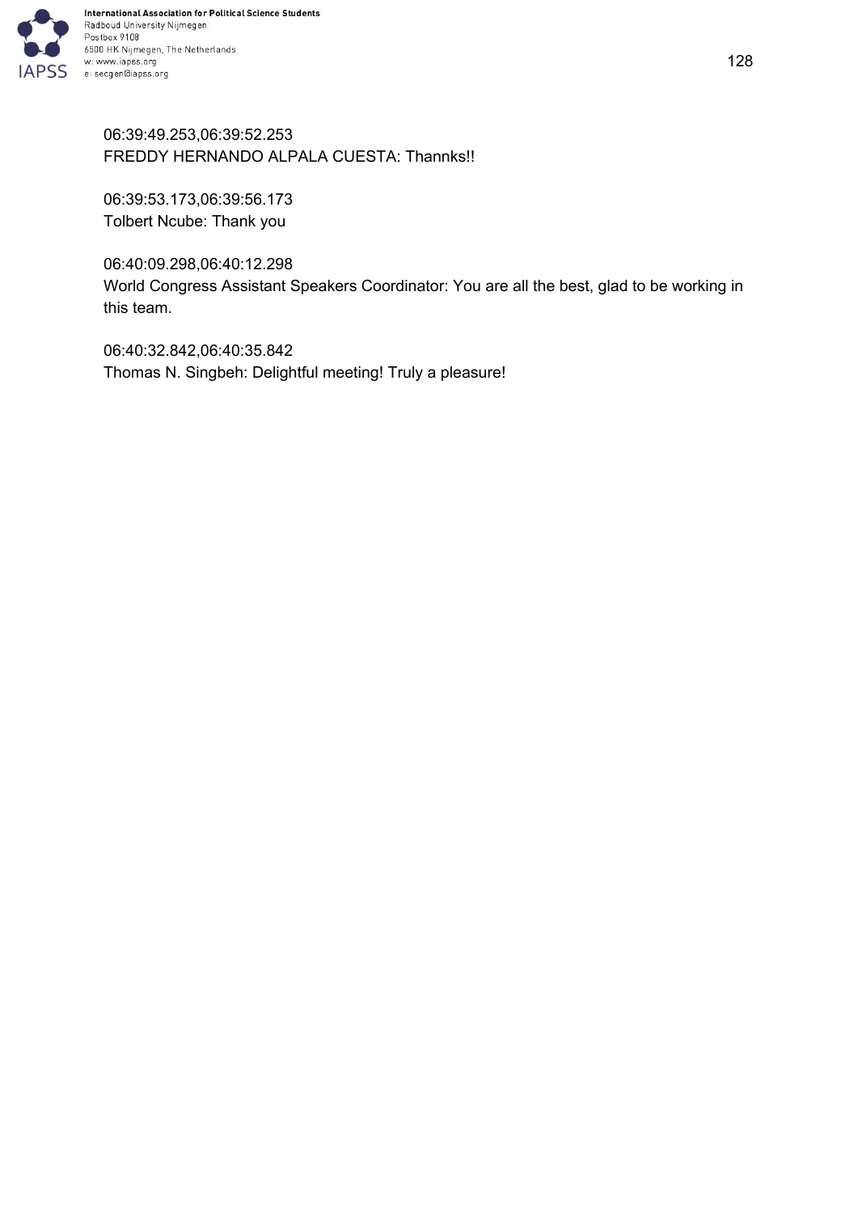06:39:49.253,06:39:52.253
FREDDY HERNANDO ALPALA CUESTA: Thannks!!

06:39:53.173,06:39:56.173
Tolbert Ncube: Thank you

06:40:09.298,06:40:12.298
World Congress Assistant Speakers Coordinator: You are all the best, glad to be working in this team.

06:40:32.842,06:40:35.842
Thomas N. Singbeh: Delightful meeting! Truly a pleasure!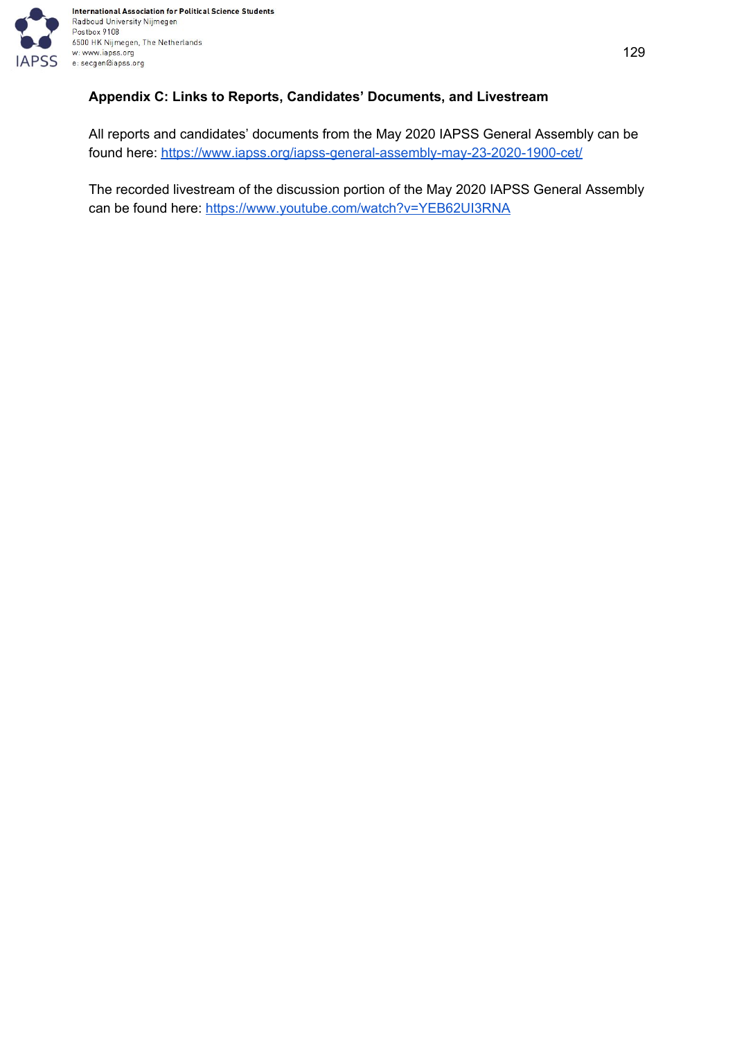## Appendix C: Links to Reports, Candidates' Documents, and Livestream

All reports and candidates' documents from the May 2020 IAPSS General Assembly can be found here: https://www.iapss.org/iapss-general-assembly-may-23-2020-1900-cet/

The recorded livestream of the discussion portion of the May 2020 IAPSS General Assembly can be found here: https://www.youtube.com/watch?v=YEB62UI3RNA